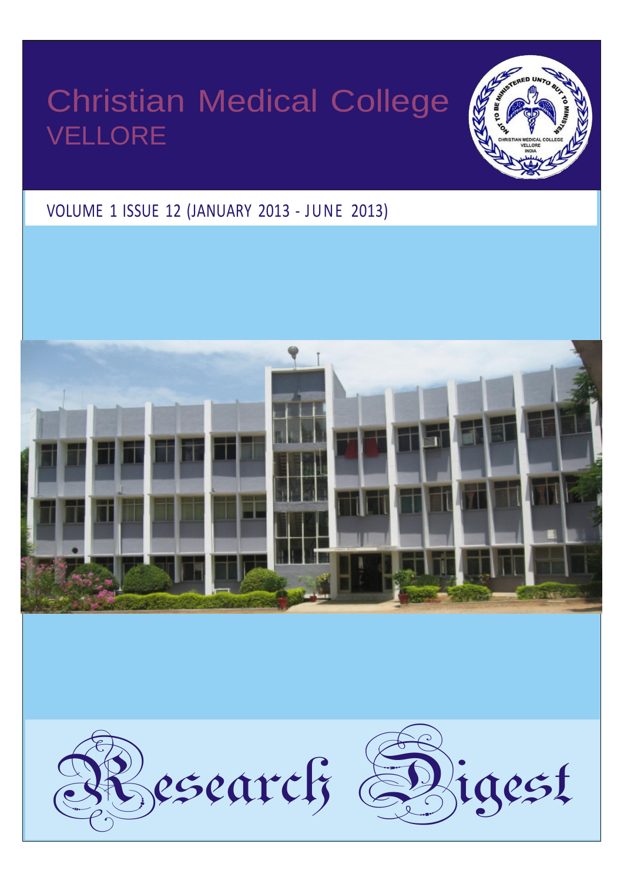# Christian Medical College
## VELLORE

NOT TO BE MINISTERED UNTO BUT TO MINISTER
CHRISTIAN MEDICAL COLLEGE
VELLORE
INDIA

VOLUME 1 ISSUE 12 (JANUARY 2013 - JUNE 2013)

# Research Digest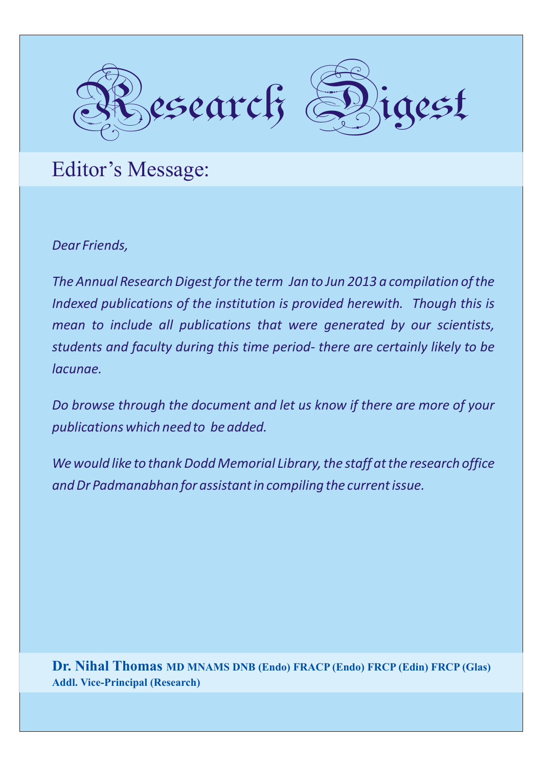# Research Digest

## Editor's Message:

*Dear Friends,*

*The Annual Research Digest for the term Jan to Jun 2013 a compilation of the Indexed publications of the institution is provided herewith. Though this is mean to include all publications that were generated by our scientists, students and faculty during this time period- there are certainly likely to be lacunae.*

*Do browse through the document and let us know if there are more of your publications which need to be added.*

*We would like to thank Dodd Memorial Library, the staff at the research office and Dr Padmanabhan for assistant in compiling the current issue.*

**Dr. Nihal Thomas MD MNAMS DNB (Endo) FRACP (Endo) FRCP (Edin) FRCP (Glas)**
**Addl. Vice-Principal (Research)**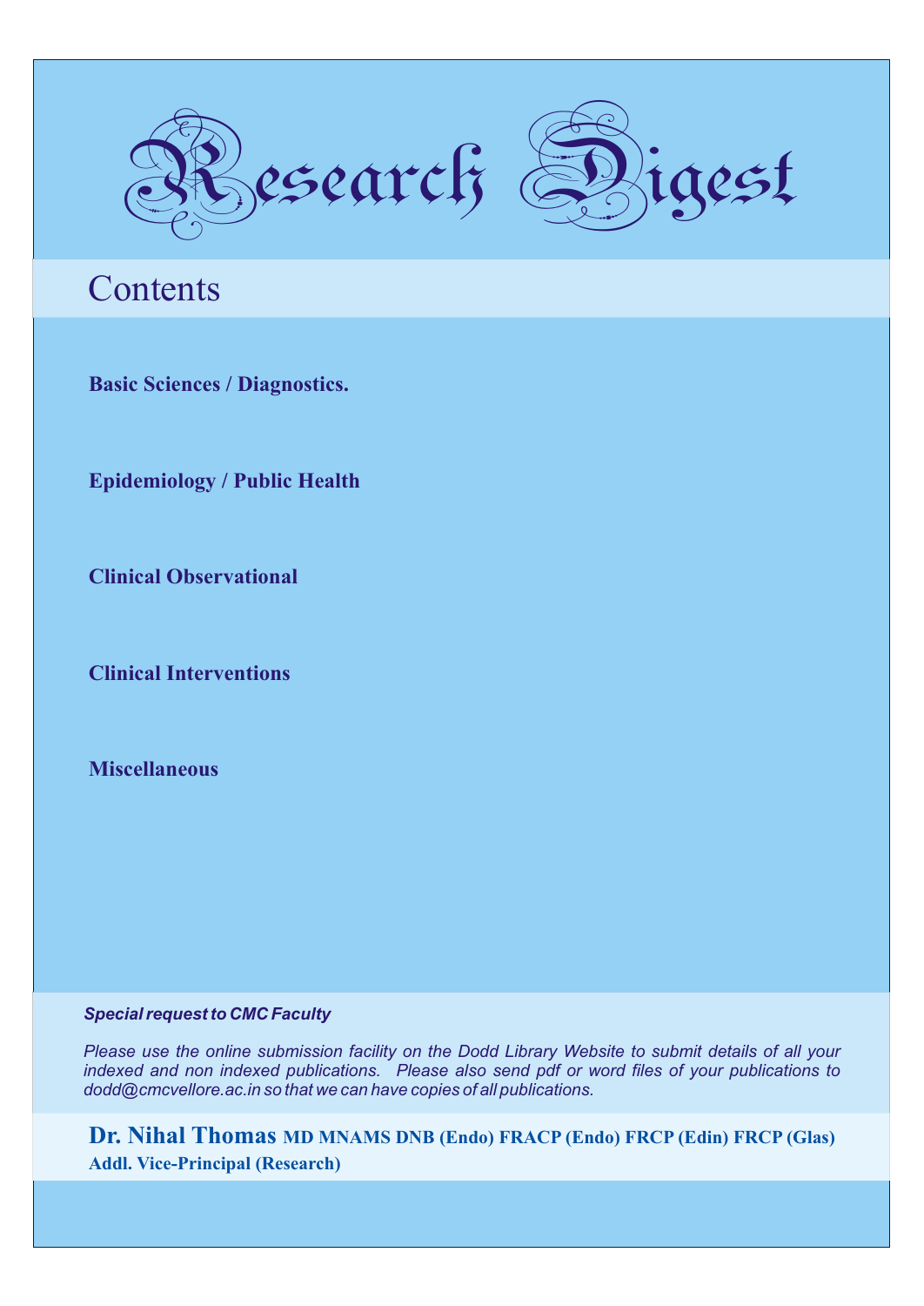# Research Digest

## Contents

**Basic Sciences / Diagnostics.**

**Epidemiology / Public Health**

**Clinical Observational**

**Clinical Interventions**

**Miscellaneous**

***Special request to CMC Faculty***

*Please use the online submission facility on the Dodd Library Website to submit details of all your indexed and non indexed publications. Please also send pdf or word files of your publications to dodd@cmcvellore.ac.in so that we can have copies of all publications.*

**Dr. Nihal Thomas MD MNAMS DNB (Endo) FRACP (Endo) FRCP (Edin) FRCP (Glas)**
**Addl. Vice-Principal (Research)**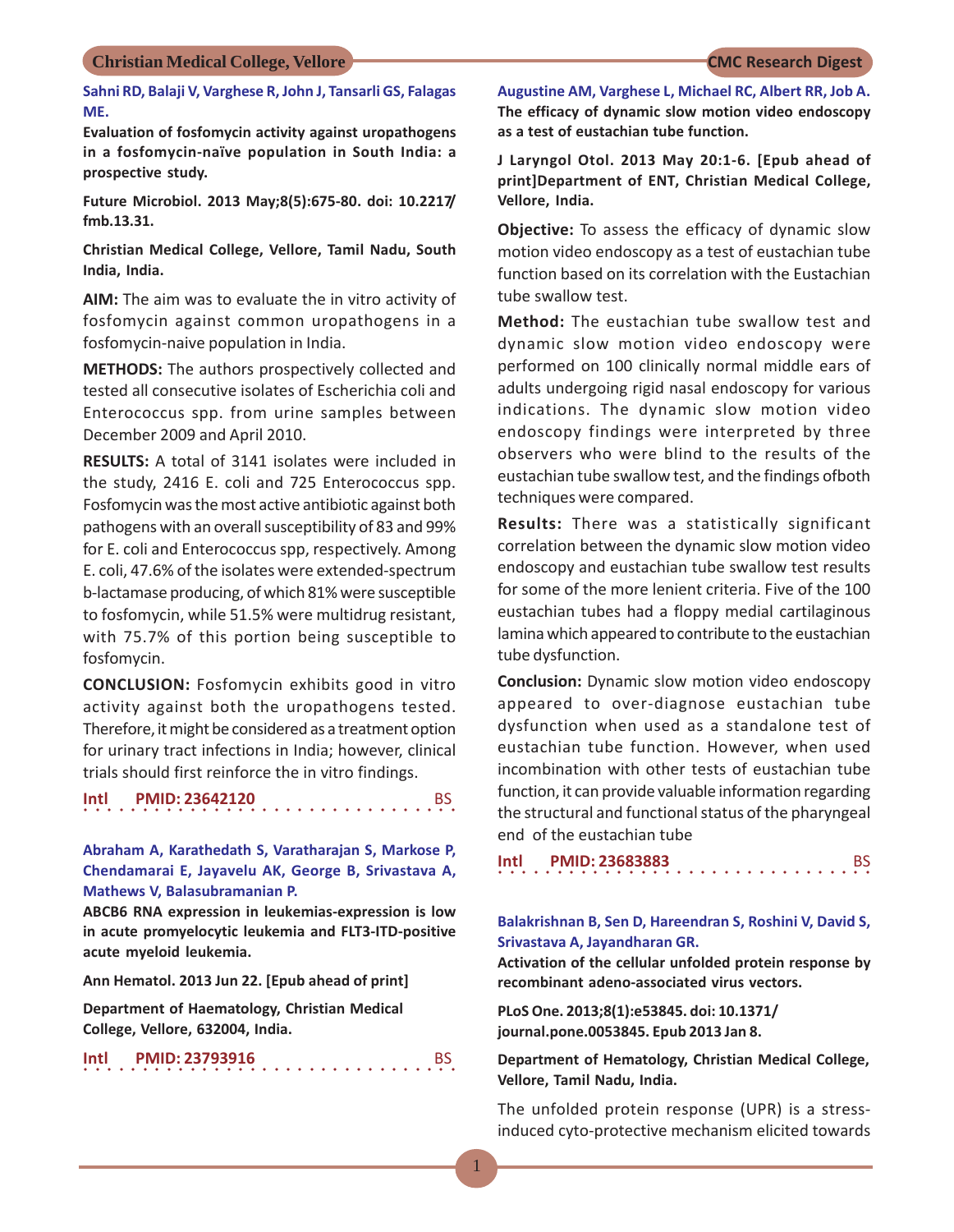Sahni RD, Balaji V, Varghese R, John J, Tansarli GS, Falagas ME.

**Evaluation of fosfomycin activity against uropathogens in a fosfomycin-naïve population in South India: a prospective study.**

**Future Microbiol. 2013 May;8(5):675-80. doi: 10.2217/fmb.13.31.**

**Christian Medical College, Vellore, Tamil Nadu, South India, India.**

**AIM:** The aim was to evaluate the in vitro activity of fosfomycin against common uropathogens in a fosfomycin-naive population in India.

**METHODS:** The authors prospectively collected and tested all consecutive isolates of Escherichia coli and Enterococcus spp. from urine samples between December 2009 and April 2010.

**RESULTS:** A total of 3141 isolates were included in the study, 2416 E. coli and 725 Enterococcus spp. Fosfomycin was the most active antibiotic against both pathogens with an overall susceptibility of 83 and 99% for E. coli and Enterococcus spp, respectively. Among E. coli, 47.6% of the isolates were extended-spectrum b-lactamase producing, of which 81% were susceptible to fosfomycin, while 51.5% were multidrug resistant, with 75.7% of this portion being susceptible to fosfomycin.

**CONCLUSION:** Fosfomycin exhibits good in vitro activity against both the uropathogens tested. Therefore, it might be considered as a treatment option for urinary tract infections in India; however, clinical trials should first reinforce the in vitro findings.

**Intl PMID: 23642120** BS

Abraham A, Karathedath S, Varatharajan S, Markose P, Chendamarai E, Jayavelu AK, George B, Srivastava A, Mathews V, Balasubramanian P.

**ABCB6 RNA expression in leukemias-expression is low in acute promyelocytic leukemia and FLT3-ITD-positive acute myeloid leukemia.**

**Ann Hematol. 2013 Jun 22. [Epub ahead of print]**

**Department of Haematology, Christian Medical College, Vellore, 632004, India.**

**Intl PMID: 23793916** BS

Augustine AM, Varghese L, Michael RC, Albert RR, Job A.

**The efficacy of dynamic slow motion video endoscopy as a test of eustachian tube function.**

**J Laryngol Otol. 2013 May 20:1-6. [Epub ahead of print]Department of ENT, Christian Medical College, Vellore, India.**

**Objective:** To assess the efficacy of dynamic slow motion video endoscopy as a test of eustachian tube function based on its correlation with the Eustachian tube swallow test.

**Method:** The eustachian tube swallow test and dynamic slow motion video endoscopy were performed on 100 clinically normal middle ears of adults undergoing rigid nasal endoscopy for various indications. The dynamic slow motion video endoscopy findings were interpreted by three observers who were blind to the results of the eustachian tube swallow test, and the findings ofboth techniques were compared.

**Results:** There was a statistically significant correlation between the dynamic slow motion video endoscopy and eustachian tube swallow test results for some of the more lenient criteria. Five of the 100 eustachian tubes had a floppy medial cartilaginous lamina which appeared to contribute to the eustachian tube dysfunction.

**Conclusion:** Dynamic slow motion video endoscopy appeared to over-diagnose eustachian tube dysfunction when used as a standalone test of eustachian tube function. However, when used incombination with other tests of eustachian tube function, it can provide valuable information regarding the structural and functional status of the pharyngeal end of the eustachian tube

**Intl PMID: 23683883** BS

Balakrishnan B, Sen D, Hareendran S, Roshini V, David S, Srivastava A, Jayandharan GR.

**Activation of the cellular unfolded protein response by recombinant adeno-associated virus vectors.**

**PLoS One. 2013;8(1):e53845. doi: 10.1371/journal.pone.0053845. Epub 2013 Jan 8.**

**Department of Hematology, Christian Medical College, Vellore, Tamil Nadu, India.**

The unfolded protein response (UPR) is a stress-induced cyto-protective mechanism elicited towards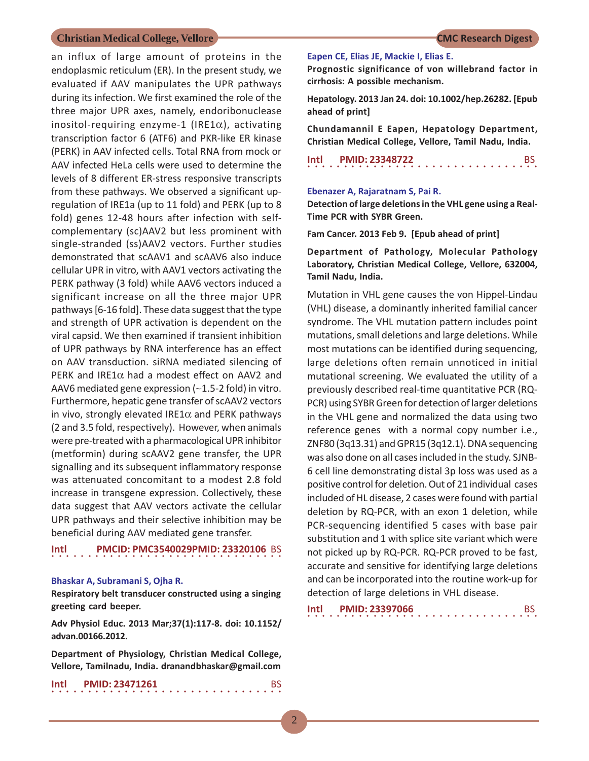an influx of large amount of proteins in the endoplasmic reticulum (ER). In the present study, we evaluated if AAV manipulates the UPR pathways during its infection. We first examined the role of the three major UPR axes, namely, endoribonuclease inositol-requiring enzyme-1 (IRE1$\alpha$), activating transcription factor 6 (ATF6) and PKR-like ER kinase (PERK) in AAV infected cells. Total RNA from mock or AAV infected HeLa cells were used to determine the levels of 8 different ER-stress responsive transcripts from these pathways. We observed a significant up-regulation of IRE1a (up to 11 fold) and PERK (up to 8 fold) genes 12-48 hours after infection with self-complementary (sc)AAV2 but less prominent with single-stranded (ss)AAV2 vectors. Further studies demonstrated that scAAV1 and scAAV6 also induce cellular UPR in vitro, with AAV1 vectors activating the PERK pathway (3 fold) while AAV6 vectors induced a significant increase on all the three major UPR pathways [6-16 fold]. These data suggest that the type and strength of UPR activation is dependent on the viral capsid. We then examined if transient inhibition of UPR pathways by RNA interference has an effect on AAV transduction. siRNA mediated silencing of PERK and IRE1$\alpha$ had a modest effect on AAV2 and AAV6 mediated gene expression (~1.5-2 fold) in vitro. Furthermore, hepatic gene transfer of scAAV2 vectors in vivo, strongly elevated IRE1$\alpha$ and PERK pathways (2 and 3.5 fold, respectively). However, when animals were pre-treated with a pharmacological UPR inhibitor (metformin) during scAAV2 gene transfer, the UPR signalling and its subsequent inflammatory response was attenuated concomitant to a modest 2.8 fold increase in transgene expression. Collectively, these data suggest that AAV vectors activate the cellular UPR pathways and their selective inhibition may be beneficial during AAV mediated gene transfer.

**Intl** **PMCID: PMC3540029PMID: 23320106** BS

**Bhaskar A, Subramani S, Ojha R.**

**Respiratory belt transducer constructed using a singing greeting card beeper.**

**Adv Physiol Educ. 2013 Mar;37(1):117-8. doi: 10.1152/advan.00166.2012.**

**Department of Physiology, Christian Medical College, Vellore, Tamilnadu, India. dranandbhaskar@gmail.com**

**Intl** **PMID: 23471261** BS

**Eapen CE, Elias JE, Mackie I, Elias E.**

**Prognostic significance of von willebrand factor in cirrhosis: A possible mechanism.**

**Hepatology. 2013 Jan 24. doi: 10.1002/hep.26282. [Epub ahead of print]**

**Chundamannil E Eapen, Hepatology Department, Christian Medical College, Vellore, Tamil Nadu, India.**

**Intl** **PMID: 23348722** BS

**Ebenazer A, Rajaratnam S, Pai R.**

**Detection of large deletions in the VHL gene using a Real-Time PCR with SYBR Green.**

**Fam Cancer. 2013 Feb 9. [Epub ahead of print]**

**Department of Pathology, Molecular Pathology Laboratory, Christian Medical College, Vellore, 632004, Tamil Nadu, India.**

Mutation in VHL gene causes the von Hippel-Lindau (VHL) disease, a dominantly inherited familial cancer syndrome. The VHL mutation pattern includes point mutations, small deletions and large deletions. While most mutations can be identified during sequencing, large deletions often remain unnoticed in initial mutational screening. We evaluated the utility of a previously described real-time quantitative PCR (RQ-PCR) using SYBR Green for detection of larger deletions in the VHL gene and normalized the data using two reference genes with a normal copy number i.e., ZNF80 (3q13.31) and GPR15 (3q12.1). DNA sequencing was also done on all cases included in the study. SJNB-6 cell line demonstrating distal 3p loss was used as a positive control for deletion. Out of 21 individual cases included of HL disease, 2 cases were found with partial deletion by RQ-PCR, with an exon 1 deletion, while PCR-sequencing identified 5 cases with base pair substitution and 1 with splice site variant which were not picked up by RQ-PCR. RQ-PCR proved to be fast, accurate and sensitive for identifying large deletions and can be incorporated into the routine work-up for detection of large deletions in VHL disease.

**Intl** **PMID: 23397066** BS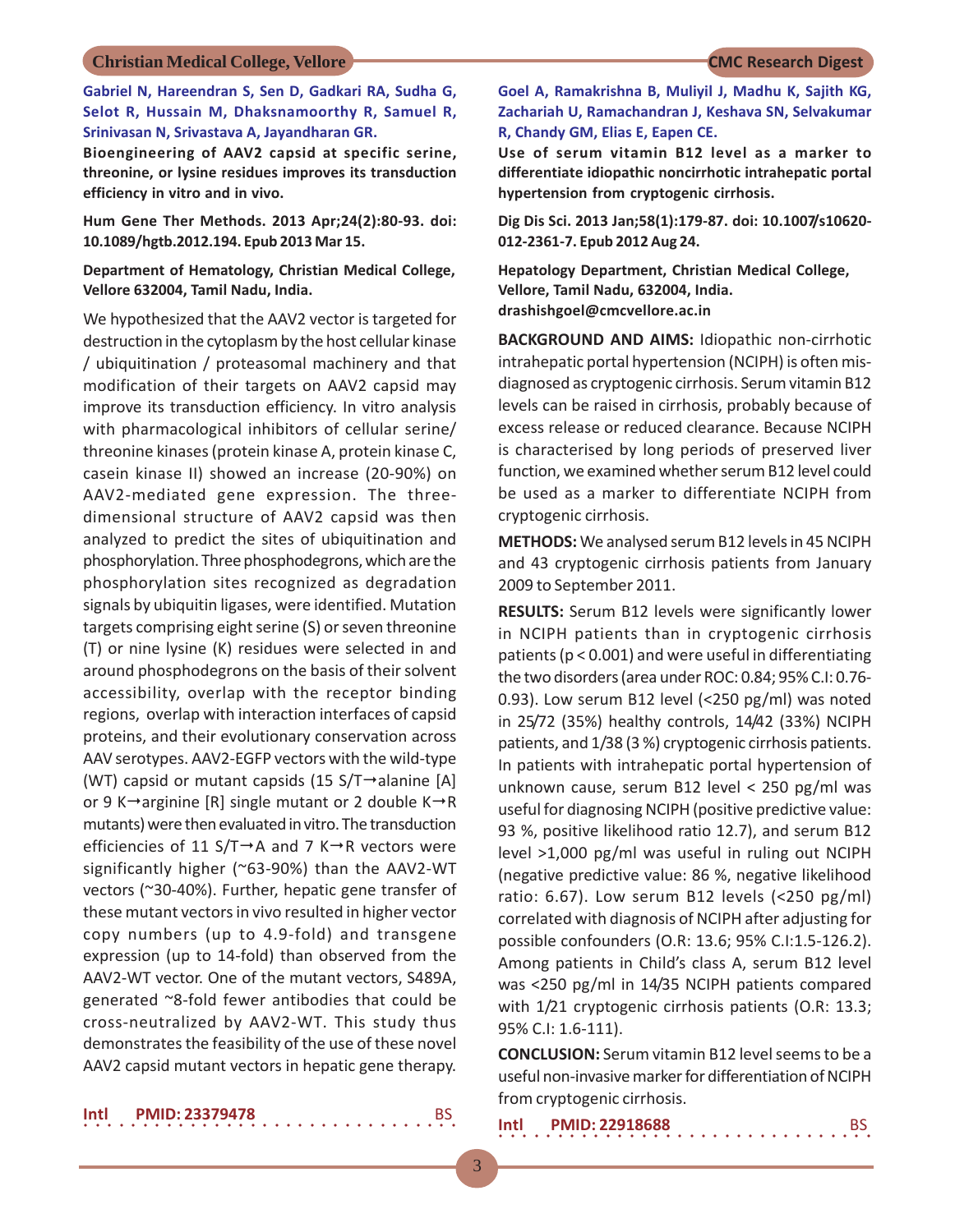**Gabriel N, Hareendran S, Sen D, Gadkari RA, Sudha G, Selot R, Hussain M, Dhaksnamoorthy R, Samuel R, Srinivasan N, Srivastava A, Jayandharan GR.**

**Bioengineering of AAV2 capsid at specific serine, threonine, or lysine residues improves its transduction efficiency in vitro and in vivo.**

**Hum Gene Ther Methods. 2013 Apr;24(2):80-93. doi: 10.1089/hgtb.2012.194. Epub 2013 Mar 15.**

**Department of Hematology, Christian Medical College, Vellore 632004, Tamil Nadu, India.**

We hypothesized that the AAV2 vector is targeted for destruction in the cytoplasm by the host cellular kinase / ubiquitination / proteasomal machinery and that modification of their targets on AAV2 capsid may improve its transduction efficiency. In vitro analysis with pharmacological inhibitors of cellular serine/threonine kinases (protein kinase A, protein kinase C, casein kinase II) showed an increase (20-90%) on AAV2-mediated gene expression. The three-dimensional structure of AAV2 capsid was then analyzed to predict the sites of ubiquitination and phosphorylation. Three phosphodegrons, which are the phosphorylation sites recognized as degradation signals by ubiquitin ligases, were identified. Mutation targets comprising eight serine (S) or seven threonine (T) or nine lysine (K) residues were selected in and around phosphodegrons on the basis of their solvent accessibility, overlap with the receptor binding regions, overlap with interaction interfaces of capsid proteins, and their evolutionary conservation across AAV serotypes. AAV2-EGFP vectors with the wild-type (WT) capsid or mutant capsids (15 S/T→alanine [A] or 9 K→arginine [R] single mutant or 2 double K→R mutants) were then evaluated in vitro. The transduction efficiencies of 11 S/T→A and 7 K→R vectors were significantly higher (~63-90%) than the AAV2-WT vectors (~30-40%). Further, hepatic gene transfer of these mutant vectors in vivo resulted in higher vector copy numbers (up to 4.9-fold) and transgene expression (up to 14-fold) than observed from the AAV2-WT vector. One of the mutant vectors, S489A, generated ~8-fold fewer antibodies that could be cross-neutralized by AAV2-WT. This study thus demonstrates the feasibility of the use of these novel AAV2 capsid mutant vectors in hepatic gene therapy.

**Intl** **PMID: 23379478** BS

**Goel A, Ramakrishna B, Muliyil J, Madhu K, Sajith KG, Zachariah U, Ramachandran J, Keshava SN, Selvakumar R, Chandy GM, Elias E, Eapen CE.**

**Use of serum vitamin B12 level as a marker to differentiate idiopathic noncirrhotic intrahepatic portal hypertension from cryptogenic cirrhosis.**

**Dig Dis Sci. 2013 Jan;58(1):179-87. doi: 10.1007/s10620-012-2361-7. Epub 2012 Aug 24.**

**Hepatology Department, Christian Medical College, Vellore, Tamil Nadu, 632004, India. drashishgoel@cmcvellore.ac.in**

**BACKGROUND AND AIMS:** Idiopathic non-cirrhotic intrahepatic portal hypertension (NCIPH) is often mis-diagnosed as cryptogenic cirrhosis. Serum vitamin B12 levels can be raised in cirrhosis, probably because of excess release or reduced clearance. Because NCIPH is characterised by long periods of preserved liver function, we examined whether serum B12 level could be used as a marker to differentiate NCIPH from cryptogenic cirrhosis.

**METHODS:** We analysed serum B12 levels in 45 NCIPH and 43 cryptogenic cirrhosis patients from January 2009 to September 2011.

**RESULTS:** Serum B12 levels were significantly lower in NCIPH patients than in cryptogenic cirrhosis patients ($p < 0.001$) and were useful in differentiating the two disorders (area under ROC: 0.84; 95% C.I: 0.76-0.93). Low serum B12 level (<250 pg/ml) was noted in 25/72 (35%) healthy controls, 14/42 (33%) NCIPH patients, and 1/38 (3 %) cryptogenic cirrhosis patients. In patients with intrahepatic portal hypertension of unknown cause, serum B12 level < 250 pg/ml was useful for diagnosing NCIPH (positive predictive value: 93 %, positive likelihood ratio 12.7), and serum B12 level >1,000 pg/ml was useful in ruling out NCIPH (negative predictive value: 86 %, negative likelihood ratio: 6.67). Low serum B12 levels (<250 pg/ml) correlated with diagnosis of NCIPH after adjusting for possible confounders (O.R: 13.6; 95% C.I:1.5-126.2). Among patients in Child's class A, serum B12 level was <250 pg/ml in 14/35 NCIPH patients compared with 1/21 cryptogenic cirrhosis patients (O.R: 13.3; 95% C.I: 1.6-111).

**CONCLUSION:** Serum vitamin B12 level seems to be a useful non-invasive marker for differentiation of NCIPH from cryptogenic cirrhosis.

**Intl** **PMID: 22918688** BS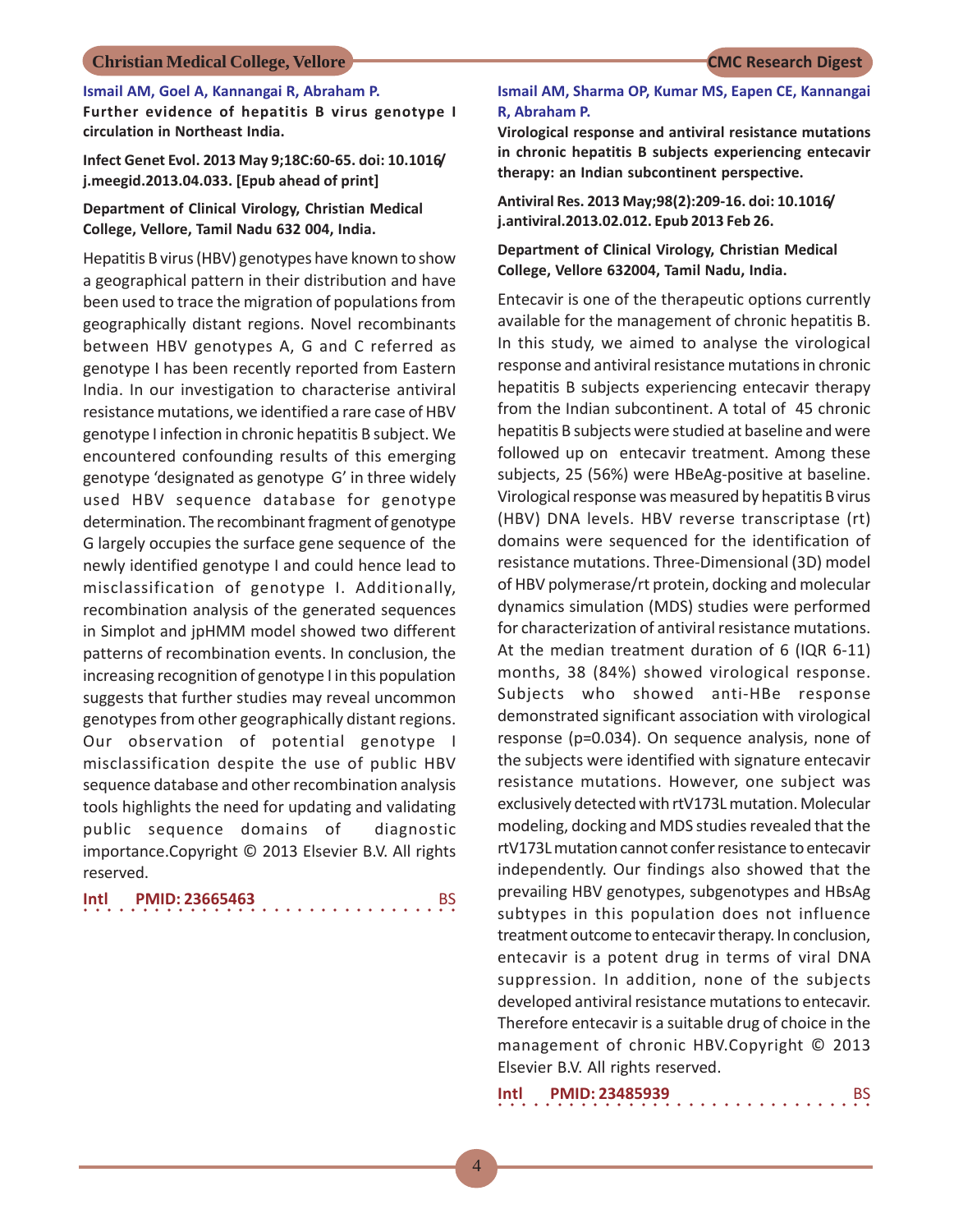**Ismail AM, Goel A, Kannangai R, Abraham P.**

**Further evidence of hepatitis B virus genotype I circulation in Northeast India.**

**Infect Genet Evol. 2013 May 9;18C:60-65. doi: 10.1016/j.meegid.2013.04.033. [Epub ahead of print]**

**Department of Clinical Virology, Christian Medical College, Vellore, Tamil Nadu 632 004, India.**

Hepatitis B virus (HBV) genotypes have known to show a geographical pattern in their distribution and have been used to trace the migration of populations from geographically distant regions. Novel recombinants between HBV genotypes A, G and C referred as genotype I has been recently reported from Eastern India. In our investigation to characterise antiviral resistance mutations, we identified a rare case of HBV genotype I infection in chronic hepatitis B subject. We encountered confounding results of this emerging genotype 'designated as genotype G' in three widely used HBV sequence database for genotype determination. The recombinant fragment of genotype G largely occupies the surface gene sequence of the newly identified genotype I and could hence lead to misclassification of genotype I. Additionally, recombination analysis of the generated sequences in Simplot and jpHMM model showed two different patterns of recombination events. In conclusion, the increasing recognition of genotype I in this population suggests that further studies may reveal uncommon genotypes from other geographically distant regions. Our observation of potential genotype I misclassification despite the use of public HBV sequence database and other recombination analysis tools highlights the need for updating and validating public sequence domains of diagnostic importance.Copyright © 2013 Elsevier B.V. All rights reserved.

**Intl PMID: 23665463** BS

**Ismail AM, Sharma OP, Kumar MS, Eapen CE, Kannangai R, Abraham P.**

**Virological response and antiviral resistance mutations in chronic hepatitis B subjects experiencing entecavir therapy: an Indian subcontinent perspective.**

**Antiviral Res. 2013 May;98(2):209-16. doi: 10.1016/j.antiviral.2013.02.012. Epub 2013 Feb 26.**

**Department of Clinical Virology, Christian Medical College, Vellore 632004, Tamil Nadu, India.**

Entecavir is one of the therapeutic options currently available for the management of chronic hepatitis B. In this study, we aimed to analyse the virological response and antiviral resistance mutations in chronic hepatitis B subjects experiencing entecavir therapy from the Indian subcontinent. A total of 45 chronic hepatitis B subjects were studied at baseline and were followed up on entecavir treatment. Among these subjects, 25 (56%) were HBeAg-positive at baseline. Virological response was measured by hepatitis B virus (HBV) DNA levels. HBV reverse transcriptase (rt) domains were sequenced for the identification of resistance mutations. Three-Dimensional (3D) model of HBV polymerase/rt protein, docking and molecular dynamics simulation (MDS) studies were performed for characterization of antiviral resistance mutations. At the median treatment duration of 6 (IQR 6-11) months, 38 (84%) showed virological response. Subjects who showed anti-HBe response demonstrated significant association with virological response ($p=0.034$). On sequence analysis, none of the subjects were identified with signature entecavir resistance mutations. However, one subject was exclusively detected with rtV173L mutation. Molecular modeling, docking and MDS studies revealed that the rtV173L mutation cannot confer resistance to entecavir independently. Our findings also showed that the prevailing HBV genotypes, subgenotypes and HBsAg subtypes in this population does not influence treatment outcome to entecavir therapy. In conclusion, entecavir is a potent drug in terms of viral DNA suppression. In addition, none of the subjects developed antiviral resistance mutations to entecavir. Therefore entecavir is a suitable drug of choice in the management of chronic HBV.Copyright © 2013 Elsevier B.V. All rights reserved.

**Intl PMID: 23485939** BS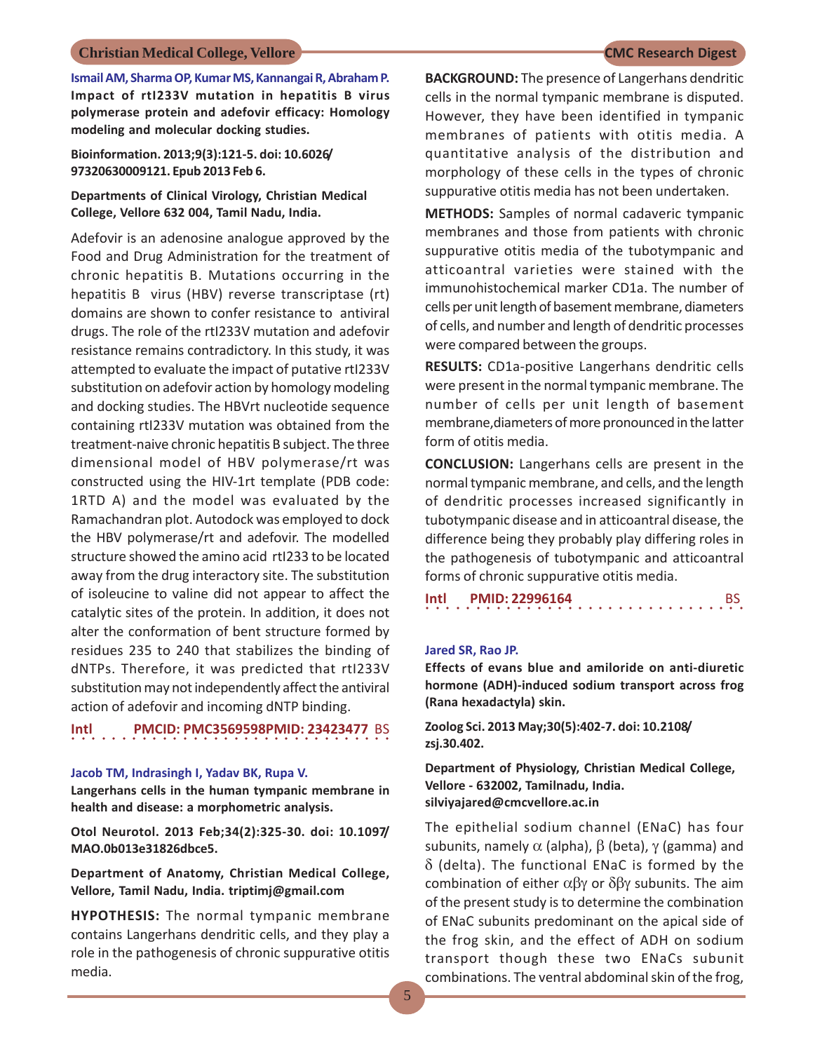**Ismail AM, Sharma OP, Kumar MS, Kannangai R, Abraham P.**

**Impact of rtI233V mutation in hepatitis B virus polymerase protein and adefovir efficacy: Homology modeling and molecular docking studies.**

**Bioinformation. 2013;9(3):121-5. doi: 10.6026/97320630009121. Epub 2013 Feb 6.**

**Departments of Clinical Virology, Christian Medical College, Vellore 632 004, Tamil Nadu, India.**

Adefovir is an adenosine analogue approved by the Food and Drug Administration for the treatment of chronic hepatitis B. Mutations occurring in the hepatitis B virus (HBV) reverse transcriptase (rt) domains are shown to confer resistance to antiviral drugs. The role of the rtI233V mutation and adefovir resistance remains contradictory. In this study, it was attempted to evaluate the impact of putative rtI233V substitution on adefovir action by homology modeling and docking studies. The HBVrt nucleotide sequence containing rtI233V mutation was obtained from the treatment-naive chronic hepatitis B subject. The three dimensional model of HBV polymerase/rt was constructed using the HIV-1rt template (PDB code: 1RTD A) and the model was evaluated by the Ramachandran plot. Autodock was employed to dock the HBV polymerase/rt and adefovir. The modelled structure showed the amino acid rtI233 to be located away from the drug interactory site. The substitution of isoleucine to valine did not appear to affect the catalytic sites of the protein. In addition, it does not alter the conformation of bent structure formed by residues 235 to 240 that stabilizes the binding of dNTPs. Therefore, it was predicted that rtI233V substitution may not independently affect the antiviral action of adefovir and incoming dNTP binding.

**Intl PMCID: PMC3569598PMID: 23423477** BS

**Jacob TM, Indrasingh I, Yadav BK, Rupa V.**

**Langerhans cells in the human tympanic membrane in health and disease: a morphometric analysis.**

**Otol Neurotol. 2013 Feb;34(2):325-30. doi: 10.1097/MAO.0b013e31826dbce5.**

**Department of Anatomy, Christian Medical College, Vellore, Tamil Nadu, India. triptimj@gmail.com**

**HYPOTHESIS:** The normal tympanic membrane contains Langerhans dendritic cells, and they play a role in the pathogenesis of chronic suppurative otitis media.

**BACKGROUND:** The presence of Langerhans dendritic cells in the normal tympanic membrane is disputed. However, they have been identified in tympanic membranes of patients with otitis media. A quantitative analysis of the distribution and morphology of these cells in the types of chronic suppurative otitis media has not been undertaken.

**METHODS:** Samples of normal cadaveric tympanic membranes and those from patients with chronic suppurative otitis media of the tubotympanic and atticoantral varieties were stained with the immunohistochemical marker CD1a. The number of cells per unit length of basement membrane, diameters of cells, and number and length of dendritic processes were compared between the groups.

**RESULTS:** CD1a-positive Langerhans dendritic cells were present in the normal tympanic membrane. The number of cells per unit length of basement membrane,diameters of more pronounced in the latter form of otitis media.

**CONCLUSION:** Langerhans cells are present in the normal tympanic membrane, and cells, and the length of dendritic processes increased significantly in tubotympanic disease and in atticoantral disease, the difference being they probably play differing roles in the pathogenesis of tubotympanic and atticoantral forms of chronic suppurative otitis media.

**Intl PMID: 22996164** BS

**Jared SR, Rao JP.**

**Effects of evans blue and amiloride on anti-diuretic hormone (ADH)-induced sodium transport across frog (Rana hexadactyla) skin.**

**Zoolog Sci. 2013 May;30(5):402-7. doi: 10.2108/zsj.30.402.**

**Department of Physiology, Christian Medical College, Vellore - 632002, Tamilnadu, India. silviyajared@cmcvellore.ac.in**

The epithelial sodium channel (ENaC) has four subunits, namely $\alpha$ (alpha), $\beta$ (beta), $\gamma$ (gamma) and $\delta$ (delta). The functional ENaC is formed by the combination of either $\alpha\beta\gamma$ or $\delta\beta\gamma$ subunits. The aim of the present study is to determine the combination of ENaC subunits predominant on the apical side of the frog skin, and the effect of ADH on sodium transport though these two ENaCs subunit combinations. The ventral abdominal skin of the frog,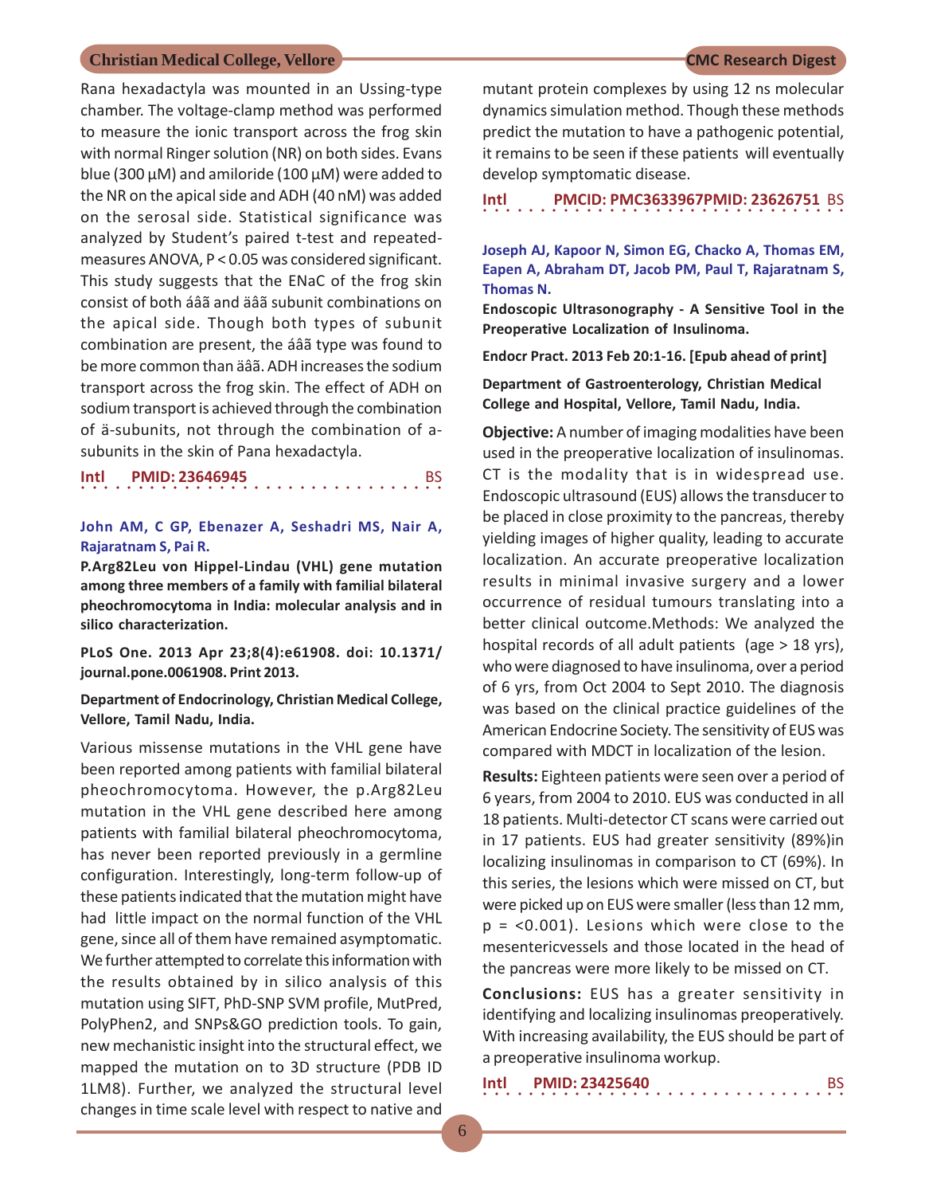Rana hexadactyla was mounted in an Ussing-type chamber. The voltage-clamp method was performed to measure the ionic transport across the frog skin with normal Ringer solution (NR) on both sides. Evans blue (300 µM) and amiloride (100 µM) were added to the NR on the apical side and ADH (40 nM) was added on the serosal side. Statistical significance was analyzed by Student's paired t-test and repeated-measures ANOVA, P < 0.05 was considered significant. This study suggests that the ENaC of the frog skin consist of both áâã and äâã subunit combinations on the apical side. Though both types of subunit combination are present, the áâã type was found to be more common than äâã. ADH increases the sodium transport across the frog skin. The effect of ADH on sodium transport is achieved through the combination of ä-subunits, not through the combination of a-subunits in the skin of Pana hexadactyla.

**Intl PMID: 23646945** BS

**John AM, C GP, Ebenazer A, Seshadri MS, Nair A, Rajaratnam S, Pai R.**

**P.Arg82Leu von Hippel-Lindau (VHL) gene mutation among three members of a family with familial bilateral pheochromocytoma in India: molecular analysis and in silico characterization.**

**PLoS One. 2013 Apr 23;8(4):e61908. doi: 10.1371/journal.pone.0061908. Print 2013.**

**Department of Endocrinology, Christian Medical College, Vellore, Tamil Nadu, India.**

Various missense mutations in the VHL gene have been reported among patients with familial bilateral pheochromocytoma. However, the p.Arg82Leu mutation in the VHL gene described here among patients with familial bilateral pheochromocytoma, has never been reported previously in a germline configuration. Interestingly, long-term follow-up of these patients indicated that the mutation might have had little impact on the normal function of the VHL gene, since all of them have remained asymptomatic. We further attempted to correlate this information with the results obtained by in silico analysis of this mutation using SIFT, PhD-SNP SVM profile, MutPred, PolyPhen2, and SNPs&GO prediction tools. To gain, new mechanistic insight into the structural effect, we mapped the mutation on to 3D structure (PDB ID 1LM8). Further, we analyzed the structural level changes in time scale level with respect to native and mutant protein complexes by using 12 ns molecular dynamics simulation method. Though these methods predict the mutation to have a pathogenic potential, it remains to be seen if these patients will eventually develop symptomatic disease.

**Intl PMCID: PMC3633967PMID: 23626751** BS

**Joseph AJ, Kapoor N, Simon EG, Chacko A, Thomas EM, Eapen A, Abraham DT, Jacob PM, Paul T, Rajaratnam S, Thomas N.**

**Endoscopic Ultrasonography - A Sensitive Tool in the Preoperative Localization of Insulinoma.**

**Endocr Pract. 2013 Feb 20:1-16. [Epub ahead of print]**

**Department of Gastroenterology, Christian Medical College and Hospital, Vellore, Tamil Nadu, India.**

**Objective:** A number of imaging modalities have been used in the preoperative localization of insulinomas. CT is the modality that is in widespread use. Endoscopic ultrasound (EUS) allows the transducer to be placed in close proximity to the pancreas, thereby yielding images of higher quality, leading to accurate localization. An accurate preoperative localization results in minimal invasive surgery and a lower occurrence of residual tumours translating into a better clinical outcome.Methods: We analyzed the hospital records of all adult patients (age > 18 yrs), who were diagnosed to have insulinoma, over a period of 6 yrs, from Oct 2004 to Sept 2010. The diagnosis was based on the clinical practice guidelines of the American Endocrine Society. The sensitivity of EUS was compared with MDCT in localization of the lesion.

**Results:** Eighteen patients were seen over a period of 6 years, from 2004 to 2010. EUS was conducted in all 18 patients. Multi-detector CT scans were carried out in 17 patients. EUS had greater sensitivity (89%)in localizing insulinomas in comparison to CT (69%). In this series, the lesions which were missed on CT, but were picked up on EUS were smaller (less than 12 mm, p = <0.001). Lesions which were close to the mesentericvessels and those located in the head of the pancreas were more likely to be missed on CT.

**Conclusions:** EUS has a greater sensitivity in identifying and localizing insulinomas preoperatively. With increasing availability, the EUS should be part of a preoperative insulinoma workup.

**Intl PMID: 23425640** BS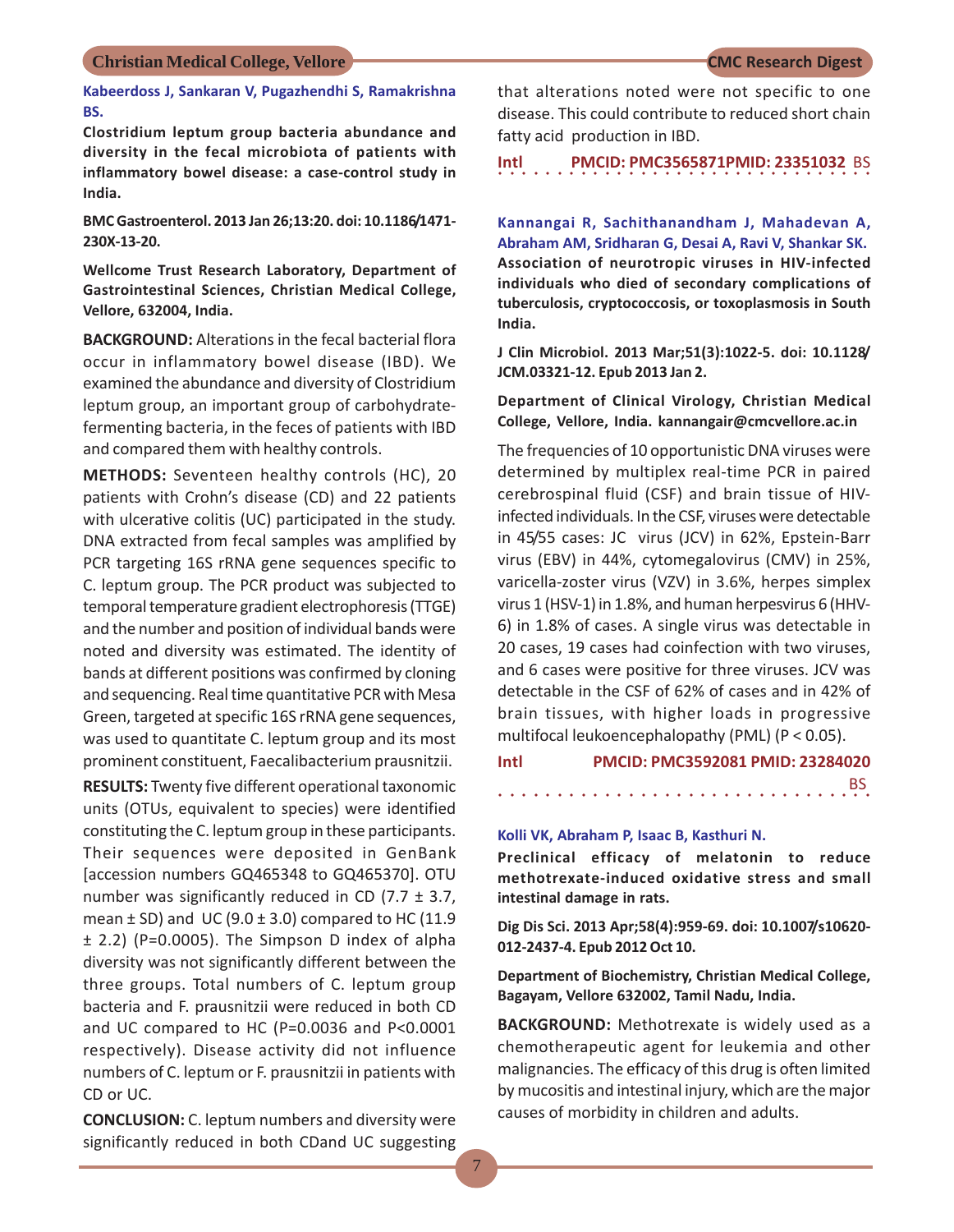**Kabeerdoss J, Sankaran V, Pugazhendhi S, Ramakrishna BS.**

**Clostridium leptum group bacteria abundance and diversity in the fecal microbiota of patients with inflammatory bowel disease: a case-control study in India.**

**BMC Gastroenterol. 2013 Jan 26;13:20. doi: 10.1186/1471-230X-13-20.**

**Wellcome Trust Research Laboratory, Department of Gastrointestinal Sciences, Christian Medical College, Vellore, 632004, India.**

**BACKGROUND:** Alterations in the fecal bacterial flora occur in inflammatory bowel disease (IBD). We examined the abundance and diversity of Clostridium leptum group, an important group of carbohydrate-fermenting bacteria, in the feces of patients with IBD and compared them with healthy controls.

**METHODS:** Seventeen healthy controls (HC), 20 patients with Crohn's disease (CD) and 22 patients with ulcerative colitis (UC) participated in the study. DNA extracted from fecal samples was amplified by PCR targeting 16S rRNA gene sequences specific to C. leptum group. The PCR product was subjected to temporal temperature gradient electrophoresis (TTGE) and the number and position of individual bands were noted and diversity was estimated. The identity of bands at different positions was confirmed by cloning and sequencing. Real time quantitative PCR with Mesa Green, targeted at specific 16S rRNA gene sequences, was used to quantitate C. leptum group and its most prominent constituent, Faecalibacterium prausnitzii.

**RESULTS:** Twenty five different operational taxonomic units (OTUs, equivalent to species) were identified constituting the C. leptum group in these participants. Their sequences were deposited in GenBank [accession numbers GQ465348 to GQ465370]. OTU number was significantly reduced in CD (7.7 ± 3.7, mean ± SD) and UC (9.0 ± 3.0) compared to HC (11.9 ± 2.2) (P=0.0005). The Simpson D index of alpha diversity was not significantly different between the three groups. Total numbers of C. leptum group bacteria and F. prausnitzii were reduced in both CD and UC compared to HC (P=0.0036 and P<0.0001 respectively). Disease activity did not influence numbers of C. leptum or F. prausnitzii in patients with CD or UC.

**CONCLUSION:** C. leptum numbers and diversity were significantly reduced in both CDand UC suggesting that alterations noted were not specific to one disease. This could contribute to reduced short chain fatty acid production in IBD.

**Intl** **PMCID: PMC3565871PMID: 23351032** BS

**Kannangai R, Sachithanandham J, Mahadevan A, Abraham AM, Sridharan G, Desai A, Ravi V, Shankar SK.**

**Association of neurotropic viruses in HIV-infected individuals who died of secondary complications of tuberculosis, cryptococcosis, or toxoplasmosis in South India.**

**J Clin Microbiol. 2013 Mar;51(3):1022-5. doi: 10.1128/JCM.03321-12. Epub 2013 Jan 2.**

**Department of Clinical Virology, Christian Medical College, Vellore, India. kannangair@cmcvellore.ac.in**

The frequencies of 10 opportunistic DNA viruses were determined by multiplex real-time PCR in paired cerebrospinal fluid (CSF) and brain tissue of HIV-infected individuals. In the CSF, viruses were detectable in 45/55 cases: JC virus (JCV) in 62%, Epstein-Barr virus (EBV) in 44%, cytomegalovirus (CMV) in 25%, varicella-zoster virus (VZV) in 3.6%, herpes simplex virus 1 (HSV-1) in 1.8%, and human herpesvirus 6 (HHV-6) in 1.8% of cases. A single virus was detectable in 20 cases, 19 cases had coinfection with two viruses, and 6 cases were positive for three viruses. JCV was detectable in the CSF of 62% of cases and in 42% of brain tissues, with higher loads in progressive multifocal leukoencephalopathy (PML) ($P < 0.05$).

**Intl** **PMCID: PMC3592081 PMID: 23284020** BS

**Kolli VK, Abraham P, Isaac B, Kasthuri N.**

**Preclinical efficacy of melatonin to reduce methotrexate-induced oxidative stress and small intestinal damage in rats.**

**Dig Dis Sci. 2013 Apr;58(4):959-69. doi: 10.1007/s10620-012-2437-4. Epub 2012 Oct 10.**

**Department of Biochemistry, Christian Medical College, Bagayam, Vellore 632002, Tamil Nadu, India.**

**BACKGROUND:** Methotrexate is widely used as a chemotherapeutic agent for leukemia and other malignancies. The efficacy of this drug is often limited by mucositis and intestinal injury, which are the major causes of morbidity in children and adults.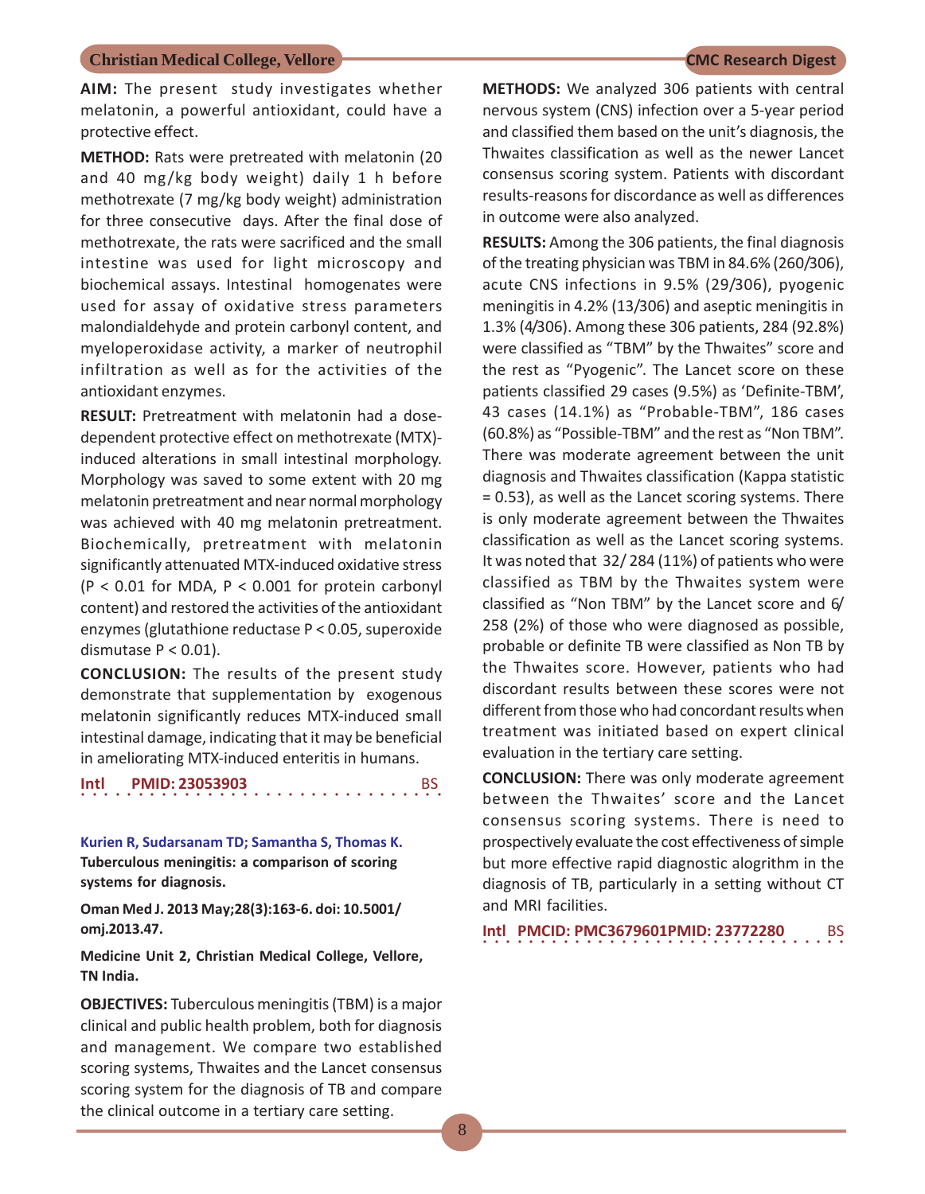**AIM:** The present study investigates whether melatonin, a powerful antioxidant, could have a protective effect.

**METHOD:** Rats were pretreated with melatonin (20 and 40 mg/kg body weight) daily 1 h before methotrexate (7 mg/kg body weight) administration for three consecutive days. After the final dose of methotrexate, the rats were sacrificed and the small intestine was used for light microscopy and biochemical assays. Intestinal homogenates were used for assay of oxidative stress parameters malondialdehyde and protein carbonyl content, and myeloperoxidase activity, a marker of neutrophil infiltration as well as for the activities of the antioxidant enzymes.

**RESULT:** Pretreatment with melatonin had a dose-dependent protective effect on methotrexate (MTX)-induced alterations in small intestinal morphology. Morphology was saved to some extent with 20 mg melatonin pretreatment and near normal morphology was achieved with 40 mg melatonin pretreatment. Biochemically, pretreatment with melatonin significantly attenuated MTX-induced oxidative stress ($P < 0.01$ for MDA, $P < 0.001$ for protein carbonyl content) and restored the activities of the antioxidant enzymes (glutathione reductase $P < 0.05$, superoxide dismutase $P < 0.01$).

**CONCLUSION:** The results of the present study demonstrate that supplementation by exogenous melatonin significantly reduces MTX-induced small intestinal damage, indicating that it may be beneficial in ameliorating MTX-induced enteritis in humans.

**Intl PMID: 23053903** BS

---

**Kurien R, Sudarsanam TD; Samantha S, Thomas K.**

**Tuberculous meningitis: a comparison of scoring systems for diagnosis.**

**Oman Med J. 2013 May;28(3):163-6. doi: 10.5001/omj.2013.47.**

**Medicine Unit 2, Christian Medical College, Vellore, TN India.**

**OBJECTIVES:** Tuberculous meningitis (TBM) is a major clinical and public health problem, both for diagnosis and management. We compare two established scoring systems, Thwaites and the Lancet consensus scoring system for the diagnosis of TB and compare the clinical outcome in a tertiary care setting.

**METHODS:** We analyzed 306 patients with central nervous system (CNS) infection over a 5-year period and classified them based on the unit's diagnosis, the Thwaites classification as well as the newer Lancet consensus scoring system. Patients with discordant results-reasons for discordance as well as differences in outcome were also analyzed.

**RESULTS:** Among the 306 patients, the final diagnosis of the treating physician was TBM in 84.6% (260/306), acute CNS infections in 9.5% (29/306), pyogenic meningitis in 4.2% (13/306) and aseptic meningitis in 1.3% (4/306). Among these 306 patients, 284 (92.8%) were classified as "TBM" by the Thwaites" score and the rest as "Pyogenic". The Lancet score on these patients classified 29 cases (9.5%) as 'Definite-TBM', 43 cases (14.1%) as "Probable-TBM", 186 cases (60.8%) as "Possible-TBM" and the rest as "Non TBM". There was moderate agreement between the unit diagnosis and Thwaites classification (Kappa statistic = 0.53), as well as the Lancet scoring systems. There is only moderate agreement between the Thwaites classification as well as the Lancet scoring systems. It was noted that 32/ 284 (11%) of patients who were classified as TBM by the Thwaites system were classified as "Non TBM" by the Lancet score and 6/ 258 (2%) of those who were diagnosed as possible, probable or definite TB were classified as Non TB by the Thwaites score. However, patients who had discordant results between these scores were not different from those who had concordant results when treatment was initiated based on expert clinical evaluation in the tertiary care setting.

**CONCLUSION:** There was only moderate agreement between the Thwaites' score and the Lancet consensus scoring systems. There is need to prospectively evaluate the cost effectiveness of simple but more effective rapid diagnostic alogrithm in the diagnosis of TB, particularly in a setting without CT and MRI facilities.

**Intl PMCID: PMC3679601PMID: 23772280** BS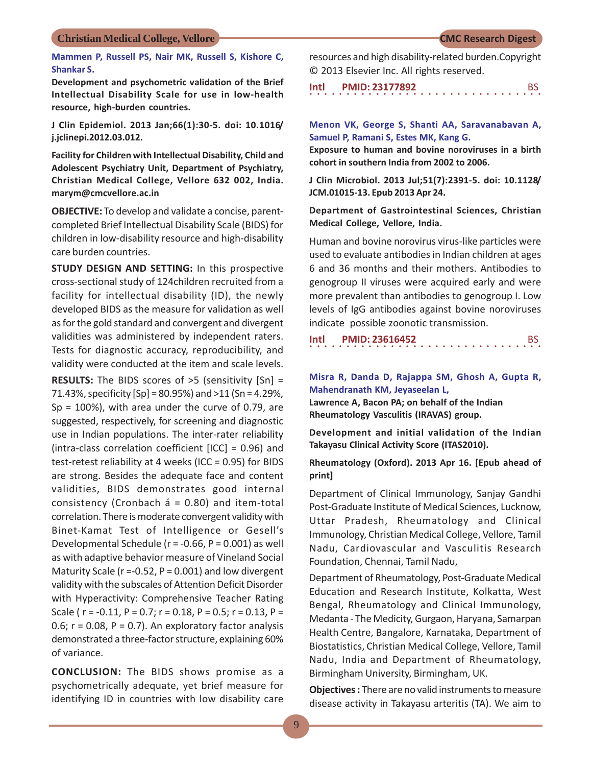**Mammen P, Russell PS, Nair MK, Russell S, Kishore C, Shankar S.**

**Development and psychometric validation of the Brief Intellectual Disability Scale for use in low-health resource, high-burden countries.**

**J Clin Epidemiol. 2013 Jan;66(1):30-5. doi: 10.1016/j.jclinepi.2012.03.012.**

**Facility for Children with Intellectual Disability, Child and Adolescent Psychiatry Unit, Department of Psychiatry, Christian Medical College, Vellore 632 002, India. marym@cmcvellore.ac.in**

**OBJECTIVE:** To develop and validate a concise, parent-completed Brief Intellectual Disability Scale (BIDS) for children in low-disability resource and high-disability care burden countries.

**STUDY DESIGN AND SETTING:** In this prospective cross-sectional study of 124children recruited from a facility for intellectual disability (ID), the newly developed BIDS as the measure for validation as well as for the gold standard and convergent and divergent validities was administered by independent raters. Tests for diagnostic accuracy, reproducibility, and validity were conducted at the item and scale levels.

**RESULTS:** The BIDS scores of >5 (sensitivity [Sn] = 71.43%, specificity [Sp] = 80.95%) and >11 (Sn = 4.29%, Sp = 100%), with area under the curve of 0.79, are suggested, respectively, for screening and diagnostic use in Indian populations. The inter-rater reliability (intra-class correlation coefficient [ICC] = 0.96) and test-retest reliability at 4 weeks (ICC = 0.95) for BIDS are strong. Besides the adequate face and content validities, BIDS demonstrates good internal consistency (Cronbach á = 0.80) and item-total correlation. There is moderate convergent validity with Binet-Kamat Test of Intelligence or Gesell's Developmental Schedule (r = -0.66, P = 0.001) as well as with adaptive behavior measure of Vineland Social Maturity Scale (r =-0.52, P = 0.001) and low divergent validity with the subscales of Attention Deficit Disorder with Hyperactivity: Comprehensive Teacher Rating Scale ( r = -0.11, P = 0.7; r = 0.18, P = 0.5; r = 0.13, P = 0.6; r = 0.08, P = 0.7). An exploratory factor analysis demonstrated a three-factor structure, explaining 60% of variance.

**CONCLUSION:** The BIDS shows promise as a psychometrically adequate, yet brief measure for identifying ID in countries with low disability care resources and high disability-related burden.Copyright © 2013 Elsevier Inc. All rights reserved.

**Intl PMID: 23177892** BS

**Menon VK, George S, Shanti AA, Saravanabavan A, Samuel P, Ramani S, Estes MK, Kang G.**

**Exposure to human and bovine noroviruses in a birth cohort in southern India from 2002 to 2006.**

**J Clin Microbiol. 2013 Jul;51(7):2391-5. doi: 10.1128/JCM.01015-13. Epub 2013 Apr 24.**

**Department of Gastrointestinal Sciences, Christian Medical College, Vellore, India.**

Human and bovine norovirus virus-like particles were used to evaluate antibodies in Indian children at ages 6 and 36 months and their mothers. Antibodies to genogroup II viruses were acquired early and were more prevalent than antibodies to genogroup I. Low levels of IgG antibodies against bovine noroviruses indicate possible zoonotic transmission.

**Intl PMID: 23616452** BS

**Misra R, Danda D, Rajappa SM, Ghosh A, Gupta R, Mahendranath KM, Jeyaseelan L, Lawrence A, Bacon PA; on behalf of the Indian Rheumatology Vasculitis (IRAVAS) group.**

**Development and initial validation of the Indian Takayasu Clinical Activity Score (ITAS2010).**

**Rheumatology (Oxford). 2013 Apr 16. [Epub ahead of print]**

Department of Clinical Immunology, Sanjay Gandhi Post-Graduate Institute of Medical Sciences, Lucknow, Uttar Pradesh, Rheumatology and Clinical Immunology, Christian Medical College, Vellore, Tamil Nadu, Cardiovascular and Vasculitis Research Foundation, Chennai, Tamil Nadu,

Department of Rheumatology, Post-Graduate Medical Education and Research Institute, Kolkatta, West Bengal, Rheumatology and Clinical Immunology, Medanta - The Medicity, Gurgaon, Haryana, Samarpan Health Centre, Bangalore, Karnataka, Department of Biostatistics, Christian Medical College, Vellore, Tamil Nadu, India and Department of Rheumatology, Birmingham University, Birmingham, UK.

**Objectives :** There are no valid instruments to measure disease activity in Takayasu arteritis (TA). We aim to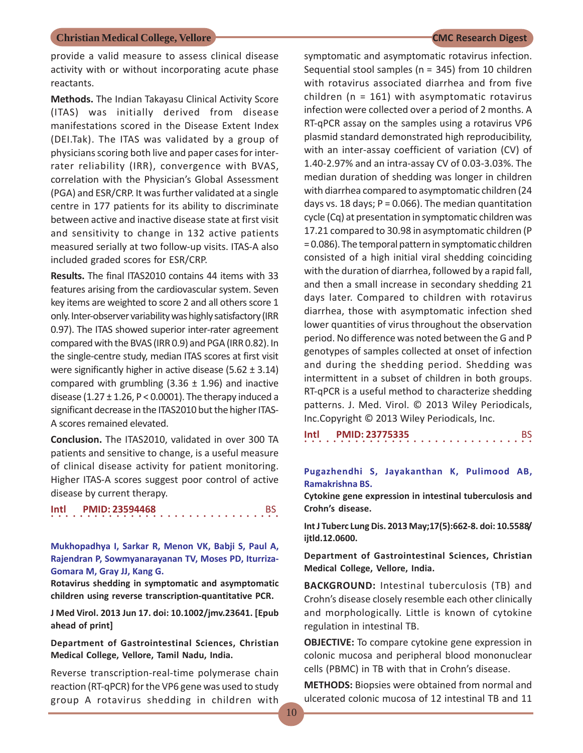provide a valid measure to assess clinical disease activity with or without incorporating acute phase reactants.

**Methods.** The Indian Takayasu Clinical Activity Score (ITAS) was initially derived from disease manifestations scored in the Disease Extent Index (DEI.Tak). The ITAS was validated by a group of physicians scoring both live and paper cases for inter-rater reliability (IRR), convergence with BVAS, correlation with the Physician's Global Assessment (PGA) and ESR/CRP. It was further validated at a single centre in 177 patients for its ability to discriminate between active and inactive disease state at first visit and sensitivity to change in 132 active patients measured serially at two follow-up visits. ITAS-A also included graded scores for ESR/CRP.

**Results.** The final ITAS2010 contains 44 items with 33 features arising from the cardiovascular system. Seven key items are weighted to score 2 and all others score 1 only. Inter-observer variability was highly satisfactory (IRR 0.97). The ITAS showed superior inter-rater agreement compared with the BVAS (IRR 0.9) and PGA (IRR 0.82). In the single-centre study, median ITAS scores at first visit were significantly higher in active disease ($5.62 \pm 3.14$) compared with grumbling ($3.36 \pm 1.96$) and inactive disease ($1.27 \pm 1.26$, $P < 0.0001$). The therapy induced a significant decrease in the ITAS2010 but the higher ITAS-A scores remained elevated.

**Conclusion.** The ITAS2010, validated in over 300 TA patients and sensitive to change, is a useful measure of clinical disease activity for patient monitoring. Higher ITAS-A scores suggest poor control of active disease by current therapy.

**Intl** **PMID: 23594468** BS

---

**Mukhopadhya I, Sarkar R, Menon VK, Babji S, Paul A, Rajendran P, Sowmyanarayanan TV, Moses PD, Iturriza-Gomara M, Gray JJ, Kang G.**

**Rotavirus shedding in symptomatic and asymptomatic children using reverse transcription-quantitative PCR.**

**J Med Virol. 2013 Jun 17. doi: 10.1002/jmv.23641. [Epub ahead of print]**

**Department of Gastrointestinal Sciences, Christian Medical College, Vellore, Tamil Nadu, India.**

Reverse transcription-real-time polymerase chain reaction (RT-qPCR) for the VP6 gene was used to study group A rotavirus shedding in children with symptomatic and asymptomatic rotavirus infection. Sequential stool samples (n = 345) from 10 children with rotavirus associated diarrhea and from five children (n = 161) with asymptomatic rotavirus infection were collected over a period of 2 months. A RT-qPCR assay on the samples using a rotavirus VP6 plasmid standard demonstrated high reproducibility, with an inter-assay coefficient of variation (CV) of 1.40-2.97% and an intra-assay CV of 0.03-3.03%. The median duration of shedding was longer in children with diarrhea compared to asymptomatic children (24 days vs. 18 days; $P = 0.066$). The median quantitation cycle (Cq) at presentation in symptomatic children was 17.21 compared to 30.98 in asymptomatic children ($P = 0.086$). The temporal pattern in symptomatic children consisted of a high initial viral shedding coinciding with the duration of diarrhea, followed by a rapid fall, and then a small increase in secondary shedding 21 days later. Compared to children with rotavirus diarrhea, those with asymptomatic infection shed lower quantities of virus throughout the observation period. No difference was noted between the G and P genotypes of samples collected at onset of infection and during the shedding period. Shedding was intermittent in a subset of children in both groups. RT-qPCR is a useful method to characterize shedding patterns. J. Med. Virol. © 2013 Wiley Periodicals, Inc.Copyright © 2013 Wiley Periodicals, Inc.

**Intl** **PMID: 23775335** BS

---

**Pugazhendhi S, Jayakanthan K, Pulimood AB, Ramakrishna BS.**

**Cytokine gene expression in intestinal tuberculosis and Crohn's disease.**

**Int J Tuberc Lung Dis. 2013 May;17(5):662-8. doi: 10.5588/ijtld.12.0600.**

**Department of Gastrointestinal Sciences, Christian Medical College, Vellore, India.**

**BACKGROUND:** Intestinal tuberculosis (TB) and Crohn's disease closely resemble each other clinically and morphologically. Little is known of cytokine regulation in intestinal TB.

**OBJECTIVE:** To compare cytokine gene expression in colonic mucosa and peripheral blood mononuclear cells (PBMC) in TB with that in Crohn's disease.

**METHODS:** Biopsies were obtained from normal and ulcerated colonic mucosa of 12 intestinal TB and 11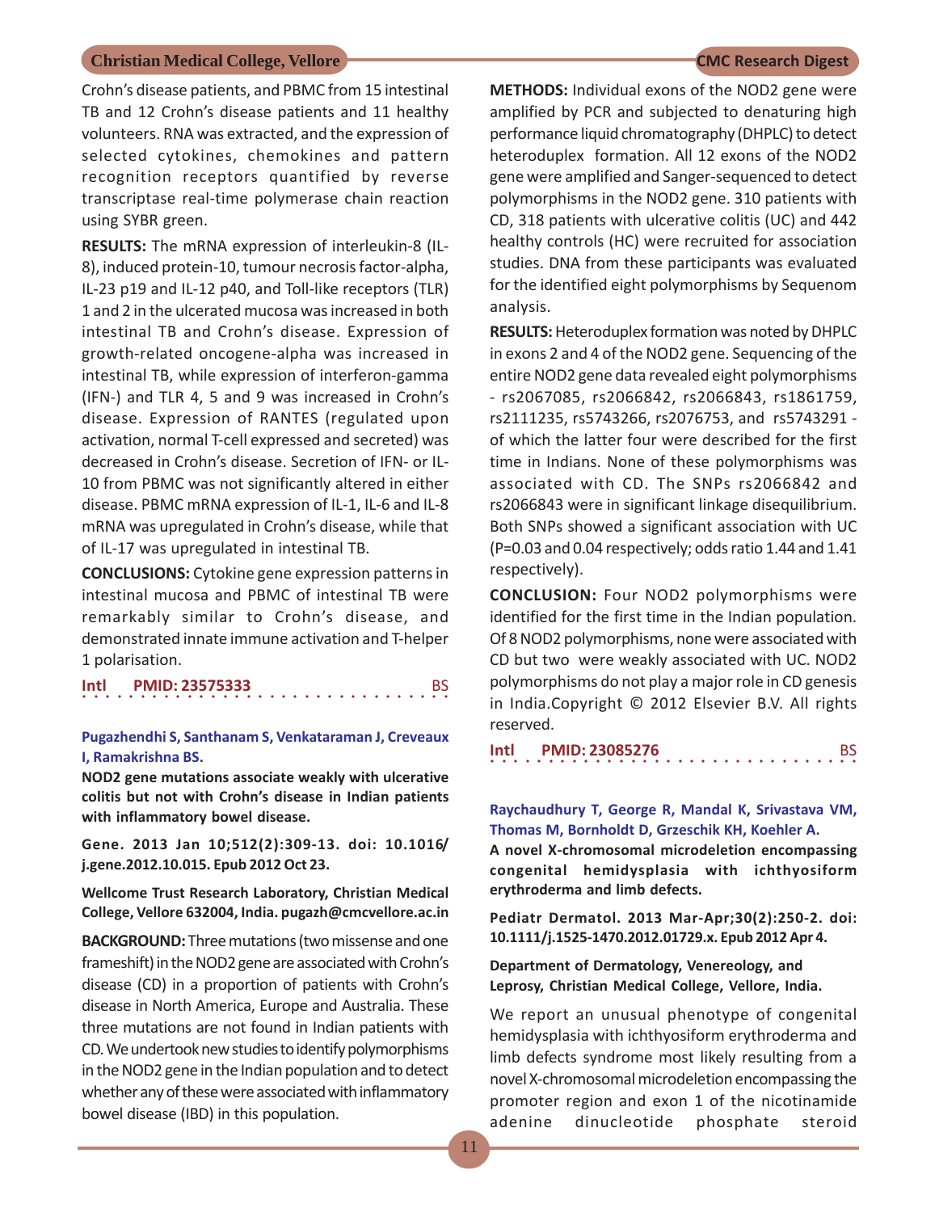Crohn's disease patients, and PBMC from 15 intestinal TB and 12 Crohn's disease patients and 11 healthy volunteers. RNA was extracted, and the expression of selected cytokines, chemokines and pattern recognition receptors quantified by reverse transcriptase real-time polymerase chain reaction using SYBR green.

**RESULTS:** The mRNA expression of interleukin-8 (IL-8), induced protein-10, tumour necrosis factor-alpha, IL-23 p19 and IL-12 p40, and Toll-like receptors (TLR) 1 and 2 in the ulcerated mucosa was increased in both intestinal TB and Crohn's disease. Expression of growth-related oncogene-alpha was increased in intestinal TB, while expression of interferon-gamma (IFN-) and TLR 4, 5 and 9 was increased in Crohn's disease. Expression of RANTES (regulated upon activation, normal T-cell expressed and secreted) was decreased in Crohn's disease. Secretion of IFN- or IL-10 from PBMC was not significantly altered in either disease. PBMC mRNA expression of IL-1, IL-6 and IL-8 mRNA was upregulated in Crohn's disease, while that of IL-17 was upregulated in intestinal TB.

**CONCLUSIONS:** Cytokine gene expression patterns in intestinal mucosa and PBMC of intestinal TB were remarkably similar to Crohn's disease, and demonstrated innate immune activation and T-helper 1 polarisation.

**Intl PMID: 23575333** BS

**Pugazhendhi S, Santhanam S, Venkataraman J, Creveaux I, Ramakrishna BS.**

**NOD2 gene mutations associate weakly with ulcerative colitis but not with Crohn's disease in Indian patients with inflammatory bowel disease.**

**Gene. 2013 Jan 10;512(2):309-13. doi: 10.1016/j.gene.2012.10.015. Epub 2012 Oct 23.**

**Wellcome Trust Research Laboratory, Christian Medical College, Vellore 632004, India. pugazh@cmcvellore.ac.in**

**BACKGROUND:** Three mutations (two missense and one frameshift) in the NOD2 gene are associated with Crohn's disease (CD) in a proportion of patients with Crohn's disease in North America, Europe and Australia. These three mutations are not found in Indian patients with CD. We undertook new studies to identify polymorphisms in the NOD2 gene in the Indian population and to detect whether any of these were associated with inflammatory bowel disease (IBD) in this population.

**METHODS:** Individual exons of the NOD2 gene were amplified by PCR and subjected to denaturing high performance liquid chromatography (DHPLC) to detect heteroduplex formation. All 12 exons of the NOD2 gene were amplified and Sanger-sequenced to detect polymorphisms in the NOD2 gene. 310 patients with CD, 318 patients with ulcerative colitis (UC) and 442 healthy controls (HC) were recruited for association studies. DNA from these participants was evaluated for the identified eight polymorphisms by Sequenom analysis.

**RESULTS:** Heteroduplex formation was noted by DHPLC in exons 2 and 4 of the NOD2 gene. Sequencing of the entire NOD2 gene data revealed eight polymorphisms - rs2067085, rs2066842, rs2066843, rs1861759, rs2111235, rs5743266, rs2076753, and rs5743291 - of which the latter four were described for the first time in Indians. None of these polymorphisms was associated with CD. The SNPs rs2066842 and rs2066843 were in significant linkage disequilibrium. Both SNPs showed a significant association with UC (P=0.03 and 0.04 respectively; odds ratio 1.44 and 1.41 respectively).

**CONCLUSION:** Four NOD2 polymorphisms were identified for the first time in the Indian population. Of 8 NOD2 polymorphisms, none were associated with CD but two were weakly associated with UC. NOD2 polymorphisms do not play a major role in CD genesis in India.Copyright © 2012 Elsevier B.V. All rights reserved.

**Intl PMID: 23085276** BS

**Raychaudhury T, George R, Mandal K, Srivastava VM, Thomas M, Bornholdt D, Grzeschik KH, Koehler A.**

**A novel X-chromosomal microdeletion encompassing congenital hemidysplasia with ichthyosiform erythroderma and limb defects.**

**Pediatr Dermatol. 2013 Mar-Apr;30(2):250-2. doi: 10.1111/j.1525-1470.2012.01729.x. Epub 2012 Apr 4.**

**Department of Dermatology, Venereology, and Leprosy, Christian Medical College, Vellore, India.**

We report an unusual phenotype of congenital hemidysplasia with ichthyosiform erythroderma and limb defects syndrome most likely resulting from a novel X-chromosomal microdeletion encompassing the promoter region and exon 1 of the nicotinamide adenine dinucleotide phosphate steroid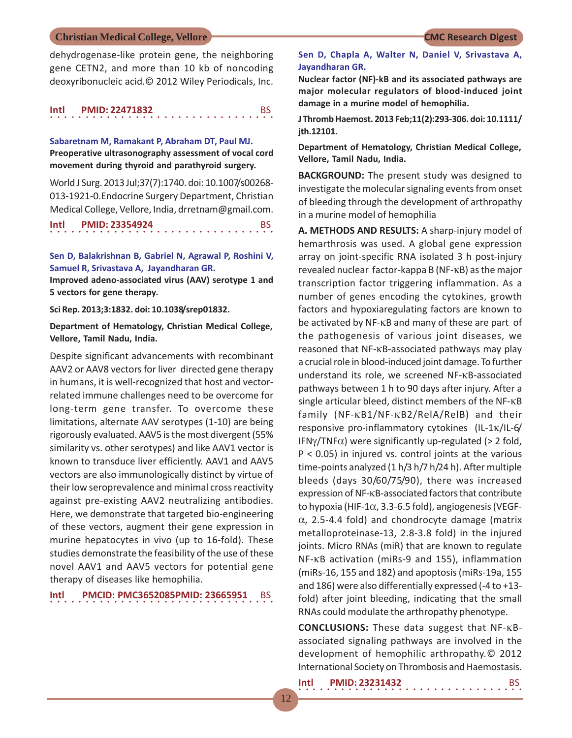dehydrogenase-like protein gene, the neighboring gene CETN2, and more than 10 kb of noncoding deoxyribonucleic acid.© 2012 Wiley Periodicals, Inc.

**Intl PMID: 22471832** BS

**Sabaretnam M, Ramakant P, Abraham DT, Paul MJ.**

**Preoperative ultrasonography assessment of vocal cord movement during thyroid and parathyroid surgery.**

World J Surg. 2013 Jul;37(7):1740. doi: 10.1007/s00268-013-1921-0.Endocrine Surgery Department, Christian Medical College, Vellore, India, drretnam@gmail.com.

**Intl PMID: 23354924** BS

**Sen D, Balakrishnan B, Gabriel N, Agrawal P, Roshini V, Samuel R, Srivastava A, Jayandharan GR.**

**Improved adeno-associated virus (AAV) serotype 1 and 5 vectors for gene therapy.**

**Sci Rep. 2013;3:1832. doi: 10.1038/srep01832.**

**Department of Hematology, Christian Medical College, Vellore, Tamil Nadu, India.**

Despite significant advancements with recombinant AAV2 or AAV8 vectors for liver directed gene therapy in humans, it is well-recognized that host and vector-related immune challenges need to be overcome for long-term gene transfer. To overcome these limitations, alternate AAV serotypes (1-10) are being rigorously evaluated. AAV5 is the most divergent (55% similarity vs. other serotypes) and like AAV1 vector is known to transduce liver efficiently. AAV1 and AAV5 vectors are also immunologically distinct by virtue of their low seroprevalence and minimal cross reactivity against pre-existing AAV2 neutralizing antibodies. Here, we demonstrate that targeted bio-engineering of these vectors, augment their gene expression in murine hepatocytes in vivo (up to 16-fold). These studies demonstrate the feasibility of the use of these novel AAV1 and AAV5 vectors for potential gene therapy of diseases like hemophilia.

**Intl PMCID: PMC3652085PMID: 23665951** BS

**Sen D, Chapla A, Walter N, Daniel V, Srivastava A, Jayandharan GR.**

**Nuclear factor (NF)-kB and its associated pathways are major molecular regulators of blood-induced joint damage in a murine model of hemophilia.**

**J Thromb Haemost. 2013 Feb;11(2):293-306. doi: 10.1111/jth.12101.**

**Department of Hematology, Christian Medical College, Vellore, Tamil Nadu, India.**

**BACKGROUND:** The present study was designed to investigate the molecular signaling events from onset of bleeding through the development of arthropathy in a murine model of hemophilia

**A. METHODS AND RESULTS:** A sharp-injury model of hemarthrosis was used. A global gene expression array on joint-specific RNA isolated 3 h post-injury revealed nuclear factor-kappa B (NF-κB) as the major transcription factor triggering inflammation. As a number of genes encoding the cytokines, growth factors and hypoxiaregulating factors are known to be activated by NF-κB and many of these are part of the pathogenesis of various joint diseases, we reasoned that NF-κB-associated pathways may play a crucial role in blood-induced joint damage. To further understand its role, we screened NF-κB-associated pathways between 1 h to 90 days after injury. After a single articular bleed, distinct members of the NF-κB family (NF-κB1/NF-κB2/RelA/RelB) and their responsive pro-inflammatory cytokines (IL-1κ/IL-6/IFNγ/TNFα) were significantly up-regulated (> 2 fold, $P < 0.05$) in injured vs. control joints at the various time-points analyzed (1 h/3 h/7 h/24 h). After multiple bleeds (days 30/60/75/90), there was increased expression of NF-κB-associated factors that contribute to hypoxia (HIF-1α, 3.3-6.5 fold), angiogenesis (VEGF-α, 2.5-4.4 fold) and chondrocyte damage (matrix metalloproteinase-13, 2.8-3.8 fold) in the injured joints. Micro RNAs (miR) that are known to regulate NF-κB activation (miRs-9 and 155), inflammation (miRs-16, 155 and 182) and apoptosis (miRs-19a, 155 and 186) were also differentially expressed (-4 to +13-fold) after joint bleeding, indicating that the small RNAs could modulate the arthropathy phenotype.

**CONCLUSIONS:** These data suggest that NF-κB-associated signaling pathways are involved in the development of hemophilic arthropathy.© 2012 International Society on Thrombosis and Haemostasis.

**Intl PMID: 23231432** BS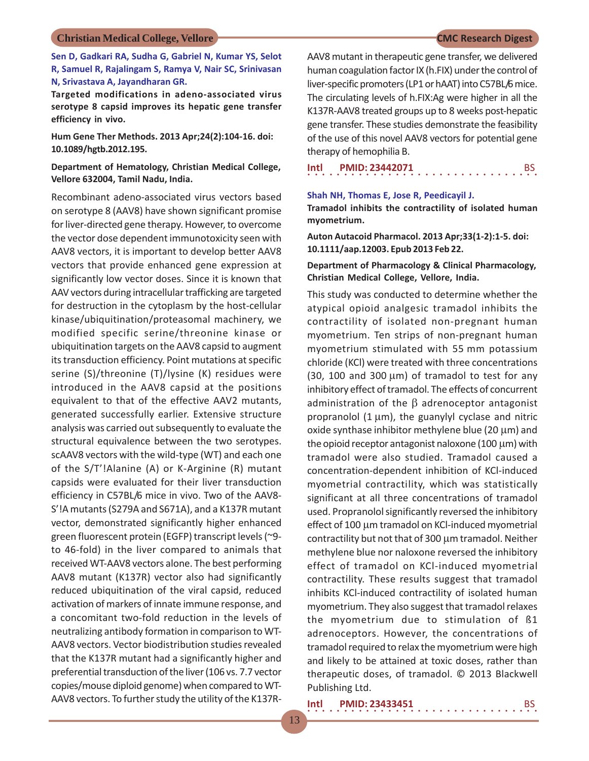**Sen D, Gadkari RA, Sudha G, Gabriel N, Kumar YS, Selot R, Samuel R, Rajalingam S, Ramya V, Nair SC, Srinivasan N, Srivastava A, Jayandharan GR.**

**Targeted modifications in adeno-associated virus serotype 8 capsid improves its hepatic gene transfer efficiency in vivo.**

**Hum Gene Ther Methods. 2013 Apr;24(2):104-16. doi: 10.1089/hgtb.2012.195.**

**Department of Hematology, Christian Medical College, Vellore 632004, Tamil Nadu, India.**

Recombinant adeno-associated virus vectors based on serotype 8 (AAV8) have shown significant promise for liver-directed gene therapy. However, to overcome the vector dose dependent immunotoxicity seen with AAV8 vectors, it is important to develop better AAV8 vectors that provide enhanced gene expression at significantly low vector doses. Since it is known that AAV vectors during intracellular trafficking are targeted for destruction in the cytoplasm by the host-cellular kinase/ubiquitination/proteasomal machinery, we modified specific serine/threonine kinase or ubiquitination targets on the AAV8 capsid to augment its transduction efficiency. Point mutations at specific serine (S)/threonine (T)/lysine (K) residues were introduced in the AAV8 capsid at the positions equivalent to that of the effective AAV2 mutants, generated successfully earlier. Extensive structure analysis was carried out subsequently to evaluate the structural equivalence between the two serotypes. scAAV8 vectors with the wild-type (WT) and each one of the S/T'!Alanine (A) or K-Arginine (R) mutant capsids were evaluated for their liver transduction efficiency in C57BL/6 mice in vivo. Two of the AAV8-S'!A mutants (S279A and S671A), and a K137R mutant vector, demonstrated significantly higher enhanced green fluorescent protein (EGFP) transcript levels (~9- to 46-fold) in the liver compared to animals that received WT-AAV8 vectors alone. The best performing AAV8 mutant (K137R) vector also had significantly reduced ubiquitination of the viral capsid, reduced activation of markers of innate immune response, and a concomitant two-fold reduction in the levels of neutralizing antibody formation in comparison to WT-AAV8 vectors. Vector biodistribution studies revealed that the K137R mutant had a significantly higher and preferential transduction of the liver (106 vs. 7.7 vector copies/mouse diploid genome) when compared to WT-AAV8 vectors. To further study the utility of the K137R-AAV8 mutant in therapeutic gene transfer, we delivered human coagulation factor IX (h.FIX) under the control of liver-specific promoters (LP1 or hAAT) into C57BL/6 mice. The circulating levels of h.FIX:Ag were higher in all the K137R-AAV8 treated groups up to 8 weeks post-hepatic gene transfer. These studies demonstrate the feasibility of the use of this novel AAV8 vectors for potential gene therapy of hemophilia B.

**Intl PMID: 23442071** BS

**Shah NH, Thomas E, Jose R, Peedicayil J.**

**Tramadol inhibits the contractility of isolated human myometrium.**

**Auton Autacoid Pharmacol. 2013 Apr;33(1-2):1-5. doi: 10.1111/aap.12003. Epub 2013 Feb 22.**

**Department of Pharmacology & Clinical Pharmacology, Christian Medical College, Vellore, India.**

This study was conducted to determine whether the atypical opioid analgesic tramadol inhibits the contractility of isolated non-pregnant human myometrium. Ten strips of non-pregnant human myometrium stimulated with 55 mm potassium chloride (KCl) were treated with three concentrations (30, 100 and 300 μm) of tramadol to test for any inhibitory effect of tramadol. The effects of concurrent administration of the β adrenoceptor antagonist propranolol (1 μm), the guanylyl cyclase and nitric oxide synthase inhibitor methylene blue (20 μm) and the opioid receptor antagonist naloxone (100 μm) with tramadol were also studied. Tramadol caused a concentration-dependent inhibition of KCl-induced myometrial contractility, which was statistically significant at all three concentrations of tramadol used. Propranolol significantly reversed the inhibitory effect of 100 μm tramadol on KCl-induced myometrial contractility but not that of 300 μm tramadol. Neither methylene blue nor naloxone reversed the inhibitory effect of tramadol on KCl-induced myometrial contractility. These results suggest that tramadol inhibits KCl-induced contractility of isolated human myometrium. They also suggest that tramadol relaxes the myometrium due to stimulation of ß1 adrenoceptors. However, the concentrations of tramadol required to relax the myometrium were high and likely to be attained at toxic doses, rather than therapeutic doses, of tramadol. © 2013 Blackwell Publishing Ltd.

**Intl PMID: 23433451** BS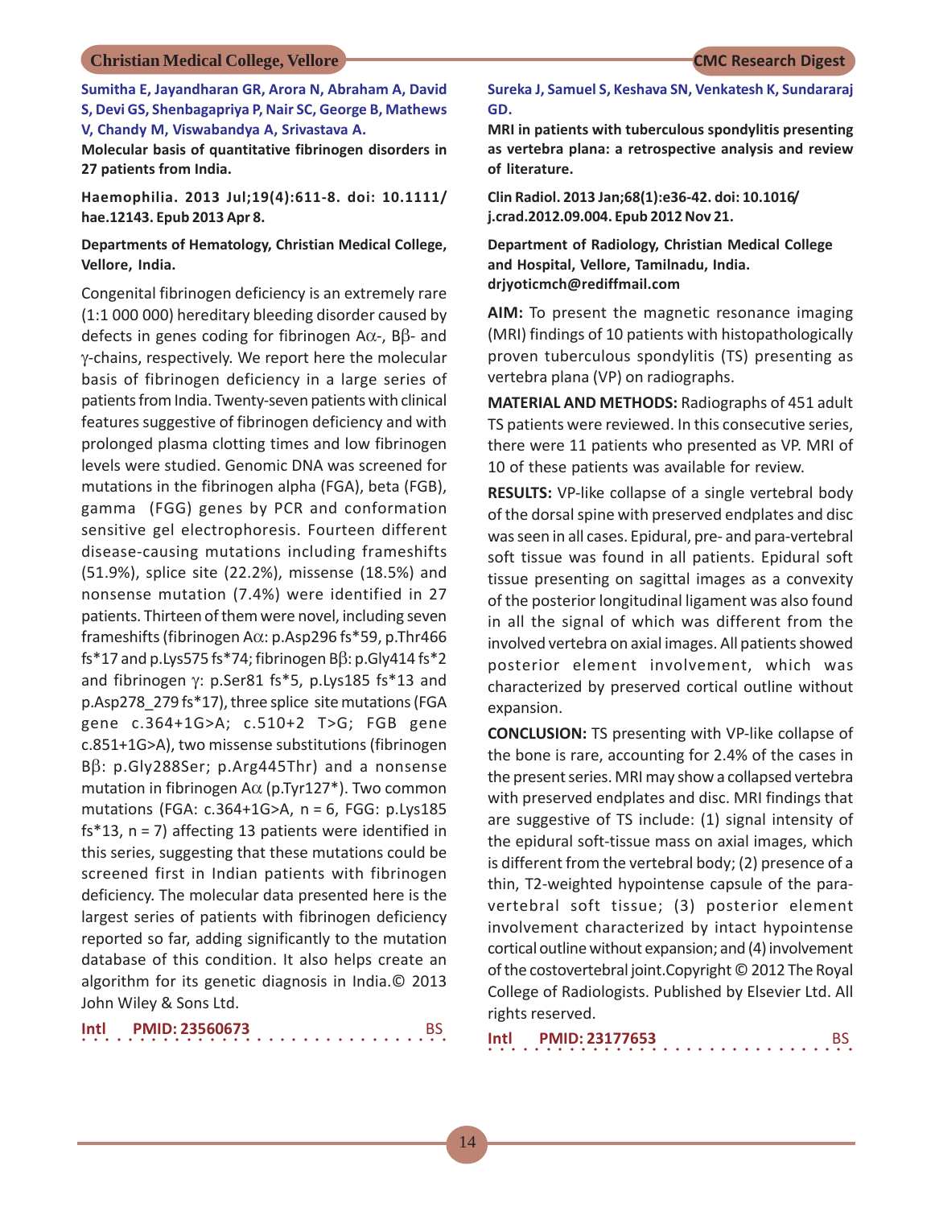**Sumitha E, Jayandharan GR, Arora N, Abraham A, David S, Devi GS, Shenbagapriya P, Nair SC, George B, Mathews V, Chandy M, Viswabandya A, Srivastava A.**

**Molecular basis of quantitative fibrinogen disorders in 27 patients from India.**

**Haemophilia. 2013 Jul;19(4):611-8. doi: 10.1111/hae.12143. Epub 2013 Apr 8.**

**Departments of Hematology, Christian Medical College, Vellore, India.**

Congenital fibrinogen deficiency is an extremely rare (1:1 000 000) hereditary bleeding disorder caused by defects in genes coding for fibrinogen Aα-, Bβ- and γ-chains, respectively. We report here the molecular basis of fibrinogen deficiency in a large series of patients from India. Twenty-seven patients with clinical features suggestive of fibrinogen deficiency and with prolonged plasma clotting times and low fibrinogen levels were studied. Genomic DNA was screened for mutations in the fibrinogen alpha (FGA), beta (FGB), gamma (FGG) genes by PCR and conformation sensitive gel electrophoresis. Fourteen different disease-causing mutations including frameshifts (51.9%), splice site (22.2%), missense (18.5%) and nonsense mutation (7.4%) were identified in 27 patients. Thirteen of them were novel, including seven frameshifts (fibrinogen Aα: p.Asp296 fs*59, p.Thr466 fs*17 and p.Lys575 fs*74; fibrinogen Bβ: p.Gly414 fs*2 and fibrinogen γ: p.Ser81 fs*5, p.Lys185 fs*13 and p.Asp278_279 fs*17), three splice site mutations (FGA gene c.364+1G>A; c.510+2 T>G; FGB gene c.851+1G>A), two missense substitutions (fibrinogen Bβ: p.Gly288Ser; p.Arg445Thr) and a nonsense mutation in fibrinogen Aα (p.Tyr127*). Two common mutations (FGA: c.364+1G>A, n = 6, FGG: p.Lys185 fs*13, n = 7) affecting 13 patients were identified in this series, suggesting that these mutations could be screened first in Indian patients with fibrinogen deficiency. The molecular data presented here is the largest series of patients with fibrinogen deficiency reported so far, adding significantly to the mutation database of this condition. It also helps create an algorithm for its genetic diagnosis in India.© 2013 John Wiley & Sons Ltd.

**Intl PMID: 23560673** BS

**Sureka J, Samuel S, Keshava SN, Venkatesh K, Sundararaj GD.**

**MRI in patients with tuberculous spondylitis presenting as vertebra plana: a retrospective analysis and review of literature.**

**Clin Radiol. 2013 Jan;68(1):e36-42. doi: 10.1016/j.crad.2012.09.004. Epub 2012 Nov 21.**

**Department of Radiology, Christian Medical College and Hospital, Vellore, Tamilnadu, India. drjyoticmch@rediffmail.com**

**AIM:** To present the magnetic resonance imaging (MRI) findings of 10 patients with histopathologically proven tuberculous spondylitis (TS) presenting as vertebra plana (VP) on radiographs.

**MATERIAL AND METHODS:** Radiographs of 451 adult TS patients were reviewed. In this consecutive series, there were 11 patients who presented as VP. MRI of 10 of these patients was available for review.

**RESULTS:** VP-like collapse of a single vertebral body of the dorsal spine with preserved endplates and disc was seen in all cases. Epidural, pre- and para-vertebral soft tissue was found in all patients. Epidural soft tissue presenting on sagittal images as a convexity of the posterior longitudinal ligament was also found in all the signal of which was different from the involved vertebra on axial images. All patients showed posterior element involvement, which was characterized by preserved cortical outline without expansion.

**CONCLUSION:** TS presenting with VP-like collapse of the bone is rare, accounting for 2.4% of the cases in the present series. MRI may show a collapsed vertebra with preserved endplates and disc. MRI findings that are suggestive of TS include: (1) signal intensity of the epidural soft-tissue mass on axial images, which is different from the vertebral body; (2) presence of a thin, T2-weighted hypointense capsule of the para-vertebral soft tissue; (3) posterior element involvement characterized by intact hypointense cortical outline without expansion; and (4) involvement of the costovertebral joint.Copyright © 2012 The Royal College of Radiologists. Published by Elsevier Ltd. All rights reserved.

**Intl PMID: 23177653** BS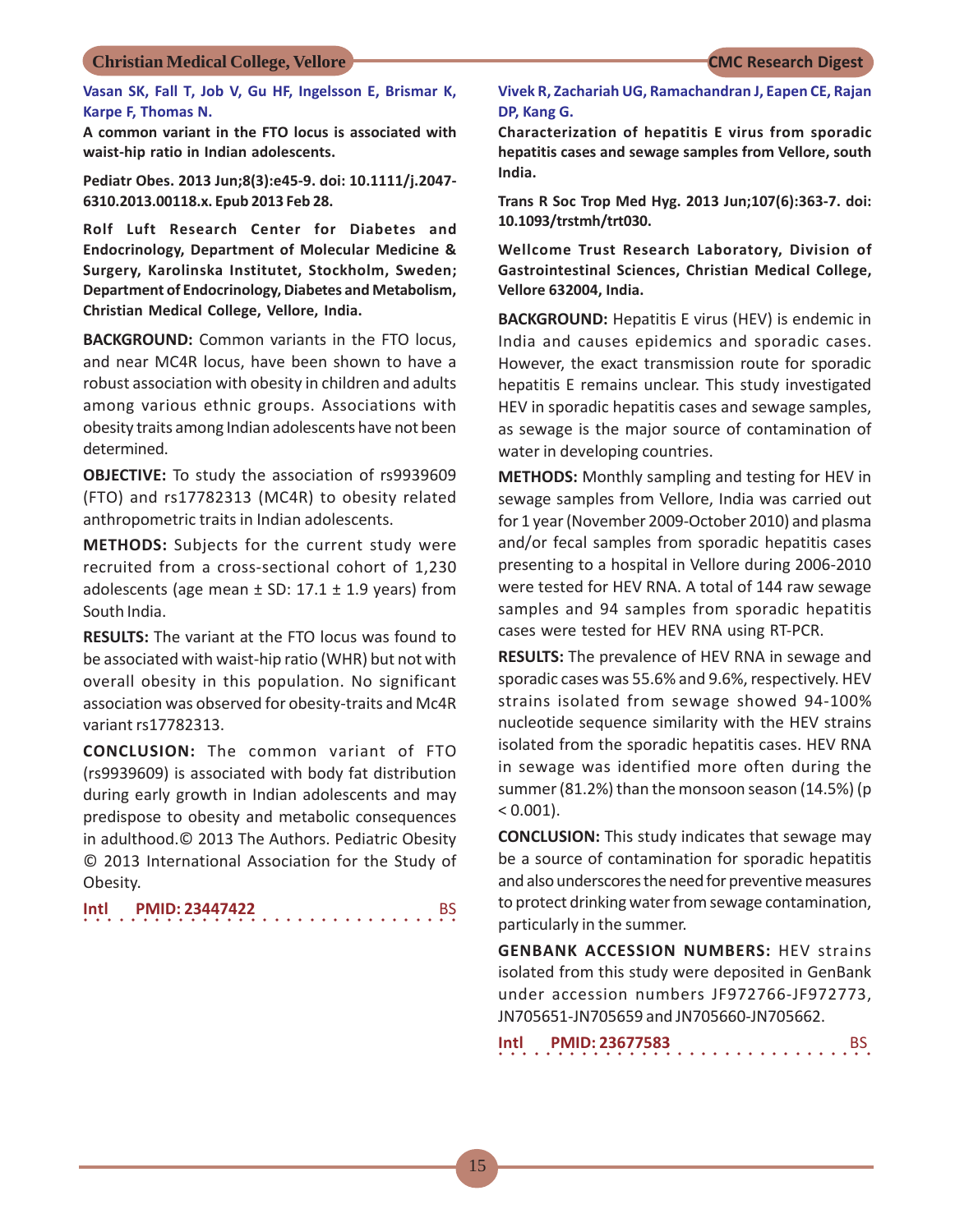**Vasan SK, Fall T, Job V, Gu HF, Ingelsson E, Brismar K, Karpe F, Thomas N.**

**A common variant in the FTO locus is associated with waist-hip ratio in Indian adolescents.**

**Pediatr Obes. 2013 Jun;8(3):e45-9. doi: 10.1111/j.2047-6310.2013.00118.x. Epub 2013 Feb 28.**

**Rolf Luft Research Center for Diabetes and Endocrinology, Department of Molecular Medicine & Surgery, Karolinska Institutet, Stockholm, Sweden; Department of Endocrinology, Diabetes and Metabolism, Christian Medical College, Vellore, India.**

**BACKGROUND:** Common variants in the FTO locus, and near MC4R locus, have been shown to have a robust association with obesity in children and adults among various ethnic groups. Associations with obesity traits among Indian adolescents have not been determined.

**OBJECTIVE:** To study the association of rs9939609 (FTO) and rs17782313 (MC4R) to obesity related anthropometric traits in Indian adolescents.

**METHODS:** Subjects for the current study were recruited from a cross-sectional cohort of 1,230 adolescents (age mean ± SD: 17.1 ± 1.9 years) from South India.

**RESULTS:** The variant at the FTO locus was found to be associated with waist-hip ratio (WHR) but not with overall obesity in this population. No significant association was observed for obesity-traits and Mc4R variant rs17782313.

**CONCLUSION:** The common variant of FTO (rs9939609) is associated with body fat distribution during early growth in Indian adolescents and may predispose to obesity and metabolic consequences in adulthood.© 2013 The Authors. Pediatric Obesity © 2013 International Association for the Study of Obesity.

**Intl PMID: 23447422** BS

**Vivek R, Zachariah UG, Ramachandran J, Eapen CE, Rajan DP, Kang G.**

**Characterization of hepatitis E virus from sporadic hepatitis cases and sewage samples from Vellore, south India.**

**Trans R Soc Trop Med Hyg. 2013 Jun;107(6):363-7. doi: 10.1093/trstmh/trt030.**

**Wellcome Trust Research Laboratory, Division of Gastrointestinal Sciences, Christian Medical College, Vellore 632004, India.**

**BACKGROUND:** Hepatitis E virus (HEV) is endemic in India and causes epidemics and sporadic cases. However, the exact transmission route for sporadic hepatitis E remains unclear. This study investigated HEV in sporadic hepatitis cases and sewage samples, as sewage is the major source of contamination of water in developing countries.

**METHODS:** Monthly sampling and testing for HEV in sewage samples from Vellore, India was carried out for 1 year (November 2009-October 2010) and plasma and/or fecal samples from sporadic hepatitis cases presenting to a hospital in Vellore during 2006-2010 were tested for HEV RNA. A total of 144 raw sewage samples and 94 samples from sporadic hepatitis cases were tested for HEV RNA using RT-PCR.

**RESULTS:** The prevalence of HEV RNA in sewage and sporadic cases was 55.6% and 9.6%, respectively. HEV strains isolated from sewage showed 94-100% nucleotide sequence similarity with the HEV strains isolated from the sporadic hepatitis cases. HEV RNA in sewage was identified more often during the summer (81.2%) than the monsoon season (14.5%) ($p < 0.001$).

**CONCLUSION:** This study indicates that sewage may be a source of contamination for sporadic hepatitis and also underscores the need for preventive measures to protect drinking water from sewage contamination, particularly in the summer.

**GENBANK ACCESSION NUMBERS:** HEV strains isolated from this study were deposited in GenBank under accession numbers JF972766-JF972773, JN705651-JN705659 and JN705660-JN705662.

**Intl PMID: 23677583** BS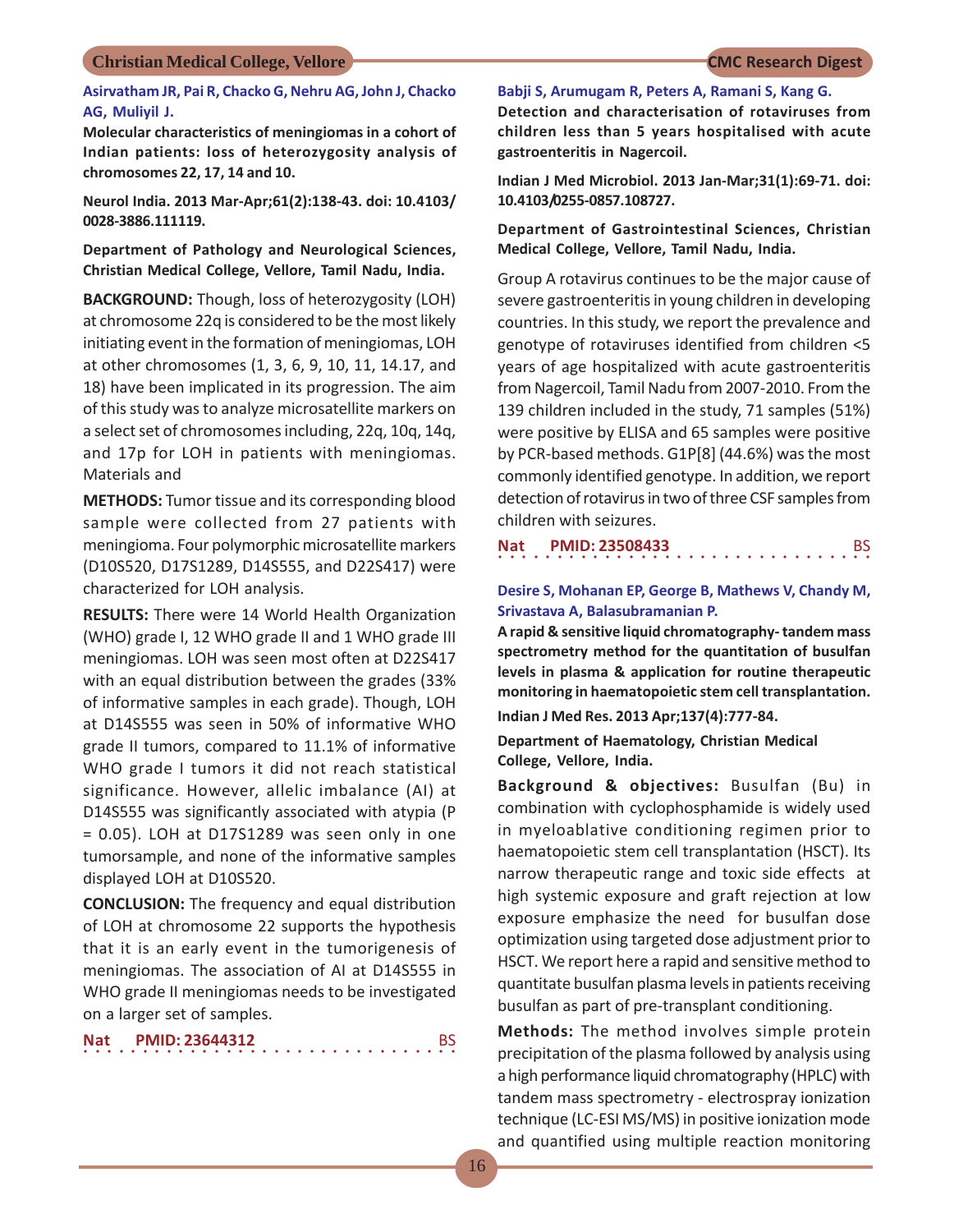**Asirvatham JR, Pai R, Chacko G, Nehru AG, John J, Chacko AG, Muliyil J.**

**Molecular characteristics of meningiomas in a cohort of Indian patients: loss of heterozygosity analysis of chromosomes 22, 17, 14 and 10.**

**Neurol India. 2013 Mar-Apr;61(2):138-43. doi: 10.4103/0028-3886.111119.**

**Department of Pathology and Neurological Sciences, Christian Medical College, Vellore, Tamil Nadu, India.**

**BACKGROUND:** Though, loss of heterozygosity (LOH) at chromosome 22q is considered to be the most likely initiating event in the formation of meningiomas, LOH at other chromosomes (1, 3, 6, 9, 10, 11, 14.17, and 18) have been implicated in its progression. The aim of this study was to analyze microsatellite markers on a select set of chromosomes including, 22q, 10q, 14q, and 17p for LOH in patients with meningiomas. Materials and

**METHODS:** Tumor tissue and its corresponding blood sample were collected from 27 patients with meningioma. Four polymorphic microsatellite markers (D10S520, D17S1289, D14S555, and D22S417) were characterized for LOH analysis.

**RESULTS:** There were 14 World Health Organization (WHO) grade I, 12 WHO grade II and 1 WHO grade III meningiomas. LOH was seen most often at D22S417 with an equal distribution between the grades (33% of informative samples in each grade). Though, LOH at D14S555 was seen in 50% of informative WHO grade II tumors, compared to 11.1% of informative WHO grade I tumors it did not reach statistical significance. However, allelic imbalance (AI) at D14S555 was significantly associated with atypia (P = 0.05). LOH at D17S1289 was seen only in one tumorsample, and none of the informative samples displayed LOH at D10S520.

**CONCLUSION:** The frequency and equal distribution of LOH at chromosome 22 supports the hypothesis that it is an early event in the tumorigenesis of meningiomas. The association of AI at D14S555 in WHO grade II meningiomas needs to be investigated on a larger set of samples.

**Nat PMID: 23644312** BS

---

**Babji S, Arumugam R, Peters A, Ramani S, Kang G.**

**Detection and characterisation of rotaviruses from children less than 5 years hospitalised with acute gastroenteritis in Nagercoil.**

**Indian J Med Microbiol. 2013 Jan-Mar;31(1):69-71. doi: 10.4103/0255-0857.108727.**

**Department of Gastrointestinal Sciences, Christian Medical College, Vellore, Tamil Nadu, India.**

Group A rotavirus continues to be the major cause of severe gastroenteritis in young children in developing countries. In this study, we report the prevalence and genotype of rotaviruses identified from children <5 years of age hospitalized with acute gastroenteritis from Nagercoil, Tamil Nadu from 2007-2010. From the 139 children included in the study, 71 samples (51%) were positive by ELISA and 65 samples were positive by PCR-based methods. G1P[8] (44.6%) was the most commonly identified genotype. In addition, we report detection of rotavirus in two of three CSF samples from children with seizures.

**Nat PMID: 23508433** BS

---

**Desire S, Mohanan EP, George B, Mathews V, Chandy M, Srivastava A, Balasubramanian P.**

**A rapid & sensitive liquid chromatography- tandem mass spectrometry method for the quantitation of busulfan levels in plasma & application for routine therapeutic monitoring in haematopoietic stem cell transplantation.**

**Indian J Med Res. 2013 Apr;137(4):777-84.**

**Department of Haematology, Christian Medical College, Vellore, India.**

**Background & objectives:** Busulfan (Bu) in combination with cyclophosphamide is widely used in myeloablative conditioning regimen prior to haematopoietic stem cell transplantation (HSCT). Its narrow therapeutic range and toxic side effects at high systemic exposure and graft rejection at low exposure emphasize the need for busulfan dose optimization using targeted dose adjustment prior to HSCT. We report here a rapid and sensitive method to quantitate busulfan plasma levels in patients receiving busulfan as part of pre-transplant conditioning.

**Methods:** The method involves simple protein precipitation of the plasma followed by analysis using a high performance liquid chromatography (HPLC) with tandem mass spectrometry - electrospray ionization technique (LC-ESI MS/MS) in positive ionization mode and quantified using multiple reaction monitoring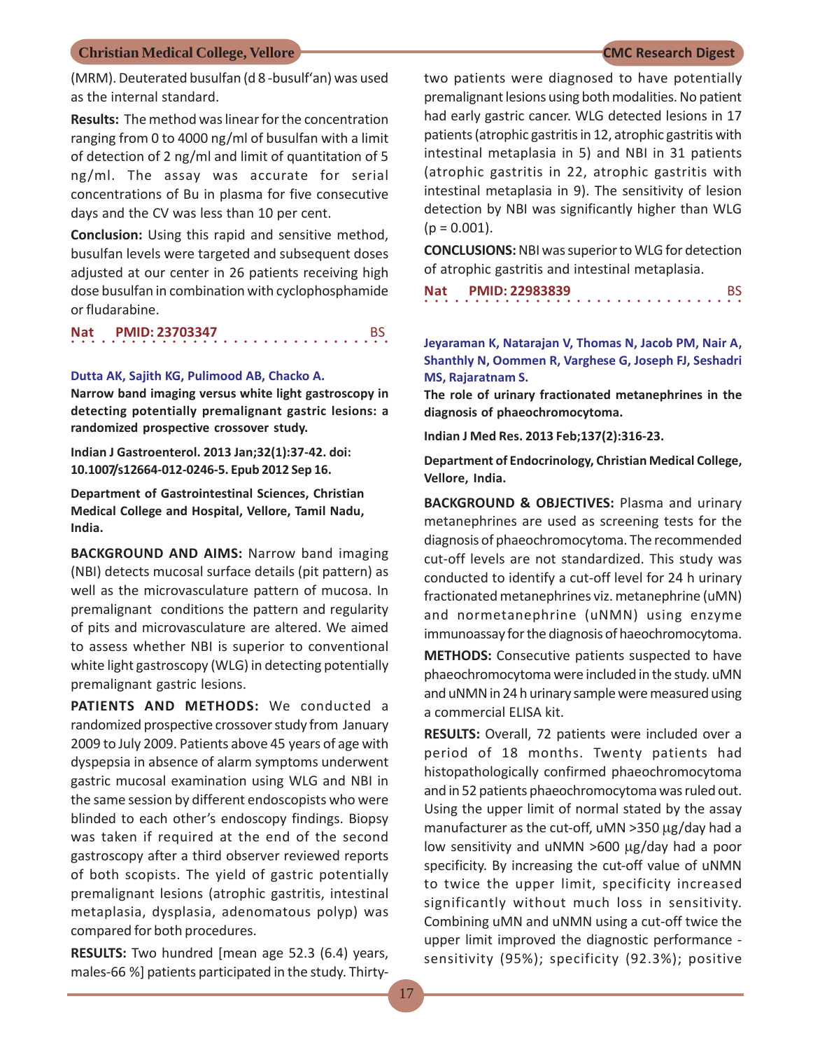(MRM). Deuterated busulfan (d 8 -busulf'an) was used as the internal standard.

**Results:** The method was linear for the concentration ranging from 0 to 4000 ng/ml of busulfan with a limit of detection of 2 ng/ml and limit of quantitation of 5 ng/ml. The assay was accurate for serial concentrations of Bu in plasma for five consecutive days and the CV was less than 10 per cent.

**Conclusion:** Using this rapid and sensitive method, busulfan levels were targeted and subsequent doses adjusted at our center in 26 patients receiving high dose busulfan in combination with cyclophosphamide or fludarabine.

**Nat PMID: 23703347** BS

**Dutta AK, Sajith KG, Pulimood AB, Chacko A.**

**Narrow band imaging versus white light gastroscopy in detecting potentially premalignant gastric lesions: a randomized prospective crossover study.**

**Indian J Gastroenterol. 2013 Jan;32(1):37-42. doi: 10.1007/s12664-012-0246-5. Epub 2012 Sep 16.**

**Department of Gastrointestinal Sciences, Christian Medical College and Hospital, Vellore, Tamil Nadu, India.**

**BACKGROUND AND AIMS:** Narrow band imaging (NBI) detects mucosal surface details (pit pattern) as well as the microvasculature pattern of mucosa. In premalignant conditions the pattern and regularity of pits and microvasculature are altered. We aimed to assess whether NBI is superior to conventional white light gastroscopy (WLG) in detecting potentially premalignant gastric lesions.

**PATIENTS AND METHODS:** We conducted a randomized prospective crossover study from January 2009 to July 2009. Patients above 45 years of age with dyspepsia in absence of alarm symptoms underwent gastric mucosal examination using WLG and NBI in the same session by different endoscopists who were blinded to each other's endoscopy findings. Biopsy was taken if required at the end of the second gastroscopy after a third observer reviewed reports of both scopists. The yield of gastric potentially premalignant lesions (atrophic gastritis, intestinal metaplasia, dysplasia, adenomatous polyp) was compared for both procedures.

**RESULTS:** Two hundred [mean age 52.3 (6.4) years, males-66 %] patients participated in the study. Thirty-two patients were diagnosed to have potentially premalignant lesions using both modalities. No patient had early gastric cancer. WLG detected lesions in 17 patients (atrophic gastritis in 12, atrophic gastritis with intestinal metaplasia in 5) and NBI in 31 patients (atrophic gastritis in 22, atrophic gastritis with intestinal metaplasia in 9). The sensitivity of lesion detection by NBI was significantly higher than WLG ($p = 0.001$).

**CONCLUSIONS:** NBI was superior to WLG for detection of atrophic gastritis and intestinal metaplasia.

**Nat PMID: 22983839** BS

**Jeyaraman K, Natarajan V, Thomas N, Jacob PM, Nair A, Shanthly N, Oommen R, Varghese G, Joseph FJ, Seshadri MS, Rajaratnam S.**

**The role of urinary fractionated metanephrines in the diagnosis of phaeochromocytoma.**

**Indian J Med Res. 2013 Feb;137(2):316-23.**

**Department of Endocrinology, Christian Medical College, Vellore, India.**

**BACKGROUND & OBJECTIVES:** Plasma and urinary metanephrines are used as screening tests for the diagnosis of phaeochromocytoma. The recommended cut-off levels are not standardized. This study was conducted to identify a cut-off level for 24 h urinary fractionated metanephrines viz. metanephrine (uMN) and normetanephrine (uNMN) using enzyme immunoassay for the diagnosis of haeochromocytoma.

**METHODS:** Consecutive patients suspected to have phaeochromocytoma were included in the study. uMN and uNMN in 24 h urinary sample were measured using a commercial ELISA kit.

**RESULTS:** Overall, 72 patients were included over a period of 18 months. Twenty patients had histopathologically confirmed phaeochromocytoma and in 52 patients phaeochromocytoma was ruled out. Using the upper limit of normal stated by the assay manufacturer as the cut-off, uMN >350 μg/day had a low sensitivity and uNMN >600 μg/day had a poor specificity. By increasing the cut-off value of uNMN to twice the upper limit, specificity increased significantly without much loss in sensitivity. Combining uMN and uNMN using a cut-off twice the upper limit improved the diagnostic performance - sensitivity (95%); specificity (92.3%); positive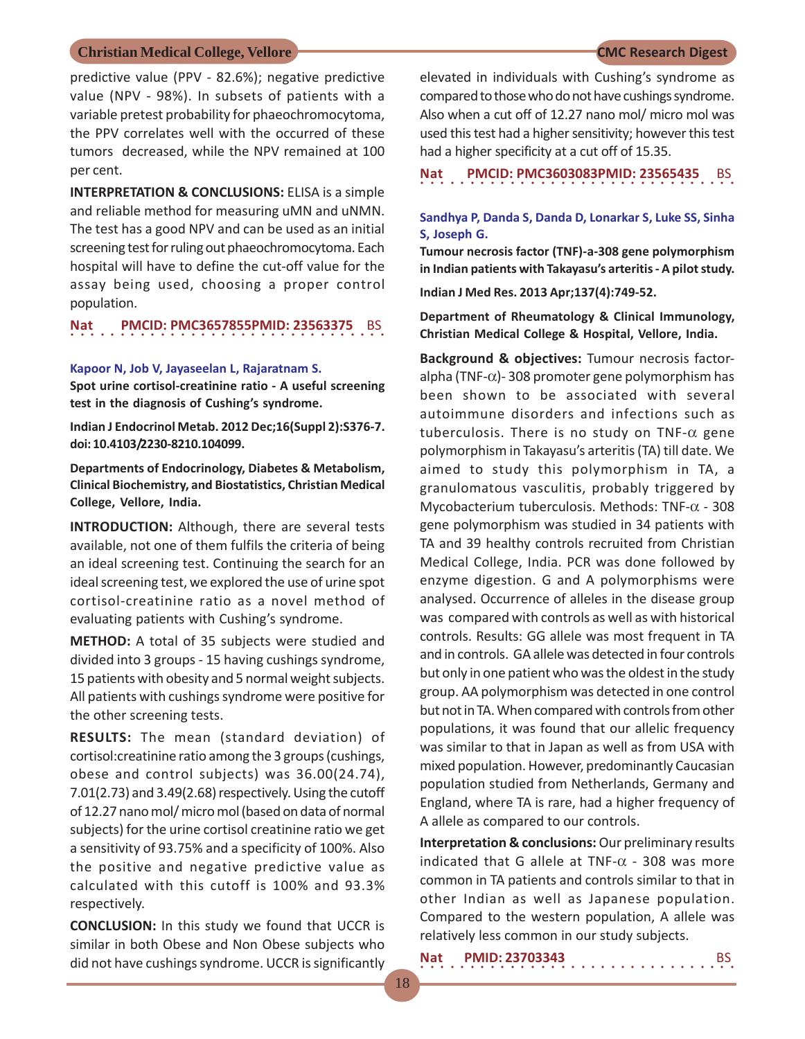predictive value (PPV - 82.6%); negative predictive value (NPV - 98%). In subsets of patients with a variable pretest probability for phaeochromocytoma, the PPV correlates well with the occurred of these tumors decreased, while the NPV remained at 100 per cent.

**INTERPRETATION & CONCLUSIONS:** ELISA is a simple and reliable method for measuring uMN and uNMN. The test has a good NPV and can be used as an initial screening test for ruling out phaeochromocytoma. Each hospital will have to define the cut-off value for the assay being used, choosing a proper control population.

**Nat PMCID: PMC3657855PMID: 23563375 BS**

**Kapoor N, Job V, Jayaseelan L, Rajaratnam S.**

**Spot urine cortisol-creatinine ratio - A useful screening test in the diagnosis of Cushing's syndrome.**

**Indian J Endocrinol Metab. 2012 Dec;16(Suppl 2):S376-7. doi: 10.4103/2230-8210.104099.**

**Departments of Endocrinology, Diabetes & Metabolism, Clinical Biochemistry, and Biostatistics, Christian Medical College, Vellore, India.**

**INTRODUCTION:** Although, there are several tests available, not one of them fulfils the criteria of being an ideal screening test. Continuing the search for an ideal screening test, we explored the use of urine spot cortisol-creatinine ratio as a novel method of evaluating patients with Cushing's syndrome.

**METHOD:** A total of 35 subjects were studied and divided into 3 groups - 15 having cushings syndrome, 15 patients with obesity and 5 normal weight subjects. All patients with cushings syndrome were positive for the other screening tests.

**RESULTS:** The mean (standard deviation) of cortisol:creatinine ratio among the 3 groups (cushings, obese and control subjects) was 36.00(24.74), 7.01(2.73) and 3.49(2.68) respectively. Using the cutoff of 12.27 nano mol/ micro mol (based on data of normal subjects) for the urine cortisol creatinine ratio we get a sensitivity of 93.75% and a specificity of 100%. Also the positive and negative predictive value as calculated with this cutoff is 100% and 93.3% respectively.

**CONCLUSION:** In this study we found that UCCR is similar in both Obese and Non Obese subjects who did not have cushings syndrome. UCCR is significantly elevated in individuals with Cushing's syndrome as compared to those who do not have cushings syndrome. Also when a cut off of 12.27 nano mol/ micro mol was used this test had a higher sensitivity; however this test had a higher specificity at a cut off of 15.35.

**Nat PMCID: PMC3603083PMID: 23565435 BS**

**Sandhya P, Danda S, Danda D, Lonarkar S, Luke SS, Sinha S, Joseph G.**

**Tumour necrosis factor (TNF)-a-308 gene polymorphism in Indian patients with Takayasu's arteritis - A pilot study.**

**Indian J Med Res. 2013 Apr;137(4):749-52.**

**Department of Rheumatology & Clinical Immunology, Christian Medical College & Hospital, Vellore, India.**

**Background & objectives:** Tumour necrosis factor-alpha (TNF-$\alpha$)- 308 promoter gene polymorphism has been shown to be associated with several autoimmune disorders and infections such as tuberculosis. There is no study on TNF-$\alpha$ gene polymorphism in Takayasu's arteritis (TA) till date. We aimed to study this polymorphism in TA, a granulomatous vasculitis, probably triggered by Mycobacterium tuberculosis. Methods: TNF-$\alpha$ - 308 gene polymorphism was studied in 34 patients with TA and 39 healthy controls recruited from Christian Medical College, India. PCR was done followed by enzyme digestion. G and A polymorphisms were analysed. Occurrence of alleles in the disease group was compared with controls as well as with historical controls. Results: GG allele was most frequent in TA and in controls. GA allele was detected in four controls but only in one patient who was the oldest in the study group. AA polymorphism was detected in one control but not in TA. When compared with controls from other populations, it was found that our allelic frequency was similar to that in Japan as well as from USA with mixed population. However, predominantly Caucasian population studied from Netherlands, Germany and England, where TA is rare, had a higher frequency of A allele as compared to our controls.

**Interpretation & conclusions:** Our preliminary results indicated that G allele at TNF-$\alpha$ - 308 was more common in TA patients and controls similar to that in other Indian as well as Japanese population. Compared to the western population, A allele was relatively less common in our study subjects.

**Nat PMID: 23703343 BS**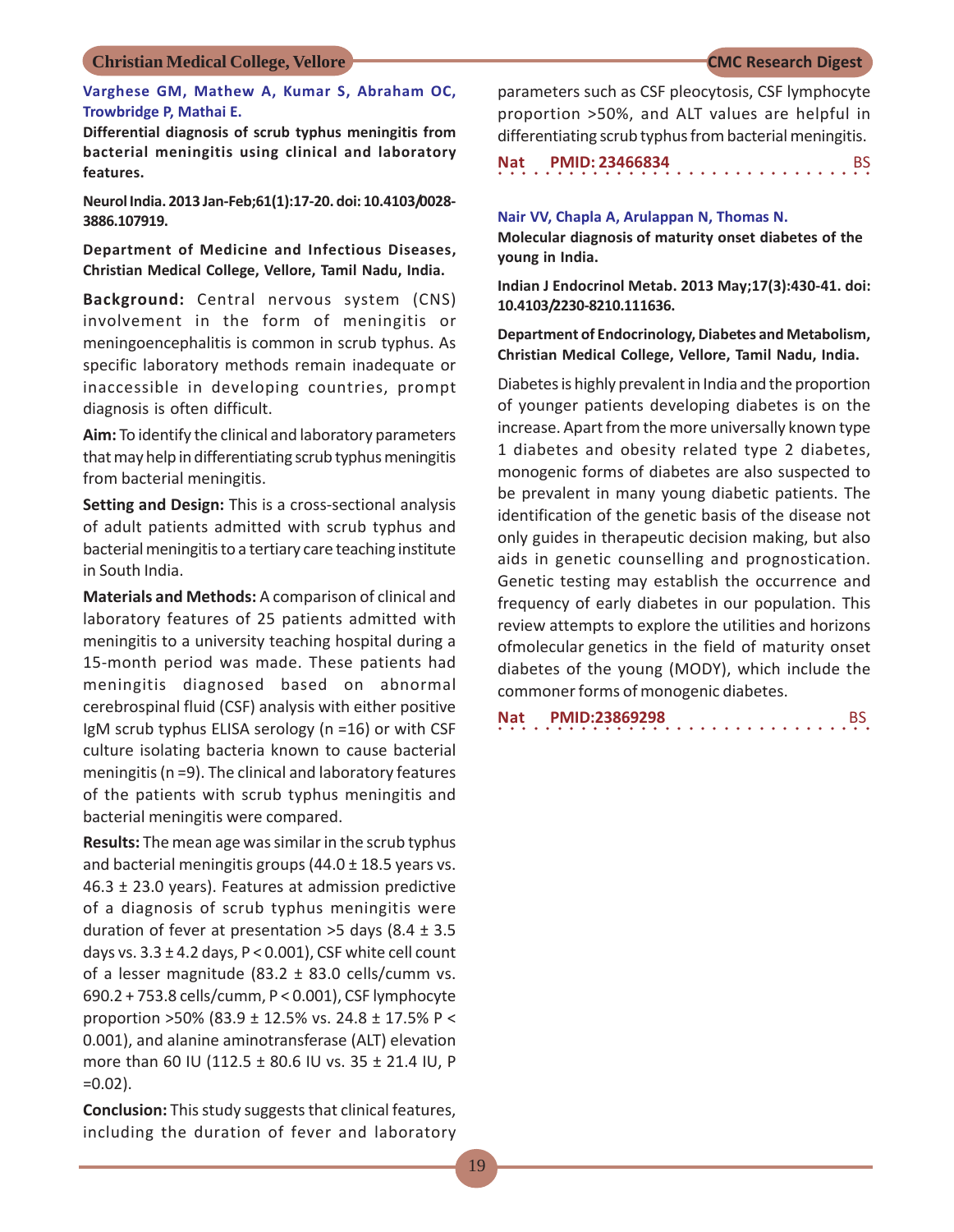**Varghese GM, Mathew A, Kumar S, Abraham OC, Trowbridge P, Mathai E.**

**Differential diagnosis of scrub typhus meningitis from bacterial meningitis using clinical and laboratory features.**

**Neurol India. 2013 Jan-Feb;61(1):17-20. doi: 10.4103/0028-3886.107919.**

**Department of Medicine and Infectious Diseases, Christian Medical College, Vellore, Tamil Nadu, India.**

**Background:** Central nervous system (CNS) involvement in the form of meningitis or meningoencephalitis is common in scrub typhus. As specific laboratory methods remain inadequate or inaccessible in developing countries, prompt diagnosis is often difficult.

**Aim:** To identify the clinical and laboratory parameters that may help in differentiating scrub typhus meningitis from bacterial meningitis.

**Setting and Design:** This is a cross-sectional analysis of adult patients admitted with scrub typhus and bacterial meningitis to a tertiary care teaching institute in South India.

**Materials and Methods:** A comparison of clinical and laboratory features of 25 patients admitted with meningitis to a university teaching hospital during a 15-month period was made. These patients had meningitis diagnosed based on abnormal cerebrospinal fluid (CSF) analysis with either positive IgM scrub typhus ELISA serology (n =16) or with CSF culture isolating bacteria known to cause bacterial meningitis (n =9). The clinical and laboratory features of the patients with scrub typhus meningitis and bacterial meningitis were compared.

**Results:** The mean age was similar in the scrub typhus and bacterial meningitis groups (44.0 ± 18.5 years vs. 46.3 ± 23.0 years). Features at admission predictive of a diagnosis of scrub typhus meningitis were duration of fever at presentation >5 days (8.4 ± 3.5 days vs. 3.3 ± 4.2 days, P < 0.001), CSF white cell count of a lesser magnitude (83.2 ± 83.0 cells/cumm vs. 690.2 + 753.8 cells/cumm, P < 0.001), CSF lymphocyte proportion >50% (83.9 ± 12.5% vs. 24.8 ± 17.5% P < 0.001), and alanine aminotransferase (ALT) elevation more than 60 IU (112.5 ± 80.6 IU vs. 35 ± 21.4 IU, P =0.02).

**Conclusion:** This study suggests that clinical features, including the duration of fever and laboratory parameters such as CSF pleocytosis, CSF lymphocyte proportion >50%, and ALT values are helpful in differentiating scrub typhus from bacterial meningitis.

**Nat** **PMID: 23466834** BS

**Nair VV, Chapla A, Arulappan N, Thomas N.**

**Molecular diagnosis of maturity onset diabetes of the young in India.**

**Indian J Endocrinol Metab. 2013 May;17(3):430-41. doi: 10.4103/2230-8210.111636.**

**Department of Endocrinology, Diabetes and Metabolism, Christian Medical College, Vellore, Tamil Nadu, India.**

Diabetes is highly prevalent in India and the proportion of younger patients developing diabetes is on the increase. Apart from the more universally known type 1 diabetes and obesity related type 2 diabetes, monogenic forms of diabetes are also suspected to be prevalent in many young diabetic patients. The identification of the genetic basis of the disease not only guides in therapeutic decision making, but also aids in genetic counselling and prognostication. Genetic testing may establish the occurrence and frequency of early diabetes in our population. This review attempts to explore the utilities and horizons ofmolecular genetics in the field of maturity onset diabetes of the young (MODY), which include the commoner forms of monogenic diabetes.

**Nat** **PMID:23869298** BS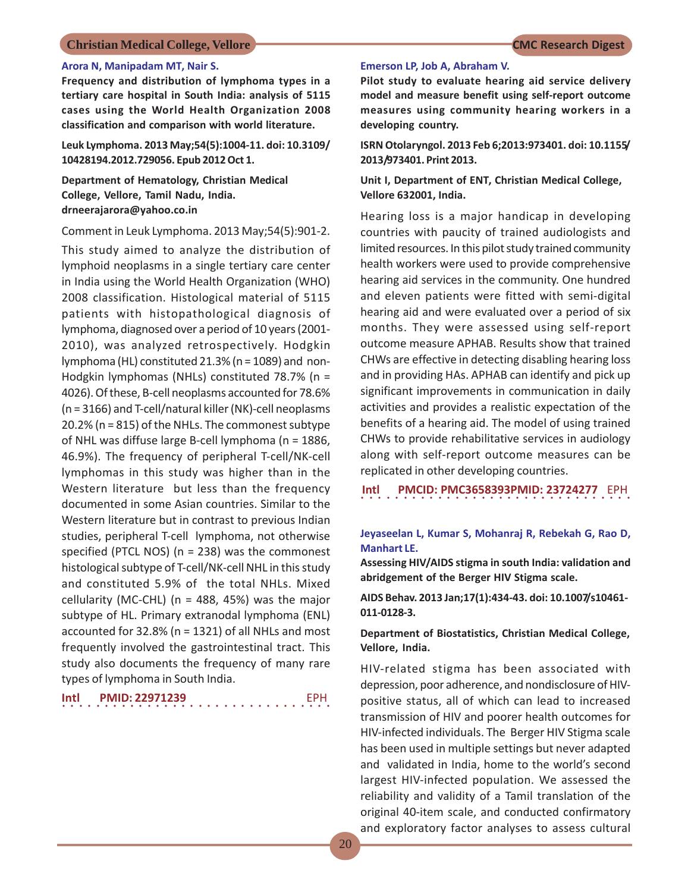**Arora N, Manipadam MT, Nair S.**

**Frequency and distribution of lymphoma types in a tertiary care hospital in South India: analysis of 5115 cases using the World Health Organization 2008 classification and comparison with world literature.**

**Leuk Lymphoma. 2013 May;54(5):1004-11. doi: 10.3109/10428194.2012.729056. Epub 2012 Oct 1.**

**Department of Hematology, Christian Medical College, Vellore, Tamil Nadu, India. drneerajarora@yahoo.co.in**

Comment in Leuk Lymphoma. 2013 May;54(5):901-2.

This study aimed to analyze the distribution of lymphoid neoplasms in a single tertiary care center in India using the World Health Organization (WHO) 2008 classification. Histological material of 5115 patients with histopathological diagnosis of lymphoma, diagnosed over a period of 10 years (2001-2010), was analyzed retrospectively. Hodgkin lymphoma (HL) constituted 21.3% (n = 1089) and non-Hodgkin lymphomas (NHLs) constituted 78.7% (n = 4026). Of these, B-cell neoplasms accounted for 78.6% (n = 3166) and T-cell/natural killer (NK)-cell neoplasms 20.2% (n = 815) of the NHLs. The commonest subtype of NHL was diffuse large B-cell lymphoma (n = 1886, 46.9%). The frequency of peripheral T-cell/NK-cell lymphomas in this study was higher than in the Western literature but less than the frequency documented in some Asian countries. Similar to the Western literature but in contrast to previous Indian studies, peripheral T-cell lymphoma, not otherwise specified (PTCL NOS) (n = 238) was the commonest histological subtype of T-cell/NK-cell NHL in this study and constituted 5.9% of the total NHLs. Mixed cellularity (MC-CHL) (n = 488, 45%) was the major subtype of HL. Primary extranodal lymphoma (ENL) accounted for 32.8% (n = 1321) of all NHLs and most frequently involved the gastrointestinal tract. This study also documents the frequency of many rare types of lymphoma in South India.

**Intl** **PMID: 22971239** EPH

**Emerson LP, Job A, Abraham V.**

**Pilot study to evaluate hearing aid service delivery model and measure benefit using self-report outcome measures using community hearing workers in a developing country.**

**ISRN Otolaryngol. 2013 Feb 6;2013:973401. doi: 10.1155/2013/973401. Print 2013.**

**Unit I, Department of ENT, Christian Medical College, Vellore 632001, India.**

Hearing loss is a major handicap in developing countries with paucity of trained audiologists and limited resources. In this pilot study trained community health workers were used to provide comprehensive hearing aid services in the community. One hundred and eleven patients were fitted with semi-digital hearing aid and were evaluated over a period of six months. They were assessed using self-report outcome measure APHAB. Results show that trained CHWs are effective in detecting disabling hearing loss and in providing HAs. APHAB can identify and pick up significant improvements in communication in daily activities and provides a realistic expectation of the benefits of a hearing aid. The model of using trained CHWs to provide rehabilitative services in audiology along with self-report outcome measures can be replicated in other developing countries.

**Intl** **PMCID: PMC3658393PMID: 23724277** EPH

**Jeyaseelan L, Kumar S, Mohanraj R, Rebekah G, Rao D, Manhart LE.**

**Assessing HIV/AIDS stigma in south India: validation and abridgement of the Berger HIV Stigma scale.**

**AIDS Behav. 2013 Jan;17(1):434-43. doi: 10.1007/s10461-011-0128-3.**

**Department of Biostatistics, Christian Medical College, Vellore, India.**

HIV-related stigma has been associated with depression, poor adherence, and nondisclosure of HIV-positive status, all of which can lead to increased transmission of HIV and poorer health outcomes for HIV-infected individuals. The Berger HIV Stigma scale has been used in multiple settings but never adapted and validated in India, home to the world's second largest HIV-infected population. We assessed the reliability and validity of a Tamil translation of the original 40-item scale, and conducted confirmatory and exploratory factor analyses to assess cultural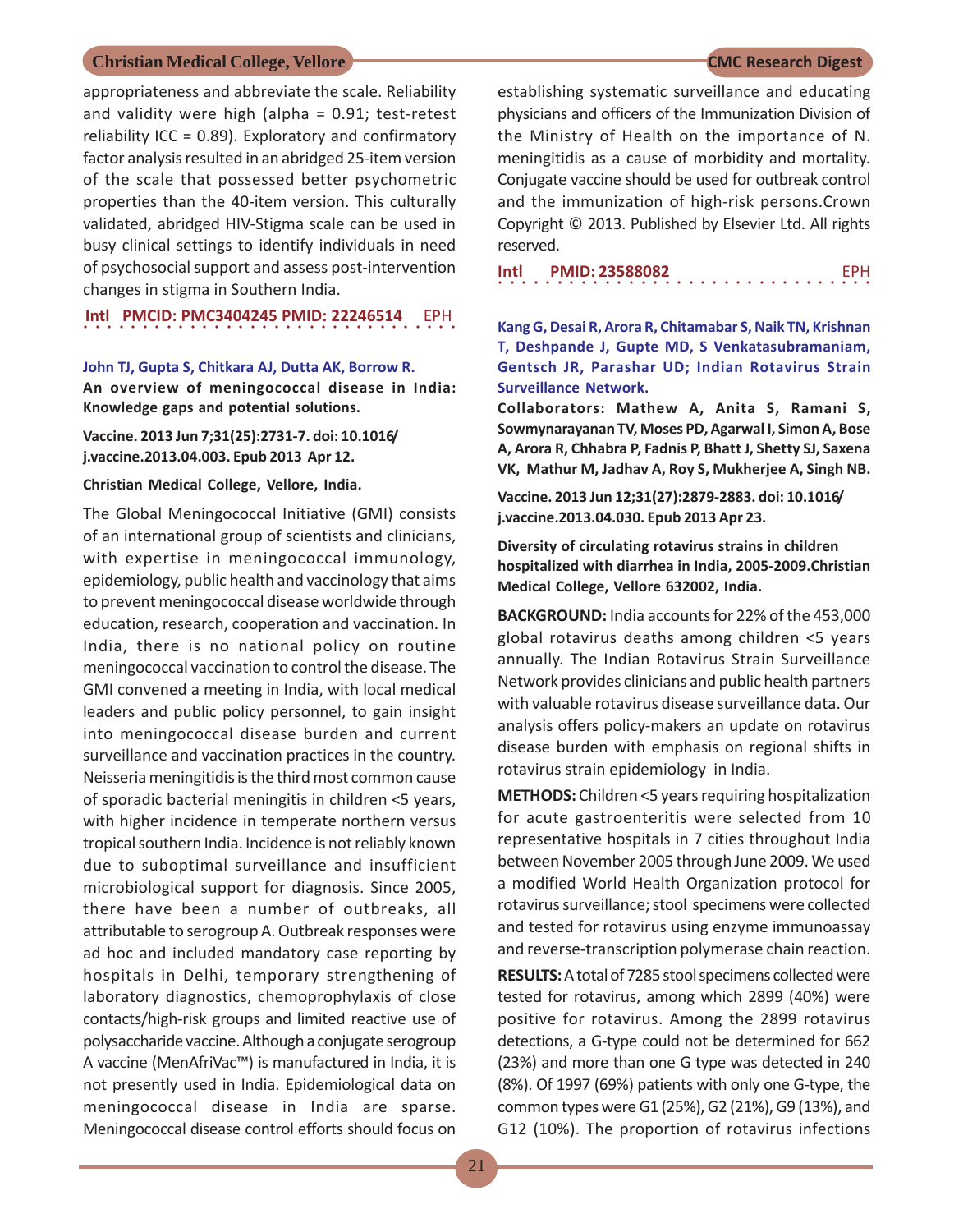appropriateness and abbreviate the scale. Reliability and validity were high (alpha = 0.91; test-retest reliability ICC = 0.89). Exploratory and confirmatory factor analysis resulted in an abridged 25-item version of the scale that possessed better psychometric properties than the 40-item version. This culturally validated, abridged HIV-Stigma scale can be used in busy clinical settings to identify individuals in need of psychosocial support and assess post-intervention changes in stigma in Southern India.

**Intl PMCID: PMC3404245 PMID: 22246514** EPH

**John TJ, Gupta S, Chitkara AJ, Dutta AK, Borrow R.**

**An overview of meningococcal disease in India: Knowledge gaps and potential solutions.**

**Vaccine. 2013 Jun 7;31(25):2731-7. doi: 10.1016/ j.vaccine.2013.04.003. Epub 2013 Apr 12.**

**Christian Medical College, Vellore, India.**

The Global Meningococcal Initiative (GMI) consists of an international group of scientists and clinicians, with expertise in meningococcal immunology, epidemiology, public health and vaccinology that aims to prevent meningococcal disease worldwide through education, research, cooperation and vaccination. In India, there is no national policy on routine meningococcal vaccination to control the disease. The GMI convened a meeting in India, with local medical leaders and public policy personnel, to gain insight into meningococcal disease burden and current surveillance and vaccination practices in the country. Neisseria meningitidis is the third most common cause of sporadic bacterial meningitis in children <5 years, with higher incidence in temperate northern versus tropical southern India. Incidence is not reliably known due to suboptimal surveillance and insufficient microbiological support for diagnosis. Since 2005, there have been a number of outbreaks, all attributable to serogroup A. Outbreak responses were ad hoc and included mandatory case reporting by hospitals in Delhi, temporary strengthening of laboratory diagnostics, chemoprophylaxis of close contacts/high-risk groups and limited reactive use of polysaccharide vaccine. Although a conjugate serogroup A vaccine (MenAfriVac™) is manufactured in India, it is not presently used in India. Epidemiological data on meningococcal disease in India are sparse. Meningococcal disease control efforts should focus on establishing systematic surveillance and educating physicians and officers of the Immunization Division of the Ministry of Health on the importance of N. meningitidis as a cause of morbidity and mortality. Conjugate vaccine should be used for outbreak control and the immunization of high-risk persons.Crown Copyright © 2013. Published by Elsevier Ltd. All rights reserved.

**Intl PMID: 23588082** EPH

**Kang G, Desai R, Arora R, Chitamabar S, Naik TN, Krishnan T, Deshpande J, Gupte MD, S Venkatasubramaniam, Gentsch JR, Parashar UD; Indian Rotavirus Strain Surveillance Network.**

**Collaborators: Mathew A, Anita S, Ramani S, Sowmynarayanan TV, Moses PD, Agarwal I, Simon A, Bose A, Arora R, Chhabra P, Fadnis P, Bhatt J, Shetty SJ, Saxena VK, Mathur M, Jadhav A, Roy S, Mukherjee A, Singh NB.**

**Vaccine. 2013 Jun 12;31(27):2879-2883. doi: 10.1016/ j.vaccine.2013.04.030. Epub 2013 Apr 23.**

**Diversity of circulating rotavirus strains in children hospitalized with diarrhea in India, 2005-2009.Christian Medical College, Vellore 632002, India.**

**BACKGROUND:** India accounts for 22% of the 453,000 global rotavirus deaths among children <5 years annually. The Indian Rotavirus Strain Surveillance Network provides clinicians and public health partners with valuable rotavirus disease surveillance data. Our analysis offers policy-makers an update on rotavirus disease burden with emphasis on regional shifts in rotavirus strain epidemiology in India.

**METHODS:** Children <5 years requiring hospitalization for acute gastroenteritis were selected from 10 representative hospitals in 7 cities throughout India between November 2005 through June 2009. We used a modified World Health Organization protocol for rotavirus surveillance; stool specimens were collected and tested for rotavirus using enzyme immunoassay and reverse-transcription polymerase chain reaction.

**RESULTS:** A total of 7285 stool specimens collected were tested for rotavirus, among which 2899 (40%) were positive for rotavirus. Among the 2899 rotavirus detections, a G-type could not be determined for 662 (23%) and more than one G type was detected in 240 (8%). Of 1997 (69%) patients with only one G-type, the common types were G1 (25%), G2 (21%), G9 (13%), and G12 (10%). The proportion of rotavirus infections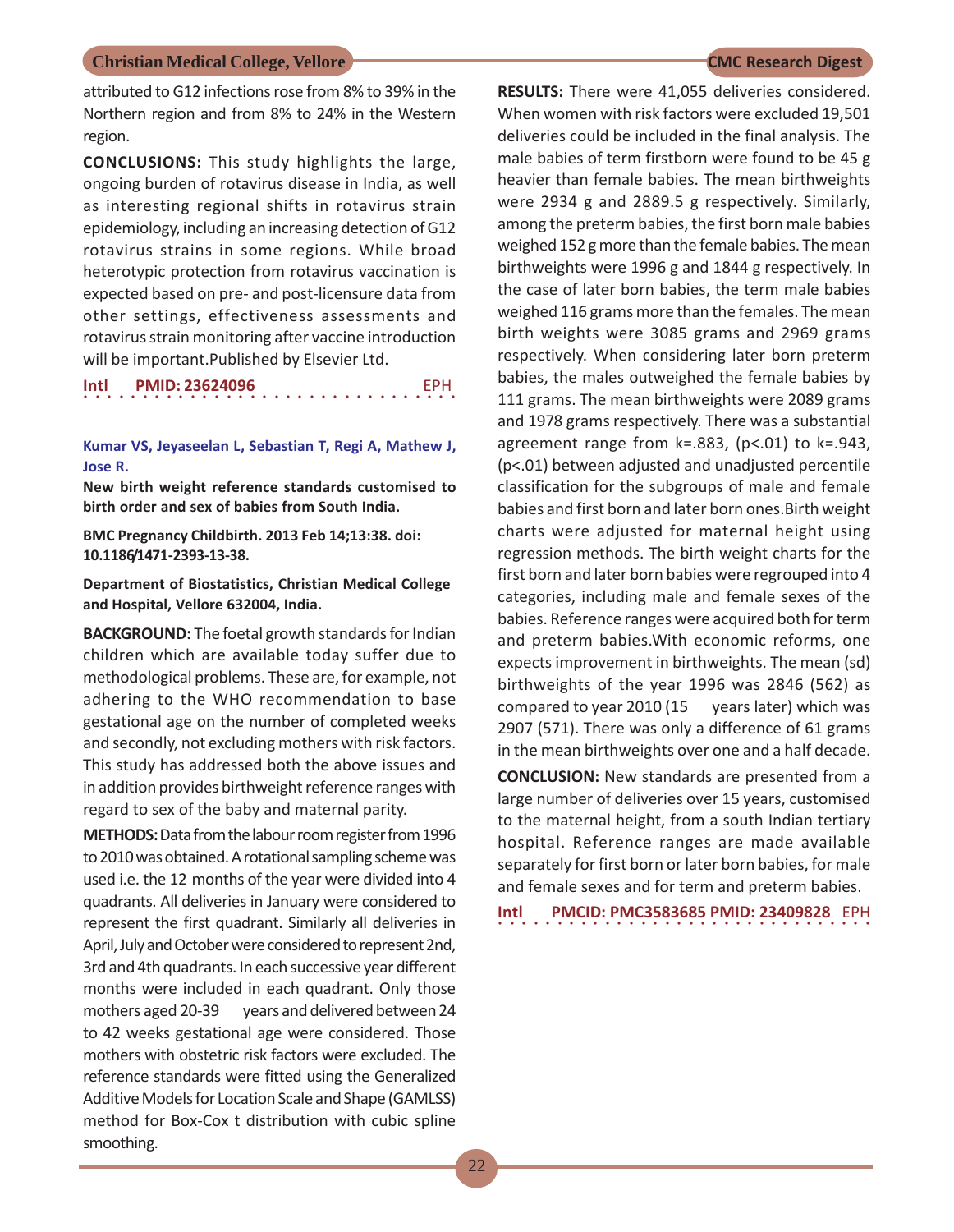attributed to G12 infections rose from 8% to 39% in the Northern region and from 8% to 24% in the Western region.

**CONCLUSIONS:** This study highlights the large, ongoing burden of rotavirus disease in India, as well as interesting regional shifts in rotavirus strain epidemiology, including an increasing detection of G12 rotavirus strains in some regions. While broad heterotypic protection from rotavirus vaccination is expected based on pre- and post-licensure data from other settings, effectiveness assessments and rotavirus strain monitoring after vaccine introduction will be important.Published by Elsevier Ltd.

**Intl PMID: 23624096** EPH

**Kumar VS, Jeyaseelan L, Sebastian T, Regi A, Mathew J, Jose R.**

**New birth weight reference standards customised to birth order and sex of babies from South India.**

**BMC Pregnancy Childbirth. 2013 Feb 14;13:38. doi: 10.1186/1471-2393-13-38.**

**Department of Biostatistics, Christian Medical College and Hospital, Vellore 632004, India.**

**BACKGROUND:** The foetal growth standards for Indian children which are available today suffer due to methodological problems. These are, for example, not adhering to the WHO recommendation to base gestational age on the number of completed weeks and secondly, not excluding mothers with risk factors. This study has addressed both the above issues and in addition provides birthweight reference ranges with regard to sex of the baby and maternal parity.

**METHODS:** Data from the labour room register from 1996 to 2010 was obtained. A rotational sampling scheme was used i.e. the 12 months of the year were divided into 4 quadrants. All deliveries in January were considered to represent the first quadrant. Similarly all deliveries in April, July and October were considered to represent 2nd, 3rd and 4th quadrants. In each successive year different months were included in each quadrant. Only those mothers aged 20-39 years and delivered between 24 to 42 weeks gestational age were considered. Those mothers with obstetric risk factors were excluded. The reference standards were fitted using the Generalized Additive Models for Location Scale and Shape (GAMLSS) method for Box-Cox t distribution with cubic spline smoothing.

**RESULTS:** There were 41,055 deliveries considered. When women with risk factors were excluded 19,501 deliveries could be included in the final analysis. The male babies of term firstborn were found to be 45 g heavier than female babies. The mean birthweights were 2934 g and 2889.5 g respectively. Similarly, among the preterm babies, the first born male babies weighed 152 g more than the female babies. The mean birthweights were 1996 g and 1844 g respectively. In the case of later born babies, the term male babies weighed 116 grams more than the females. The mean birth weights were 3085 grams and 2969 grams respectively. When considering later born preterm babies, the males outweighed the female babies by 111 grams. The mean birthweights were 2089 grams and 1978 grams respectively. There was a substantial agreement range from k=.883, (p<.01) to k=.943, (p<.01) between adjusted and unadjusted percentile classification for the subgroups of male and female babies and first born and later born ones.Birth weight charts were adjusted for maternal height using regression methods. The birth weight charts for the first born and later born babies were regrouped into 4 categories, including male and female sexes of the babies. Reference ranges were acquired both for term and preterm babies.With economic reforms, one expects improvement in birthweights. The mean (sd) birthweights of the year 1996 was 2846 (562) as compared to year 2010 (15 years later) which was 2907 (571). There was only a difference of 61 grams in the mean birthweights over one and a half decade.

**CONCLUSION:** New standards are presented from a large number of deliveries over 15 years, customised to the maternal height, from a south Indian tertiary hospital. Reference ranges are made available separately for first born or later born babies, for male and female sexes and for term and preterm babies.

**Intl PMCID: PMC3583685 PMID: 23409828** EPH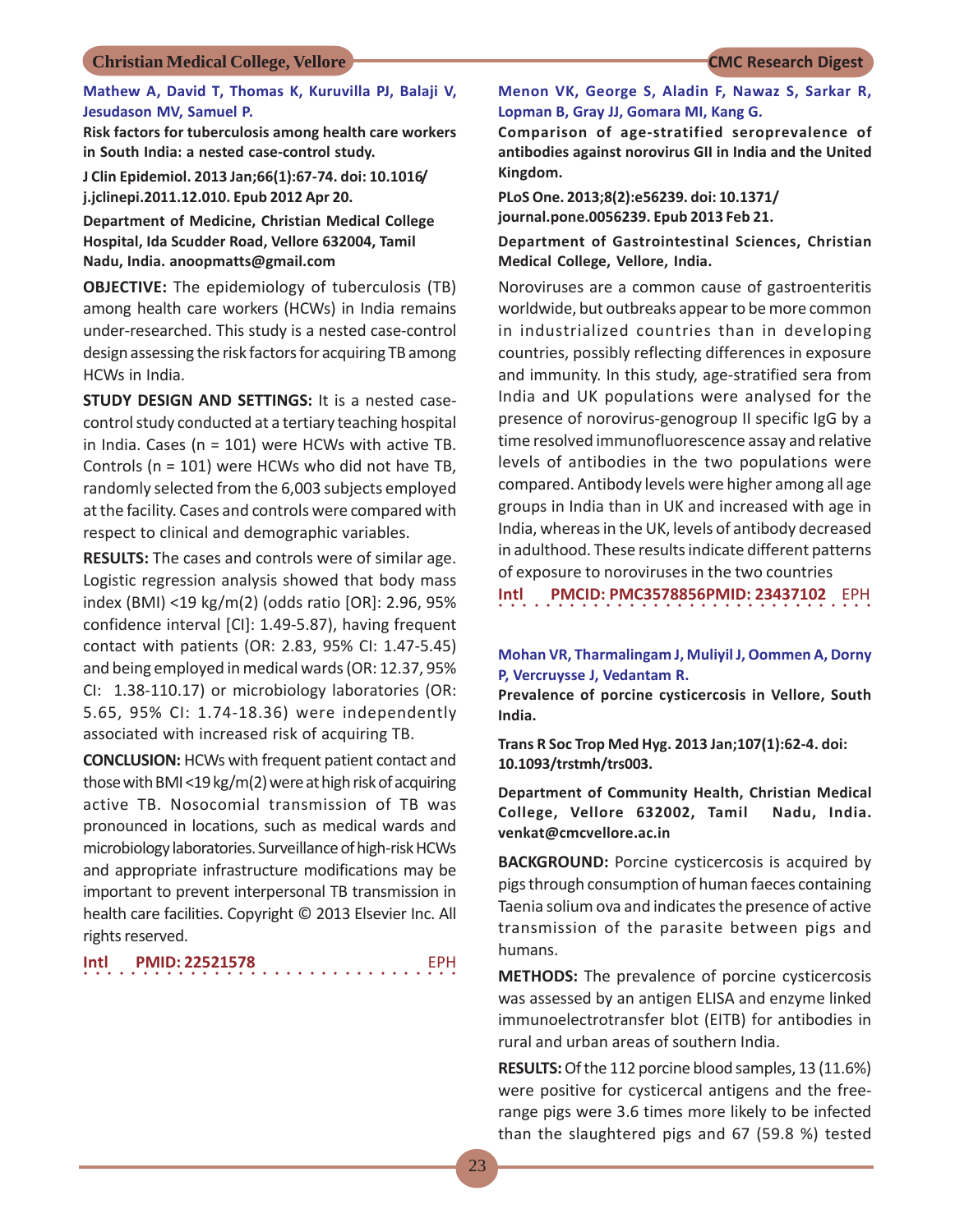**Mathew A, David T, Thomas K, Kuruvilla PJ, Balaji V, Jesudason MV, Samuel P.**

**Risk factors for tuberculosis among health care workers in South India: a nested case-control study.**

**J Clin Epidemiol. 2013 Jan;66(1):67-74. doi: 10.1016/j.jclinepi.2011.12.010. Epub 2012 Apr 20.**

**Department of Medicine, Christian Medical College Hospital, Ida Scudder Road, Vellore 632004, Tamil Nadu, India. anoopmatts@gmail.com**

**OBJECTIVE:** The epidemiology of tuberculosis (TB) among health care workers (HCWs) in India remains under-researched. This study is a nested case-control design assessing the risk factors for acquiring TB among HCWs in India.

**STUDY DESIGN AND SETTINGS:** It is a nested case-control study conducted at a tertiary teaching hospital in India. Cases (n = 101) were HCWs with active TB. Controls (n = 101) were HCWs who did not have TB, randomly selected from the 6,003 subjects employed at the facility. Cases and controls were compared with respect to clinical and demographic variables.

**RESULTS:** The cases and controls were of similar age. Logistic regression analysis showed that body mass index (BMI) <19 kg/m(2) (odds ratio [OR]: 2.96, 95% confidence interval [CI]: 1.49-5.87), having frequent contact with patients (OR: 2.83, 95% CI: 1.47-5.45) and being employed in medical wards (OR: 12.37, 95% CI: 1.38-110.17) or microbiology laboratories (OR: 5.65, 95% CI: 1.74-18.36) were independently associated with increased risk of acquiring TB.

**CONCLUSION:** HCWs with frequent patient contact and those with BMI <19 kg/m(2) were at high risk of acquiring active TB. Nosocomial transmission of TB was pronounced in locations, such as medical wards and microbiology laboratories. Surveillance of high-risk HCWs and appropriate infrastructure modifications may be important to prevent interpersonal TB transmission in health care facilities. Copyright © 2013 Elsevier Inc. All rights reserved.

**Intl** **PMID: 22521578** EPH

**Menon VK, George S, Aladin F, Nawaz S, Sarkar R, Lopman B, Gray JJ, Gomara MI, Kang G.**

**Comparison of age-stratified seroprevalence of antibodies against norovirus GII in India and the United Kingdom.**

**PLoS One. 2013;8(2):e56239. doi: 10.1371/journal.pone.0056239. Epub 2013 Feb 21.**

**Department of Gastrointestinal Sciences, Christian Medical College, Vellore, India.**

Noroviruses are a common cause of gastroenteritis worldwide, but outbreaks appear to be more common in industrialized countries than in developing countries, possibly reflecting differences in exposure and immunity. In this study, age-stratified sera from India and UK populations were analysed for the presence of norovirus-genogroup II specific IgG by a time resolved immunofluorescence assay and relative levels of antibodies in the two populations were compared. Antibody levels were higher among all age groups in India than in UK and increased with age in India, whereas in the UK, levels of antibody decreased in adulthood. These results indicate different patterns of exposure to noroviruses in the two countries

**Intl** **PMCID: PMC3578856PMID: 23437102** EPH

**Mohan VR, Tharmalingam J, Muliyil J, Oommen A, Dorny P, Vercruysse J, Vedantam R.**

**Prevalence of porcine cysticercosis in Vellore, South India.**

**Trans R Soc Trop Med Hyg. 2013 Jan;107(1):62-4. doi: 10.1093/trstmh/trs003.**

**Department of Community Health, Christian Medical College, Vellore 632002, Tamil Nadu, India. venkat@cmcvellore.ac.in**

**BACKGROUND:** Porcine cysticercosis is acquired by pigs through consumption of human faeces containing Taenia solium ova and indicates the presence of active transmission of the parasite between pigs and humans.

**METHODS:** The prevalence of porcine cysticercosis was assessed by an antigen ELISA and enzyme linked immunoelectrotransfer blot (EITB) for antibodies in rural and urban areas of southern India.

**RESULTS:** Of the 112 porcine blood samples, 13 (11.6%) were positive for cysticercal antigens and the free-range pigs were 3.6 times more likely to be infected than the slaughtered pigs and 67 (59.8 %) tested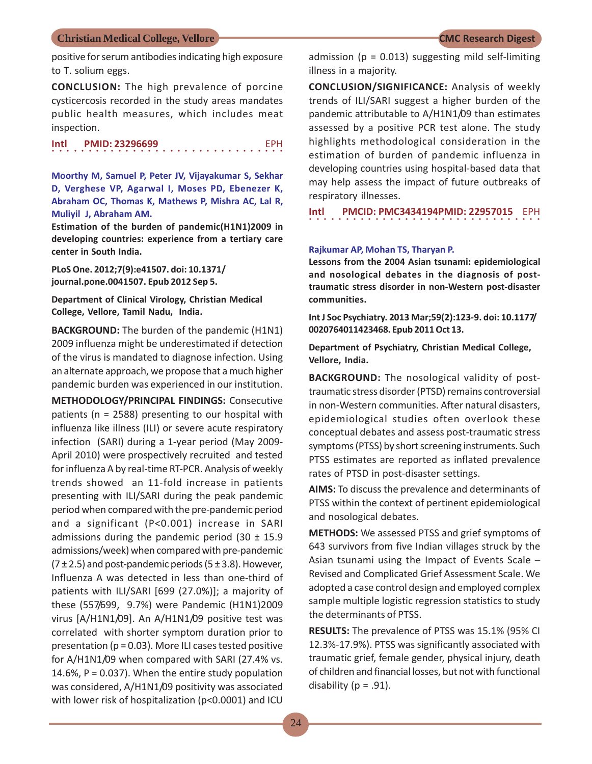positive for serum antibodies indicating high exposure to T. solium eggs.

**CONCLUSION:** The high prevalence of porcine cysticercosis recorded in the study areas mandates public health measures, which includes meat inspection.

**Intl** **PMID: 23296699** EPH

**Moorthy M, Samuel P, Peter JV, Vijayakumar S, Sekhar D, Verghese VP, Agarwal I, Moses PD, Ebenezer K, Abraham OC, Thomas K, Mathews P, Mishra AC, Lal R, Muliyil J, Abraham AM.**

**Estimation of the burden of pandemic(H1N1)2009 in developing countries: experience from a tertiary care center in South India.**

**PLoS One. 2012;7(9):e41507. doi: 10.1371/journal.pone.0041507. Epub 2012 Sep 5.**

**Department of Clinical Virology, Christian Medical College, Vellore, Tamil Nadu, India.**

**BACKGROUND:** The burden of the pandemic (H1N1) 2009 influenza might be underestimated if detection of the virus is mandated to diagnose infection. Using an alternate approach, we propose that a much higher pandemic burden was experienced in our institution.

**METHODOLOGY/PRINCIPAL FINDINGS:** Consecutive patients (n = 2588) presenting to our hospital with influenza like illness (ILI) or severe acute respiratory infection (SARI) during a 1-year period (May 2009-April 2010) were prospectively recruited and tested for influenza A by real-time RT-PCR. Analysis of weekly trends showed an 11-fold increase in patients presenting with ILI/SARI during the peak pandemic period when compared with the pre-pandemic period and a significant (P<0.001) increase in SARI admissions during the pandemic period (30 ± 15.9 admissions/week) when compared with pre-pandemic (7 ± 2.5) and post-pandemic periods (5 ± 3.8). However, Influenza A was detected in less than one-third of patients with ILI/SARI [699 (27.0%)]; a majority of these (557/699, 9.7%) were Pandemic (H1N1)2009 virus [A/H1N1/09]. An A/H1N1/09 positive test was correlated with shorter symptom duration prior to presentation (p = 0.03). More ILI cases tested positive for A/H1N1/09 when compared with SARI (27.4% vs. 14.6%, P = 0.037). When the entire study population was considered, A/H1N1/09 positivity was associated with lower risk of hospitalization (p<0.0001) and ICU admission (p = 0.013) suggesting mild self-limiting illness in a majority.

**CONCLUSION/SIGNIFICANCE:** Analysis of weekly trends of ILI/SARI suggest a higher burden of the pandemic attributable to A/H1N1/09 than estimates assessed by a positive PCR test alone. The study highlights methodological consideration in the estimation of burden of pandemic influenza in developing countries using hospital-based data that may help assess the impact of future outbreaks of respiratory illnesses.

**Intl** **PMCID: PMC3434194PMID: 22957015** EPH

**Rajkumar AP, Mohan TS, Tharyan P.**

**Lessons from the 2004 Asian tsunami: epidemiological and nosological debates in the diagnosis of post-traumatic stress disorder in non-Western post-disaster communities.**

**Int J Soc Psychiatry. 2013 Mar;59(2):123-9. doi: 10.1177/0020764011423468. Epub 2011 Oct 13.**

**Department of Psychiatry, Christian Medical College, Vellore, India.**

**BACKGROUND:** The nosological validity of post-traumatic stress disorder (PTSD) remains controversial in non-Western communities. After natural disasters, epidemiological studies often overlook these conceptual debates and assess post-traumatic stress symptoms (PTSS) by short screening instruments. Such PTSS estimates are reported as inflated prevalence rates of PTSD in post-disaster settings.

**AIMS:** To discuss the prevalence and determinants of PTSS within the context of pertinent epidemiological and nosological debates.

**METHODS:** We assessed PTSS and grief symptoms of 643 survivors from five Indian villages struck by the Asian tsunami using the Impact of Events Scale – Revised and Complicated Grief Assessment Scale. We adopted a case control design and employed complex sample multiple logistic regression statistics to study the determinants of PTSS.

**RESULTS:** The prevalence of PTSS was 15.1% (95% CI 12.3%-17.9%). PTSS was significantly associated with traumatic grief, female gender, physical injury, death of children and financial losses, but not with functional disability (p = .91).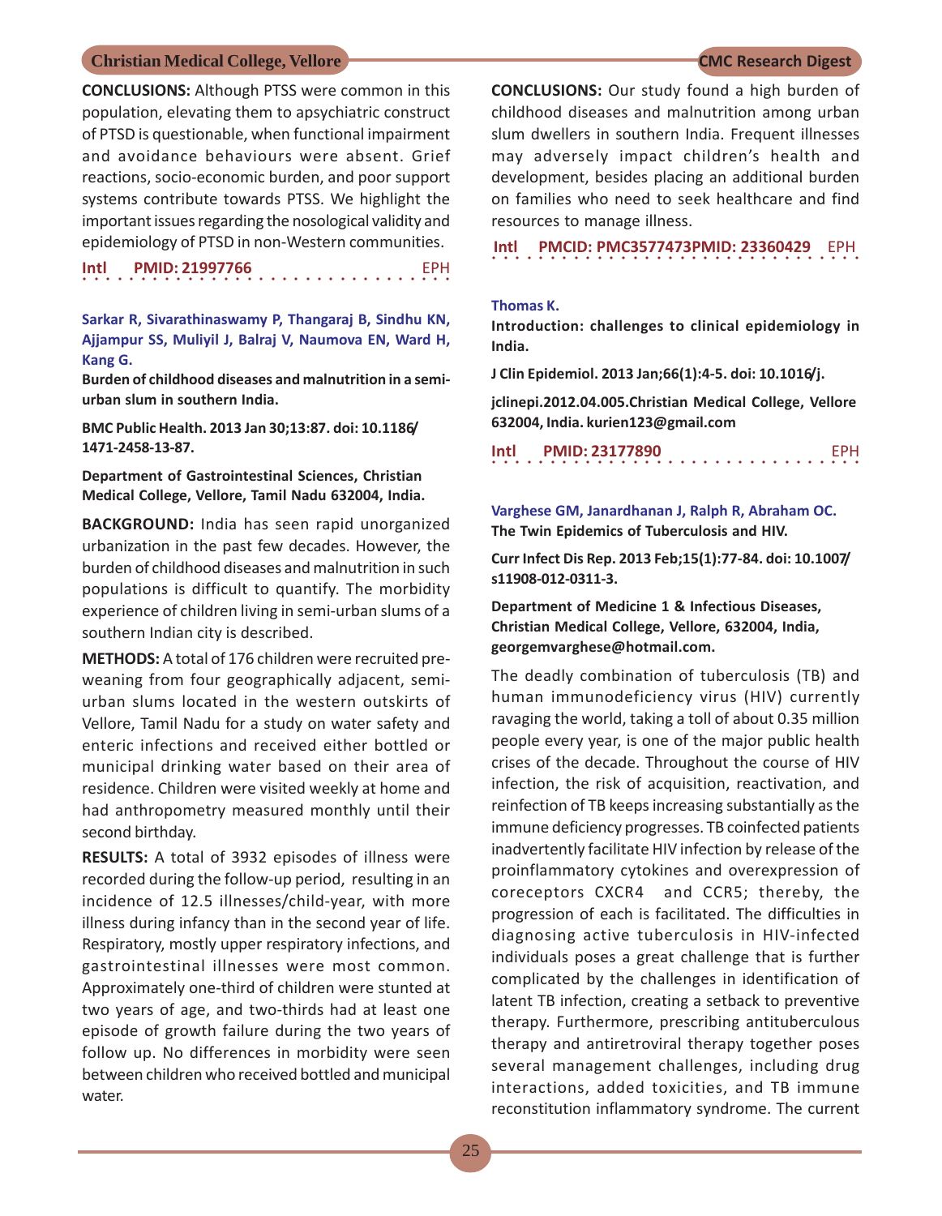**CONCLUSIONS:** Although PTSS were common in this population, elevating them to apsychiatric construct of PTSD is questionable, when functional impairment and avoidance behaviours were absent. Grief reactions, socio-economic burden, and poor support systems contribute towards PTSS. We highlight the important issues regarding the nosological validity and epidemiology of PTSD in non-Western communities.

**Intl PMID: 21997766** EPH

**Sarkar R, Sivarathinaswamy P, Thangaraj B, Sindhu KN, Ajjampur SS, Muliyil J, Balraj V, Naumova EN, Ward H, Kang G.**

**Burden of childhood diseases and malnutrition in a semi-urban slum in southern India.**

**BMC Public Health. 2013 Jan 30;13:87. doi: 10.1186/ 1471-2458-13-87.**

**Department of Gastrointestinal Sciences, Christian Medical College, Vellore, Tamil Nadu 632004, India.**

**BACKGROUND:** India has seen rapid unorganized urbanization in the past few decades. However, the burden of childhood diseases and malnutrition in such populations is difficult to quantify. The morbidity experience of children living in semi-urban slums of a southern Indian city is described.

**METHODS:** A total of 176 children were recruited pre-weaning from four geographically adjacent, semi-urban slums located in the western outskirts of Vellore, Tamil Nadu for a study on water safety and enteric infections and received either bottled or municipal drinking water based on their area of residence. Children were visited weekly at home and had anthropometry measured monthly until their second birthday.

**RESULTS:** A total of 3932 episodes of illness were recorded during the follow-up period, resulting in an incidence of 12.5 illnesses/child-year, with more illness during infancy than in the second year of life. Respiratory, mostly upper respiratory infections, and gastrointestinal illnesses were most common. Approximately one-third of children were stunted at two years of age, and two-thirds had at least one episode of growth failure during the two years of follow up. No differences in morbidity were seen between children who received bottled and municipal water.

**CONCLUSIONS:** Our study found a high burden of childhood diseases and malnutrition among urban slum dwellers in southern India. Frequent illnesses may adversely impact children's health and development, besides placing an additional burden on families who need to seek healthcare and find resources to manage illness.

**Intl PMCID: PMC3577473PMID: 23360429** EPH

**Thomas K.**

**Introduction: challenges to clinical epidemiology in India.**

**J Clin Epidemiol. 2013 Jan;66(1):4-5. doi: 10.1016/j.**

**jclinepi.2012.04.005.Christian Medical College, Vellore 632004, India. kurien123@gmail.com**

**Intl PMID: 23177890** EPH

**Varghese GM, Janardhanan J, Ralph R, Abraham OC.**

**The Twin Epidemics of Tuberculosis and HIV.**

**Curr Infect Dis Rep. 2013 Feb;15(1):77-84. doi: 10.1007/ s11908-012-0311-3.**

**Department of Medicine 1 & Infectious Diseases, Christian Medical College, Vellore, 632004, India, georgemvarghese@hotmail.com.**

The deadly combination of tuberculosis (TB) and human immunodeficiency virus (HIV) currently ravaging the world, taking a toll of about 0.35 million people every year, is one of the major public health crises of the decade. Throughout the course of HIV infection, the risk of acquisition, reactivation, and reinfection of TB keeps increasing substantially as the immune deficiency progresses. TB coinfected patients inadvertently facilitate HIV infection by release of the proinflammatory cytokines and overexpression of coreceptors CXCR4 and CCR5; thereby, the progression of each is facilitated. The difficulties in diagnosing active tuberculosis in HIV-infected individuals poses a great challenge that is further complicated by the challenges in identification of latent TB infection, creating a setback to preventive therapy. Furthermore, prescribing antituberculous therapy and antiretroviral therapy together poses several management challenges, including drug interactions, added toxicities, and TB immune reconstitution inflammatory syndrome. The current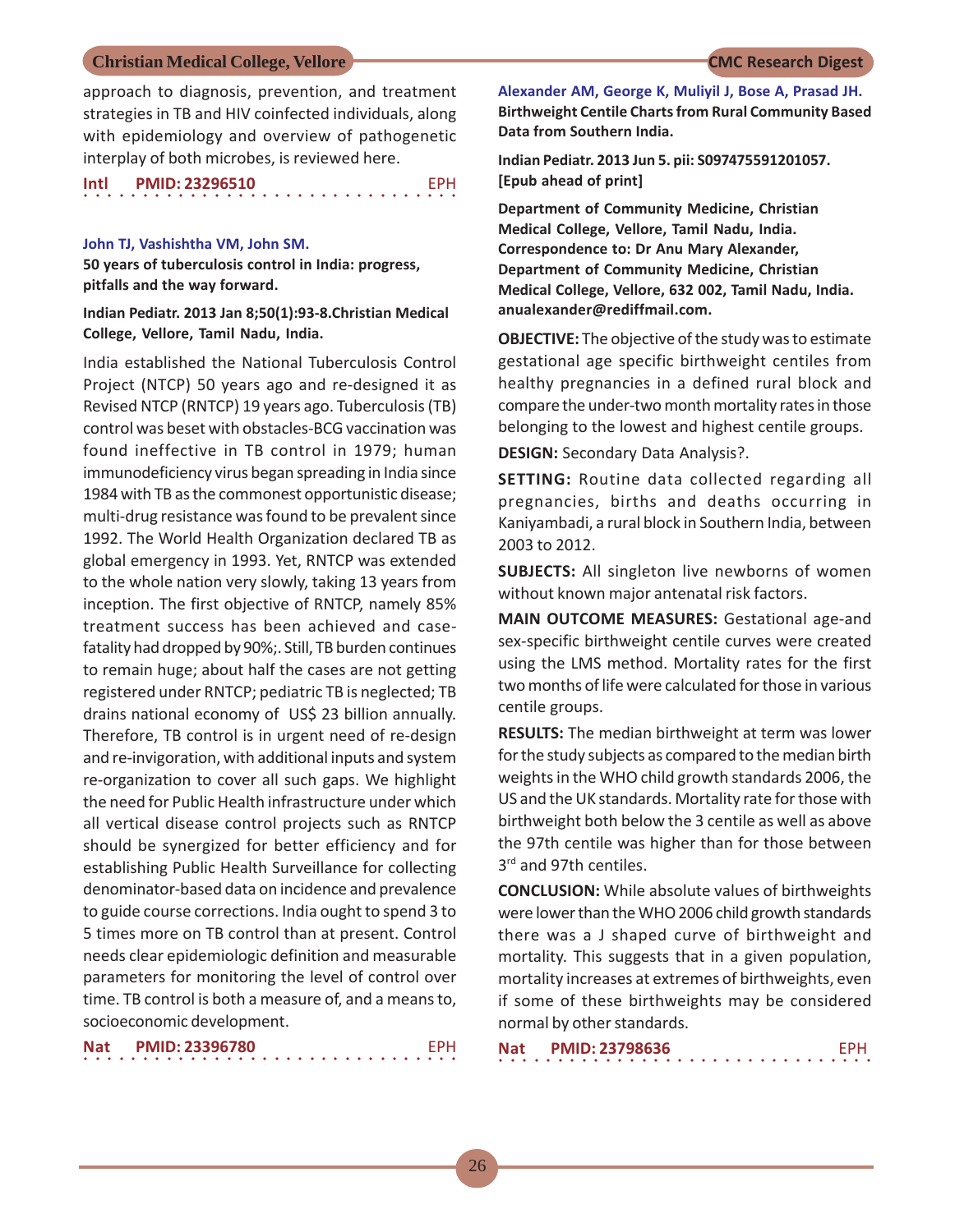approach to diagnosis, prevention, and treatment strategies in TB and HIV coinfected individuals, along with epidemiology and overview of pathogenetic interplay of both microbes, is reviewed here.

**Intl PMID: 23296510** EPH

---

**John TJ, Vashishtha VM, John SM.**

**50 years of tuberculosis control in India: progress, pitfalls and the way forward.**

**Indian Pediatr. 2013 Jan 8;50(1):93-8.Christian Medical College, Vellore, Tamil Nadu, India.**

India established the National Tuberculosis Control Project (NTCP) 50 years ago and re-designed it as Revised NTCP (RNTCP) 19 years ago. Tuberculosis (TB) control was beset with obstacles-BCG vaccination was found ineffective in TB control in 1979; human immunodeficiency virus began spreading in India since 1984 with TB as the commonest opportunistic disease; multi-drug resistance was found to be prevalent since 1992. The World Health Organization declared TB as global emergency in 1993. Yet, RNTCP was extended to the whole nation very slowly, taking 13 years from inception. The first objective of RNTCP, namely 85% treatment success has been achieved and case-fatality had dropped by 90%;. Still, TB burden continues to remain huge; about half the cases are not getting registered under RNTCP; pediatric TB is neglected; TB drains national economy of US$ 23 billion annually. Therefore, TB control is in urgent need of re-design and re-invigoration, with additional inputs and system re-organization to cover all such gaps. We highlight the need for Public Health infrastructure under which all vertical disease control projects such as RNTCP should be synergized for better efficiency and for establishing Public Health Surveillance for collecting denominator-based data on incidence and prevalence to guide course corrections. India ought to spend 3 to 5 times more on TB control than at present. Control needs clear epidemiologic definition and measurable parameters for monitoring the level of control over time. TB control is both a measure of, and a means to, socioeconomic development.

**Nat PMID: 23396780** EPH

---

**Alexander AM, George K, Muliyil J, Bose A, Prasad JH.**

**Birthweight Centile Charts from Rural Community Based Data from Southern India.**

**Indian Pediatr. 2013 Jun 5. pii: S097475591201057. [Epub ahead of print]**

**Department of Community Medicine, Christian Medical College, Vellore, Tamil Nadu, India. Correspondence to: Dr Anu Mary Alexander, Department of Community Medicine, Christian Medical College, Vellore, 632 002, Tamil Nadu, India. anualexander@rediffmail.com.**

**OBJECTIVE:** The objective of the study was to estimate gestational age specific birthweight centiles from healthy pregnancies in a defined rural block and compare the under-two month mortality rates in those belonging to the lowest and highest centile groups.

**DESIGN:** Secondary Data Analysis?.

**SETTING:** Routine data collected regarding all pregnancies, births and deaths occurring in Kaniyambadi, a rural block in Southern India, between 2003 to 2012.

**SUBJECTS:** All singleton live newborns of women without known major antenatal risk factors.

**MAIN OUTCOME MEASURES:** Gestational age-and sex-specific birthweight centile curves were created using the LMS method. Mortality rates for the first two months of life were calculated for those in various centile groups.

**RESULTS:** The median birthweight at term was lower for the study subjects as compared to the median birth weights in the WHO child growth standards 2006, the US and the UK standards. Mortality rate for those with birthweight both below the 3 centile as well as above the 97th centile was higher than for those between 3rd and 97th centiles.

**CONCLUSION:** While absolute values of birthweights were lower than the WHO 2006 child growth standards there was a J shaped curve of birthweight and mortality. This suggests that in a given population, mortality increases at extremes of birthweights, even if some of these birthweights may be considered normal by other standards.

**Nat PMID: 23798636** EPH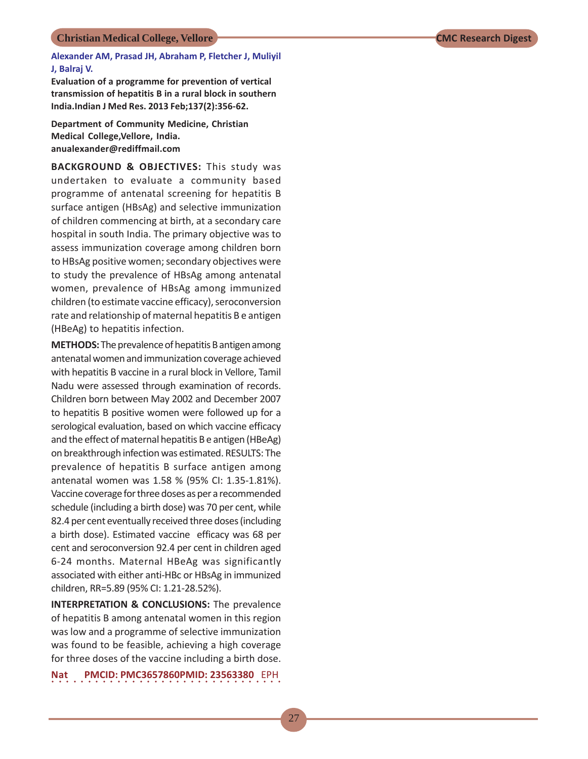**Alexander AM, Prasad JH, Abraham P, Fletcher J, Muliyil J, Balraj V.**

**Evaluation of a programme for prevention of vertical transmission of hepatitis B in a rural block in southern India.Indian J Med Res. 2013 Feb;137(2):356-62.**

**Department of Community Medicine, Christian Medical College,Vellore, India. anualexander@rediffmail.com**

**BACKGROUND & OBJECTIVES:** This study was undertaken to evaluate a community based programme of antenatal screening for hepatitis B surface antigen (HBsAg) and selective immunization of children commencing at birth, at a secondary care hospital in south India. The primary objective was to assess immunization coverage among children born to HBsAg positive women; secondary objectives were to study the prevalence of HBsAg among antenatal women, prevalence of HBsAg among immunized children (to estimate vaccine efficacy), seroconversion rate and relationship of maternal hepatitis B e antigen (HBeAg) to hepatitis infection.

**METHODS:** The prevalence of hepatitis B antigen among antenatal women and immunization coverage achieved with hepatitis B vaccine in a rural block in Vellore, Tamil Nadu were assessed through examination of records. Children born between May 2002 and December 2007 to hepatitis B positive women were followed up for a serological evaluation, based on which vaccine efficacy and the effect of maternal hepatitis B e antigen (HBeAg) on breakthrough infection was estimated. RESULTS: The prevalence of hepatitis B surface antigen among antenatal women was 1.58 % (95% CI: 1.35-1.81%). Vaccine coverage for three doses as per a recommended schedule (including a birth dose) was 70 per cent, while 82.4 per cent eventually received three doses (including a birth dose). Estimated vaccine efficacy was 68 per cent and seroconversion 92.4 per cent in children aged 6-24 months. Maternal HBeAg was significantly associated with either anti-HBc or HBsAg in immunized children, RR=5.89 (95% CI: 1.21-28.52%).

**INTERPRETATION & CONCLUSIONS:** The prevalence of hepatitis B among antenatal women in this region was low and a programme of selective immunization was found to be feasible, achieving a high coverage for three doses of the vaccine including a birth dose.

**Nat** **PMCID: PMC3657860PMID: 23563380** EPH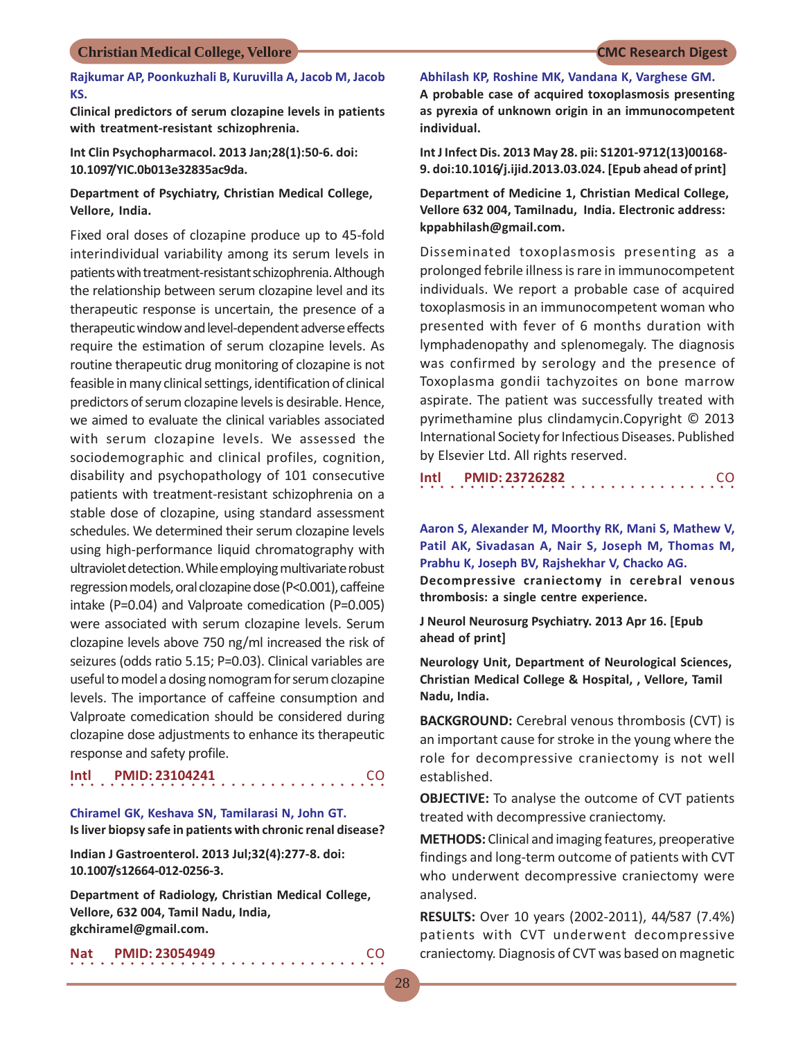**Rajkumar AP, Poonkuzhali B, Kuruvilla A, Jacob M, Jacob KS.**

**Clinical predictors of serum clozapine levels in patients with treatment-resistant schizophrenia.**

**Int Clin Psychopharmacol. 2013 Jan;28(1):50-6. doi: 10.1097/YIC.0b013e32835ac9da.**

**Department of Psychiatry, Christian Medical College, Vellore, India.**

Fixed oral doses of clozapine produce up to 45-fold interindividual variability among its serum levels in patients with treatment-resistant schizophrenia. Although the relationship between serum clozapine level and its therapeutic response is uncertain, the presence of a therapeutic window and level-dependent adverse effects require the estimation of serum clozapine levels. As routine therapeutic drug monitoring of clozapine is not feasible in many clinical settings, identification of clinical predictors of serum clozapine levels is desirable. Hence, we aimed to evaluate the clinical variables associated with serum clozapine levels. We assessed the sociodemographic and clinical profiles, cognition, disability and psychopathology of 101 consecutive patients with treatment-resistant schizophrenia on a stable dose of clozapine, using standard assessment schedules. We determined their serum clozapine levels using high-performance liquid chromatography with ultraviolet detection. While employing multivariate robust regression models, oral clozapine dose ($P<0.001$), caffeine intake ($P=0.04$) and Valproate comedication ($P=0.005$) were associated with serum clozapine levels. Serum clozapine levels above 750 ng/ml increased the risk of seizures (odds ratio 5.15; $P=0.03$). Clinical variables are useful to model a dosing nomogram for serum clozapine levels. The importance of caffeine consumption and Valproate comedication should be considered during clozapine dose adjustments to enhance its therapeutic response and safety profile.

**Intl PMID: 23104241 CO**

**Chiramel GK, Keshava SN, Tamilarasi N, John GT.**

**Is liver biopsy safe in patients with chronic renal disease?**

**Indian J Gastroenterol. 2013 Jul;32(4):277-8. doi: 10.1007/s12664-012-0256-3.**

**Department of Radiology, Christian Medical College, Vellore, 632 004, Tamil Nadu, India, gkchiramel@gmail.com.**

**Nat PMID: 23054949 CO**

**Abhilash KP, Roshine MK, Vandana K, Varghese GM.**

**A probable case of acquired toxoplasmosis presenting as pyrexia of unknown origin in an immunocompetent individual.**

**Int J Infect Dis. 2013 May 28. pii: S1201-9712(13)00168-9. doi:10.1016/j.ijid.2013.03.024. [Epub ahead of print]**

**Department of Medicine 1, Christian Medical College, Vellore 632 004, Tamilnadu, India. Electronic address: kppabhilash@gmail.com.**

Disseminated toxoplasmosis presenting as a prolonged febrile illness is rare in immunocompetent individuals. We report a probable case of acquired toxoplasmosis in an immunocompetent woman who presented with fever of 6 months duration with lymphadenopathy and splenomegaly. The diagnosis was confirmed by serology and the presence of Toxoplasma gondii tachyzoites on bone marrow aspirate. The patient was successfully treated with pyrimethamine plus clindamycin.Copyright © 2013 International Society for Infectious Diseases. Published by Elsevier Ltd. All rights reserved.

**Intl PMID: 23726282 CO**

**Aaron S, Alexander M, Moorthy RK, Mani S, Mathew V, Patil AK, Sivadasan A, Nair S, Joseph M, Thomas M, Prabhu K, Joseph BV, Rajshekhar V, Chacko AG.**

**Decompressive craniectomy in cerebral venous thrombosis: a single centre experience.**

**J Neurol Neurosurg Psychiatry. 2013 Apr 16. [Epub ahead of print]**

**Neurology Unit, Department of Neurological Sciences, Christian Medical College & Hospital, , Vellore, Tamil Nadu, India.**

**BACKGROUND:** Cerebral venous thrombosis (CVT) is an important cause for stroke in the young where the role for decompressive craniectomy is not well established.

**OBJECTIVE:** To analyse the outcome of CVT patients treated with decompressive craniectomy.

**METHODS:** Clinical and imaging features, preoperative findings and long-term outcome of patients with CVT who underwent decompressive craniectomy were analysed.

**RESULTS:** Over 10 years (2002-2011), 44/587 (7.4%) patients with CVT underwent decompressive craniectomy. Diagnosis of CVT was based on magnetic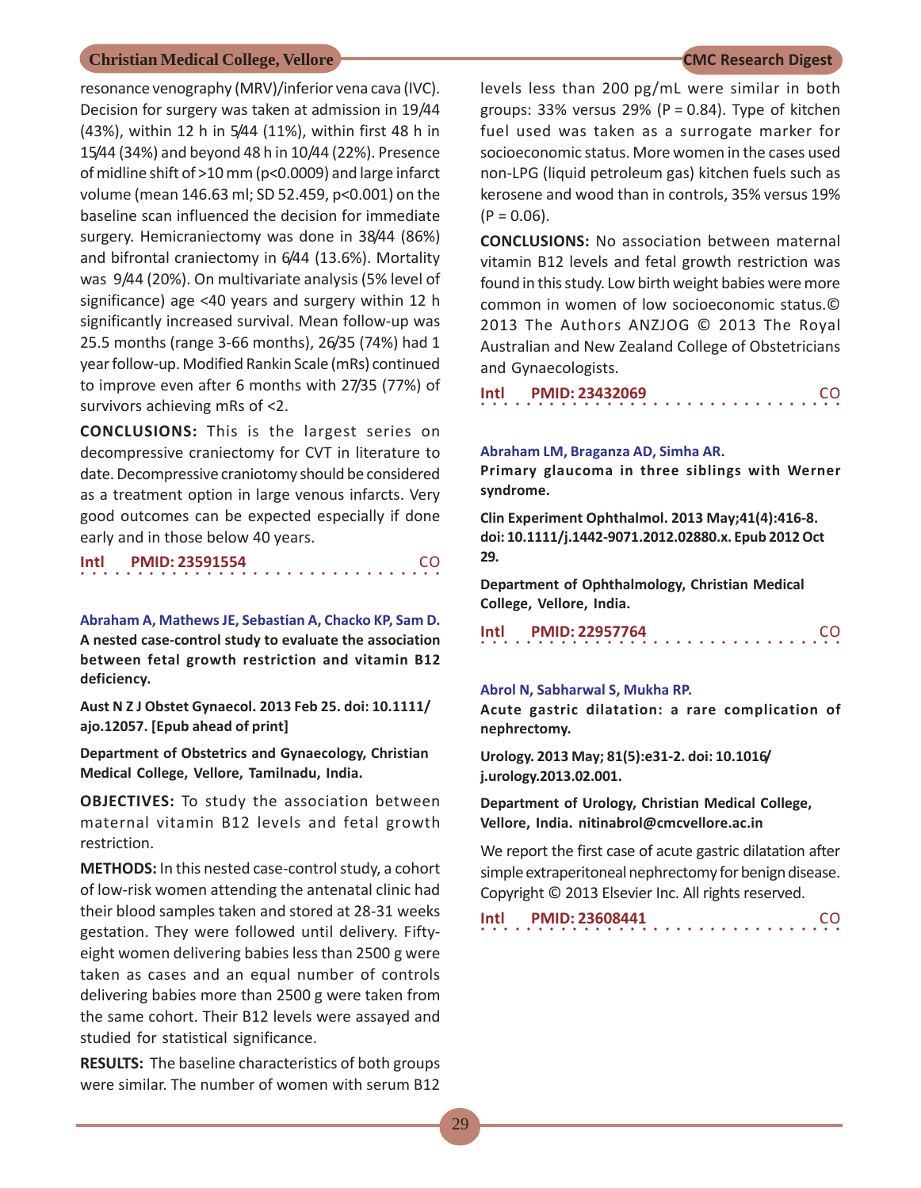resonance venography (MRV)/inferior vena cava (IVC). Decision for surgery was taken at admission in 19/44 (43%), within 12 h in 5/44 (11%), within first 48 h in 15/44 (34%) and beyond 48 h in 10/44 (22%). Presence of midline shift of >10 mm (p<0.0009) and large infarct volume (mean 146.63 ml; SD 52.459, p<0.001) on the baseline scan influenced the decision for immediate surgery. Hemicraniectomy was done in 38/44 (86%) and bifrontal craniectomy in 6/44 (13.6%). Mortality was 9/44 (20%). On multivariate analysis (5% level of significance) age <40 years and surgery within 12 h significantly increased survival. Mean follow-up was 25.5 months (range 3-66 months), 26/35 (74%) had 1 year follow-up. Modified Rankin Scale (mRs) continued to improve even after 6 months with 27/35 (77%) of survivors achieving mRs of <2.

**CONCLUSIONS:** This is the largest series on decompressive craniectomy for CVT in literature to date. Decompressive craniotomy should be considered as a treatment option in large venous infarcts. Very good outcomes can be expected especially if done early and in those below 40 years.

**Intl PMID: 23591554** CO

---

**Abraham A, Mathews JE, Sebastian A, Chacko KP, Sam D.**

**A nested case-control study to evaluate the association between fetal growth restriction and vitamin B12 deficiency.**

**Aust N Z J Obstet Gynaecol. 2013 Feb 25. doi: 10.1111/ajo.12057. [Epub ahead of print]**

**Department of Obstetrics and Gynaecology, Christian Medical College, Vellore, Tamilnadu, India.**

**OBJECTIVES:** To study the association between maternal vitamin B12 levels and fetal growth restriction.

**METHODS:** In this nested case-control study, a cohort of low-risk women attending the antenatal clinic had their blood samples taken and stored at 28-31 weeks gestation. They were followed until delivery. Fifty-eight women delivering babies less than 2500 g were taken as cases and an equal number of controls delivering babies more than 2500 g were taken from the same cohort. Their B12 levels were assayed and studied for statistical significance.

**RESULTS:** The baseline characteristics of both groups were similar. The number of women with serum B12 levels less than 200 pg/mL were similar in both groups: 33% versus 29% (P = 0.84). Type of kitchen fuel used was taken as a surrogate marker for socioeconomic status. More women in the cases used non-LPG (liquid petroleum gas) kitchen fuels such as kerosene and wood than in controls, 35% versus 19% (P = 0.06).

**CONCLUSIONS:** No association between maternal vitamin B12 levels and fetal growth restriction was found in this study. Low birth weight babies were more common in women of low socioeconomic status.© 2013 The Authors ANZJOG © 2013 The Royal Australian and New Zealand College of Obstetricians and Gynaecologists.

**Intl PMID: 23432069** CO

---

**Abraham LM, Braganza AD, Simha AR.**

**Primary glaucoma in three siblings with Werner syndrome.**

**Clin Experiment Ophthalmol. 2013 May;41(4):416-8. doi: 10.1111/j.1442-9071.2012.02880.x. Epub 2012 Oct 29.**

**Department of Ophthalmology, Christian Medical College, Vellore, India.**

**Intl PMID: 22957764** CO

---

**Abrol N, Sabharwal S, Mukha RP.**

**Acute gastric dilatation: a rare complication of nephrectomy.**

**Urology. 2013 May; 81(5):e31-2. doi: 10.1016/j.urology.2013.02.001.**

**Department of Urology, Christian Medical College, Vellore, India. nitinabrol@cmcvellore.ac.in**

We report the first case of acute gastric dilatation after simple extraperitoneal nephrectomy for benign disease. Copyright © 2013 Elsevier Inc. All rights reserved.

**Intl PMID: 23608441** CO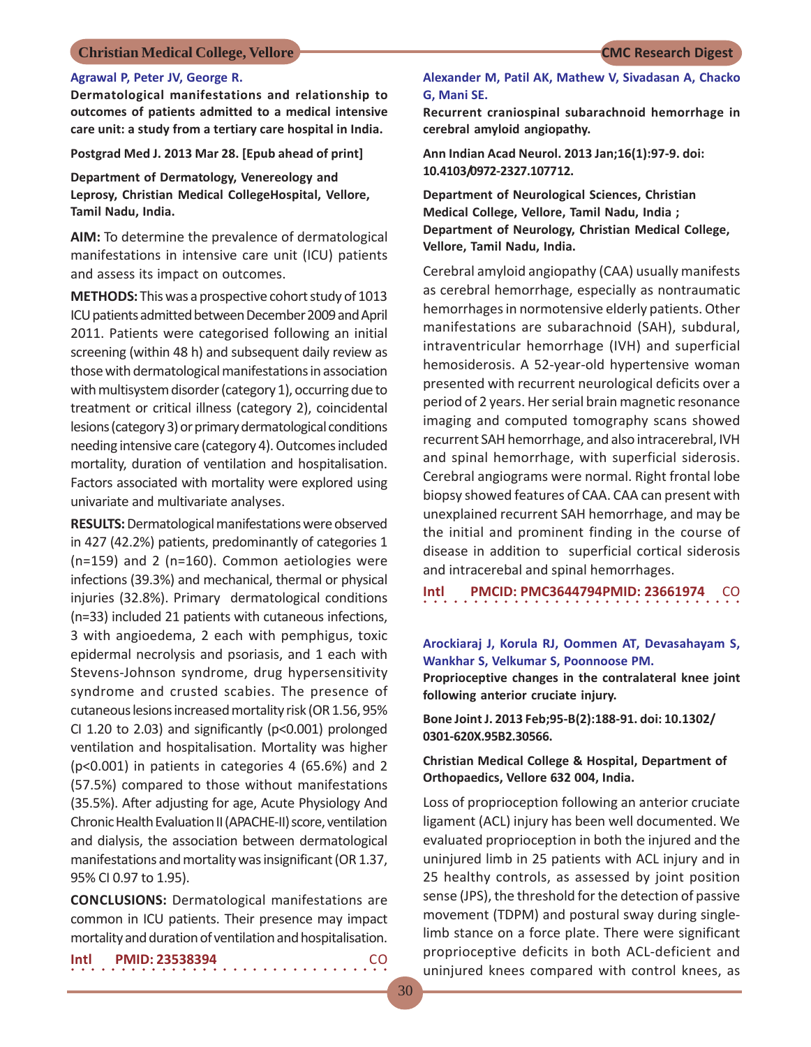**Agrawal P, Peter JV, George R.**

**Dermatological manifestations and relationship to outcomes of patients admitted to a medical intensive care unit: a study from a tertiary care hospital in India.**

**Postgrad Med J. 2013 Mar 28. [Epub ahead of print]**

**Department of Dermatology, Venereology and Leprosy, Christian Medical CollegeHospital, Vellore, Tamil Nadu, India.**

**AIM:** To determine the prevalence of dermatological manifestations in intensive care unit (ICU) patients and assess its impact on outcomes.

**METHODS:** This was a prospective cohort study of 1013 ICU patients admitted between December 2009 and April 2011. Patients were categorised following an initial screening (within 48 h) and subsequent daily review as those with dermatological manifestations in association with multisystem disorder (category 1), occurring due to treatment or critical illness (category 2), coincidental lesions (category 3) or primary dermatological conditions needing intensive care (category 4). Outcomes included mortality, duration of ventilation and hospitalisation. Factors associated with mortality were explored using univariate and multivariate analyses.

**RESULTS:** Dermatological manifestations were observed in 427 (42.2%) patients, predominantly of categories 1 (n=159) and 2 (n=160). Common aetiologies were infections (39.3%) and mechanical, thermal or physical injuries (32.8%). Primary dermatological conditions (n=33) included 21 patients with cutaneous infections, 3 with angioedema, 2 each with pemphigus, toxic epidermal necrolysis and psoriasis, and 1 each with Stevens-Johnson syndrome, drug hypersensitivity syndrome and crusted scabies. The presence of cutaneous lesions increased mortality risk (OR 1.56, 95% CI 1.20 to 2.03) and significantly (p<0.001) prolonged ventilation and hospitalisation. Mortality was higher (p<0.001) in patients in categories 4 (65.6%) and 2 (57.5%) compared to those without manifestations (35.5%). After adjusting for age, Acute Physiology And Chronic Health Evaluation II (APACHE-II) score, ventilation and dialysis, the association between dermatological manifestations and mortality was insignificant (OR 1.37, 95% CI 0.97 to 1.95).

**CONCLUSIONS:** Dermatological manifestations are common in ICU patients. Their presence may impact mortality and duration of ventilation and hospitalisation.

**Intl** **PMID: 23538394** CO

**Alexander M, Patil AK, Mathew V, Sivadasan A, Chacko G, Mani SE.**

**Recurrent craniospinal subarachnoid hemorrhage in cerebral amyloid angiopathy.**

**Ann Indian Acad Neurol. 2013 Jan;16(1):97-9. doi: 10.4103/0972-2327.107712.**

**Department of Neurological Sciences, Christian Medical College, Vellore, Tamil Nadu, India ; Department of Neurology, Christian Medical College, Vellore, Tamil Nadu, India.**

Cerebral amyloid angiopathy (CAA) usually manifests as cerebral hemorrhage, especially as nontraumatic hemorrhages in normotensive elderly patients. Other manifestations are subarachnoid (SAH), subdural, intraventricular hemorrhage (IVH) and superficial hemosiderosis. A 52-year-old hypertensive woman presented with recurrent neurological deficits over a period of 2 years. Her serial brain magnetic resonance imaging and computed tomography scans showed recurrent SAH hemorrhage, and also intracerebral, IVH and spinal hemorrhage, with superficial siderosis. Cerebral angiograms were normal. Right frontal lobe biopsy showed features of CAA. CAA can present with unexplained recurrent SAH hemorrhage, and may be the initial and prominent finding in the course of disease in addition to superficial cortical siderosis and intracerebal and spinal hemorrhages.

**Intl** **PMCID: PMC3644794PMID: 23661974** CO

**Arockiaraj J, Korula RJ, Oommen AT, Devasahayam S, Wankhar S, Velkumar S, Poonnoose PM.**

**Proprioceptive changes in the contralateral knee joint following anterior cruciate injury.**

**Bone Joint J. 2013 Feb;95-B(2):188-91. doi: 10.1302/0301-620X.95B2.30566.**

**Christian Medical College & Hospital, Department of Orthopaedics, Vellore 632 004, India.**

Loss of proprioception following an anterior cruciate ligament (ACL) injury has been well documented. We evaluated proprioception in both the injured and the uninjured limb in 25 patients with ACL injury and in 25 healthy controls, as assessed by joint position sense (JPS), the threshold for the detection of passive movement (TDPM) and postural sway during single-limb stance on a force plate. There were significant proprioceptive deficits in both ACL-deficient and uninjured knees compared with control knees, as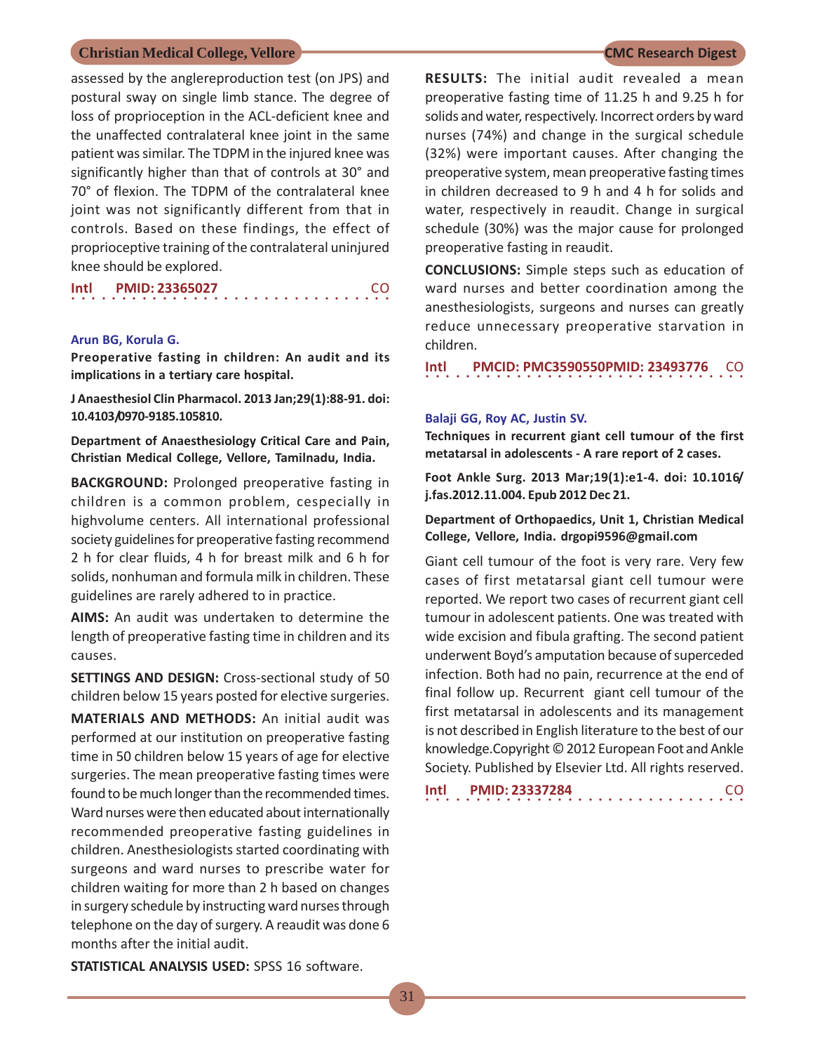assessed by the anglereproduction test (on JPS) and postural sway on single limb stance. The degree of loss of proprioception in the ACL-deficient knee and the unaffected contralateral knee joint in the same patient was similar. The TDPM in the injured knee was significantly higher than that of controls at 30° and 70° of flexion. The TDPM of the contralateral knee joint was not significantly different from that in controls. Based on these findings, the effect of proprioceptive training of the contralateral uninjured knee should be explored.

**Intl PMID: 23365027** CO

**Arun BG, Korula G.**

**Preoperative fasting in children: An audit and its implications in a tertiary care hospital.**

**J Anaesthesiol Clin Pharmacol. 2013 Jan;29(1):88-91. doi: 10.4103/0970-9185.105810.**

**Department of Anaesthesiology Critical Care and Pain, Christian Medical College, Vellore, Tamilnadu, India.**

**BACKGROUND:** Prolonged preoperative fasting in children is a common problem, cespecially in highvolume centers. All international professional society guidelines for preoperative fasting recommend 2 h for clear fluids, 4 h for breast milk and 6 h for solids, nonhuman and formula milk in children. These guidelines are rarely adhered to in practice.

**AIMS:** An audit was undertaken to determine the length of preoperative fasting time in children and its causes.

**SETTINGS AND DESIGN:** Cross-sectional study of 50 children below 15 years posted for elective surgeries.

**MATERIALS AND METHODS:** An initial audit was performed at our institution on preoperative fasting time in 50 children below 15 years of age for elective surgeries. The mean preoperative fasting times were found to be much longer than the recommended times. Ward nurses were then educated about internationally recommended preoperative fasting guidelines in children. Anesthesiologists started coordinating with surgeons and ward nurses to prescribe water for children waiting for more than 2 h based on changes in surgery schedule by instructing ward nurses through telephone on the day of surgery. A reaudit was done 6 months after the initial audit.

**STATISTICAL ANALYSIS USED:** SPSS 16 software.

**RESULTS:** The initial audit revealed a mean preoperative fasting time of 11.25 h and 9.25 h for solids and water, respectively. Incorrect orders by ward nurses (74%) and change in the surgical schedule (32%) were important causes. After changing the preoperative system, mean preoperative fasting times in children decreased to 9 h and 4 h for solids and water, respectively in reaudit. Change in surgical schedule (30%) was the major cause for prolonged preoperative fasting in reaudit.

**CONCLUSIONS:** Simple steps such as education of ward nurses and better coordination among the anesthesiologists, surgeons and nurses can greatly reduce unnecessary preoperative starvation in children.

**Intl PMCID: PMC3590550PMID: 23493776** CO

**Balaji GG, Roy AC, Justin SV.**

**Techniques in recurrent giant cell tumour of the first metatarsal in adolescents - A rare report of 2 cases.**

**Foot Ankle Surg. 2013 Mar;19(1):e1-4. doi: 10.1016/j.fas.2012.11.004. Epub 2012 Dec 21.**

**Department of Orthopaedics, Unit 1, Christian Medical College, Vellore, India. drgopi9596@gmail.com**

Giant cell tumour of the foot is very rare. Very few cases of first metatarsal giant cell tumour were reported. We report two cases of recurrent giant cell tumour in adolescent patients. One was treated with wide excision and fibula grafting. The second patient underwent Boyd's amputation because of superceded infection. Both had no pain, recurrence at the end of final follow up. Recurrent giant cell tumour of the first metatarsal in adolescents and its management is not described in English literature to the best of our knowledge.Copyright © 2012 European Foot and Ankle Society. Published by Elsevier Ltd. All rights reserved.

**Intl PMID: 23337284** CO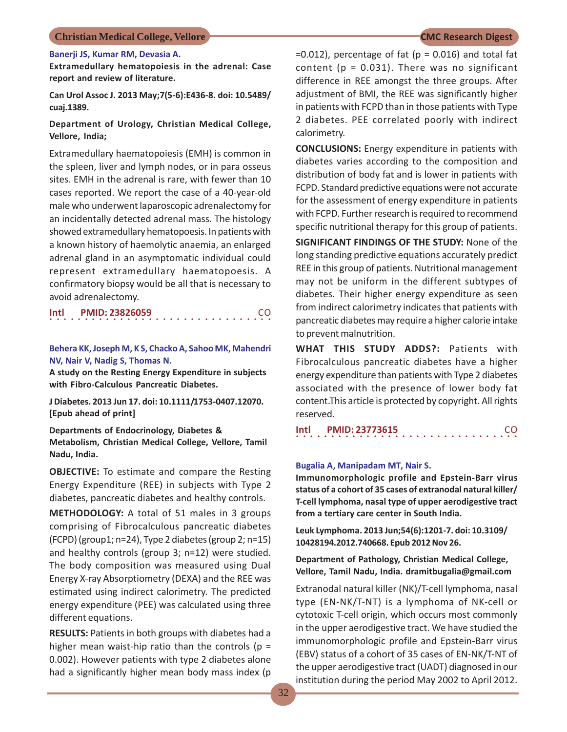**Banerji JS, Kumar RM, Devasia A.**

**Extramedullary hematopoiesis in the adrenal: Case report and review of literature.**

**Can Urol Assoc J. 2013 May;7(5-6):E436-8. doi: 10.5489/cuaj.1389.**

**Department of Urology, Christian Medical College, Vellore, India;**

Extramedullary haematopoiesis (EMH) is common in the spleen, liver and lymph nodes, or in para osseus sites. EMH in the adrenal is rare, with fewer than 10 cases reported. We report the case of a 40-year-old male who underwent laparoscopic adrenalectomy for an incidentally detected adrenal mass. The histology showed extramedullary hematopoesis. In patients with a known history of haemolytic anaemia, an enlarged adrenal gland in an asymptomatic individual could represent extramedullary haematopoesis. A confirmatory biopsy would be all that is necessary to avoid adrenalectomy.

**Intl PMID: 23826059** CO

**Behera KK, Joseph M, K S, Chacko A, Sahoo MK, Mahendri NV, Nair V, Nadig S, Thomas N.**

**A study on the Resting Energy Expenditure in subjects with Fibro-Calculous Pancreatic Diabetes.**

**J Diabetes. 2013 Jun 17. doi: 10.1111/1753-0407.12070. [Epub ahead of print]**

**Departments of Endocrinology, Diabetes & Metabolism, Christian Medical College, Vellore, Tamil Nadu, India.**

**OBJECTIVE:** To estimate and compare the Resting Energy Expenditure (REE) in subjects with Type 2 diabetes, pancreatic diabetes and healthy controls.

**METHODOLOGY:** A total of 51 males in 3 groups comprising of Fibrocalculous pancreatic diabetes (FCPD) (group1; n=24), Type 2 diabetes (group 2; n=15) and healthy controls (group 3; n=12) were studied. The body composition was measured using Dual Energy X-ray Absorptiometry (DEXA) and the REE was estimated using indirect calorimetry. The predicted energy expenditure (PEE) was calculated using three different equations.

**RESULTS:** Patients in both groups with diabetes had a higher mean waist-hip ratio than the controls ($p = 0.002$). However patients with type 2 diabetes alone had a significantly higher mean body mass index ($p = 0.012$), percentage of fat ($p = 0.016$) and total fat content ($p = 0.031$). There was no significant difference in REE amongst the three groups. After adjustment of BMI, the REE was significantly higher in patients with FCPD than in those patients with Type 2 diabetes. PEE correlated poorly with indirect calorimetry.

**CONCLUSIONS:** Energy expenditure in patients with diabetes varies according to the composition and distribution of body fat and is lower in patients with FCPD. Standard predictive equations were not accurate for the assessment of energy expenditure in patients with FCPD. Further research is required to recommend specific nutritional therapy for this group of patients.

**SIGNIFICANT FINDINGS OF THE STUDY:** None of the long standing predictive equations accurately predict REE in this group of patients. Nutritional management may not be uniform in the different subtypes of diabetes. Their higher energy expenditure as seen from indirect calorimetry indicates that patients with pancreatic diabetes may require a higher calorie intake to prevent malnutrition.

**WHAT THIS STUDY ADDS?:** Patients with Fibrocalculous pancreatic diabetes have a higher energy expenditure than patients with Type 2 diabetes associated with the presence of lower body fat content.This article is protected by copyright. All rights reserved.

**Intl PMID: 23773615** CO

**Bugalia A, Manipadam MT, Nair S.**

**Immunomorphologic profile and Epstein-Barr virus status of a cohort of 35 cases of extranodal natural killer/T-cell lymphoma, nasal type of upper aerodigestive tract from a tertiary care center in South India.**

**Leuk Lymphoma. 2013 Jun;54(6):1201-7. doi: 10.3109/10428194.2012.740668. Epub 2012 Nov 26.**

**Department of Pathology, Christian Medical College, Vellore, Tamil Nadu, India. dramitbugalia@gmail.com**

Extranodal natural killer (NK)/T-cell lymphoma, nasal type (EN-NK/T-NT) is a lymphoma of NK-cell or cytotoxic T-cell origin, which occurs most commonly in the upper aerodigestive tract. We have studied the immunomorphologic profile and Epstein-Barr virus (EBV) status of a cohort of 35 cases of EN-NK/T-NT of the upper aerodigestive tract (UADT) diagnosed in our institution during the period May 2002 to April 2012.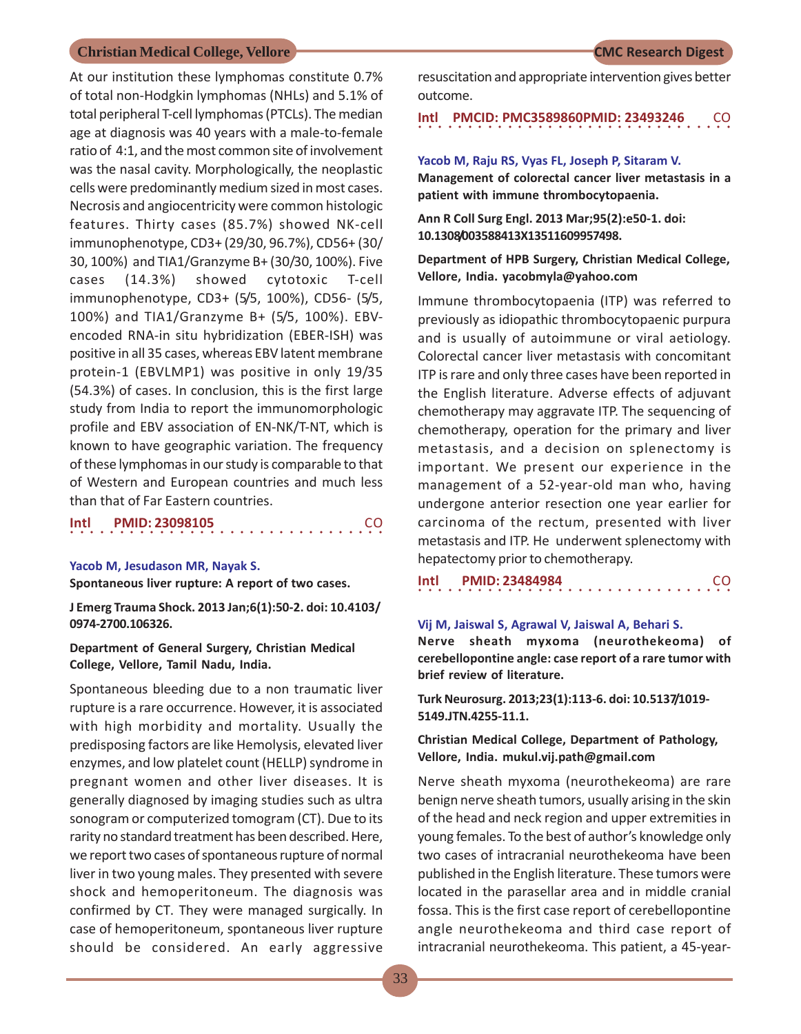At our institution these lymphomas constitute 0.7% of total non-Hodgkin lymphomas (NHLs) and 5.1% of total peripheral T-cell lymphomas (PTCLs). The median age at diagnosis was 40 years with a male-to-female ratio of 4:1, and the most common site of involvement was the nasal cavity. Morphologically, the neoplastic cells were predominantly medium sized in most cases. Necrosis and angiocentricity were common histologic features. Thirty cases (85.7%) showed NK-cell immunophenotype, CD3+ (29/30, 96.7%), CD56+ (30/30, 100%) and TIA1/Granzyme B+ (30/30, 100%). Five cases (14.3%) showed cytotoxic T-cell immunophenotype, CD3+ (5/5, 100%), CD56- (5/5, 100%) and TIA1/Granzyme B+ (5/5, 100%). EBV-encoded RNA-in situ hybridization (EBER-ISH) was positive in all 35 cases, whereas EBV latent membrane protein-1 (EBVLMP1) was positive in only 19/35 (54.3%) of cases. In conclusion, this is the first large study from India to report the immunomorphologic profile and EBV association of EN-NK/T-NT, which is known to have geographic variation. The frequency of these lymphomas in our study is comparable to that of Western and European countries and much less than that of Far Eastern countries.

**Intl PMID: 23098105** CO

**Yacob M, Jesudason MR, Nayak S.**

**Spontaneous liver rupture: A report of two cases.**

**J Emerg Trauma Shock. 2013 Jan;6(1):50-2. doi: 10.4103/0974-2700.106326.**

**Department of General Surgery, Christian Medical College, Vellore, Tamil Nadu, India.**

Spontaneous bleeding due to a non traumatic liver rupture is a rare occurrence. However, it is associated with high morbidity and mortality. Usually the predisposing factors are like Hemolysis, elevated liver enzymes, and low platelet count (HELLP) syndrome in pregnant women and other liver diseases. It is generally diagnosed by imaging studies such as ultra sonogram or computerized tomogram (CT). Due to its rarity no standard treatment has been described. Here, we report two cases of spontaneous rupture of normal liver in two young males. They presented with severe shock and hemoperitoneum. The diagnosis was confirmed by CT. They were managed surgically. In case of hemoperitoneum, spontaneous liver rupture should be considered. An early aggressive resuscitation and appropriate intervention gives better outcome.

**Intl PMCID: PMC3589860PMID: 23493246** CO

**Yacob M, Raju RS, Vyas FL, Joseph P, Sitaram V.**

**Management of colorectal cancer liver metastasis in a patient with immune thrombocytopaenia.**

**Ann R Coll Surg Engl. 2013 Mar;95(2):e50-1. doi: 10.1308/003588413X13511609957498.**

**Department of HPB Surgery, Christian Medical College, Vellore, India. yacobmyla@yahoo.com**

Immune thrombocytopaenia (ITP) was referred to previously as idiopathic thrombocytopaenic purpura and is usually of autoimmune or viral aetiology. Colorectal cancer liver metastasis with concomitant ITP is rare and only three cases have been reported in the English literature. Adverse effects of adjuvant chemotherapy may aggravate ITP. The sequencing of chemotherapy, operation for the primary and liver metastasis, and a decision on splenectomy is important. We present our experience in the management of a 52-year-old man who, having undergone anterior resection one year earlier for carcinoma of the rectum, presented with liver metastasis and ITP. He underwent splenectomy with hepatectomy prior to chemotherapy.

**Intl PMID: 23484984** CO

**Vij M, Jaiswal S, Agrawal V, Jaiswal A, Behari S.**

**Nerve sheath myxoma (neurothekeoma) of cerebellopontine angle: case report of a rare tumor with brief review of literature.**

**Turk Neurosurg. 2013;23(1):113-6. doi: 10.5137/1019-5149.JTN.4255-11.1.**

**Christian Medical College, Department of Pathology, Vellore, India. mukul.vij.path@gmail.com**

Nerve sheath myxoma (neurothekeoma) are rare benign nerve sheath tumors, usually arising in the skin of the head and neck region and upper extremities in young females. To the best of author's knowledge only two cases of intracranial neurothekeoma have been published in the English literature. These tumors were located in the parasellar area and in middle cranial fossa. This is the first case report of cerebellopontine angle neurothekeoma and third case report of intracranial neurothekeoma. This patient, a 45-year-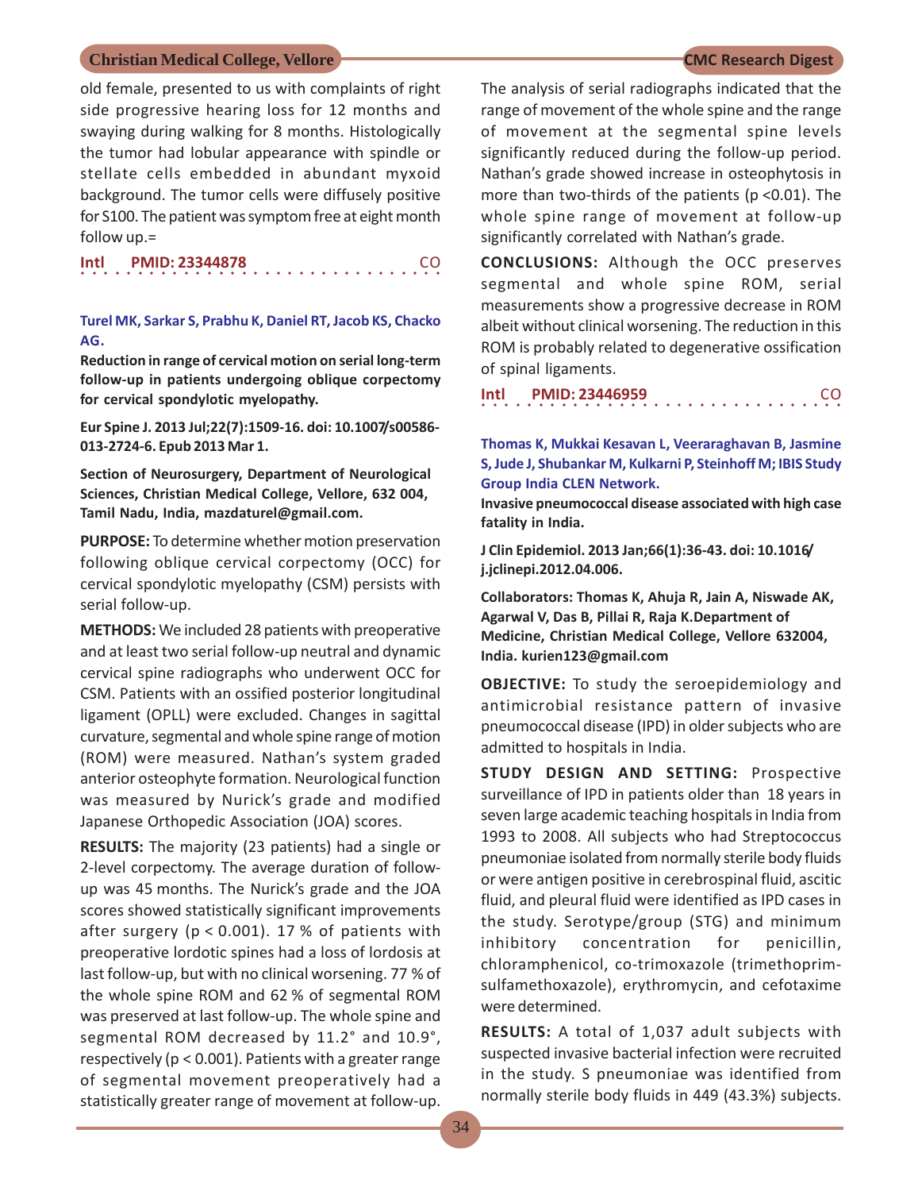old female, presented to us with complaints of right side progressive hearing loss for 12 months and swaying during walking for 8 months. Histologically the tumor had lobular appearance with spindle or stellate cells embedded in abundant myxoid background. The tumor cells were diffusely positive for S100. The patient was symptom free at eight month follow up.=

**Intl PMID: 23344878** CO

**Turel MK, Sarkar S, Prabhu K, Daniel RT, Jacob KS, Chacko AG.**

**Reduction in range of cervical motion on serial long-term follow-up in patients undergoing oblique corpectomy for cervical spondylotic myelopathy.**

**Eur Spine J. 2013 Jul;22(7):1509-16. doi: 10.1007/s00586-013-2724-6. Epub 2013 Mar 1.**

**Section of Neurosurgery, Department of Neurological Sciences, Christian Medical College, Vellore, 632 004, Tamil Nadu, India, mazdaturel@gmail.com.**

**PURPOSE:** To determine whether motion preservation following oblique cervical corpectomy (OCC) for cervical spondylotic myelopathy (CSM) persists with serial follow-up.

**METHODS:** We included 28 patients with preoperative and at least two serial follow-up neutral and dynamic cervical spine radiographs who underwent OCC for CSM. Patients with an ossified posterior longitudinal ligament (OPLL) were excluded. Changes in sagittal curvature, segmental and whole spine range of motion (ROM) were measured. Nathan's system graded anterior osteophyte formation. Neurological function was measured by Nurick's grade and modified Japanese Orthopedic Association (JOA) scores.

**RESULTS:** The majority (23 patients) had a single or 2-level corpectomy. The average duration of follow-up was 45 months. The Nurick's grade and the JOA scores showed statistically significant improvements after surgery ($p < 0.001$). 17 % of patients with preoperative lordotic spines had a loss of lordosis at last follow-up, but with no clinical worsening. 77 % of the whole spine ROM and 62 % of segmental ROM was preserved at last follow-up. The whole spine and segmental ROM decreased by 11.2° and 10.9°, respectively ($p < 0.001$). Patients with a greater range of segmental movement preoperatively had a statistically greater range of movement at follow-up. The analysis of serial radiographs indicated that the range of movement of the whole spine and the range of movement at the segmental spine levels significantly reduced during the follow-up period. Nathan's grade showed increase in osteophytosis in more than two-thirds of the patients ($p < 0.01$). The whole spine range of movement at follow-up significantly correlated with Nathan's grade.

**CONCLUSIONS:** Although the OCC preserves segmental and whole spine ROM, serial measurements show a progressive decrease in ROM albeit without clinical worsening. The reduction in this ROM is probably related to degenerative ossification of spinal ligaments.

**Intl PMID: 23446959** CO

**Thomas K, Mukkai Kesavan L, Veeraraghavan B, Jasmine S, Jude J, Shubankar M, Kulkarni P, Steinhoff M; IBIS Study Group India CLEN Network.**

**Invasive pneumococcal disease associated with high case fatality in India.**

**J Clin Epidemiol. 2013 Jan;66(1):36-43. doi: 10.1016/j.jclinepi.2012.04.006.**

**Collaborators: Thomas K, Ahuja R, Jain A, Niswade AK, Agarwal V, Das B, Pillai R, Raja K.Department of Medicine, Christian Medical College, Vellore 632004, India. kurien123@gmail.com**

**OBJECTIVE:** To study the seroepidemiology and antimicrobial resistance pattern of invasive pneumococcal disease (IPD) in older subjects who are admitted to hospitals in India.

**STUDY DESIGN AND SETTING:** Prospective surveillance of IPD in patients older than 18 years in seven large academic teaching hospitals in India from 1993 to 2008. All subjects who had Streptococcus pneumoniae isolated from normally sterile body fluids or were antigen positive in cerebrospinal fluid, ascitic fluid, and pleural fluid were identified as IPD cases in the study. Serotype/group (STG) and minimum inhibitory concentration for penicillin, chloramphenicol, co-trimoxazole (trimethoprim-sulfamethoxazole), erythromycin, and cefotaxime were determined.

**RESULTS:** A total of 1,037 adult subjects with suspected invasive bacterial infection were recruited in the study. S pneumoniae was identified from normally sterile body fluids in 449 (43.3%) subjects.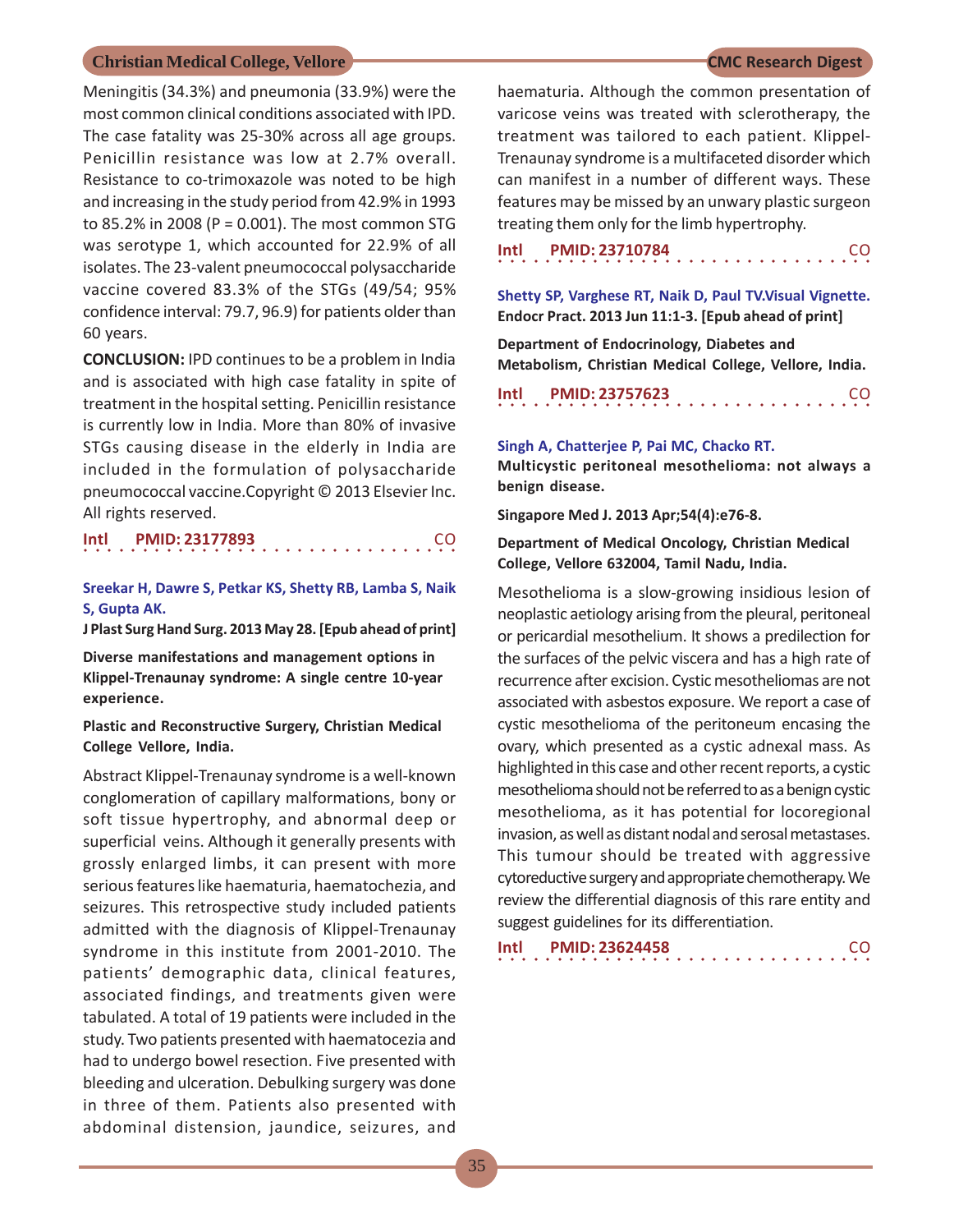Meningitis (34.3%) and pneumonia (33.9%) were the most common clinical conditions associated with IPD. The case fatality was 25-30% across all age groups. Penicillin resistance was low at 2.7% overall. Resistance to co-trimoxazole was noted to be high and increasing in the study period from 42.9% in 1993 to 85.2% in 2008 (P = 0.001). The most common STG was serotype 1, which accounted for 22.9% of all isolates. The 23-valent pneumococcal polysaccharide vaccine covered 83.3% of the STGs (49/54; 95% confidence interval: 79.7, 96.9) for patients older than 60 years.

**CONCLUSION:** IPD continues to be a problem in India and is associated with high case fatality in spite of treatment in the hospital setting. Penicillin resistance is currently low in India. More than 80% of invasive STGs causing disease in the elderly in India are included in the formulation of polysaccharide pneumococcal vaccine.Copyright © 2013 Elsevier Inc. All rights reserved.

**Intl PMID: 23177893** CO

---

**Sreekar H, Dawre S, Petkar KS, Shetty RB, Lamba S, Naik S, Gupta AK.**

**J Plast Surg Hand Surg. 2013 May 28. [Epub ahead of print]**

**Diverse manifestations and management options in Klippel-Trenaunay syndrome: A single centre 10-year experience.**

**Plastic and Reconstructive Surgery, Christian Medical College Vellore, India.**

Abstract Klippel-Trenaunay syndrome is a well-known conglomeration of capillary malformations, bony or soft tissue hypertrophy, and abnormal deep or superficial veins. Although it generally presents with grossly enlarged limbs, it can present with more serious features like haematuria, haematochezia, and seizures. This retrospective study included patients admitted with the diagnosis of Klippel-Trenaunay syndrome in this institute from 2001-2010. The patients' demographic data, clinical features, associated findings, and treatments given were tabulated. A total of 19 patients were included in the study. Two patients presented with haematocezia and had to undergo bowel resection. Five presented with bleeding and ulceration. Debulking surgery was done in three of them. Patients also presented with abdominal distension, jaundice, seizures, and haematuria. Although the common presentation of varicose veins was treated with sclerotherapy, the treatment was tailored to each patient. Klippel-Trenaunay syndrome is a multifaceted disorder which can manifest in a number of different ways. These features may be missed by an unwary plastic surgeon treating them only for the limb hypertrophy.

**Intl PMID: 23710784** CO

---

**Shetty SP, Varghese RT, Naik D, Paul TV.Visual Vignette.**

**Endocr Pract. 2013 Jun 11:1-3. [Epub ahead of print]**

**Department of Endocrinology, Diabetes and Metabolism, Christian Medical College, Vellore, India.**

**Intl PMID: 23757623** CO

---

**Singh A, Chatterjee P, Pai MC, Chacko RT.**

**Multicystic peritoneal mesothelioma: not always a benign disease.**

**Singapore Med J. 2013 Apr;54(4):e76-8.**

**Department of Medical Oncology, Christian Medical College, Vellore 632004, Tamil Nadu, India.**

Mesothelioma is a slow-growing insidious lesion of neoplastic aetiology arising from the pleural, peritoneal or pericardial mesothelium. It shows a predilection for the surfaces of the pelvic viscera and has a high rate of recurrence after excision. Cystic mesotheliomas are not associated with asbestos exposure. We report a case of cystic mesothelioma of the peritoneum encasing the ovary, which presented as a cystic adnexal mass. As highlighted in this case and other recent reports, a cystic mesothelioma should not be referred to as a benign cystic mesothelioma, as it has potential for locoregional invasion, as well as distant nodal and serosal metastases. This tumour should be treated with aggressive cytoreductive surgery and appropriate chemotherapy. We review the differential diagnosis of this rare entity and suggest guidelines for its differentiation.

**Intl PMID: 23624458** CO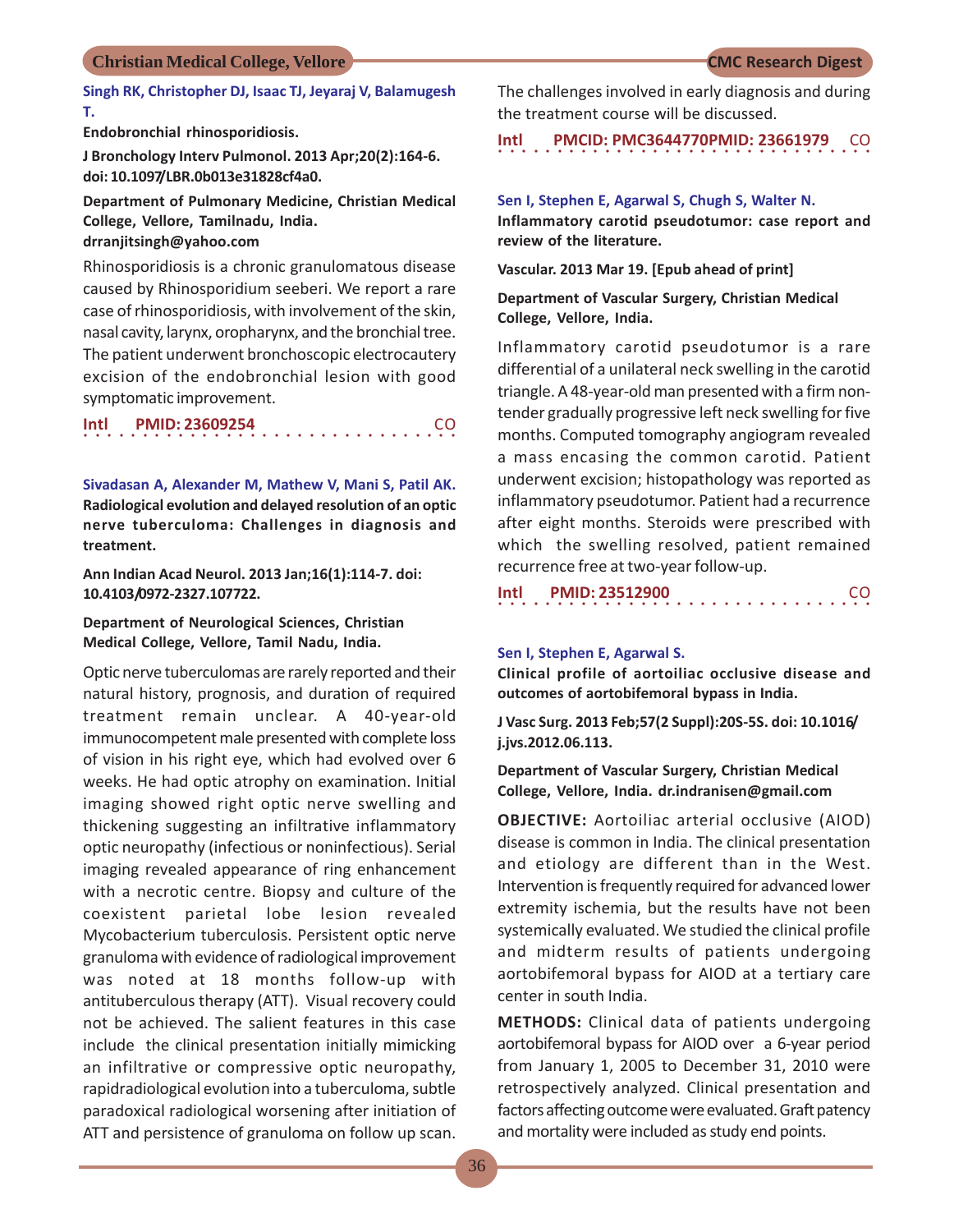**Singh RK, Christopher DJ, Isaac TJ, Jeyaraj V, Balamugesh T.**

**Endobronchial rhinosporidiosis.**

**J Bronchology Interv Pulmonol. 2013 Apr;20(2):164-6. doi: 10.1097/LBR.0b013e31828cf4a0.**

**Department of Pulmonary Medicine, Christian Medical College, Vellore, Tamilnadu, India. drranjitsingh@yahoo.com**

Rhinosporidiosis is a chronic granulomatous disease caused by Rhinosporidium seeberi. We report a rare case of rhinosporidiosis, with involvement of the skin, nasal cavity, larynx, oropharynx, and the bronchial tree. The patient underwent bronchoscopic electrocautery excision of the endobronchial lesion with good symptomatic improvement.

**Intl PMID: 23609254** CO

**Sivadasan A, Alexander M, Mathew V, Mani S, Patil AK.**

**Radiological evolution and delayed resolution of an optic nerve tuberculoma: Challenges in diagnosis and treatment.**

**Ann Indian Acad Neurol. 2013 Jan;16(1):114-7. doi: 10.4103/0972-2327.107722.**

**Department of Neurological Sciences, Christian Medical College, Vellore, Tamil Nadu, India.**

Optic nerve tuberculomas are rarely reported and their natural history, prognosis, and duration of required treatment remain unclear. A 40-year-old immunocompetent male presented with complete loss of vision in his right eye, which had evolved over 6 weeks. He had optic atrophy on examination. Initial imaging showed right optic nerve swelling and thickening suggesting an infiltrative inflammatory optic neuropathy (infectious or noninfectious). Serial imaging revealed appearance of ring enhancement with a necrotic centre. Biopsy and culture of the coexistent parietal lobe lesion revealed Mycobacterium tuberculosis. Persistent optic nerve granuloma with evidence of radiological improvement was noted at 18 months follow-up with antituberculous therapy (ATT). Visual recovery could not be achieved. The salient features in this case include the clinical presentation initially mimicking an infiltrative or compressive optic neuropathy, rapidradiological evolution into a tuberculoma, subtle paradoxical radiological worsening after initiation of ATT and persistence of granuloma on follow up scan. The challenges involved in early diagnosis and during the treatment course will be discussed.

**Intl PMCID: PMC3644770PMID: 23661979** CO

**Sen I, Stephen E, Agarwal S, Chugh S, Walter N.**

**Inflammatory carotid pseudotumor: case report and review of the literature.**

**Vascular. 2013 Mar 19. [Epub ahead of print]**

**Department of Vascular Surgery, Christian Medical College, Vellore, India.**

Inflammatory carotid pseudotumor is a rare differential of a unilateral neck swelling in the carotid triangle. A 48-year-old man presented with a firm non-tender gradually progressive left neck swelling for five months. Computed tomography angiogram revealed a mass encasing the common carotid. Patient underwent excision; histopathology was reported as inflammatory pseudotumor. Patient had a recurrence after eight months. Steroids were prescribed with which the swelling resolved, patient remained recurrence free at two-year follow-up.

**Intl PMID: 23512900** CO

**Sen I, Stephen E, Agarwal S.**

**Clinical profile of aortoiliac occlusive disease and outcomes of aortobifemoral bypass in India.**

**J Vasc Surg. 2013 Feb;57(2 Suppl):20S-5S. doi: 10.1016/j.jvs.2012.06.113.**

**Department of Vascular Surgery, Christian Medical College, Vellore, India. dr.indranisen@gmail.com**

**OBJECTIVE:** Aortoiliac arterial occlusive (AIOD) disease is common in India. The clinical presentation and etiology are different than in the West. Intervention is frequently required for advanced lower extremity ischemia, but the results have not been systemically evaluated. We studied the clinical profile and midterm results of patients undergoing aortobifemoral bypass for AIOD at a tertiary care center in south India.

**METHODS:** Clinical data of patients undergoing aortobifemoral bypass for AIOD over a 6-year period from January 1, 2005 to December 31, 2010 were retrospectively analyzed. Clinical presentation and factors affecting outcome were evaluated. Graft patency and mortality were included as study end points.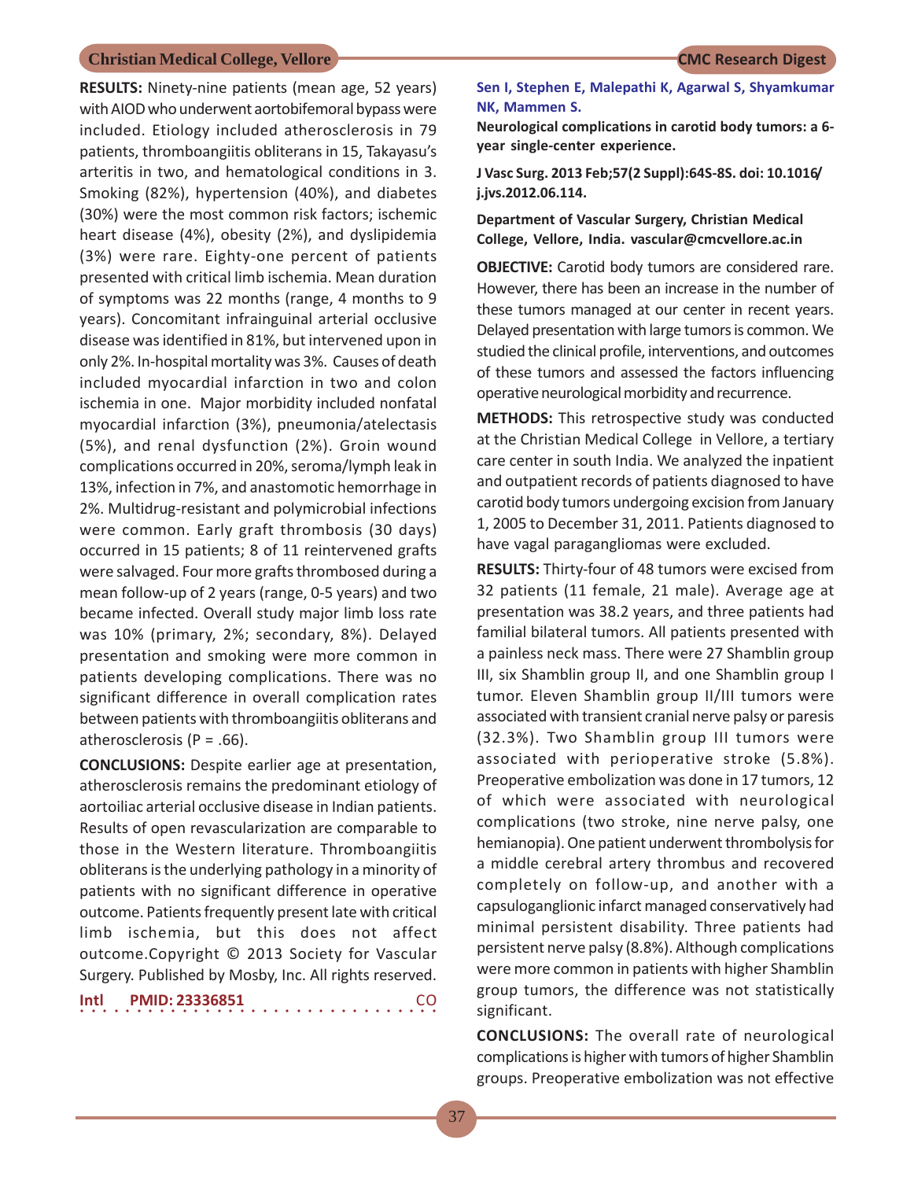**RESULTS:** Ninety-nine patients (mean age, 52 years) with AIOD who underwent aortobifemoral bypass were included. Etiology included atherosclerosis in 79 patients, thromboangiitis obliterans in 15, Takayasu's arteritis in two, and hematological conditions in 3. Smoking (82%), hypertension (40%), and diabetes (30%) were the most common risk factors; ischemic heart disease (4%), obesity (2%), and dyslipidemia (3%) were rare. Eighty-one percent of patients presented with critical limb ischemia. Mean duration of symptoms was 22 months (range, 4 months to 9 years). Concomitant infrainguinal arterial occlusive disease was identified in 81%, but intervened upon in only 2%. In-hospital mortality was 3%. Causes of death included myocardial infarction in two and colon ischemia in one. Major morbidity included nonfatal myocardial infarction (3%), pneumonia/atelectasis (5%), and renal dysfunction (2%). Groin wound complications occurred in 20%, seroma/lymph leak in 13%, infection in 7%, and anastomotic hemorrhage in 2%. Multidrug-resistant and polymicrobial infections were common. Early graft thrombosis (30 days) occurred in 15 patients; 8 of 11 reintervened grafts were salvaged. Four more grafts thrombosed during a mean follow-up of 2 years (range, 0-5 years) and two became infected. Overall study major limb loss rate was 10% (primary, 2%; secondary, 8%). Delayed presentation and smoking were more common in patients developing complications. There was no significant difference in overall complication rates between patients with thromboangiitis obliterans and atherosclerosis (P = .66).

**CONCLUSIONS:** Despite earlier age at presentation, atherosclerosis remains the predominant etiology of aortoiliac arterial occlusive disease in Indian patients. Results of open revascularization are comparable to those in the Western literature. Thromboangiitis obliterans is the underlying pathology in a minority of patients with no significant difference in operative outcome. Patients frequently present late with critical limb ischemia, but this does not affect outcome.Copyright © 2013 Society for Vascular Surgery. Published by Mosby, Inc. All rights reserved.

**Intl PMID: 23336851** CO

**Sen I, Stephen E, Malepathi K, Agarwal S, Shyamkumar NK, Mammen S.**

**Neurological complications in carotid body tumors: a 6-year single-center experience.**

**J Vasc Surg. 2013 Feb;57(2 Suppl):64S-8S. doi: 10.1016/j.jvs.2012.06.114.**

**Department of Vascular Surgery, Christian Medical College, Vellore, India. vascular@cmcvellore.ac.in**

**OBJECTIVE:** Carotid body tumors are considered rare. However, there has been an increase in the number of these tumors managed at our center in recent years. Delayed presentation with large tumors is common. We studied the clinical profile, interventions, and outcomes of these tumors and assessed the factors influencing operative neurological morbidity and recurrence.

**METHODS:** This retrospective study was conducted at the Christian Medical College in Vellore, a tertiary care center in south India. We analyzed the inpatient and outpatient records of patients diagnosed to have carotid body tumors undergoing excision from January 1, 2005 to December 31, 2011. Patients diagnosed to have vagal paragangliomas were excluded.

**RESULTS:** Thirty-four of 48 tumors were excised from 32 patients (11 female, 21 male). Average age at presentation was 38.2 years, and three patients had familial bilateral tumors. All patients presented with a painless neck mass. There were 27 Shamblin group III, six Shamblin group II, and one Shamblin group I tumor. Eleven Shamblin group II/III tumors were associated with transient cranial nerve palsy or paresis (32.3%). Two Shamblin group III tumors were associated with perioperative stroke (5.8%). Preoperative embolization was done in 17 tumors, 12 of which were associated with neurological complications (two stroke, nine nerve palsy, one hemianopia). One patient underwent thrombolysis for a middle cerebral artery thrombus and recovered completely on follow-up, and another with a capsuloganglionic infarct managed conservatively had minimal persistent disability. Three patients had persistent nerve palsy (8.8%). Although complications were more common in patients with higher Shamblin group tumors, the difference was not statistically significant.

**CONCLUSIONS:** The overall rate of neurological complications is higher with tumors of higher Shamblin groups. Preoperative embolization was not effective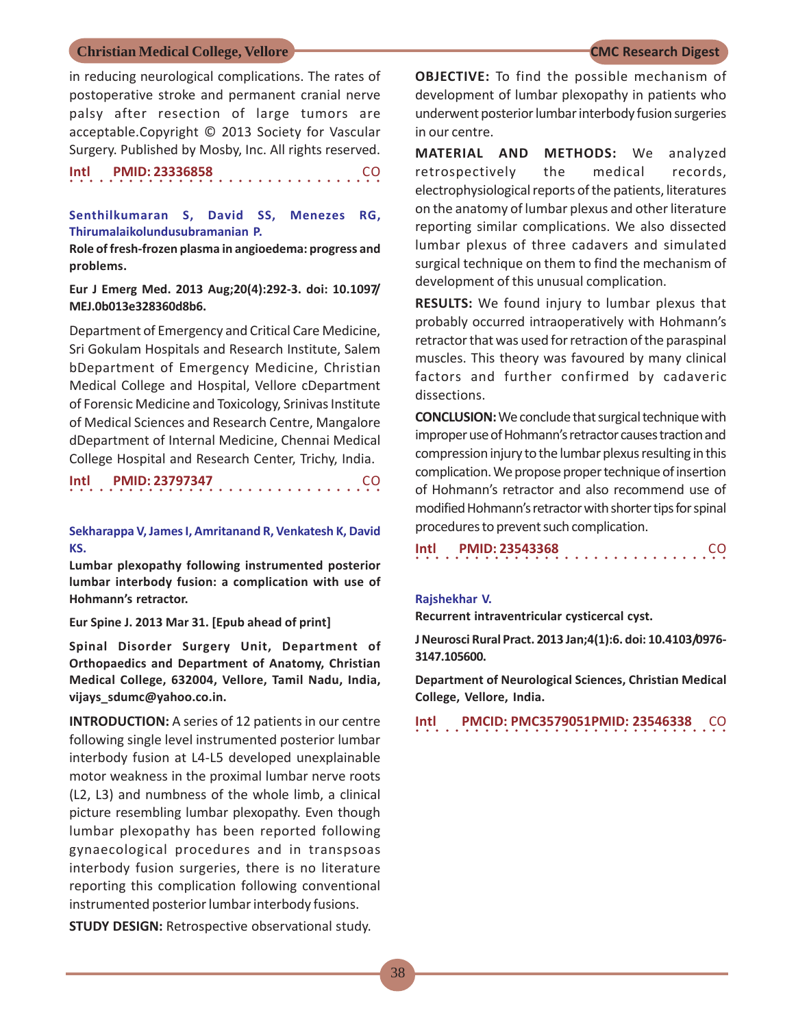in reducing neurological complications. The rates of postoperative stroke and permanent cranial nerve palsy after resection of large tumors are acceptable.Copyright © 2013 Society for Vascular Surgery. Published by Mosby, Inc. All rights reserved.

**Intl PMID: 23336858 CO**

**Senthilkumaran S, David SS, Menezes RG, Thirumalaikolundusubramanian P.**

**Role of fresh-frozen plasma in angioedema: progress and problems.**

**Eur J Emerg Med. 2013 Aug;20(4):292-3. doi: 10.1097/MEJ.0b013e328360d8b6.**

Department of Emergency and Critical Care Medicine, Sri Gokulam Hospitals and Research Institute, Salem bDepartment of Emergency Medicine, Christian Medical College and Hospital, Vellore cDepartment of Forensic Medicine and Toxicology, Srinivas Institute of Medical Sciences and Research Centre, Mangalore dDepartment of Internal Medicine, Chennai Medical College Hospital and Research Center, Trichy, India.

**Intl PMID: 23797347 CO**

**Sekharappa V, James I, Amritanand R, Venkatesh K, David KS.**

**Lumbar plexopathy following instrumented posterior lumbar interbody fusion: a complication with use of Hohmann's retractor.**

**Eur Spine J. 2013 Mar 31. [Epub ahead of print]**

**Spinal Disorder Surgery Unit, Department of Orthopaedics and Department of Anatomy, Christian Medical College, 632004, Vellore, Tamil Nadu, India, vijays_sdumc@yahoo.co.in.**

**INTRODUCTION:** A series of 12 patients in our centre following single level instrumented posterior lumbar interbody fusion at L4-L5 developed unexplainable motor weakness in the proximal lumbar nerve roots (L2, L3) and numbness of the whole limb, a clinical picture resembling lumbar plexopathy. Even though lumbar plexopathy has been reported following gynaecological procedures and in transpsoas interbody fusion surgeries, there is no literature reporting this complication following conventional instrumented posterior lumbar interbody fusions.

**STUDY DESIGN:** Retrospective observational study.

**OBJECTIVE:** To find the possible mechanism of development of lumbar plexopathy in patients who underwent posterior lumbar interbody fusion surgeries in our centre.

**MATERIAL AND METHODS:** We analyzed retrospectively the medical records, electrophysiological reports of the patients, literatures on the anatomy of lumbar plexus and other literature reporting similar complications. We also dissected lumbar plexus of three cadavers and simulated surgical technique on them to find the mechanism of development of this unusual complication.

**RESULTS:** We found injury to lumbar plexus that probably occurred intraoperatively with Hohmann's retractor that was used for retraction of the paraspinal muscles. This theory was favoured by many clinical factors and further confirmed by cadaveric dissections.

**CONCLUSION:** We conclude that surgical technique with improper use of Hohmann's retractor causes traction and compression injury to the lumbar plexus resulting in this complication. We propose proper technique of insertion of Hohmann's retractor and also recommend use of modified Hohmann's retractor with shorter tips for spinal procedures to prevent such complication.

**Intl PMID: 23543368 CO**

**Rajshekhar V.**

**Recurrent intraventricular cysticercal cyst.**

**J Neurosci Rural Pract. 2013 Jan;4(1):6. doi: 10.4103/0976-3147.105600.**

**Department of Neurological Sciences, Christian Medical College, Vellore, India.**

**Intl PMCID: PMC3579051PMID: 23546338 CO**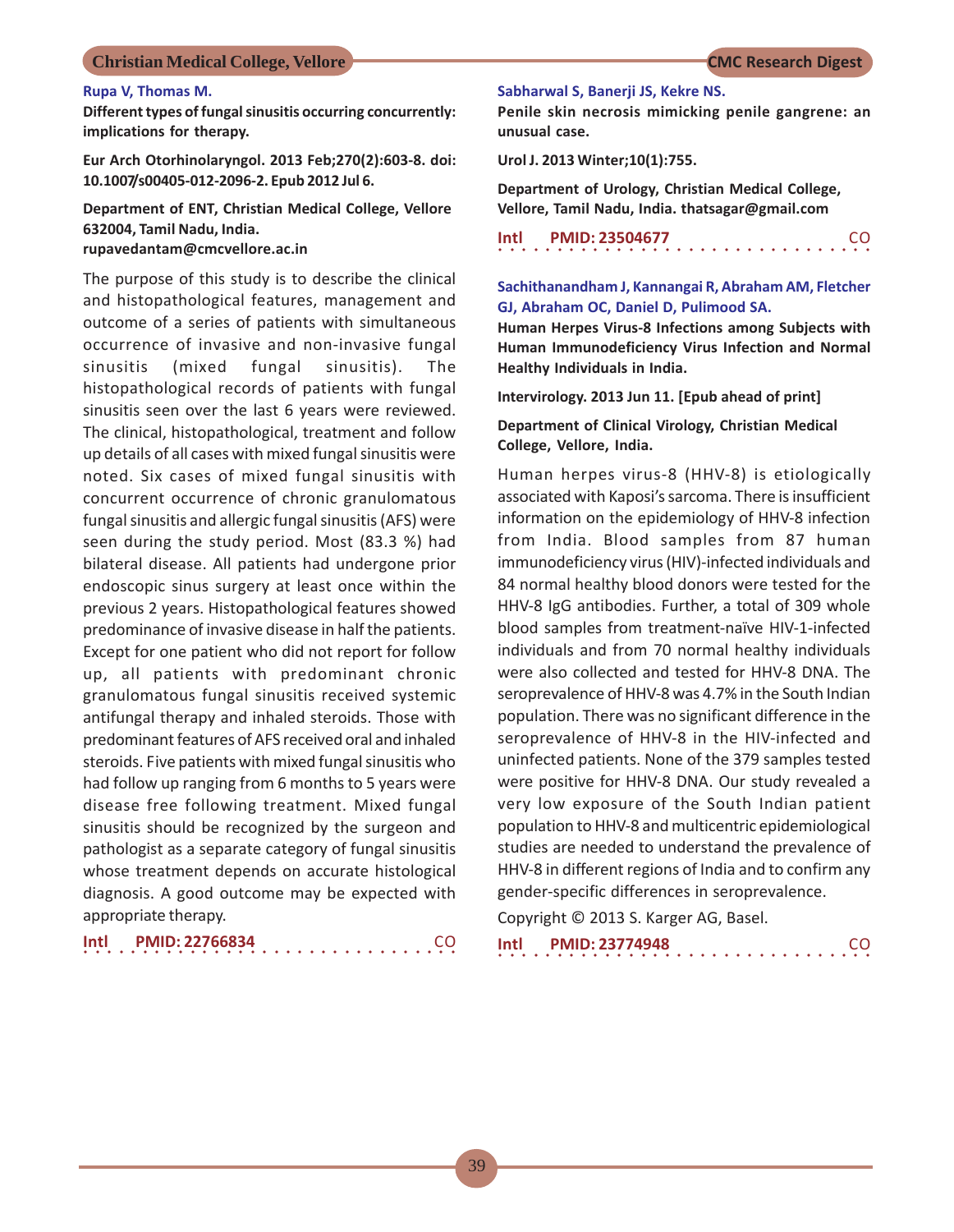**Rupa V, Thomas M.**

**Different types of fungal sinusitis occurring concurrently: implications for therapy.**

**Eur Arch Otorhinolaryngol. 2013 Feb;270(2):603-8. doi: 10.1007/s00405-012-2096-2. Epub 2012 Jul 6.**

**Department of ENT, Christian Medical College, Vellore 632004, Tamil Nadu, India. rupavedantam@cmcvellore.ac.in**

The purpose of this study is to describe the clinical and histopathological features, management and outcome of a series of patients with simultaneous occurrence of invasive and non-invasive fungal sinusitis (mixed fungal sinusitis). The histopathological records of patients with fungal sinusitis seen over the last 6 years were reviewed. The clinical, histopathological, treatment and follow up details of all cases with mixed fungal sinusitis were noted. Six cases of mixed fungal sinusitis with concurrent occurrence of chronic granulomatous fungal sinusitis and allergic fungal sinusitis (AFS) were seen during the study period. Most (83.3 %) had bilateral disease. All patients had undergone prior endoscopic sinus surgery at least once within the previous 2 years. Histopathological features showed predominance of invasive disease in half the patients. Except for one patient who did not report for follow up, all patients with predominant chronic granulomatous fungal sinusitis received systemic antifungal therapy and inhaled steroids. Those with predominant features of AFS received oral and inhaled steroids. Five patients with mixed fungal sinusitis who had follow up ranging from 6 months to 5 years were disease free following treatment. Mixed fungal sinusitis should be recognized by the surgeon and pathologist as a separate category of fungal sinusitis whose treatment depends on accurate histological diagnosis. A good outcome may be expected with appropriate therapy.

**Intl PMID: 22766834** CO

---

**Sabharwal S, Banerji JS, Kekre NS.**

**Penile skin necrosis mimicking penile gangrene: an unusual case.**

**Urol J. 2013 Winter;10(1):755.**

**Department of Urology, Christian Medical College, Vellore, Tamil Nadu, India. thatsagar@gmail.com**

**Intl PMID: 23504677** CO

---

**Sachithanandham J, Kannangai R, Abraham AM, Fletcher GJ, Abraham OC, Daniel D, Pulimood SA.**

**Human Herpes Virus-8 Infections among Subjects with Human Immunodeficiency Virus Infection and Normal Healthy Individuals in India.**

**Intervirology. 2013 Jun 11. [Epub ahead of print]**

**Department of Clinical Virology, Christian Medical College, Vellore, India.**

Human herpes virus-8 (HHV-8) is etiologically associated with Kaposi's sarcoma. There is insufficient information on the epidemiology of HHV-8 infection from India. Blood samples from 87 human immunodeficiency virus (HIV)-infected individuals and 84 normal healthy blood donors were tested for the HHV-8 IgG antibodies. Further, a total of 309 whole blood samples from treatment-naïve HIV-1-infected individuals and from 70 normal healthy individuals were also collected and tested for HHV-8 DNA. The seroprevalence of HHV-8 was 4.7% in the South Indian population. There was no significant difference in the seroprevalence of HHV-8 in the HIV-infected and uninfected patients. None of the 379 samples tested were positive for HHV-8 DNA. Our study revealed a very low exposure of the South Indian patient population to HHV-8 and multicentric epidemiological studies are needed to understand the prevalence of HHV-8 in different regions of India and to confirm any gender-specific differences in seroprevalence.

Copyright © 2013 S. Karger AG, Basel.

**Intl PMID: 23774948** CO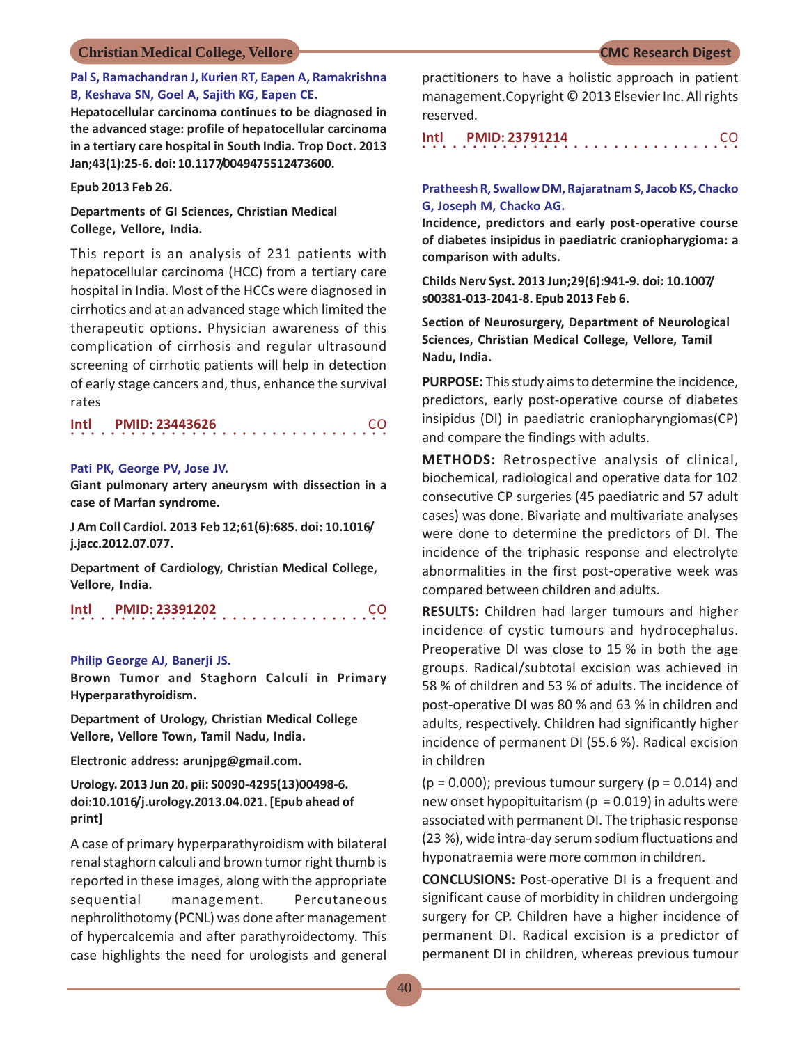**Pal S, Ramachandran J, Kurien RT, Eapen A, Ramakrishna B, Keshava SN, Goel A, Sajith KG, Eapen CE.**

**Hepatocellular carcinoma continues to be diagnosed in the advanced stage: profile of hepatocellular carcinoma in a tertiary care hospital in South India. Trop Doct. 2013 Jan;43(1):25-6. doi: 10.1177/0049475512473600.**

**Epub 2013 Feb 26.**

**Departments of GI Sciences, Christian Medical College, Vellore, India.**

This report is an analysis of 231 patients with hepatocellular carcinoma (HCC) from a tertiary care hospital in India. Most of the HCCs were diagnosed in cirrhotics and at an advanced stage which limited the therapeutic options. Physician awareness of this complication of cirrhosis and regular ultrasound screening of cirrhotic patients will help in detection of early stage cancers and, thus, enhance the survival rates

**Intl PMID: 23443626** CO

**Pati PK, George PV, Jose JV.**

**Giant pulmonary artery aneurysm with dissection in a case of Marfan syndrome.**

**J Am Coll Cardiol. 2013 Feb 12;61(6):685. doi: 10.1016/j.jacc.2012.07.077.**

**Department of Cardiology, Christian Medical College, Vellore, India.**

**Intl PMID: 23391202** CO

**Philip George AJ, Banerji JS.**

**Brown Tumor and Staghorn Calculi in Primary Hyperparathyroidism.**

**Department of Urology, Christian Medical College Vellore, Vellore Town, Tamil Nadu, India.**

**Electronic address: arunjpg@gmail.com.**

**Urology. 2013 Jun 20. pii: S0090-4295(13)00498-6. doi:10.1016/j.urology.2013.04.021. [Epub ahead of print]**

A case of primary hyperparathyroidism with bilateral renal staghorn calculi and brown tumor right thumb is reported in these images, along with the appropriate sequential management. Percutaneous nephrolithotomy (PCNL) was done after management of hypercalcemia and after parathyroidectomy. This case highlights the need for urologists and general practitioners to have a holistic approach in patient management.Copyright © 2013 Elsevier Inc. All rights reserved.

**Intl PMID: 23791214** CO

**Pratheesh R, Swallow DM, Rajaratnam S, Jacob KS, Chacko G, Joseph M, Chacko AG.**

**Incidence, predictors and early post-operative course of diabetes insipidus in paediatric craniopharygioma: a comparison with adults.**

**Childs Nerv Syst. 2013 Jun;29(6):941-9. doi: 10.1007/s00381-013-2041-8. Epub 2013 Feb 6.**

**Section of Neurosurgery, Department of Neurological Sciences, Christian Medical College, Vellore, Tamil Nadu, India.**

**PURPOSE:** This study aims to determine the incidence, predictors, early post-operative course of diabetes insipidus (DI) in paediatric craniopharyngiomas(CP) and compare the findings with adults.

**METHODS:** Retrospective analysis of clinical, biochemical, radiological and operative data for 102 consecutive CP surgeries (45 paediatric and 57 adult cases) was done. Bivariate and multivariate analyses were done to determine the predictors of DI. The incidence of the triphasic response and electrolyte abnormalities in the first post-operative week was compared between children and adults.

**RESULTS:** Children had larger tumours and higher incidence of cystic tumours and hydrocephalus. Preoperative DI was close to 15 % in both the age groups. Radical/subtotal excision was achieved in 58 % of children and 53 % of adults. The incidence of post-operative DI was 80 % and 63 % in children and adults, respectively. Children had significantly higher incidence of permanent DI (55.6 %). Radical excision in children

($p = 0.000$); previous tumour surgery ($p = 0.014$) and new onset hypopituitarism ($p = 0.019$) in adults were associated with permanent DI. The triphasic response (23 %), wide intra-day serum sodium fluctuations and hyponatraemia were more common in children.

**CONCLUSIONS:** Post-operative DI is a frequent and significant cause of morbidity in children undergoing surgery for CP. Children have a higher incidence of permanent DI. Radical excision is a predictor of permanent DI in children, whereas previous tumour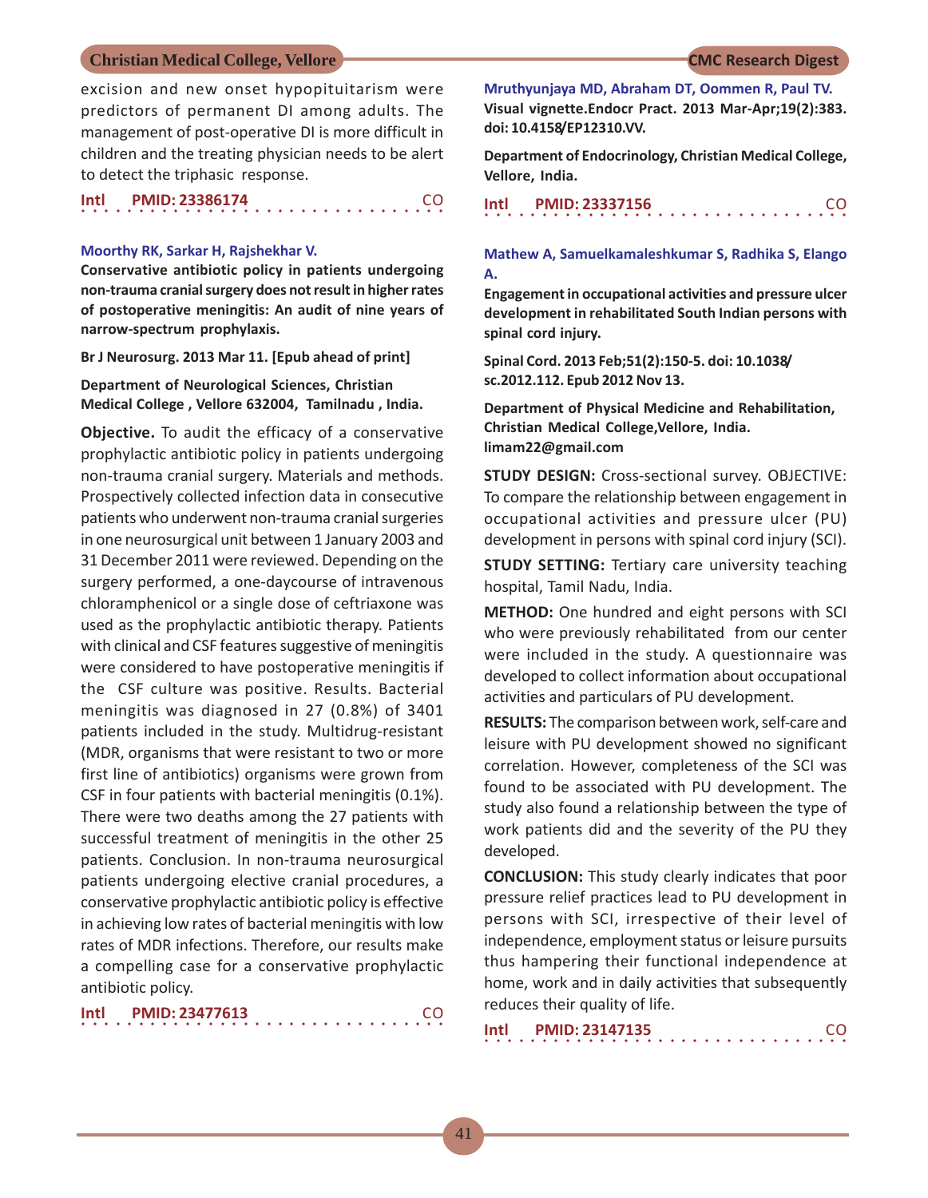excision and new onset hypopituitarism were predictors of permanent DI among adults. The management of post-operative DI is more difficult in children and the treating physician needs to be alert to detect the triphasic response.

**Intl** **PMID: 23386174** CO

**Moorthy RK, Sarkar H, Rajshekhar V.**

**Conservative antibiotic policy in patients undergoing non-trauma cranial surgery does not result in higher rates of postoperative meningitis: An audit of nine years of narrow-spectrum prophylaxis.**

**Br J Neurosurg. 2013 Mar 11. [Epub ahead of print]**

**Department of Neurological Sciences, Christian Medical College , Vellore 632004, Tamilnadu , India.**

**Objective.** To audit the efficacy of a conservative prophylactic antibiotic policy in patients undergoing non-trauma cranial surgery. Materials and methods. Prospectively collected infection data in consecutive patients who underwent non-trauma cranial surgeries in one neurosurgical unit between 1 January 2003 and 31 December 2011 were reviewed. Depending on the surgery performed, a one-daycourse of intravenous chloramphenicol or a single dose of ceftriaxone was used as the prophylactic antibiotic therapy. Patients with clinical and CSF features suggestive of meningitis were considered to have postoperative meningitis if the CSF culture was positive. Results. Bacterial meningitis was diagnosed in 27 (0.8%) of 3401 patients included in the study. Multidrug-resistant (MDR, organisms that were resistant to two or more first line of antibiotics) organisms were grown from CSF in four patients with bacterial meningitis (0.1%). There were two deaths among the 27 patients with successful treatment of meningitis in the other 25 patients. Conclusion. In non-trauma neurosurgical patients undergoing elective cranial procedures, a conservative prophylactic antibiotic policy is effective in achieving low rates of bacterial meningitis with low rates of MDR infections. Therefore, our results make a compelling case for a conservative prophylactic antibiotic policy.

**Intl** **PMID: 23477613** CO

**Mruthyunjaya MD, Abraham DT, Oommen R, Paul TV.**

**Visual vignette.Endocr Pract. 2013 Mar-Apr;19(2):383. doi: 10.4158/EP12310.VV.**

**Department of Endocrinology, Christian Medical College, Vellore, India.**

**Intl** **PMID: 23337156** CO

**Mathew A, Samuelkamaleshkumar S, Radhika S, Elango A.**

**Engagement in occupational activities and pressure ulcer development in rehabilitated South Indian persons with spinal cord injury.**

**Spinal Cord. 2013 Feb;51(2):150-5. doi: 10.1038/sc.2012.112. Epub 2012 Nov 13.**

**Department of Physical Medicine and Rehabilitation, Christian Medical College,Vellore, India. limam22@gmail.com**

**STUDY DESIGN:** Cross-sectional survey. OBJECTIVE: To compare the relationship between engagement in occupational activities and pressure ulcer (PU) development in persons with spinal cord injury (SCI).

**STUDY SETTING:** Tertiary care university teaching hospital, Tamil Nadu, India.

**METHOD:** One hundred and eight persons with SCI who were previously rehabilitated from our center were included in the study. A questionnaire was developed to collect information about occupational activities and particulars of PU development.

**RESULTS:** The comparison between work, self-care and leisure with PU development showed no significant correlation. However, completeness of the SCI was found to be associated with PU development. The study also found a relationship between the type of work patients did and the severity of the PU they developed.

**CONCLUSION:** This study clearly indicates that poor pressure relief practices lead to PU development in persons with SCI, irrespective of their level of independence, employment status or leisure pursuits thus hampering their functional independence at home, work and in daily activities that subsequently reduces their quality of life.

**Intl** **PMID: 23147135** CO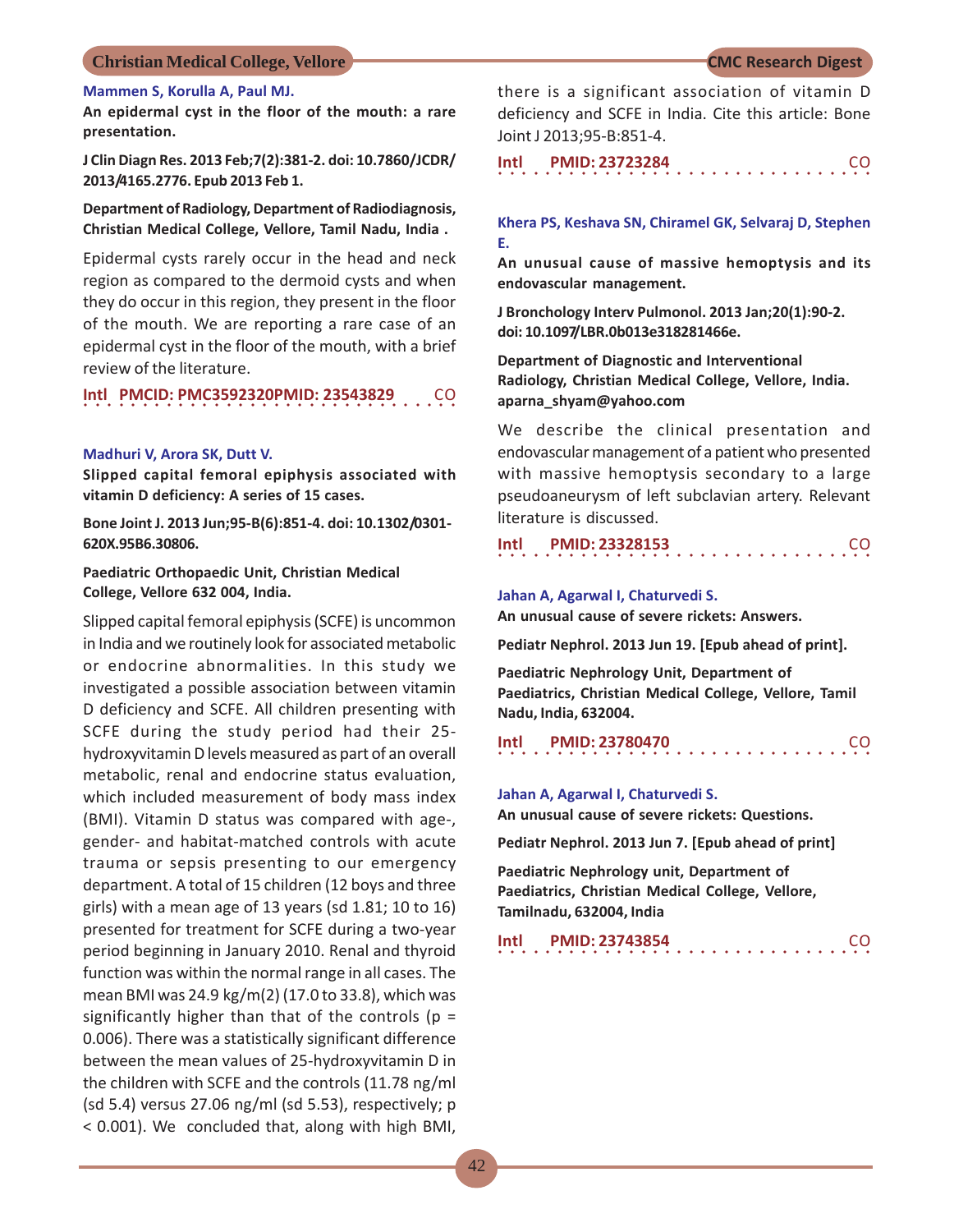**Mammen S, Korulla A, Paul MJ.**

**An epidermal cyst in the floor of the mouth: a rare presentation.**

**J Clin Diagn Res. 2013 Feb;7(2):381-2. doi: 10.7860/JCDR/2013/4165.2776. Epub 2013 Feb 1.**

**Department of Radiology, Department of Radiodiagnosis, Christian Medical College, Vellore, Tamil Nadu, India .**

Epidermal cysts rarely occur in the head and neck region as compared to the dermoid cysts and when they do occur in this region, they present in the floor of the mouth. We are reporting a rare case of an epidermal cyst in the floor of the mouth, with a brief review of the literature.

**Intl PMCID: PMC3592320PMID: 23543829 CO**

**Madhuri V, Arora SK, Dutt V.**

**Slipped capital femoral epiphysis associated with vitamin D deficiency: A series of 15 cases.**

**Bone Joint J. 2013 Jun;95-B(6):851-4. doi: 10.1302/0301-620X.95B6.30806.**

**Paediatric Orthopaedic Unit, Christian Medical College, Vellore 632 004, India.**

Slipped capital femoral epiphysis (SCFE) is uncommon in India and we routinely look for associated metabolic or endocrine abnormalities. In this study we investigated a possible association between vitamin D deficiency and SCFE. All children presenting with SCFE during the study period had their 25-hydroxyvitamin D levels measured as part of an overall metabolic, renal and endocrine status evaluation, which included measurement of body mass index (BMI). Vitamin D status was compared with age-, gender- and habitat-matched controls with acute trauma or sepsis presenting to our emergency department. A total of 15 children (12 boys and three girls) with a mean age of 13 years (sd 1.81; 10 to 16) presented for treatment for SCFE during a two-year period beginning in January 2010. Renal and thyroid function was within the normal range in all cases. The mean BMI was 24.9 kg/m(2) (17.0 to 33.8), which was significantly higher than that of the controls ($p = 0.006$). There was a statistically significant difference between the mean values of 25-hydroxyvitamin D in the children with SCFE and the controls (11.78 ng/ml (sd 5.4) versus 27.06 ng/ml (sd 5.53), respectively; $p < 0.001$). We concluded that, along with high BMI, there is a significant association of vitamin D deficiency and SCFE in India. Cite this article: Bone Joint J 2013;95-B:851-4.

**Intl PMID: 23723284 CO**

**Khera PS, Keshava SN, Chiramel GK, Selvaraj D, Stephen E.**

**An unusual cause of massive hemoptysis and its endovascular management.**

**J Bronchology Interv Pulmonol. 2013 Jan;20(1):90-2. doi: 10.1097/LBR.0b013e318281466e.**

**Department of Diagnostic and Interventional Radiology, Christian Medical College, Vellore, India. aparna_shyam@yahoo.com**

We describe the clinical presentation and endovascular management of a patient who presented with massive hemoptysis secondary to a large pseudoaneurysm of left subclavian artery. Relevant literature is discussed.

**Intl PMID: 23328153 CO**

**Jahan A, Agarwal I, Chaturvedi S.**

**An unusual cause of severe rickets: Answers.**

**Pediatr Nephrol. 2013 Jun 19. [Epub ahead of print].**

**Paediatric Nephrology Unit, Department of Paediatrics, Christian Medical College, Vellore, Tamil Nadu, India, 632004.**

**Intl PMID: 23780470 CO**

**Jahan A, Agarwal I, Chaturvedi S.**

**An unusual cause of severe rickets: Questions.**

**Pediatr Nephrol. 2013 Jun 7. [Epub ahead of print]**

**Paediatric Nephrology unit, Department of Paediatrics, Christian Medical College, Vellore, Tamilnadu, 632004, India**

**Intl PMID: 23743854 CO**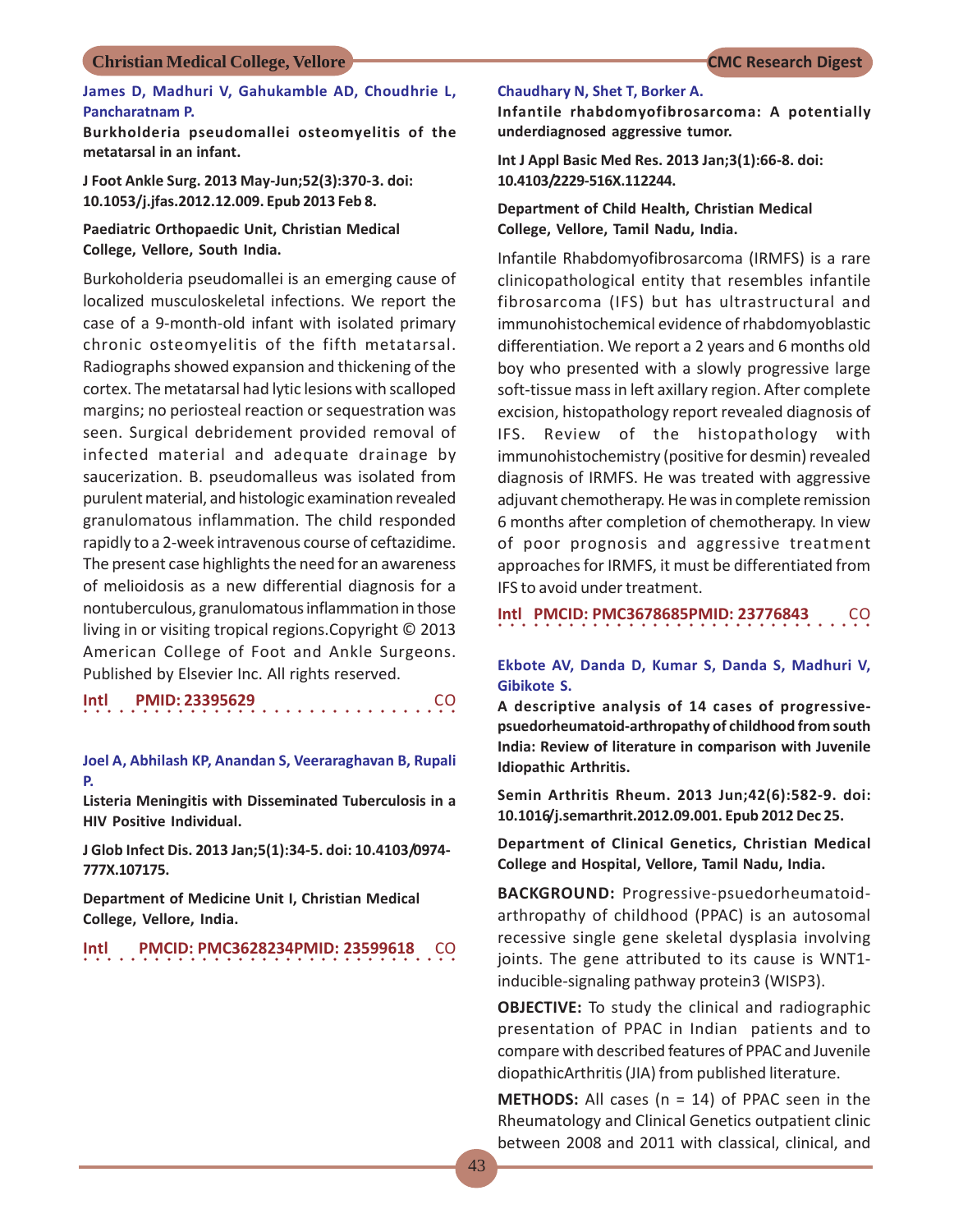**James D, Madhuri V, Gahukamble AD, Choudhrie L, Pancharatnam P.**

**Burkholderia pseudomallei osteomyelitis of the metatarsal in an infant.**

**J Foot Ankle Surg. 2013 May-Jun;52(3):370-3. doi: 10.1053/j.jfas.2012.12.009. Epub 2013 Feb 8.**

**Paediatric Orthopaedic Unit, Christian Medical College, Vellore, South India.**

Burkoholderia pseudomallei is an emerging cause of localized musculoskeletal infections. We report the case of a 9-month-old infant with isolated primary chronic osteomyelitis of the fifth metatarsal. Radiographs showed expansion and thickening of the cortex. The metatarsal had lytic lesions with scalloped margins; no periosteal reaction or sequestration was seen. Surgical debridement provided removal of infected material and adequate drainage by saucerization. B. pseudomalleus was isolated from purulent material, and histologic examination revealed granulomatous inflammation. The child responded rapidly to a 2-week intravenous course of ceftazidime. The present case highlights the need for an awareness of melioidosis as a new differential diagnosis for a nontuberculous, granulomatous inflammation in those living in or visiting tropical regions.Copyright © 2013 American College of Foot and Ankle Surgeons. Published by Elsevier Inc. All rights reserved.

**Intl PMID: 23395629** CO

**Joel A, Abhilash KP, Anandan S, Veeraraghavan B, Rupali P.**

**Listeria Meningitis with Disseminated Tuberculosis in a HIV Positive Individual.**

**J Glob Infect Dis. 2013 Jan;5(1):34-5. doi: 10.4103/0974-777X.107175.**

**Department of Medicine Unit I, Christian Medical College, Vellore, India.**

**Intl PMCID: PMC3628234PMID: 23599618** CO

**Chaudhary N, Shet T, Borker A.**

**Infantile rhabdomyofibrosarcoma: A potentially underdiagnosed aggressive tumor.**

**Int J Appl Basic Med Res. 2013 Jan;3(1):66-8. doi: 10.4103/2229-516X.112244.**

**Department of Child Health, Christian Medical College, Vellore, Tamil Nadu, India.**

Infantile Rhabdomyofibrosarcoma (IRMFS) is a rare clinicopathological entity that resembles infantile fibrosarcoma (IFS) but has ultrastructural and immunohistochemical evidence of rhabdomyoblastic differentiation. We report a 2 years and 6 months old boy who presented with a slowly progressive large soft-tissue mass in left axillary region. After complete excision, histopathology report revealed diagnosis of IFS. Review of the histopathology with immunohistochemistry (positive for desmin) revealed diagnosis of IRMFS. He was treated with aggressive adjuvant chemotherapy. He was in complete remission 6 months after completion of chemotherapy. In view of poor prognosis and aggressive treatment approaches for IRMFS, it must be differentiated from IFS to avoid under treatment.

**Intl PMCID: PMC3678685PMID: 23776843** CO

**Ekbote AV, Danda D, Kumar S, Danda S, Madhuri V, Gibikote S.**

**A descriptive analysis of 14 cases of progressive-psuedorheumatoid-arthropathy of childhood from south India: Review of literature in comparison with Juvenile Idiopathic Arthritis.**

**Semin Arthritis Rheum. 2013 Jun;42(6):582-9. doi: 10.1016/j.semarthrit.2012.09.001. Epub 2012 Dec 25.**

**Department of Clinical Genetics, Christian Medical College and Hospital, Vellore, Tamil Nadu, India.**

**BACKGROUND:** Progressive-psuedorheumatoid-arthropathy of childhood (PPAC) is an autosomal recessive single gene skeletal dysplasia involving joints. The gene attributed to its cause is WNT1-inducible-signaling pathway protein3 (WISP3).

**OBJECTIVE:** To study the clinical and radiographic presentation of PPAC in Indian patients and to compare with described features of PPAC and Juvenile diopathicArthritis (JIA) from published literature.

**METHODS:** All cases (n = 14) of PPAC seen in the Rheumatology and Clinical Genetics outpatient clinic between 2008 and 2011 with classical, clinical, and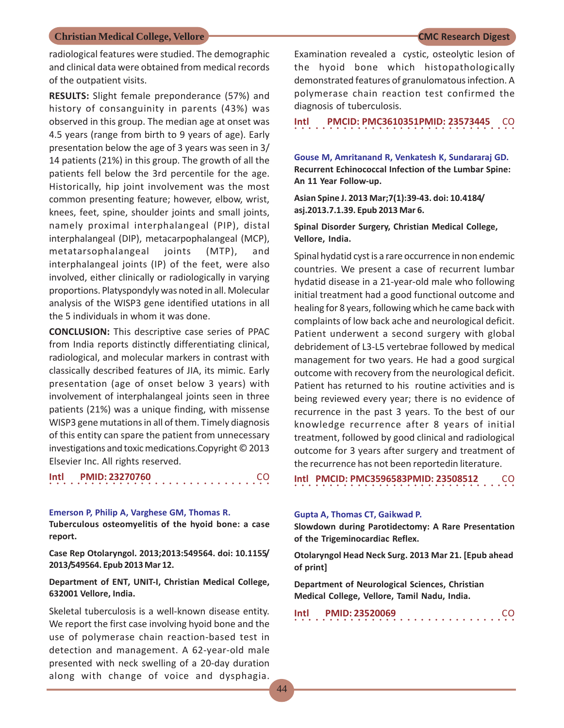radiological features were studied. The demographic and clinical data were obtained from medical records of the outpatient visits.

**RESULTS:** Slight female preponderance (57%) and history of consanguinity in parents (43%) was observed in this group. The median age at onset was 4.5 years (range from birth to 9 years of age). Early presentation below the age of 3 years was seen in 3/14 patients (21%) in this group. The growth of all the patients fell below the 3rd percentile for the age. Historically, hip joint involvement was the most common presenting feature; however, elbow, wrist, knees, feet, spine, shoulder joints and small joints, namely proximal interphalangeal (PIP), distal interphalangeal (DIP), metacarpophalangeal (MCP), metatarsophalangeal joints (MTP), and interphalangeal joints (IP) of the feet, were also involved, either clinically or radiologically in varying proportions. Platyspondyly was noted in all. Molecular analysis of the WISP3 gene identified utations in all the 5 individuals in whom it was done.

**CONCLUSION:** This descriptive case series of PPAC from India reports distinctly differentiating clinical, radiological, and molecular markers in contrast with classically described features of JIA, its mimic. Early presentation (age of onset below 3 years) with involvement of interphalangeal joints seen in three patients (21%) was a unique finding, with missense WISP3 gene mutations in all of them. Timely diagnosis of this entity can spare the patient from unnecessary investigations and toxic medications.Copyright © 2013 Elsevier Inc. All rights reserved.

**Intl PMID: 23270760 CO**

**Emerson P, Philip A, Varghese GM, Thomas R.**

**Tuberculous osteomyelitis of the hyoid bone: a case report.**

**Case Rep Otolaryngol. 2013;2013:549564. doi: 10.1155/2013/549564. Epub 2013 Mar 12.**

**Department of ENT, UNIT-I, Christian Medical College, 632001 Vellore, India.**

Skeletal tuberculosis is a well-known disease entity. We report the first case involving hyoid bone and the use of polymerase chain reaction-based test in detection and management. A 62-year-old male presented with neck swelling of a 20-day duration along with change of voice and dysphagia. Examination revealed a cystic, osteolytic lesion of the hyoid bone which histopathologically demonstrated features of granulomatous infection. A polymerase chain reaction test confirmed the diagnosis of tuberculosis.

**Intl PMCID: PMC3610351PMID: 23573445 CO**

**Gouse M, Amritanand R, Venkatesh K, Sundararaj GD.**

**Recurrent Echinococcal Infection of the Lumbar Spine: An 11 Year Follow-up.**

**Asian Spine J. 2013 Mar;7(1):39-43. doi: 10.4184/asj.2013.7.1.39. Epub 2013 Mar 6.**

**Spinal Disorder Surgery, Christian Medical College, Vellore, India.**

Spinal hydatid cyst is a rare occurrence in non endemic countries. We present a case of recurrent lumbar hydatid disease in a 21-year-old male who following initial treatment had a good functional outcome and healing for 8 years, following which he came back with complaints of low back ache and neurological deficit. Patient underwent a second surgery with global debridement of L3-L5 vertebrae followed by medical management for two years. He had a good surgical outcome with recovery from the neurological deficit. Patient has returned to his routine activities and is being reviewed every year; there is no evidence of recurrence in the past 3 years. To the best of our knowledge recurrence after 8 years of initial treatment, followed by good clinical and radiological outcome for 3 years after surgery and treatment of the recurrence has not been reportedin literature.

**Intl PMCID: PMC3596583PMID: 23508512 CO**

**Gupta A, Thomas CT, Gaikwad P.**

**Slowdown during Parotidectomy: A Rare Presentation of the Trigeminocardiac Reflex.**

**Otolaryngol Head Neck Surg. 2013 Mar 21. [Epub ahead of print]**

**Department of Neurological Sciences, Christian Medical College, Vellore, Tamil Nadu, India.**

**Intl PMID: 23520069 CO**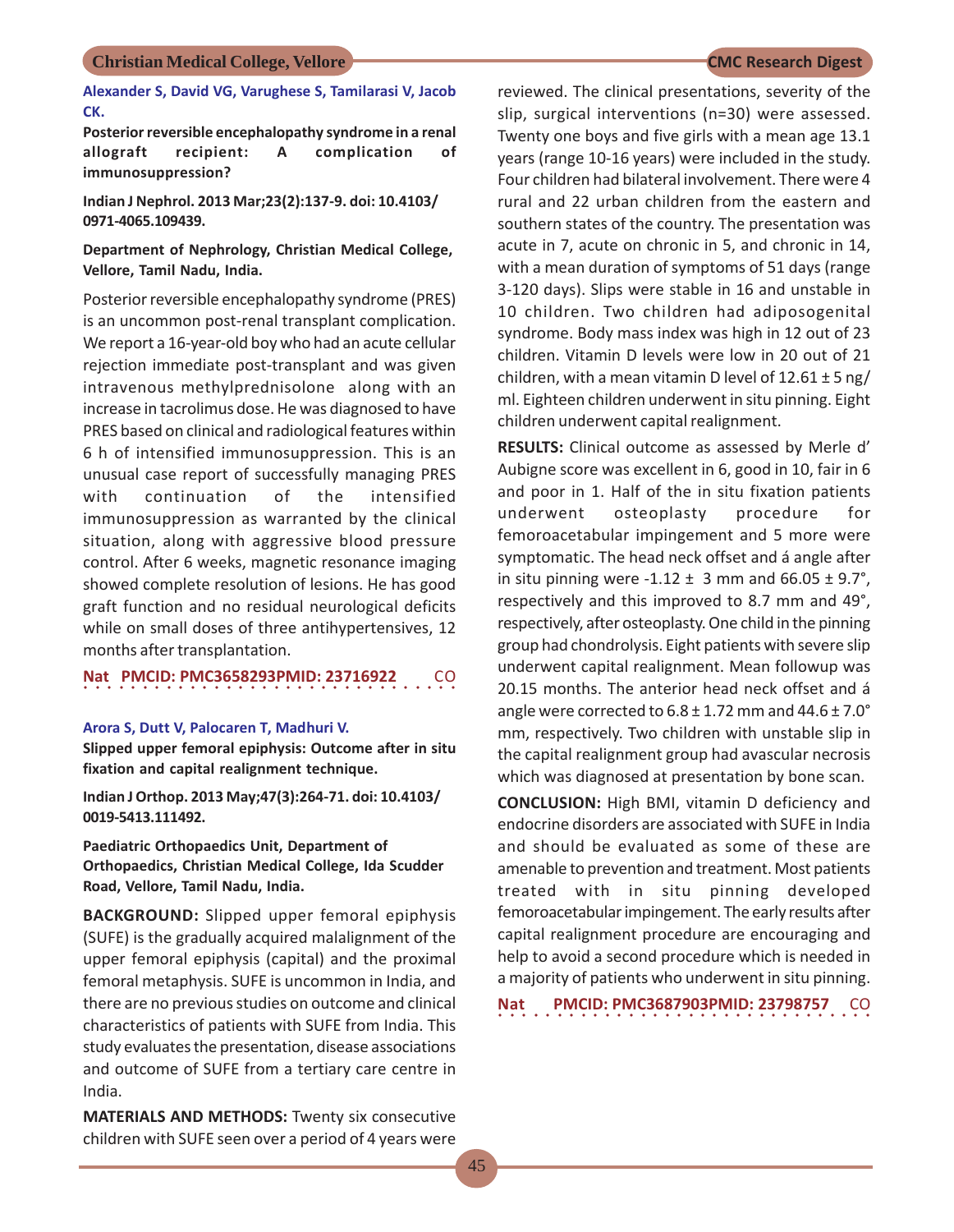**Alexander S, David VG, Varughese S, Tamilarasi V, Jacob CK.**

**Posterior reversible encephalopathy syndrome in a renal allograft recipient: A complication of immunosuppression?**

**Indian J Nephrol. 2013 Mar;23(2):137-9. doi: 10.4103/0971-4065.109439.**

**Department of Nephrology, Christian Medical College, Vellore, Tamil Nadu, India.**

Posterior reversible encephalopathy syndrome (PRES) is an uncommon post-renal transplant complication. We report a 16-year-old boy who had an acute cellular rejection immediate post-transplant and was given intravenous methylprednisolone along with an increase in tacrolimus dose. He was diagnosed to have PRES based on clinical and radiological features within 6 h of intensified immunosuppression. This is an unusual case report of successfully managing PRES with continuation of the intensified immunosuppression as warranted by the clinical situation, along with aggressive blood pressure control. After 6 weeks, magnetic resonance imaging showed complete resolution of lesions. He has good graft function and no residual neurological deficits while on small doses of three antihypertensives, 12 months after transplantation.

**Nat PMCID: PMC3658293PMID: 23716922** CO

**Arora S, Dutt V, Palocaren T, Madhuri V.**

**Slipped upper femoral epiphysis: Outcome after in situ fixation and capital realignment technique.**

**Indian J Orthop. 2013 May;47(3):264-71. doi: 10.4103/0019-5413.111492.**

**Paediatric Orthopaedics Unit, Department of Orthopaedics, Christian Medical College, Ida Scudder Road, Vellore, Tamil Nadu, India.**

**BACKGROUND:** Slipped upper femoral epiphysis (SUFE) is the gradually acquired malalignment of the upper femoral epiphysis (capital) and the proximal femoral metaphysis. SUFE is uncommon in India, and there are no previous studies on outcome and clinical characteristics of patients with SUFE from India. This study evaluates the presentation, disease associations and outcome of SUFE from a tertiary care centre in India.

**MATERIALS AND METHODS:** Twenty six consecutive children with SUFE seen over a period of 4 years were reviewed. The clinical presentations, severity of the slip, surgical interventions (n=30) were assessed. Twenty one boys and five girls with a mean age 13.1 years (range 10-16 years) were included in the study. Four children had bilateral involvement. There were 4 rural and 22 urban children from the eastern and southern states of the country. The presentation was acute in 7, acute on chronic in 5, and chronic in 14, with a mean duration of symptoms of 51 days (range 3-120 days). Slips were stable in 16 and unstable in 10 children. Two children had adiposogenital syndrome. Body mass index was high in 12 out of 23 children. Vitamin D levels were low in 20 out of 21 children, with a mean vitamin D level of 12.61 ± 5 ng/ml. Eighteen children underwent in situ pinning. Eight children underwent capital realignment.

**RESULTS:** Clinical outcome as assessed by Merle d' Aubigne score was excellent in 6, good in 10, fair in 6 and poor in 1. Half of the in situ fixation patients underwent osteoplasty procedure for femoroacetabular impingement and 5 more were symptomatic. The head neck offset and á angle after in situ pinning were -1.12 ± 3 mm and 66.05 ± 9.7°, respectively and this improved to 8.7 mm and 49°, respectively, after osteoplasty. One child in the pinning group had chondrolysis. Eight patients with severe slip underwent capital realignment. Mean followup was 20.15 months. The anterior head neck offset and á angle were corrected to 6.8 ± 1.72 mm and 44.6 ± 7.0° mm, respectively. Two children with unstable slip in the capital realignment group had avascular necrosis which was diagnosed at presentation by bone scan.

**CONCLUSION:** High BMI, vitamin D deficiency and endocrine disorders are associated with SUFE in India and should be evaluated as some of these are amenable to prevention and treatment. Most patients treated with in situ pinning developed femoroacetabular impingement. The early results after capital realignment procedure are encouraging and help to avoid a second procedure which is needed in a majority of patients who underwent in situ pinning.

**Nat PMCID: PMC3687903PMID: 23798757** CO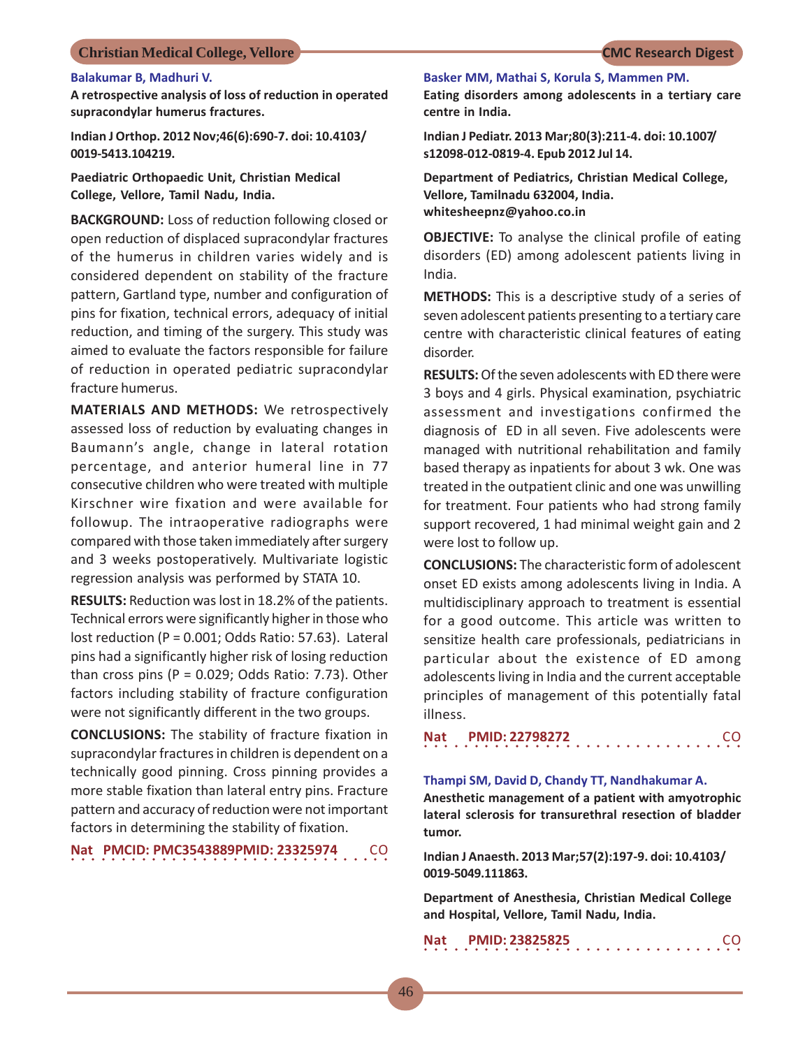**Balakumar B, Madhuri V.**

**A retrospective analysis of loss of reduction in operated supracondylar humerus fractures.**

**Indian J Orthop. 2012 Nov;46(6):690-7. doi: 10.4103/0019-5413.104219.**

**Paediatric Orthopaedic Unit, Christian Medical College, Vellore, Tamil Nadu, India.**

**BACKGROUND:** Loss of reduction following closed or open reduction of displaced supracondylar fractures of the humerus in children varies widely and is considered dependent on stability of the fracture pattern, Gartland type, number and configuration of pins for fixation, technical errors, adequacy of initial reduction, and timing of the surgery. This study was aimed to evaluate the factors responsible for failure of reduction in operated pediatric supracondylar fracture humerus.

**MATERIALS AND METHODS:** We retrospectively assessed loss of reduction by evaluating changes in Baumann's angle, change in lateral rotation percentage, and anterior humeral line in 77 consecutive children who were treated with multiple Kirschner wire fixation and were available for followup. The intraoperative radiographs were compared with those taken immediately after surgery and 3 weeks postoperatively. Multivariate logistic regression analysis was performed by STATA 10.

**RESULTS:** Reduction was lost in 18.2% of the patients. Technical errors were significantly higher in those who lost reduction (P = 0.001; Odds Ratio: 57.63). Lateral pins had a significantly higher risk of losing reduction than cross pins (P = 0.029; Odds Ratio: 7.73). Other factors including stability of fracture configuration were not significantly different in the two groups.

**CONCLUSIONS:** The stability of fracture fixation in supracondylar fractures in children is dependent on a technically good pinning. Cross pinning provides a more stable fixation than lateral entry pins. Fracture pattern and accuracy of reduction were not important factors in determining the stability of fixation.

**Nat PMCID: PMC3543889PMID: 23325974** CO

**Basker MM, Mathai S, Korula S, Mammen PM.**

**Eating disorders among adolescents in a tertiary care centre in India.**

**Indian J Pediatr. 2013 Mar;80(3):211-4. doi: 10.1007/s12098-012-0819-4. Epub 2012 Jul 14.**

**Department of Pediatrics, Christian Medical College, Vellore, Tamilnadu 632004, India. whitesheepnz@yahoo.co.in**

**OBJECTIVE:** To analyse the clinical profile of eating disorders (ED) among adolescent patients living in India.

**METHODS:** This is a descriptive study of a series of seven adolescent patients presenting to a tertiary care centre with characteristic clinical features of eating disorder.

**RESULTS:** Of the seven adolescents with ED there were 3 boys and 4 girls. Physical examination, psychiatric assessment and investigations confirmed the diagnosis of ED in all seven. Five adolescents were managed with nutritional rehabilitation and family based therapy as inpatients for about 3 wk. One was treated in the outpatient clinic and one was unwilling for treatment. Four patients who had strong family support recovered, 1 had minimal weight gain and 2 were lost to follow up.

**CONCLUSIONS:** The characteristic form of adolescent onset ED exists among adolescents living in India. A multidisciplinary approach to treatment is essential for a good outcome. This article was written to sensitize health care professionals, pediatricians in particular about the existence of ED among adolescents living in India and the current acceptable principles of management of this potentially fatal illness.

**Nat PMID: 22798272** CO

**Thampi SM, David D, Chandy TT, Nandhakumar A.**

**Anesthetic management of a patient with amyotrophic lateral sclerosis for transurethral resection of bladder tumor.**

**Indian J Anaesth. 2013 Mar;57(2):197-9. doi: 10.4103/0019-5049.111863.**

**Department of Anesthesia, Christian Medical College and Hospital, Vellore, Tamil Nadu, India.**

**Nat PMID: 23825825** CO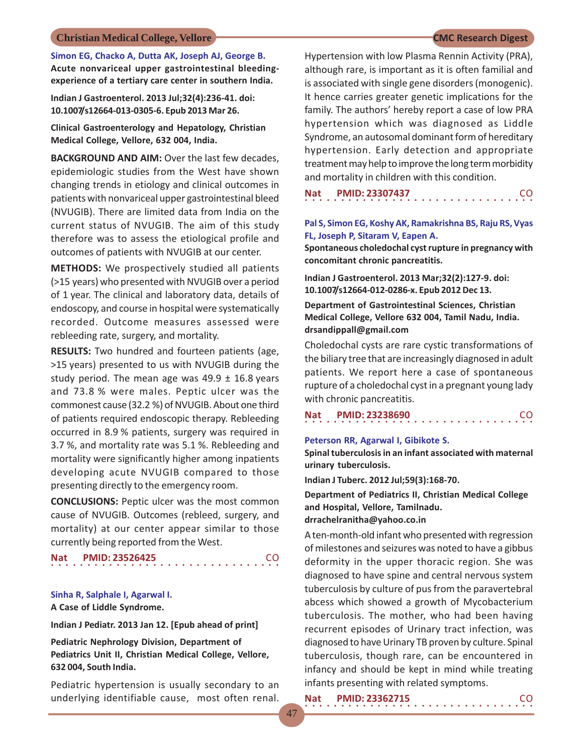**Simon EG, Chacko A, Dutta AK, Joseph AJ, George B.**

**Acute nonvariceal upper gastrointestinal bleeding-experience of a tertiary care center in southern India.**

**Indian J Gastroenterol. 2013 Jul;32(4):236-41. doi: 10.1007/s12664-013-0305-6. Epub 2013 Mar 26.**

**Clinical Gastroenterology and Hepatology, Christian Medical College, Vellore, 632 004, India.**

**BACKGROUND AND AIM:** Over the last few decades, epidemiologic studies from the West have shown changing trends in etiology and clinical outcomes in patients with nonvariceal upper gastrointestinal bleed (NVUGIB). There are limited data from India on the current status of NVUGIB. The aim of this study therefore was to assess the etiological profile and outcomes of patients with NVUGIB at our center.

**METHODS:** We prospectively studied all patients (>15 years) who presented with NVUGIB over a period of 1 year. The clinical and laboratory data, details of endoscopy, and course in hospital were systematically recorded. Outcome measures assessed were rebleeding rate, surgery, and mortality.

**RESULTS:** Two hundred and fourteen patients (age, >15 years) presented to us with NVUGIB during the study period. The mean age was 49.9 ± 16.8 years and 73.8 % were males. Peptic ulcer was the commonest cause (32.2 %) of NVUGIB. About one third of patients required endoscopic therapy. Rebleeding occurred in 8.9 % patients, surgery was required in 3.7 %, and mortality rate was 5.1 %. Rebleeding and mortality were significantly higher among inpatients developing acute NVUGIB compared to those presenting directly to the emergency room.

**CONCLUSIONS:** Peptic ulcer was the most common cause of NVUGIB. Outcomes (rebleed, surgery, and mortality) at our center appear similar to those currently being reported from the West.

**Nat PMID: 23526425** CO

**Sinha R, Salphale I, Agarwal I.**

**A Case of Liddle Syndrome.**

**Indian J Pediatr. 2013 Jan 12. [Epub ahead of print]**

**Pediatric Nephrology Division, Department of Pediatrics Unit II, Christian Medical College, Vellore, 632 004, South India.**

Pediatric hypertension is usually secondary to an underlying identifiable cause, most often renal. Hypertension with low Plasma Rennin Activity (PRA), although rare, is important as it is often familial and is associated with single gene disorders (monogenic). It hence carries greater genetic implications for the family. The authors' hereby report a case of low PRA hypertension which was diagnosed as Liddle Syndrome, an autosomal dominant form of hereditary hypertension. Early detection and appropriate treatment may help to improve the long term morbidity and mortality in children with this condition.

**Nat PMID: 23307437** CO

**Pal S, Simon EG, Koshy AK, Ramakrishna BS, Raju RS, Vyas FL, Joseph P, Sitaram V, Eapen A.**

**Spontaneous choledochal cyst rupture in pregnancy with concomitant chronic pancreatitis.**

**Indian J Gastroenterol. 2013 Mar;32(2):127-9. doi: 10.1007/s12664-012-0286-x. Epub 2012 Dec 13.**

**Department of Gastrointestinal Sciences, Christian Medical College, Vellore 632 004, Tamil Nadu, India. drsandippall@gmail.com**

Choledochal cysts are rare cystic transformations of the biliary tree that are increasingly diagnosed in adult patients. We report here a case of spontaneous rupture of a choledochal cyst in a pregnant young lady with chronic pancreatitis.

**Nat PMID: 23238690** CO

**Peterson RR, Agarwal I, Gibikote S.**

**Spinal tuberculosis in an infant associated with maternal urinary tuberculosis.**

**Indian J Tuberc. 2012 Jul;59(3):168-70.**

**Department of Pediatrics II, Christian Medical College and Hospital, Vellore, Tamilnadu. drrachelranitha@yahoo.co.in**

A ten-month-old infant who presented with regression of milestones and seizures was noted to have a gibbus deformity in the upper thoracic region. She was diagnosed to have spine and central nervous system tuberculosis by culture of pus from the paravertebral abcess which showed a growth of Mycobacterium tuberculosis. The mother, who had been having recurrent episodes of Urinary tract infection, was diagnosed to have Urinary TB proven by culture. Spinal tuberculosis, though rare, can be encountered in infancy and should be kept in mind while treating infants presenting with related symptoms.

**Nat PMID: 23362715** CO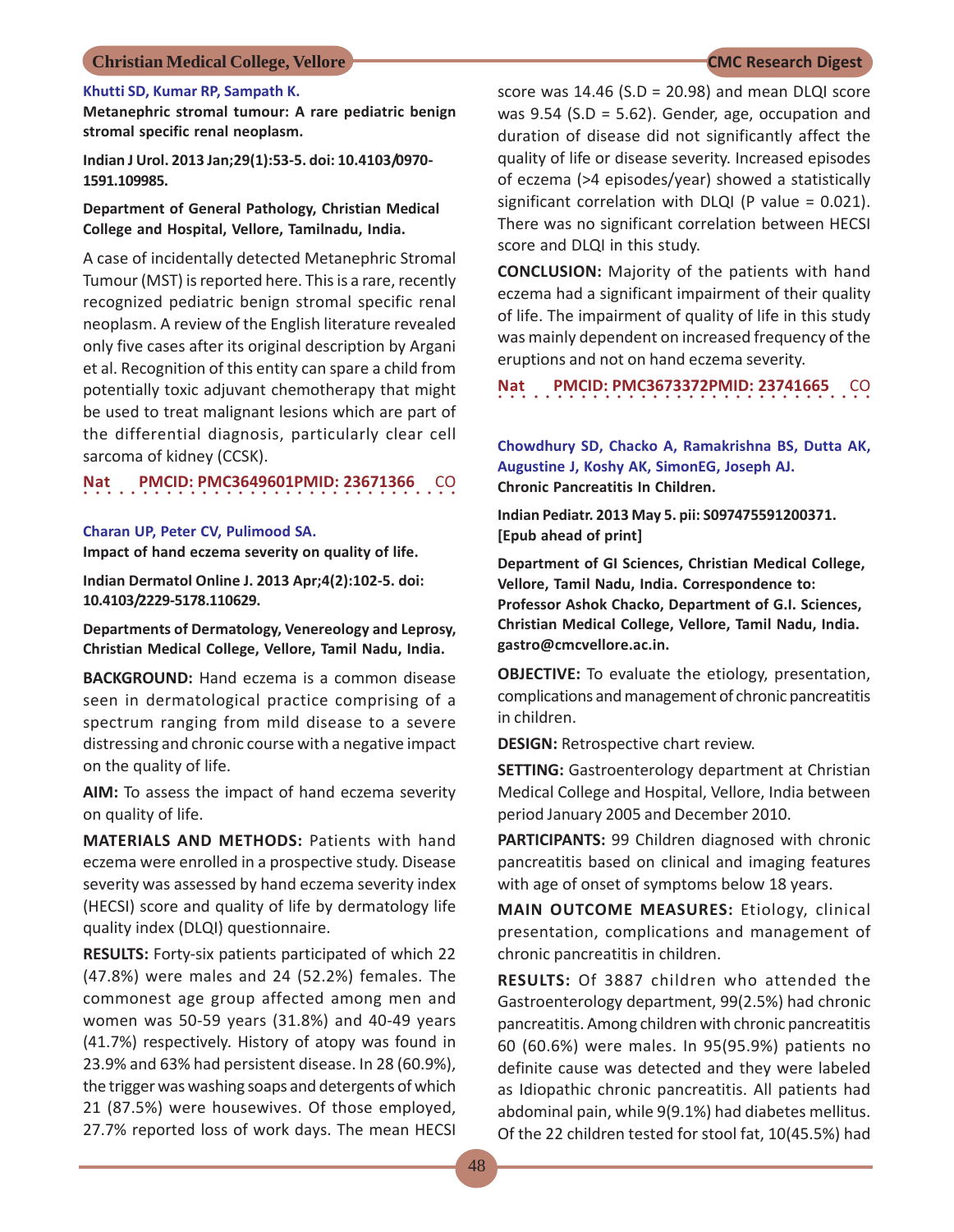Khutti SD, Kumar RP, Sampath K.

**Metanephric stromal tumour: A rare pediatric benign stromal specific renal neoplasm.**

**Indian J Urol. 2013 Jan;29(1):53-5. doi: 10.4103/0970-1591.109985.**

**Department of General Pathology, Christian Medical College and Hospital, Vellore, Tamilnadu, India.**

A case of incidentally detected Metanephric Stromal Tumour (MST) is reported here. This is a rare, recently recognized pediatric benign stromal specific renal neoplasm. A review of the English literature revealed only five cases after its original description by Argani et al. Recognition of this entity can spare a child from potentially toxic adjuvant chemotherapy that might be used to treat malignant lesions which are part of the differential diagnosis, particularly clear cell sarcoma of kidney (CCSK).

Nat PMCID: PMC3649601PMID: 23671366 CO

Charan UP, Peter CV, Pulimood SA.

**Impact of hand eczema severity on quality of life.**

**Indian Dermatol Online J. 2013 Apr;4(2):102-5. doi: 10.4103/2229-5178.110629.**

**Departments of Dermatology, Venereology and Leprosy, Christian Medical College, Vellore, Tamil Nadu, India.**

**BACKGROUND:** Hand eczema is a common disease seen in dermatological practice comprising of a spectrum ranging from mild disease to a severe distressing and chronic course with a negative impact on the quality of life.

**AIM:** To assess the impact of hand eczema severity on quality of life.

**MATERIALS AND METHODS:** Patients with hand eczema were enrolled in a prospective study. Disease severity was assessed by hand eczema severity index (HECSI) score and quality of life by dermatology life quality index (DLQI) questionnaire.

**RESULTS:** Forty-six patients participated of which 22 (47.8%) were males and 24 (52.2%) females. The commonest age group affected among men and women was 50-59 years (31.8%) and 40-49 years (41.7%) respectively. History of atopy was found in 23.9% and 63% had persistent disease. In 28 (60.9%), the trigger was washing soaps and detergents of which 21 (87.5%) were housewives. Of those employed, 27.7% reported loss of work days. The mean HECSI score was 14.46 (S.D = 20.98) and mean DLQI score was 9.54 (S.D = 5.62). Gender, age, occupation and duration of disease did not significantly affect the quality of life or disease severity. Increased episodes of eczema (>4 episodes/year) showed a statistically significant correlation with DLQI (P value = 0.021). There was no significant correlation between HECSI score and DLQI in this study.

**CONCLUSION:** Majority of the patients with hand eczema had a significant impairment of their quality of life. The impairment of quality of life in this study was mainly dependent on increased frequency of the eruptions and not on hand eczema severity.

Nat PMCID: PMC3673372PMID: 23741665 CO

Chowdhury SD, Chacko A, Ramakrishna BS, Dutta AK, Augustine J, Koshy AK, SimonEG, Joseph AJ.

**Chronic Pancreatitis In Children.**

**Indian Pediatr. 2013 May 5. pii: S097475591200371. [Epub ahead of print]**

**Department of GI Sciences, Christian Medical College, Vellore, Tamil Nadu, India. Correspondence to: Professor Ashok Chacko, Department of G.I. Sciences, Christian Medical College, Vellore, Tamil Nadu, India. gastro@cmcvellore.ac.in.**

**OBJECTIVE:** To evaluate the etiology, presentation, complications and management of chronic pancreatitis in children.

**DESIGN:** Retrospective chart review.

**SETTING:** Gastroenterology department at Christian Medical College and Hospital, Vellore, India between period January 2005 and December 2010.

**PARTICIPANTS:** 99 Children diagnosed with chronic pancreatitis based on clinical and imaging features with age of onset of symptoms below 18 years.

**MAIN OUTCOME MEASURES:** Etiology, clinical presentation, complications and management of chronic pancreatitis in children.

**RESULTS:** Of 3887 children who attended the Gastroenterology department, 99(2.5%) had chronic pancreatitis. Among children with chronic pancreatitis 60 (60.6%) were males. In 95(95.9%) patients no definite cause was detected and they were labeled as Idiopathic chronic pancreatitis. All patients had abdominal pain, while 9(9.1%) had diabetes mellitus. Of the 22 children tested for stool fat, 10(45.5%) had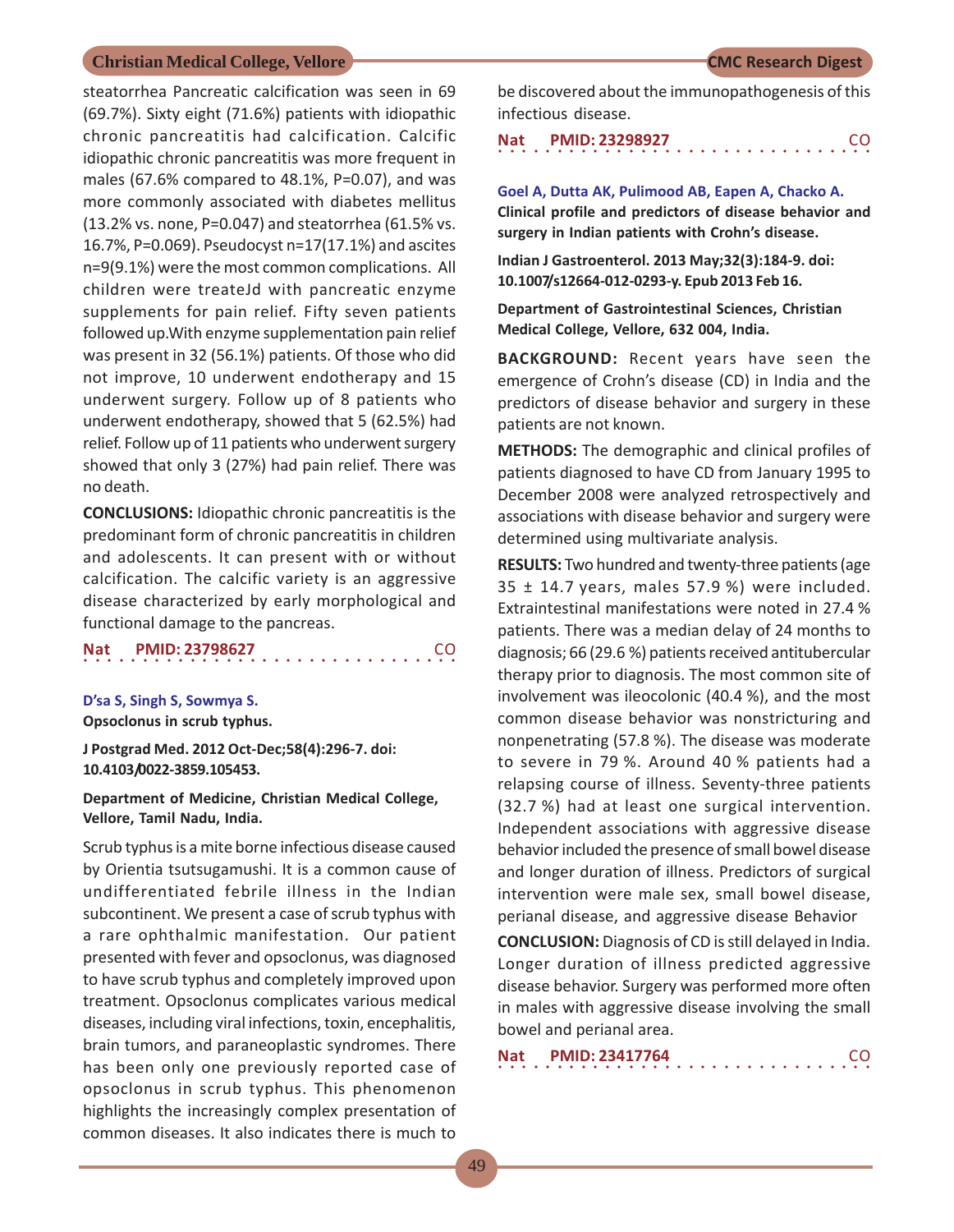steatorrhea Pancreatic calcification was seen in 69 (69.7%). Sixty eight (71.6%) patients with idiopathic chronic pancreatitis had calcification. Calcific idiopathic chronic pancreatitis was more frequent in males (67.6% compared to 48.1%, P=0.07), and was more commonly associated with diabetes mellitus (13.2% vs. none, P=0.047) and steatorrhea (61.5% vs. 16.7%, P=0.069). Pseudocyst n=17(17.1%) and ascites n=9(9.1%) were the most common complications. All children were treateJd with pancreatic enzyme supplements for pain relief. Fifty seven patients followed up.With enzyme supplementation pain relief was present in 32 (56.1%) patients. Of those who did not improve, 10 underwent endotherapy and 15 underwent surgery. Follow up of 8 patients who underwent endotherapy, showed that 5 (62.5%) had relief. Follow up of 11 patients who underwent surgery showed that only 3 (27%) had pain relief. There was no death.

**CONCLUSIONS:** Idiopathic chronic pancreatitis is the predominant form of chronic pancreatitis in children and adolescents. It can present with or without calcification. The calcific variety is an aggressive disease characterized by early morphological and functional damage to the pancreas.

**Nat PMID: 23798627 CO**

**D'sa S, Singh S, Sowmya S.**

**Opsoclonus in scrub typhus.**

**J Postgrad Med. 2012 Oct-Dec;58(4):296-7. doi: 10.4103/0022-3859.105453.**

**Department of Medicine, Christian Medical College, Vellore, Tamil Nadu, India.**

Scrub typhus is a mite borne infectious disease caused by Orientia tsutsugamushi. It is a common cause of undifferentiated febrile illness in the Indian subcontinent. We present a case of scrub typhus with a rare ophthalmic manifestation. Our patient presented with fever and opsoclonus, was diagnosed to have scrub typhus and completely improved upon treatment. Opsoclonus complicates various medical diseases, including viral infections, toxin, encephalitis, brain tumors, and paraneoplastic syndromes. There has been only one previously reported case of opsoclonus in scrub typhus. This phenomenon highlights the increasingly complex presentation of common diseases. It also indicates there is much to be discovered about the immunopathogenesis of this infectious disease.

**Nat PMID: 23298927 CO**

**Goel A, Dutta AK, Pulimood AB, Eapen A, Chacko A.**

**Clinical profile and predictors of disease behavior and surgery in Indian patients with Crohn's disease.**

**Indian J Gastroenterol. 2013 May;32(3):184-9. doi: 10.1007/s12664-012-0293-y. Epub 2013 Feb 16.**

**Department of Gastrointestinal Sciences, Christian Medical College, Vellore, 632 004, India.**

**BACKGROUND:** Recent years have seen the emergence of Crohn's disease (CD) in India and the predictors of disease behavior and surgery in these patients are not known.

**METHODS:** The demographic and clinical profiles of patients diagnosed to have CD from January 1995 to December 2008 were analyzed retrospectively and associations with disease behavior and surgery were determined using multivariate analysis.

**RESULTS:** Two hundred and twenty-three patients (age 35 ± 14.7 years, males 57.9 %) were included. Extraintestinal manifestations were noted in 27.4 % patients. There was a median delay of 24 months to diagnosis; 66 (29.6 %) patients received antitubercular therapy prior to diagnosis. The most common site of involvement was ileocolonic (40.4 %), and the most common disease behavior was nonstricturing and nonpenetrating (57.8 %). The disease was moderate to severe in 79 %. Around 40 % patients had a relapsing course of illness. Seventy-three patients (32.7 %) had at least one surgical intervention. Independent associations with aggressive disease behavior included the presence of small bowel disease and longer duration of illness. Predictors of surgical intervention were male sex, small bowel disease, perianal disease, and aggressive disease Behavior

**CONCLUSION:** Diagnosis of CD is still delayed in India. Longer duration of illness predicted aggressive disease behavior. Surgery was performed more often in males with aggressive disease involving the small bowel and perianal area.

**Nat PMID: 23417764 CO**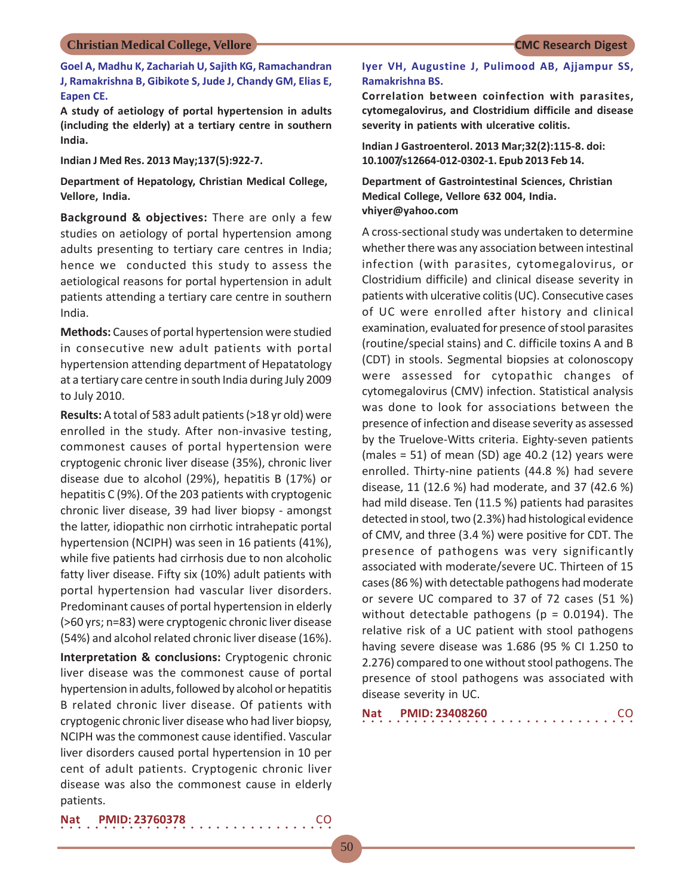**Goel A, Madhu K, Zachariah U, Sajith KG, Ramachandran J, Ramakrishna B, Gibikote S, Jude J, Chandy GM, Elias E, Eapen CE.**

**A study of aetiology of portal hypertension in adults (including the elderly) at a tertiary centre in southern India.**

**Indian J Med Res. 2013 May;137(5):922-7.**

**Department of Hepatology, Christian Medical College, Vellore, India.**

**Background & objectives:** There are only a few studies on aetiology of portal hypertension among adults presenting to tertiary care centres in India; hence we conducted this study to assess the aetiological reasons for portal hypertension in adult patients attending a tertiary care centre in southern India.

**Methods:** Causes of portal hypertension were studied in consecutive new adult patients with portal hypertension attending department of Hepatatology at a tertiary care centre in south India during July 2009 to July 2010.

**Results:** A total of 583 adult patients (>18 yr old) were enrolled in the study. After non-invasive testing, commonest causes of portal hypertension were cryptogenic chronic liver disease (35%), chronic liver disease due to alcohol (29%), hepatitis B (17%) or hepatitis C (9%). Of the 203 patients with cryptogenic chronic liver disease, 39 had liver biopsy - amongst the latter, idiopathic non cirrhotic intrahepatic portal hypertension (NCIPH) was seen in 16 patients (41%), while five patients had cirrhosis due to non alcoholic fatty liver disease. Fifty six (10%) adult patients with portal hypertension had vascular liver disorders. Predominant causes of portal hypertension in elderly (>60 yrs; n=83) were cryptogenic chronic liver disease (54%) and alcohol related chronic liver disease (16%).

**Interpretation & conclusions:** Cryptogenic chronic liver disease was the commonest cause of portal hypertension in adults, followed by alcohol or hepatitis B related chronic liver disease. Of patients with cryptogenic chronic liver disease who had liver biopsy, NCIPH was the commonest cause identified. Vascular liver disorders caused portal hypertension in 10 per cent of adult patients. Cryptogenic chronic liver disease was also the commonest cause in elderly patients.

**Nat** **PMID: 23760378** CO

**Iyer VH, Augustine J, Pulimood AB, Ajjampur SS, Ramakrishna BS.**

**Correlation between coinfection with parasites, cytomegalovirus, and Clostridium difficile and disease severity in patients with ulcerative colitis.**

**Indian J Gastroenterol. 2013 Mar;32(2):115-8. doi: 10.1007/s12664-012-0302-1. Epub 2013 Feb 14.**

**Department of Gastrointestinal Sciences, Christian Medical College, Vellore 632 004, India. vhiyer@yahoo.com**

A cross-sectional study was undertaken to determine whether there was any association between intestinal infection (with parasites, cytomegalovirus, or Clostridium difficile) and clinical disease severity in patients with ulcerative colitis (UC). Consecutive cases of UC were enrolled after history and clinical examination, evaluated for presence of stool parasites (routine/special stains) and C. difficile toxins A and B (CDT) in stools. Segmental biopsies at colonoscopy were assessed for cytopathic changes of cytomegalovirus (CMV) infection. Statistical analysis was done to look for associations between the presence of infection and disease severity as assessed by the Truelove-Witts criteria. Eighty-seven patients (males = 51) of mean (SD) age 40.2 (12) years were enrolled. Thirty-nine patients (44.8 %) had severe disease, 11 (12.6 %) had moderate, and 37 (42.6 %) had mild disease. Ten (11.5 %) patients had parasites detected in stool, two (2.3%) had histological evidence of CMV, and three (3.4 %) were positive for CDT. The presence of pathogens was very significantly associated with moderate/severe UC. Thirteen of 15 cases (86 %) with detectable pathogens had moderate or severe UC compared to 37 of 72 cases (51 %) without detectable pathogens ($p = 0.0194$). The relative risk of a UC patient with stool pathogens having severe disease was 1.686 (95 % CI 1.250 to 2.276) compared to one without stool pathogens. The presence of stool pathogens was associated with disease severity in UC.

**Nat** **PMID: 23408260** CO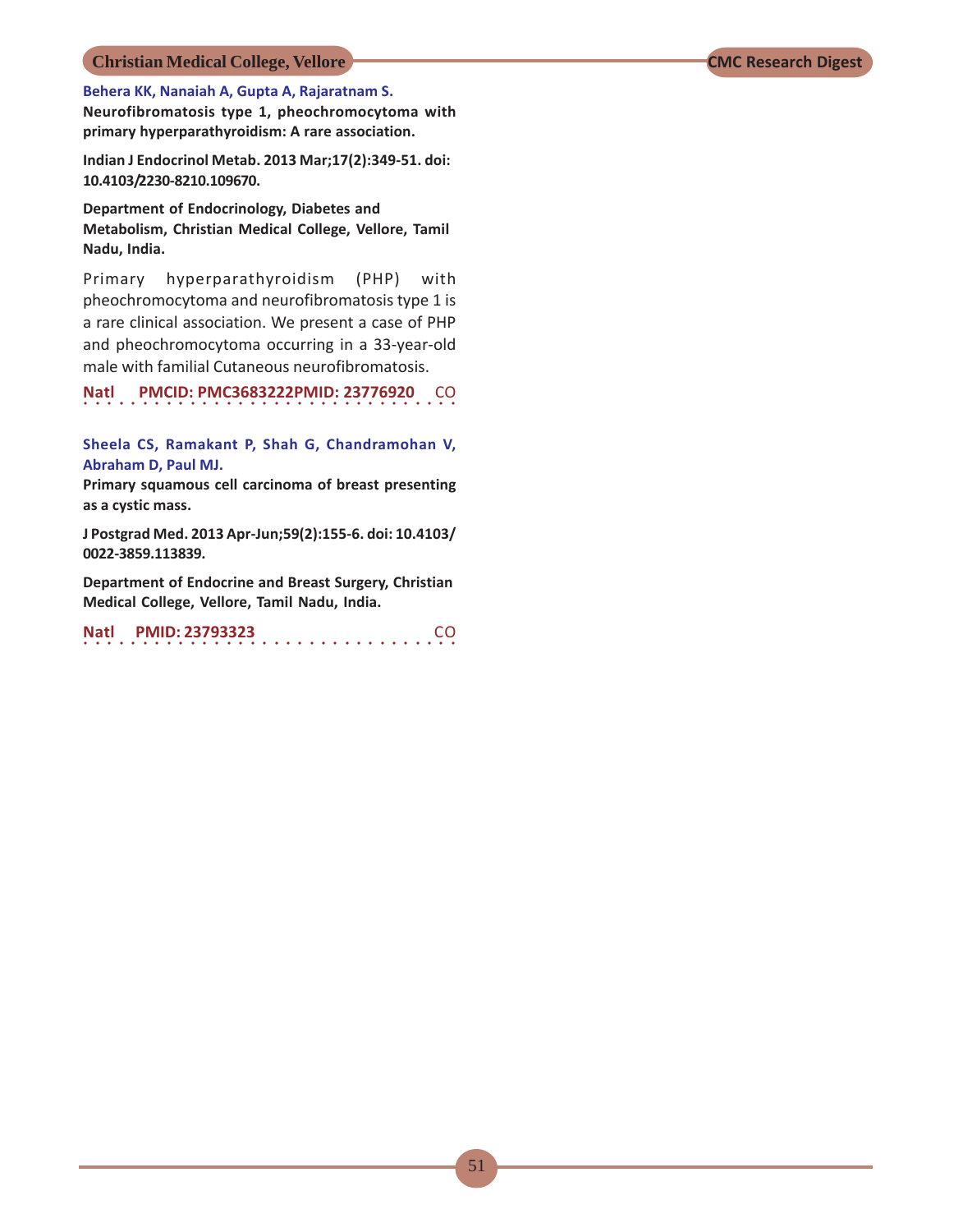**Behera KK, Nanaiah A, Gupta A, Rajaratnam S.**

**Neurofibromatosis type 1, pheochromocytoma with primary hyperparathyroidism: A rare association.**

**Indian J Endocrinol Metab. 2013 Mar;17(2):349-51. doi: 10.4103/2230-8210.109670.**

**Department of Endocrinology, Diabetes and Metabolism, Christian Medical College, Vellore, Tamil Nadu, India.**

Primary hyperparathyroidism (PHP) with pheochromocytoma and neurofibromatosis type 1 is a rare clinical association. We present a case of PHP and pheochromocytoma occurring in a 33-year-old male with familial Cutaneous neurofibromatosis.

**Natl** **PMCID: PMC3683222PMID: 23776920** CO

**Sheela CS, Ramakant P, Shah G, Chandramohan V, Abraham D, Paul MJ.**

**Primary squamous cell carcinoma of breast presenting as a cystic mass.**

**J Postgrad Med. 2013 Apr-Jun;59(2):155-6. doi: 10.4103/0022-3859.113839.**

**Department of Endocrine and Breast Surgery, Christian Medical College, Vellore, Tamil Nadu, India.**

**Natl** **PMID: 23793323** CO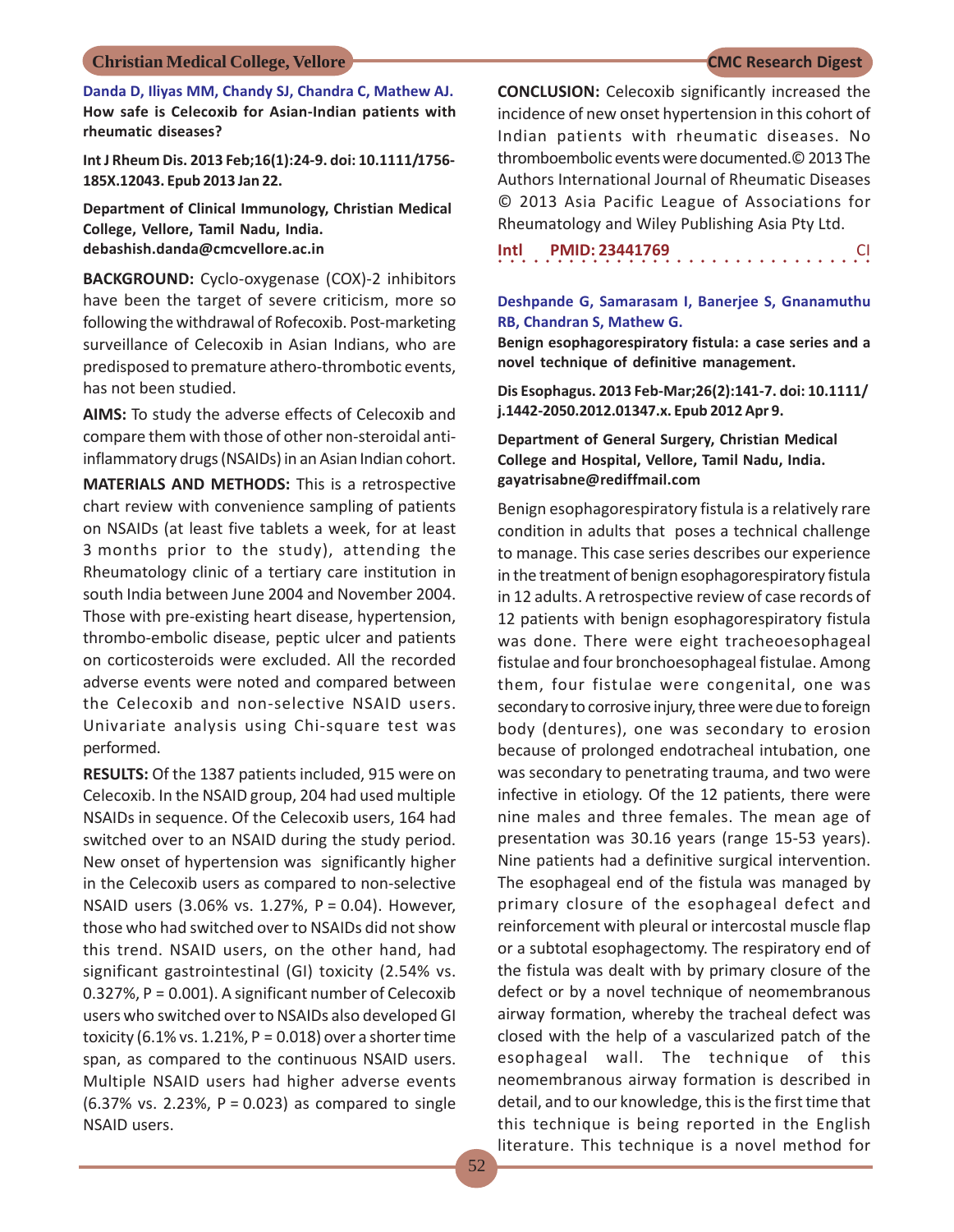**Danda D, Iliyas MM, Chandy SJ, Chandra C, Mathew AJ.**

**How safe is Celecoxib for Asian-Indian patients with rheumatic diseases?**

**Int J Rheum Dis. 2013 Feb;16(1):24-9. doi: 10.1111/1756-185X.12043. Epub 2013 Jan 22.**

**Department of Clinical Immunology, Christian Medical College, Vellore, Tamil Nadu, India. debashish.danda@cmcvellore.ac.in**

**BACKGROUND:** Cyclo-oxygenase (COX)-2 inhibitors have been the target of severe criticism, more so following the withdrawal of Rofecoxib. Post-marketing surveillance of Celecoxib in Asian Indians, who are predisposed to premature athero-thrombotic events, has not been studied.

**AIMS:** To study the adverse effects of Celecoxib and compare them with those of other non-steroidal anti-inflammatory drugs (NSAIDs) in an Asian Indian cohort.

**MATERIALS AND METHODS:** This is a retrospective chart review with convenience sampling of patients on NSAIDs (at least five tablets a week, for at least 3 months prior to the study), attending the Rheumatology clinic of a tertiary care institution in south India between June 2004 and November 2004. Those with pre-existing heart disease, hypertension, thrombo-embolic disease, peptic ulcer and patients on corticosteroids were excluded. All the recorded adverse events were noted and compared between the Celecoxib and non-selective NSAID users. Univariate analysis using Chi-square test was performed.

**RESULTS:** Of the 1387 patients included, 915 were on Celecoxib. In the NSAID group, 204 had used multiple NSAIDs in sequence. Of the Celecoxib users, 164 had switched over to an NSAID during the study period. New onset of hypertension was significantly higher in the Celecoxib users as compared to non-selective NSAID users (3.06% vs. 1.27%, P = 0.04). However, those who had switched over to NSAIDs did not show this trend. NSAID users, on the other hand, had significant gastrointestinal (GI) toxicity (2.54% vs. 0.327%, P = 0.001). A significant number of Celecoxib users who switched over to NSAIDs also developed GI toxicity (6.1% vs. 1.21%, P = 0.018) over a shorter time span, as compared to the continuous NSAID users. Multiple NSAID users had higher adverse events (6.37% vs. 2.23%, P = 0.023) as compared to single NSAID users.

**CONCLUSION:** Celecoxib significantly increased the incidence of new onset hypertension in this cohort of Indian patients with rheumatic diseases. No thromboembolic events were documented.© 2013 The Authors International Journal of Rheumatic Diseases © 2013 Asia Pacific League of Associations for Rheumatology and Wiley Publishing Asia Pty Ltd.

**Intl PMID: 23441769** CI

**Deshpande G, Samarasam I, Banerjee S, Gnanamuthu RB, Chandran S, Mathew G.**

**Benign esophagorespiratory fistula: a case series and a novel technique of definitive management.**

**Dis Esophagus. 2013 Feb-Mar;26(2):141-7. doi: 10.1111/j.1442-2050.2012.01347.x. Epub 2012 Apr 9.**

**Department of General Surgery, Christian Medical College and Hospital, Vellore, Tamil Nadu, India. gayatrisabne@rediffmail.com**

Benign esophagorespiratory fistula is a relatively rare condition in adults that poses a technical challenge to manage. This case series describes our experience in the treatment of benign esophagorespiratory fistula in 12 adults. A retrospective review of case records of 12 patients with benign esophagorespiratory fistula was done. There were eight tracheoesophageal fistulae and four bronchoesophageal fistulae. Among them, four fistulae were congenital, one was secondary to corrosive injury, three were due to foreign body (dentures), one was secondary to erosion because of prolonged endotracheal intubation, one was secondary to penetrating trauma, and two were infective in etiology. Of the 12 patients, there were nine males and three females. The mean age of presentation was 30.16 years (range 15-53 years). Nine patients had a definitive surgical intervention. The esophageal end of the fistula was managed by primary closure of the esophageal defect and reinforcement with pleural or intercostal muscle flap or a subtotal esophagectomy. The respiratory end of the fistula was dealt with by primary closure of the defect or by a novel technique of neomembranous airway formation, whereby the tracheal defect was closed with the help of a vascularized patch of the esophageal wall. The technique of this neomembranous airway formation is described in detail, and to our knowledge, this is the first time that this technique is being reported in the English literature. This technique is a novel method for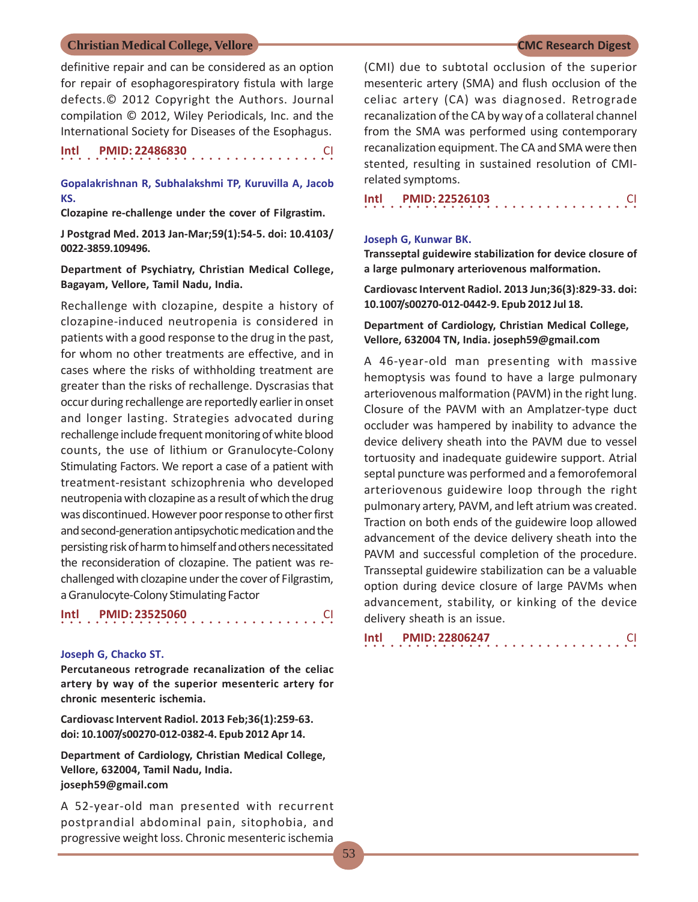definitive repair and can be considered as an option for repair of esophagorespiratory fistula with large defects.© 2012 Copyright the Authors. Journal compilation © 2012, Wiley Periodicals, Inc. and the International Society for Diseases of the Esophagus.

**Intl PMID: 22486830 CI**

**Gopalakrishnan R, Subhalakshmi TP, Kuruvilla A, Jacob KS.**

**Clozapine re-challenge under the cover of Filgrastim.**

**J Postgrad Med. 2013 Jan-Mar;59(1):54-5. doi: 10.4103/0022-3859.109496.**

**Department of Psychiatry, Christian Medical College, Bagayam, Vellore, Tamil Nadu, India.**

Rechallenge with clozapine, despite a history of clozapine-induced neutropenia is considered in patients with a good response to the drug in the past, for whom no other treatments are effective, and in cases where the risks of withholding treatment are greater than the risks of rechallenge. Dyscrasias that occur during rechallenge are reportedly earlier in onset and longer lasting. Strategies advocated during rechallenge include frequent monitoring of white blood counts, the use of lithium or Granulocyte-Colony Stimulating Factors. We report a case of a patient with treatment-resistant schizophrenia who developed neutropenia with clozapine as a result of which the drug was discontinued. However poor response to other first and second-generation antipsychotic medication and the persisting risk of harm to himself and others necessitated the reconsideration of clozapine. The patient was re-challenged with clozapine under the cover of Filgrastim, a Granulocyte-Colony Stimulating Factor

**Intl PMID: 23525060 CI**

**Joseph G, Chacko ST.**

**Percutaneous retrograde recanalization of the celiac artery by way of the superior mesenteric artery for chronic mesenteric ischemia.**

**Cardiovasc Intervent Radiol. 2013 Feb;36(1):259-63. doi: 10.1007/s00270-012-0382-4. Epub 2012 Apr 14.**

**Department of Cardiology, Christian Medical College, Vellore, 632004, Tamil Nadu, India. joseph59@gmail.com**

A 52-year-old man presented with recurrent postprandial abdominal pain, sitophobia, and progressive weight loss. Chronic mesenteric ischemia (CMI) due to subtotal occlusion of the superior mesenteric artery (SMA) and flush occlusion of the celiac artery (CA) was diagnosed. Retrograde recanalization of the CA by way of a collateral channel from the SMA was performed using contemporary recanalization equipment. The CA and SMA were then stented, resulting in sustained resolution of CMI-related symptoms.

**Intl PMID: 22526103 CI**

**Joseph G, Kunwar BK.**

**Transseptal guidewire stabilization for device closure of a large pulmonary arteriovenous malformation.**

**Cardiovasc Intervent Radiol. 2013 Jun;36(3):829-33. doi: 10.1007/s00270-012-0442-9. Epub 2012 Jul 18.**

**Department of Cardiology, Christian Medical College, Vellore, 632004 TN, India. joseph59@gmail.com**

A 46-year-old man presenting with massive hemoptysis was found to have a large pulmonary arteriovenous malformation (PAVM) in the right lung. Closure of the PAVM with an Amplatzer-type duct occluder was hampered by inability to advance the device delivery sheath into the PAVM due to vessel tortuosity and inadequate guidewire support. Atrial septal puncture was performed and a femorofemoral arteriovenous guidewire loop through the right pulmonary artery, PAVM, and left atrium was created. Traction on both ends of the guidewire loop allowed advancement of the device delivery sheath into the PAVM and successful completion of the procedure. Transseptal guidewire stabilization can be a valuable option during device closure of large PAVMs when advancement, stability, or kinking of the device delivery sheath is an issue.

**Intl PMID: 22806247 CI**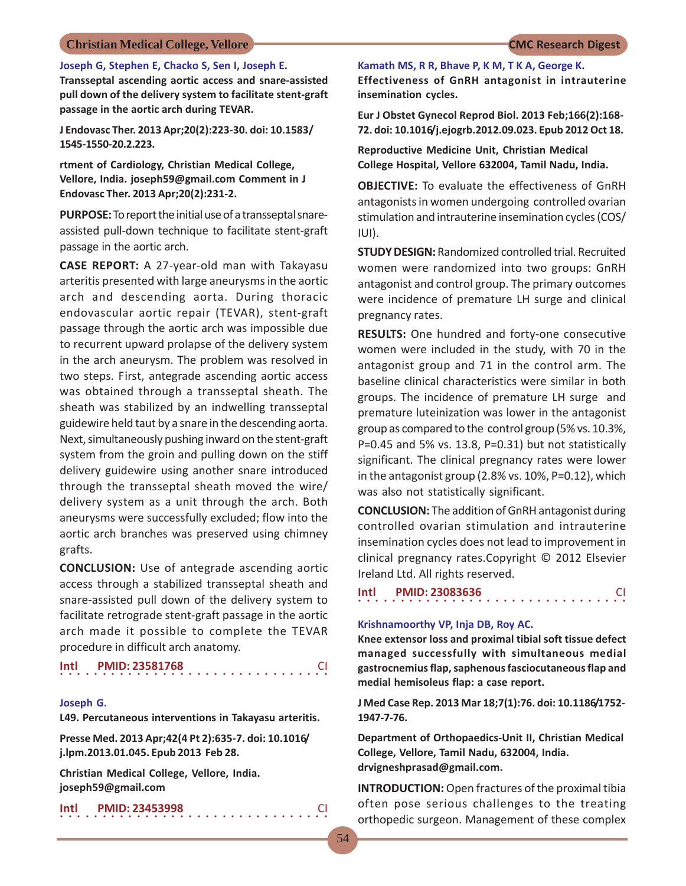Joseph G, Stephen E, Chacko S, Sen I, Joseph E.

**Transseptal ascending aortic access and snare-assisted pull down of the delivery system to facilitate stent-graft passage in the aortic arch during TEVAR.**

**J Endovasc Ther. 2013 Apr;20(2):223-30. doi: 10.1583/ 1545-1550-20.2.223.**

**rtment of Cardiology, Christian Medical College, Vellore, India. joseph59@gmail.com Comment in J Endovasc Ther. 2013 Apr;20(2):231-2.**

**PURPOSE:** To report the initial use of a transseptal snare-assisted pull-down technique to facilitate stent-graft passage in the aortic arch.

**CASE REPORT:** A 27-year-old man with Takayasu arteritis presented with large aneurysms in the aortic arch and descending aorta. During thoracic endovascular aortic repair (TEVAR), stent-graft passage through the aortic arch was impossible due to recurrent upward prolapse of the delivery system in the arch aneurysm. The problem was resolved in two steps. First, antegrade ascending aortic access was obtained through a transseptal sheath. The sheath was stabilized by an indwelling transseptal guidewire held taut by a snare in the descending aorta. Next, simultaneously pushing inward on the stent-graft system from the groin and pulling down on the stiff delivery guidewire using another snare introduced through the transseptal sheath moved the wire/ delivery system as a unit through the arch. Both aneurysms were successfully excluded; flow into the aortic arch branches was preserved using chimney grafts.

**CONCLUSION:** Use of antegrade ascending aortic access through a stabilized transseptal sheath and snare-assisted pull down of the delivery system to facilitate retrograde stent-graft passage in the aortic arch made it possible to complete the TEVAR procedure in difficult arch anatomy.

**Intl PMID: 23581768** CI

Joseph G.

**L49. Percutaneous interventions in Takayasu arteritis.**

**Presse Med. 2013 Apr;42(4 Pt 2):635-7. doi: 10.1016/ j.lpm.2013.01.045. Epub 2013 Feb 28.**

**Christian Medical College, Vellore, India. joseph59@gmail.com**

**Intl PMID: 23453998** CI

Kamath MS, R R, Bhave P, K M, T K A, George K.

**Effectiveness of GnRH antagonist in intrauterine insemination cycles.**

**Eur J Obstet Gynecol Reprod Biol. 2013 Feb;166(2):168-72. doi: 10.1016/j.ejogrb.2012.09.023. Epub 2012 Oct 18.**

**Reproductive Medicine Unit, Christian Medical College Hospital, Vellore 632004, Tamil Nadu, India.**

**OBJECTIVE:** To evaluate the effectiveness of GnRH antagonists in women undergoing controlled ovarian stimulation and intrauterine insemination cycles (COS/ IUI).

**STUDY DESIGN:** Randomized controlled trial. Recruited women were randomized into two groups: GnRH antagonist and control group. The primary outcomes were incidence of premature LH surge and clinical pregnancy rates.

**RESULTS:** One hundred and forty-one consecutive women were included in the study, with 70 in the antagonist group and 71 in the control arm. The baseline clinical characteristics were similar in both groups. The incidence of premature LH surge and premature luteinization was lower in the antagonist group as compared to the control group (5% vs. 10.3%, P=0.45 and 5% vs. 13.8, P=0.31) but not statistically significant. The clinical pregnancy rates were lower in the antagonist group (2.8% vs. 10%, P=0.12), which was also not statistically significant.

**CONCLUSION:** The addition of GnRH antagonist during controlled ovarian stimulation and intrauterine insemination cycles does not lead to improvement in clinical pregnancy rates.Copyright © 2012 Elsevier Ireland Ltd. All rights reserved.

**Intl PMID: 23083636** CI

Krishnamoorthy VP, Inja DB, Roy AC.

**Knee extensor loss and proximal tibial soft tissue defect managed successfully with simultaneous medial gastrocnemius flap, saphenous fasciocutaneous flap and medial hemisoleus flap: a case report.**

**J Med Case Rep. 2013 Mar 18;7(1):76. doi: 10.1186/1752-1947-7-76.**

**Department of Orthopaedics-Unit II, Christian Medical College, Vellore, Tamil Nadu, 632004, India. drvigneshprasad@gmail.com.**

**INTRODUCTION:** Open fractures of the proximal tibia often pose serious challenges to the treating orthopedic surgeon. Management of these complex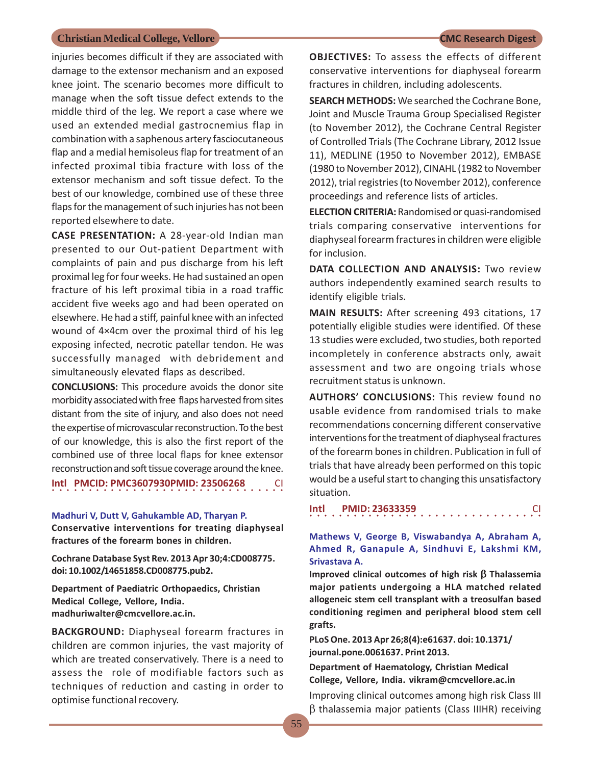injuries becomes difficult if they are associated with damage to the extensor mechanism and an exposed knee joint. The scenario becomes more difficult to manage when the soft tissue defect extends to the middle third of the leg. We report a case where we used an extended medial gastrocnemius flap in combination with a saphenous artery fasciocutaneous flap and a medial hemisoleus flap for treatment of an infected proximal tibia fracture with loss of the extensor mechanism and soft tissue defect. To the best of our knowledge, combined use of these three flaps for the management of such injuries has not been reported elsewhere to date.

**CASE PRESENTATION:** A 28-year-old Indian man presented to our Out-patient Department with complaints of pain and pus discharge from his left proximal leg for four weeks. He had sustained an open fracture of his left proximal tibia in a road traffic accident five weeks ago and had been operated on elsewhere. He had a stiff, painful knee with an infected wound of 4×4cm over the proximal third of his leg exposing infected, necrotic patellar tendon. He was successfully managed with debridement and simultaneously elevated flaps as described.

**CONCLUSIONS:** This procedure avoids the donor site morbidity associated with free flaps harvested from sites distant from the site of injury, and also does not need the expertise of microvascular reconstruction. To the best of our knowledge, this is also the first report of the combined use of three local flaps for knee extensor reconstruction and soft tissue coverage around the knee.

**Intl PMCID: PMC3607930PMID: 23506268** CI

**Madhuri V, Dutt V, Gahukamble AD, Tharyan P.**

**Conservative interventions for treating diaphyseal fractures of the forearm bones in children.**

**Cochrane Database Syst Rev. 2013 Apr 30;4:CD008775. doi: 10.1002/14651858.CD008775.pub2.**

**Department of Paediatric Orthopaedics, Christian Medical College, Vellore, India. madhuriwalter@cmcvellore.ac.in.**

**BACKGROUND:** Diaphyseal forearm fractures in children are common injuries, the vast majority of which are treated conservatively. There is a need to assess the role of modifiable factors such as techniques of reduction and casting in order to optimise functional recovery.

**OBJECTIVES:** To assess the effects of different conservative interventions for diaphyseal forearm fractures in children, including adolescents.

**SEARCH METHODS:** We searched the Cochrane Bone, Joint and Muscle Trauma Group Specialised Register (to November 2012), the Cochrane Central Register of Controlled Trials (The Cochrane Library, 2012 Issue 11), MEDLINE (1950 to November 2012), EMBASE (1980 to November 2012), CINAHL (1982 to November 2012), trial registries (to November 2012), conference proceedings and reference lists of articles.

**ELECTION CRITERIA:** Randomised or quasi-randomised trials comparing conservative interventions for diaphyseal forearm fractures in children were eligible for inclusion.

**DATA COLLECTION AND ANALYSIS:** Two review authors independently examined search results to identify eligible trials.

**MAIN RESULTS:** After screening 493 citations, 17 potentially eligible studies were identified. Of these 13 studies were excluded, two studies, both reported incompletely in conference abstracts only, await assessment and two are ongoing trials whose recruitment status is unknown.

**AUTHORS' CONCLUSIONS:** This review found no usable evidence from randomised trials to make recommendations concerning different conservative interventions for the treatment of diaphyseal fractures of the forearm bones in children. Publication in full of trials that have already been performed on this topic would be a useful start to changing this unsatisfactory situation.

**Intl PMID: 23633359** CI

**Mathews V, George B, Viswabandya A, Abraham A, Ahmed R, Ganapule A, Sindhuvi E, Lakshmi KM, Srivastava A.**

**Improved clinical outcomes of high risk β Thalassemia major patients undergoing a HLA matched related allogeneic stem cell transplant with a treosulfan based conditioning regimen and peripheral blood stem cell grafts.**

**PLoS One. 2013 Apr 26;8(4):e61637. doi: 10.1371/journal.pone.0061637. Print 2013.**

**Department of Haematology, Christian Medical College, Vellore, India. vikram@cmcvellore.ac.in**

Improving clinical outcomes among high risk Class III β thalassemia major patients (Class IIIHR) receiving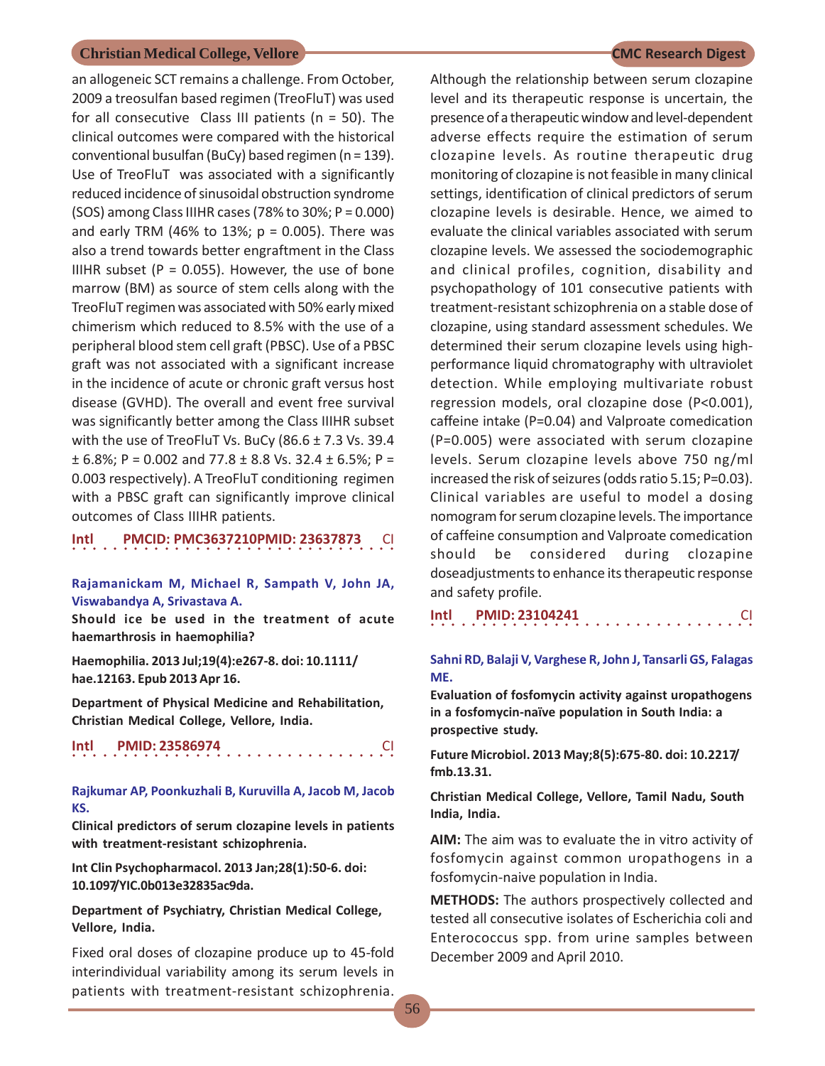an allogeneic SCT remains a challenge. From October, 2009 a treosulfan based regimen (TreoFluT) was used for all consecutive Class III patients (n = 50). The clinical outcomes were compared with the historical conventional busulfan (BuCy) based regimen (n = 139). Use of TreoFluT was associated with a significantly reduced incidence of sinusoidal obstruction syndrome (SOS) among Class IIIHR cases (78% to 30%; P = 0.000) and early TRM (46% to 13%; p = 0.005). There was also a trend towards better engraftment in the Class IIIHR subset (P = 0.055). However, the use of bone marrow (BM) as source of stem cells along with the TreoFluT regimen was associated with 50% early mixed chimerism which reduced to 8.5% with the use of a peripheral blood stem cell graft (PBSC). Use of a PBSC graft was not associated with a significant increase in the incidence of acute or chronic graft versus host disease (GVHD). The overall and event free survival was significantly better among the Class IIIHR subset with the use of TreoFluT Vs. BuCy (86.6 ± 7.3 Vs. 39.4 ± 6.8%; P = 0.002 and 77.8 ± 8.8 Vs. 32.4 ± 6.5%; P = 0.003 respectively). A TreoFluT conditioning regimen with a PBSC graft can significantly improve clinical outcomes of Class IIIHR patients.

**Intl PMCID: PMC3637210PMID: 23637873 CI**

**Rajamanickam M, Michael R, Sampath V, John JA, Viswabandya A, Srivastava A.**

**Should ice be used in the treatment of acute haemarthrosis in haemophilia?**

**Haemophilia. 2013 Jul;19(4):e267-8. doi: 10.1111/hae.12163. Epub 2013 Apr 16.**

**Department of Physical Medicine and Rehabilitation, Christian Medical College, Vellore, India.**

**Intl PMID: 23586974 CI**

**Rajkumar AP, Poonkuzhali B, Kuruvilla A, Jacob M, Jacob KS.**

**Clinical predictors of serum clozapine levels in patients with treatment-resistant schizophrenia.**

**Int Clin Psychopharmacol. 2013 Jan;28(1):50-6. doi: 10.1097/YIC.0b013e32835ac9da.**

**Department of Psychiatry, Christian Medical College, Vellore, India.**

Fixed oral doses of clozapine produce up to 45-fold interindividual variability among its serum levels in patients with treatment-resistant schizophrenia. Although the relationship between serum clozapine level and its therapeutic response is uncertain, the presence of a therapeutic window and level-dependent adverse effects require the estimation of serum clozapine levels. As routine therapeutic drug monitoring of clozapine is not feasible in many clinical settings, identification of clinical predictors of serum clozapine levels is desirable. Hence, we aimed to evaluate the clinical variables associated with serum clozapine levels. We assessed the sociodemographic and clinical profiles, cognition, disability and psychopathology of 101 consecutive patients with treatment-resistant schizophrenia on a stable dose of clozapine, using standard assessment schedules. We determined their serum clozapine levels using high-performance liquid chromatography with ultraviolet detection. While employing multivariate robust regression models, oral clozapine dose (P<0.001), caffeine intake (P=0.04) and Valproate comedication (P=0.005) were associated with serum clozapine levels. Serum clozapine levels above 750 ng/ml increased the risk of seizures (odds ratio 5.15; P=0.03). Clinical variables are useful to model a dosing nomogram for serum clozapine levels. The importance of caffeine consumption and Valproate comedication should be considered during clozapine doseadjustments to enhance its therapeutic response and safety profile.

**Intl PMID: 23104241 CI**

**Sahni RD, Balaji V, Varghese R, John J, Tansarli GS, Falagas ME.**

**Evaluation of fosfomycin activity against uropathogens in a fosfomycin-naïve population in South India: a prospective study.**

**Future Microbiol. 2013 May;8(5):675-80. doi: 10.2217/fmb.13.31.**

**Christian Medical College, Vellore, Tamil Nadu, South India, India.**

**AIM:** The aim was to evaluate the in vitro activity of fosfomycin against common uropathogens in a fosfomycin-naive population in India.

**METHODS:** The authors prospectively collected and tested all consecutive isolates of Escherichia coli and Enterococcus spp. from urine samples between December 2009 and April 2010.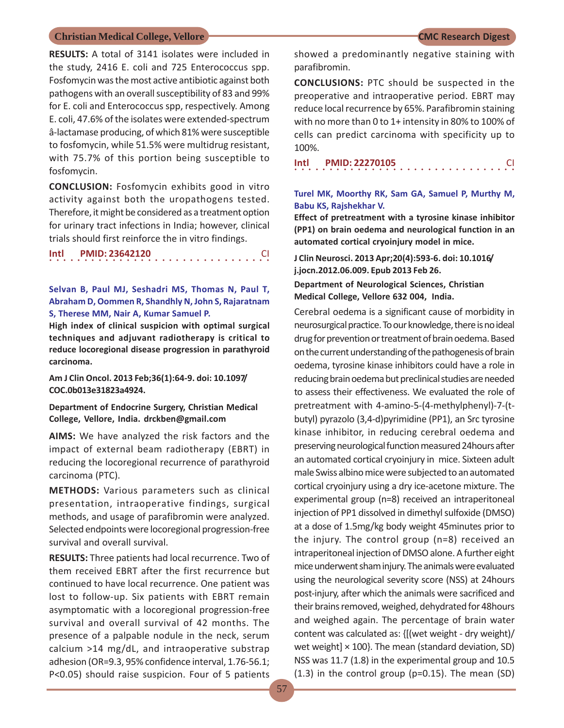**RESULTS:** A total of 3141 isolates were included in the study, 2416 E. coli and 725 Enterococcus spp. Fosfomycin was the most active antibiotic against both pathogens with an overall susceptibility of 83 and 99% for E. coli and Enterococcus spp, respectively. Among E. coli, 47.6% of the isolates were extended-spectrum â-lactamase producing, of which 81% were susceptible to fosfomycin, while 51.5% were multidrug resistant, with 75.7% of this portion being susceptible to fosfomycin.

**CONCLUSION:** Fosfomycin exhibits good in vitro activity against both the uropathogens tested. Therefore, it might be considered as a treatment option for urinary tract infections in India; however, clinical trials should first reinforce the in vitro findings.

**Intl PMID: 23642120 CI**

**Selvan B, Paul MJ, Seshadri MS, Thomas N, Paul T, Abraham D, Oommen R, Shandhly N, John S, Rajaratnam S, Therese MM, Nair A, Kumar Samuel P.**

**High index of clinical suspicion with optimal surgical techniques and adjuvant radiotherapy is critical to reduce locoregional disease progression in parathyroid carcinoma.**

**Am J Clin Oncol. 2013 Feb;36(1):64-9. doi: 10.1097/COC.0b013e31823a4924.**

**Department of Endocrine Surgery, Christian Medical College, Vellore, India. drckben@gmail.com**

**AIMS:** We have analyzed the risk factors and the impact of external beam radiotherapy (EBRT) in reducing the locoregional recurrence of parathyroid carcinoma (PTC).

**METHODS:** Various parameters such as clinical presentation, intraoperative findings, surgical methods, and usage of parafibromin were analyzed. Selected endpoints were locoregional progression-free survival and overall survival.

**RESULTS:** Three patients had local recurrence. Two of them received EBRT after the first recurrence but continued to have local recurrence. One patient was lost to follow-up. Six patients with EBRT remain asymptomatic with a locoregional progression-free survival and overall survival of 42 months. The presence of a palpable nodule in the neck, serum calcium >14 mg/dL, and intraoperative substrap adhesion (OR=9.3, 95% confidence interval, 1.76-56.1; $P<0.05$) should raise suspicion. Four of 5 patients showed a predominantly negative staining with parafibromin.

**CONCLUSIONS:** PTC should be suspected in the preoperative and intraoperative period. EBRT may reduce local recurrence by 65%. Parafibromin staining with no more than 0 to 1+ intensity in 80% to 100% of cells can predict carcinoma with specificity up to 100%.

**Intl PMID: 22270105 CI**

**Turel MK, Moorthy RK, Sam GA, Samuel P, Murthy M, Babu KS, Rajshekhar V.**

**Effect of pretreatment with a tyrosine kinase inhibitor (PP1) on brain oedema and neurological function in an automated cortical cryoinjury model in mice.**

**J Clin Neurosci. 2013 Apr;20(4):593-6. doi: 10.1016/j.jocn.2012.06.009. Epub 2013 Feb 26.**

**Department of Neurological Sciences, Christian Medical College, Vellore 632 004, India.**

Cerebral oedema is a significant cause of morbidity in neurosurgical practice. To our knowledge, there is no ideal drug for prevention or treatment of brain oedema. Based on the current understanding of the pathogenesis of brain oedema, tyrosine kinase inhibitors could have a role in reducing brain oedema but preclinical studies are needed to assess their effectiveness. We evaluated the role of pretreatment with 4-amino-5-(4-methylphenyl)-7-(t-butyl) pyrazolo (3,4-d)pyrimidine (PP1), an Src tyrosine kinase inhibitor, in reducing cerebral oedema and preserving neurological function measured 24hours after an automated cortical cryoinjury in mice. Sixteen adult male Swiss albino mice were subjected to an automated cortical cryoinjury using a dry ice-acetone mixture. The experimental group (n=8) received an intraperitoneal injection of PP1 dissolved in dimethyl sulfoxide (DMSO) at a dose of 1.5mg/kg body weight 45minutes prior to the injury. The control group (n=8) received an intraperitoneal injection of DMSO alone. A further eight mice underwent sham injury. The animals were evaluated using the neurological severity score (NSS) at 24hours post-injury, after which the animals were sacrificed and their brains removed, weighed, dehydrated for 48hours and weighed again. The percentage of brain water content was calculated as: {[(wet weight - dry weight)/wet weight] × 100}. The mean (standard deviation, SD) NSS was 11.7 (1.8) in the experimental group and 10.5 (1.3) in the control group ($p=0.15$). The mean (SD)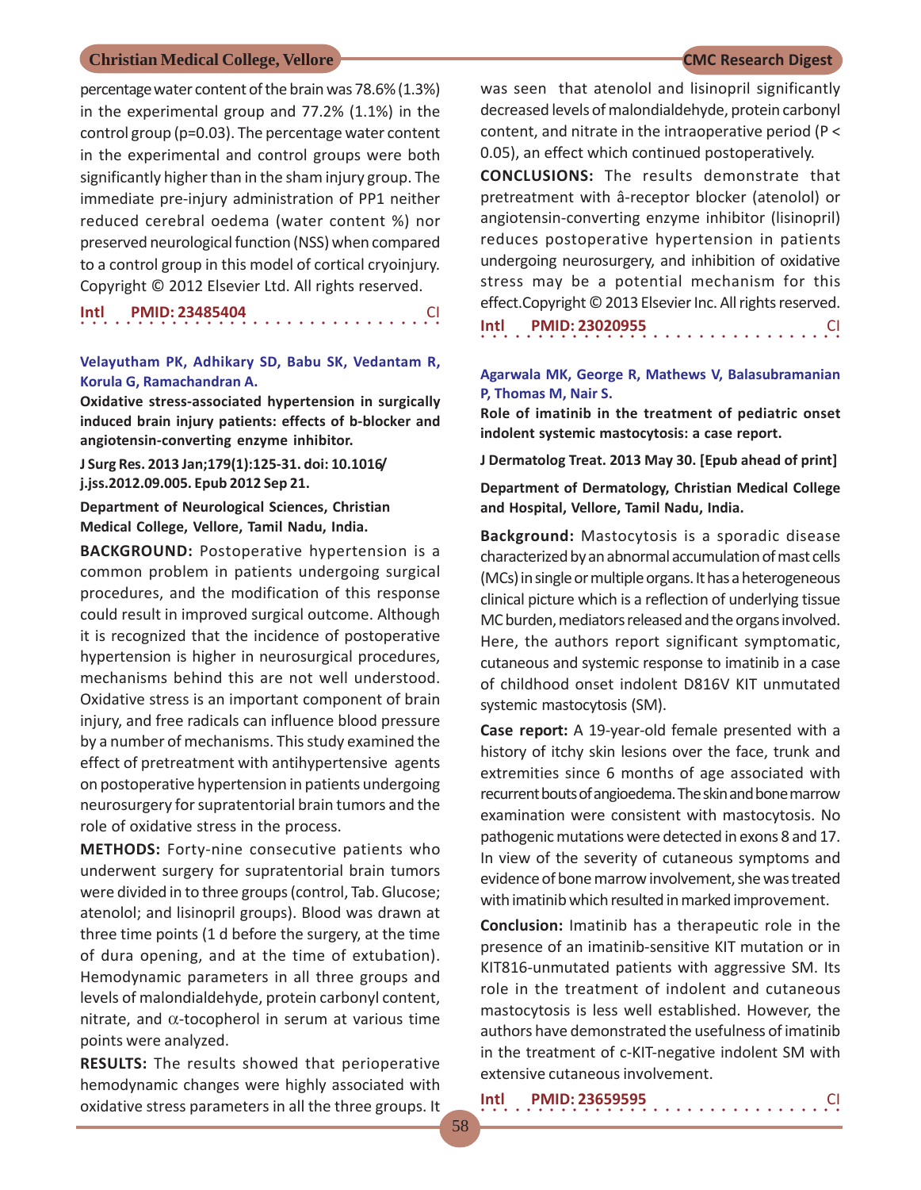percentage water content of the brain was 78.6% (1.3%) in the experimental group and 77.2% (1.1%) in the control group (p=0.03). The percentage water content in the experimental and control groups were both significantly higher than in the sham injury group. The immediate pre-injury administration of PP1 neither reduced cerebral oedema (water content %) nor preserved neurological function (NSS) when compared to a control group in this model of cortical cryoinjury. Copyright © 2012 Elsevier Ltd. All rights reserved.

**Intl PMID: 23485404** CI

**Velayutham PK, Adhikary SD, Babu SK, Vedantam R, Korula G, Ramachandran A.**

**Oxidative stress-associated hypertension in surgically induced brain injury patients: effects of b-blocker and angiotensin-converting enzyme inhibitor.**

**J Surg Res. 2013 Jan;179(1):125-31. doi: 10.1016/j.jss.2012.09.005. Epub 2012 Sep 21.**

**Department of Neurological Sciences, Christian Medical College, Vellore, Tamil Nadu, India.**

**BACKGROUND:** Postoperative hypertension is a common problem in patients undergoing surgical procedures, and the modification of this response could result in improved surgical outcome. Although it is recognized that the incidence of postoperative hypertension is higher in neurosurgical procedures, mechanisms behind this are not well understood. Oxidative stress is an important component of brain injury, and free radicals can influence blood pressure by a number of mechanisms. This study examined the effect of pretreatment with antihypertensive agents on postoperative hypertension in patients undergoing neurosurgery for supratentorial brain tumors and the role of oxidative stress in the process.

**METHODS:** Forty-nine consecutive patients who underwent surgery for supratentorial brain tumors were divided in to three groups (control, Tab. Glucose; atenolol; and lisinopril groups). Blood was drawn at three time points (1 d before the surgery, at the time of dura opening, and at the time of extubation). Hemodynamic parameters in all three groups and levels of malondialdehyde, protein carbonyl content, nitrate, and $\alpha$-tocopherol in serum at various time points were analyzed.

**RESULTS:** The results showed that perioperative hemodynamic changes were highly associated with oxidative stress parameters in all the three groups. It was seen that atenolol and lisinopril significantly decreased levels of malondialdehyde, protein carbonyl content, and nitrate in the intraoperative period ($P < 0.05$), an effect which continued postoperatively.

**CONCLUSIONS:** The results demonstrate that pretreatment with â-receptor blocker (atenolol) or angiotensin-converting enzyme inhibitor (lisinopril) reduces postoperative hypertension in patients undergoing neurosurgery, and inhibition of oxidative stress may be a potential mechanism for this effect.Copyright © 2013 Elsevier Inc. All rights reserved.

**Intl PMID: 23020955** CI

**Agarwala MK, George R, Mathews V, Balasubramanian P, Thomas M, Nair S.**

**Role of imatinib in the treatment of pediatric onset indolent systemic mastocytosis: a case report.**

**J Dermatolog Treat. 2013 May 30. [Epub ahead of print]**

**Department of Dermatology, Christian Medical College and Hospital, Vellore, Tamil Nadu, India.**

**Background:** Mastocytosis is a sporadic disease characterized by an abnormal accumulation of mast cells (MCs) in single or multiple organs. It has a heterogeneous clinical picture which is a reflection of underlying tissue MC burden, mediators released and the organs involved. Here, the authors report significant symptomatic, cutaneous and systemic response to imatinib in a case of childhood onset indolent D816V KIT unmutated systemic mastocytosis (SM).

**Case report:** A 19-year-old female presented with a history of itchy skin lesions over the face, trunk and extremities since 6 months of age associated with recurrent bouts of angioedema. The skin and bone marrow examination were consistent with mastocytosis. No pathogenic mutations were detected in exons 8 and 17. In view of the severity of cutaneous symptoms and evidence of bone marrow involvement, she was treated with imatinib which resulted in marked improvement.

**Conclusion:** Imatinib has a therapeutic role in the presence of an imatinib-sensitive KIT mutation or in KIT816-unmutated patients with aggressive SM. Its role in the treatment of indolent and cutaneous mastocytosis is less well established. However, the authors have demonstrated the usefulness of imatinib in the treatment of c-KIT-negative indolent SM with extensive cutaneous involvement.

**Intl PMID: 23659595** CI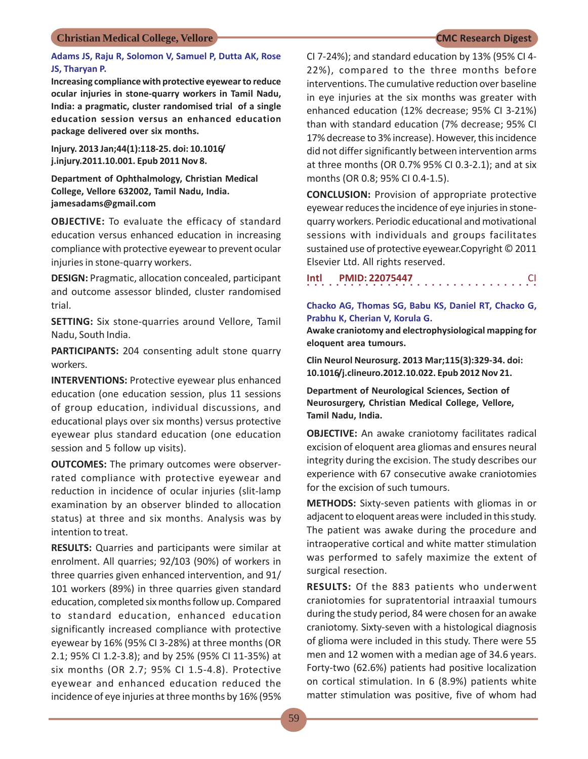**Adams JS, Raju R, Solomon V, Samuel P, Dutta AK, Rose JS, Tharyan P.**

**Increasing compliance with protective eyewear to reduce ocular injuries in stone-quarry workers in Tamil Nadu, India: a pragmatic, cluster randomised trial of a single education session versus an enhanced education package delivered over six months.**

**Injury. 2013 Jan;44(1):118-25. doi: 10.1016/j.injury.2011.10.001. Epub 2011 Nov 8.**

**Department of Ophthalmology, Christian Medical College, Vellore 632002, Tamil Nadu, India. jamesadams@gmail.com**

**OBJECTIVE:** To evaluate the efficacy of standard education versus enhanced education in increasing compliance with protective eyewear to prevent ocular injuries in stone-quarry workers.

**DESIGN:** Pragmatic, allocation concealed, participant and outcome assessor blinded, cluster randomised trial.

**SETTING:** Six stone-quarries around Vellore, Tamil Nadu, South India.

**PARTICIPANTS:** 204 consenting adult stone quarry workers.

**INTERVENTIONS:** Protective eyewear plus enhanced education (one education session, plus 11 sessions of group education, individual discussions, and educational plays over six months) versus protective eyewear plus standard education (one education session and 5 follow up visits).

**OUTCOMES:** The primary outcomes were observer-rated compliance with protective eyewear and reduction in incidence of ocular injuries (slit-lamp examination by an observer blinded to allocation status) at three and six months. Analysis was by intention to treat.

**RESULTS:** Quarries and participants were similar at enrolment. All quarries; 92/103 (90%) of workers in three quarries given enhanced intervention, and 91/101 workers (89%) in three quarries given standard education, completed six months follow up. Compared to standard education, enhanced education significantly increased compliance with protective eyewear by 16% (95% CI 3-28%) at three months (OR 2.1; 95% CI 1.2-3.8); and by 25% (95% CI 11-35%) at six months (OR 2.7; 95% CI 1.5-4.8). Protective eyewear and enhanced education reduced the incidence of eye injuries at three months by 16% (95% CI 7-24%); and standard education by 13% (95% CI 4-22%), compared to the three months before interventions. The cumulative reduction over baseline in eye injuries at the six months was greater with enhanced education (12% decrease; 95% CI 3-21%) than with standard education (7% decrease; 95% CI 17% decrease to 3% increase). However, this incidence did not differ significantly between intervention arms at three months (OR 0.7% 95% CI 0.3-2.1); and at six months (OR 0.8; 95% CI 0.4-1.5).

**CONCLUSION:** Provision of appropriate protective eyewear reduces the incidence of eye injuries in stone-quarry workers. Periodic educational and motivational sessions with individuals and groups facilitates sustained use of protective eyewear.Copyright © 2011 Elsevier Ltd. All rights reserved.

**Intl** **PMID: 22075447** CI

---

**Chacko AG, Thomas SG, Babu KS, Daniel RT, Chacko G, Prabhu K, Cherian V, Korula G.**

**Awake craniotomy and electrophysiological mapping for eloquent area tumours.**

**Clin Neurol Neurosurg. 2013 Mar;115(3):329-34. doi: 10.1016/j.clineuro.2012.10.022. Epub 2012 Nov 21.**

**Department of Neurological Sciences, Section of Neurosurgery, Christian Medical College, Vellore, Tamil Nadu, India.**

**OBJECTIVE:** An awake craniotomy facilitates radical excision of eloquent area gliomas and ensures neural integrity during the excision. The study describes our experience with 67 consecutive awake craniotomies for the excision of such tumours.

**METHODS:** Sixty-seven patients with gliomas in or adjacent to eloquent areas were included in this study. The patient was awake during the procedure and intraoperative cortical and white matter stimulation was performed to safely maximize the extent of surgical resection.

**RESULTS:** Of the 883 patients who underwent craniotomies for supratentorial intraaxial tumours during the study period, 84 were chosen for an awake craniotomy. Sixty-seven with a histological diagnosis of glioma were included in this study. There were 55 men and 12 women with a median age of 34.6 years. Forty-two (62.6%) patients had positive localization on cortical stimulation. In 6 (8.9%) patients white matter stimulation was positive, five of whom had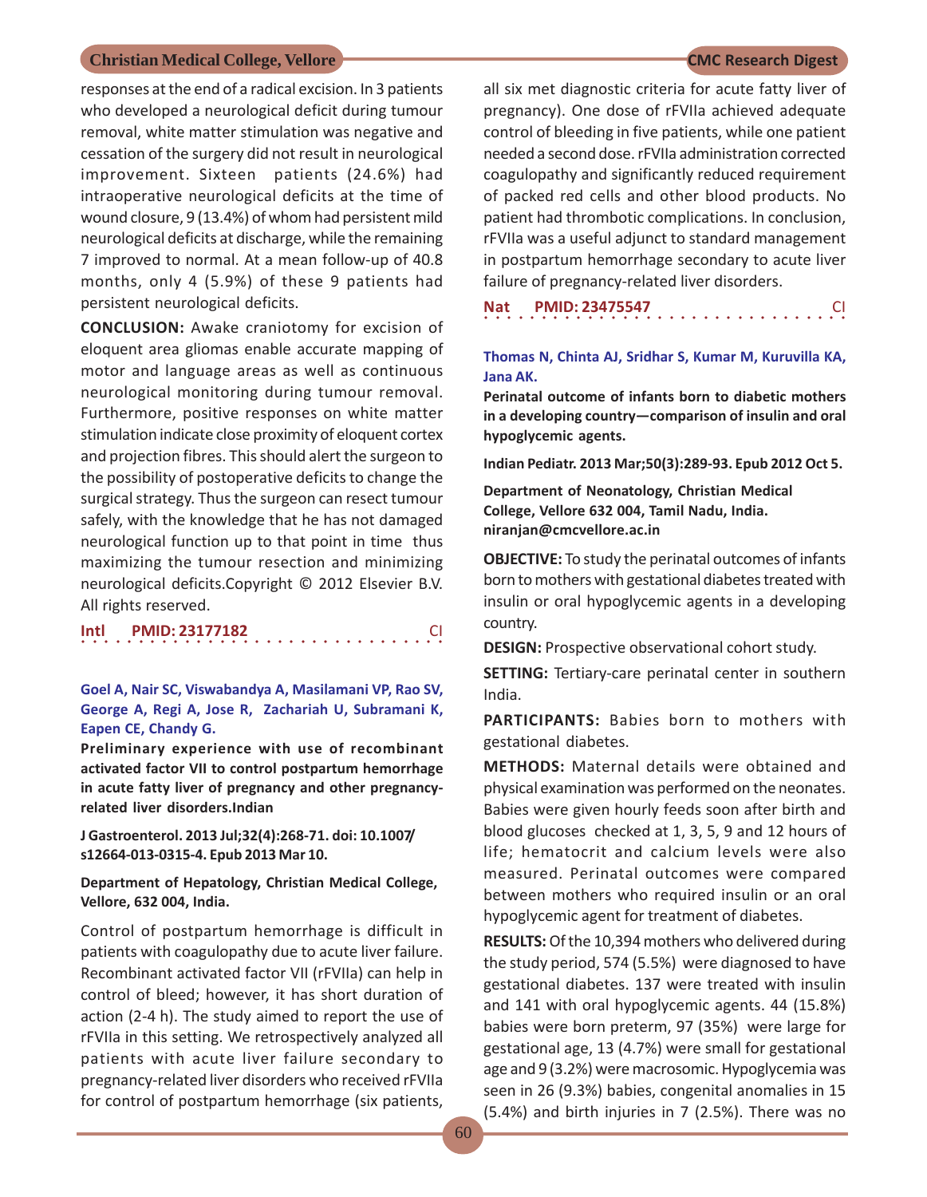responses at the end of a radical excision. In 3 patients who developed a neurological deficit during tumour removal, white matter stimulation was negative and cessation of the surgery did not result in neurological improvement. Sixteen patients (24.6%) had intraoperative neurological deficits at the time of wound closure, 9 (13.4%) of whom had persistent mild neurological deficits at discharge, while the remaining 7 improved to normal. At a mean follow-up of 40.8 months, only 4 (5.9%) of these 9 patients had persistent neurological deficits.

**CONCLUSION:** Awake craniotomy for excision of eloquent area gliomas enable accurate mapping of motor and language areas as well as continuous neurological monitoring during tumour removal. Furthermore, positive responses on white matter stimulation indicate close proximity of eloquent cortex and projection fibres. This should alert the surgeon to the possibility of postoperative deficits to change the surgical strategy. Thus the surgeon can resect tumour safely, with the knowledge that he has not damaged neurological function up to that point in time thus maximizing the tumour resection and minimizing neurological deficits.Copyright © 2012 Elsevier B.V. All rights reserved.

**Intl PMID: 23177182 CI**

**Goel A, Nair SC, Viswabandya A, Masilamani VP, Rao SV, George A, Regi A, Jose R, Zachariah U, Subramani K, Eapen CE, Chandy G.**

**Preliminary experience with use of recombinant activated factor VII to control postpartum hemorrhage in acute fatty liver of pregnancy and other pregnancy-related liver disorders.Indian**

**J Gastroenterol. 2013 Jul;32(4):268-71. doi: 10.1007/s12664-013-0315-4. Epub 2013 Mar 10.**

**Department of Hepatology, Christian Medical College, Vellore, 632 004, India.**

Control of postpartum hemorrhage is difficult in patients with coagulopathy due to acute liver failure. Recombinant activated factor VII (rFVIIa) can help in control of bleed; however, it has short duration of action (2-4 h). The study aimed to report the use of rFVIIa in this setting. We retrospectively analyzed all patients with acute liver failure secondary to pregnancy-related liver disorders who received rFVIIa for control of postpartum hemorrhage (six patients, all six met diagnostic criteria for acute fatty liver of pregnancy). One dose of rFVIIa achieved adequate control of bleeding in five patients, while one patient needed a second dose. rFVIIa administration corrected coagulopathy and significantly reduced requirement of packed red cells and other blood products. No patient had thrombotic complications. In conclusion, rFVIIa was a useful adjunct to standard management in postpartum hemorrhage secondary to acute liver failure of pregnancy-related liver disorders.

**Nat PMID: 23475547 CI**

**Thomas N, Chinta AJ, Sridhar S, Kumar M, Kuruvilla KA, Jana AK.**

**Perinatal outcome of infants born to diabetic mothers in a developing country—comparison of insulin and oral hypoglycemic agents.**

**Indian Pediatr. 2013 Mar;50(3):289-93. Epub 2012 Oct 5.**

**Department of Neonatology, Christian Medical College, Vellore 632 004, Tamil Nadu, India. niranjan@cmcvellore.ac.in**

**OBJECTIVE:** To study the perinatal outcomes of infants born to mothers with gestational diabetes treated with insulin or oral hypoglycemic agents in a developing country.

**DESIGN:** Prospective observational cohort study.

**SETTING:** Tertiary-care perinatal center in southern India.

**PARTICIPANTS:** Babies born to mothers with gestational diabetes.

**METHODS:** Maternal details were obtained and physical examination was performed on the neonates. Babies were given hourly feeds soon after birth and blood glucoses checked at 1, 3, 5, 9 and 12 hours of life; hematocrit and calcium levels were also measured. Perinatal outcomes were compared between mothers who required insulin or an oral hypoglycemic agent for treatment of diabetes.

**RESULTS:** Of the 10,394 mothers who delivered during the study period, 574 (5.5%) were diagnosed to have gestational diabetes. 137 were treated with insulin and 141 with oral hypoglycemic agents. 44 (15.8%) babies were born preterm, 97 (35%) were large for gestational age, 13 (4.7%) were small for gestational age and 9 (3.2%) were macrosomic. Hypoglycemia was seen in 26 (9.3%) babies, congenital anomalies in 15 (5.4%) and birth injuries in 7 (2.5%). There was no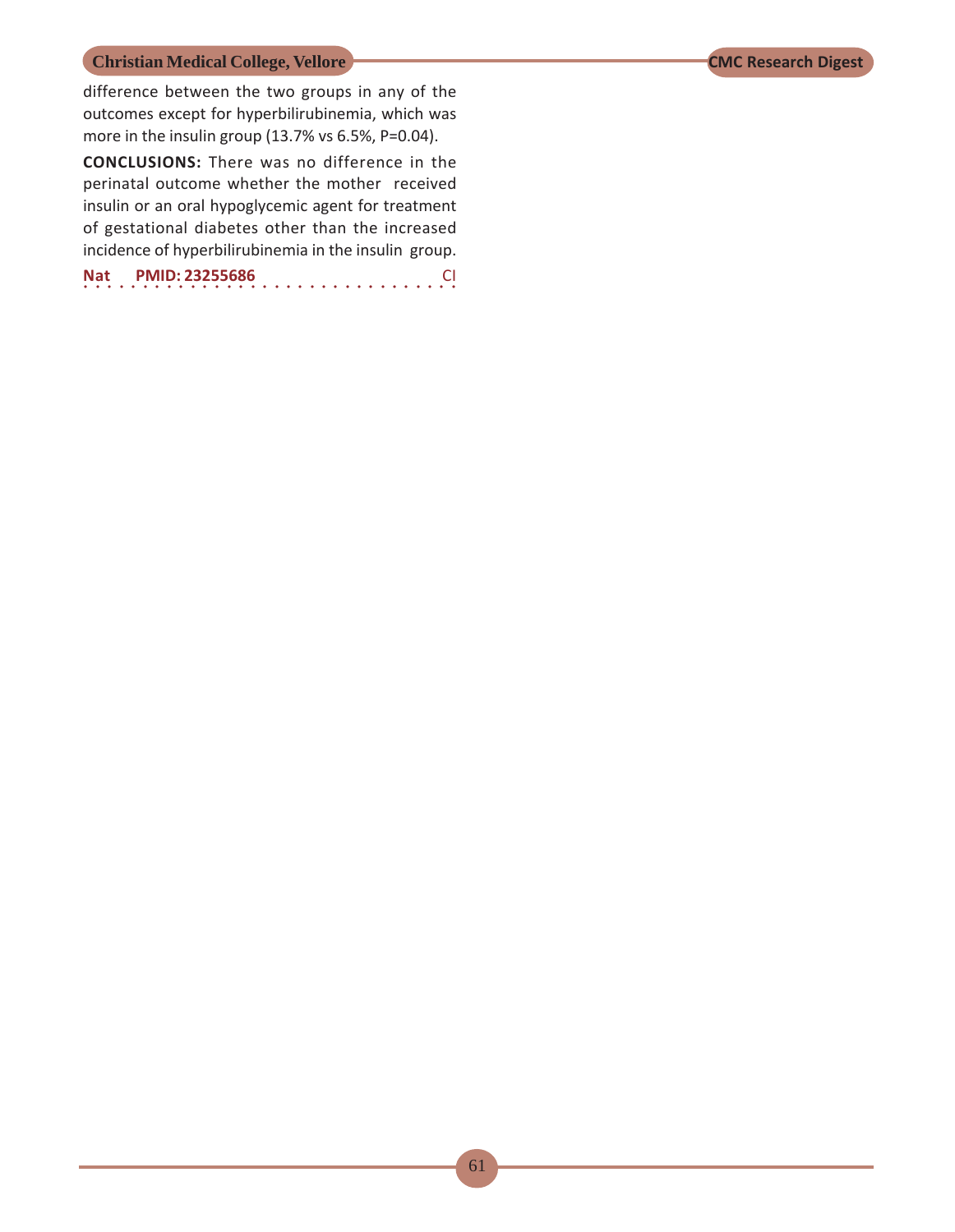difference between the two groups in any of the outcomes except for hyperbilirubinemia, which was more in the insulin group (13.7% vs 6.5%, P=0.04).

**CONCLUSIONS:** There was no difference in the perinatal outcome whether the mother received insulin or an oral hypoglycemic agent for treatment of gestational diabetes other than the increased incidence of hyperbilirubinemia in the insulin group.

**Nat** **PMID: 23255686** CI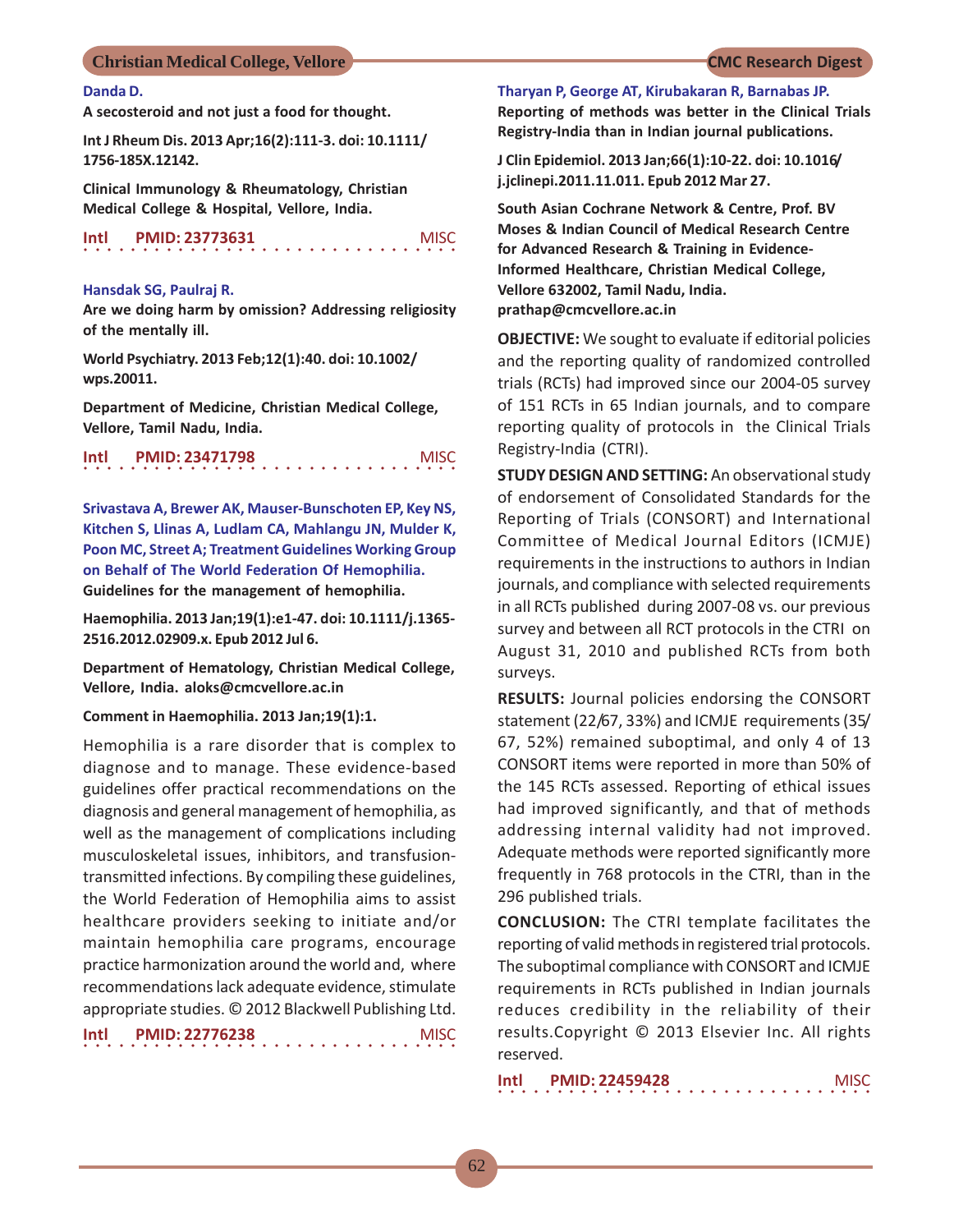**Danda D.**

**A secosteroid and not just a food for thought.**

**Int J Rheum Dis. 2013 Apr;16(2):111-3. doi: 10.1111/1756-185X.12142.**

**Clinical Immunology & Rheumatology, Christian Medical College & Hospital, Vellore, India.**

**Intl PMID: 23773631** MISC

**Hansdak SG, Paulraj R.**

**Are we doing harm by omission? Addressing religiosity of the mentally ill.**

**World Psychiatry. 2013 Feb;12(1):40. doi: 10.1002/wps.20011.**

**Department of Medicine, Christian Medical College, Vellore, Tamil Nadu, India.**

**Intl PMID: 23471798** MISC

**Srivastava A, Brewer AK, Mauser-Bunschoten EP, Key NS, Kitchen S, Llinas A, Ludlam CA, Mahlangu JN, Mulder K, Poon MC, Street A; Treatment Guidelines Working Group on Behalf of The World Federation Of Hemophilia.**

**Guidelines for the management of hemophilia.**

**Haemophilia. 2013 Jan;19(1):e1-47. doi: 10.1111/j.1365-2516.2012.02909.x. Epub 2012 Jul 6.**

**Department of Hematology, Christian Medical College, Vellore, India. aloks@cmcvellore.ac.in**

**Comment in Haemophilia. 2013 Jan;19(1):1.**

Hemophilia is a rare disorder that is complex to diagnose and to manage. These evidence-based guidelines offer practical recommendations on the diagnosis and general management of hemophilia, as well as the management of complications including musculoskeletal issues, inhibitors, and transfusion-transmitted infections. By compiling these guidelines, the World Federation of Hemophilia aims to assist healthcare providers seeking to initiate and/or maintain hemophilia care programs, encourage practice harmonization around the world and, where recommendations lack adequate evidence, stimulate appropriate studies. © 2012 Blackwell Publishing Ltd.

**Intl PMID: 22776238** MISC

**Tharyan P, George AT, Kirubakaran R, Barnabas JP.**

**Reporting of methods was better in the Clinical Trials Registry-India than in Indian journal publications.**

**J Clin Epidemiol. 2013 Jan;66(1):10-22. doi: 10.1016/j.jclinepi.2011.11.011. Epub 2012 Mar 27.**

**South Asian Cochrane Network & Centre, Prof. BV Moses & Indian Council of Medical Research Centre for Advanced Research & Training in Evidence-Informed Healthcare, Christian Medical College, Vellore 632002, Tamil Nadu, India. prathap@cmcvellore.ac.in**

**OBJECTIVE:** We sought to evaluate if editorial policies and the reporting quality of randomized controlled trials (RCTs) had improved since our 2004-05 survey of 151 RCTs in 65 Indian journals, and to compare reporting quality of protocols in the Clinical Trials Registry-India (CTRI).

**STUDY DESIGN AND SETTING:** An observational study of endorsement of Consolidated Standards for the Reporting of Trials (CONSORT) and International Committee of Medical Journal Editors (ICMJE) requirements in the instructions to authors in Indian journals, and compliance with selected requirements in all RCTs published during 2007-08 vs. our previous survey and between all RCT protocols in the CTRI on August 31, 2010 and published RCTs from both surveys.

**RESULTS:** Journal policies endorsing the CONSORT statement (22/67, 33%) and ICMJE requirements (35/67, 52%) remained suboptimal, and only 4 of 13 CONSORT items were reported in more than 50% of the 145 RCTs assessed. Reporting of ethical issues had improved significantly, and that of methods addressing internal validity had not improved. Adequate methods were reported significantly more frequently in 768 protocols in the CTRI, than in the 296 published trials.

**CONCLUSION:** The CTRI template facilitates the reporting of valid methods in registered trial protocols. The suboptimal compliance with CONSORT and ICMJE requirements in RCTs published in Indian journals reduces credibility in the reliability of their results.Copyright © 2013 Elsevier Inc. All rights reserved.

**Intl PMID: 22459428** MISC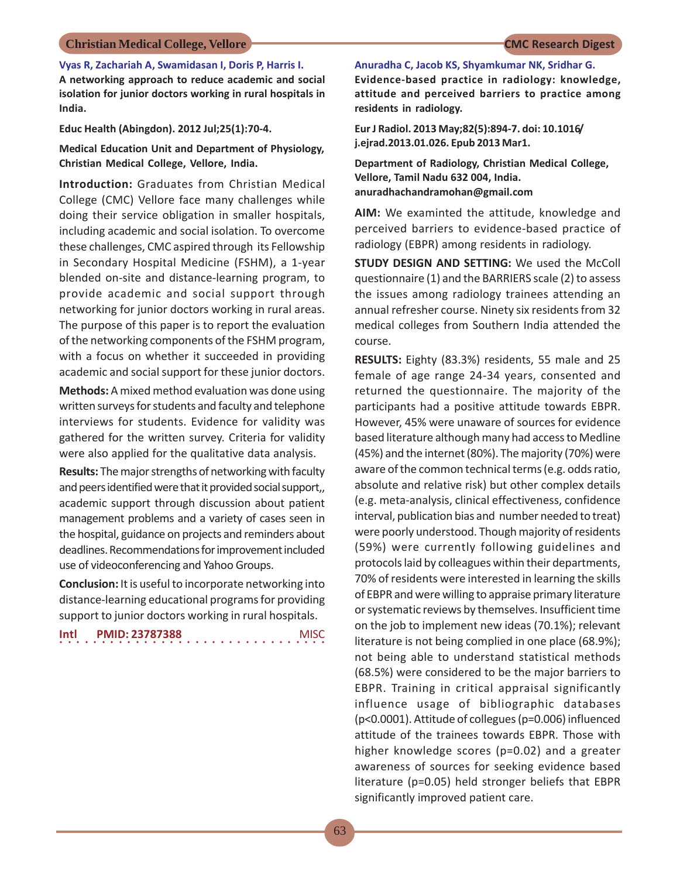**Vyas R, Zachariah A, Swamidasan I, Doris P, Harris I.**

**A networking approach to reduce academic and social isolation for junior doctors working in rural hospitals in India.**

**Educ Health (Abingdon). 2012 Jul;25(1):70-4.**

**Medical Education Unit and Department of Physiology, Christian Medical College, Vellore, India.**

**Introduction:** Graduates from Christian Medical College (CMC) Vellore face many challenges while doing their service obligation in smaller hospitals, including academic and social isolation. To overcome these challenges, CMC aspired through its Fellowship in Secondary Hospital Medicine (FSHM), a 1-year blended on-site and distance-learning program, to provide academic and social support through networking for junior doctors working in rural areas. The purpose of this paper is to report the evaluation of the networking components of the FSHM program, with a focus on whether it succeeded in providing academic and social support for these junior doctors.

**Methods:** A mixed method evaluation was done using written surveys for students and faculty and telephone interviews for students. Evidence for validity was gathered for the written survey. Criteria for validity were also applied for the qualitative data analysis.

**Results:** The major strengths of networking with faculty and peers identified were that it provided social support,, academic support through discussion about patient management problems and a variety of cases seen in the hospital, guidance on projects and reminders about deadlines. Recommendations for improvement included use of videoconferencing and Yahoo Groups.

**Conclusion:** It is useful to incorporate networking into distance-learning educational programs for providing support to junior doctors working in rural hospitals.

**Intl** **PMID: 23787388** MISC

**Anuradha C, Jacob KS, Shyamkumar NK, Sridhar G.**

**Evidence-based practice in radiology: knowledge, attitude and perceived barriers to practice among residents in radiology.**

**Eur J Radiol. 2013 May;82(5):894-7. doi: 10.1016/j.ejrad.2013.01.026. Epub 2013 Mar1.**

**Department of Radiology, Christian Medical College, Vellore, Tamil Nadu 632 004, India. anuradhachandramohan@gmail.com**

**AIM:** We examinted the attitude, knowledge and perceived barriers to evidence-based practice of radiology (EBPR) among residents in radiology.

**STUDY DESIGN AND SETTING:** We used the McColl questionnaire (1) and the BARRIERS scale (2) to assess the issues among radiology trainees attending an annual refresher course. Ninety six residents from 32 medical colleges from Southern India attended the course.

**RESULTS:** Eighty (83.3%) residents, 55 male and 25 female of age range 24-34 years, consented and returned the questionnaire. The majority of the participants had a positive attitude towards EBPR. However, 45% were unaware of sources for evidence based literature although many had access to Medline (45%) and the internet (80%). The majority (70%) were aware of the common technical terms (e.g. odds ratio, absolute and relative risk) but other complex details (e.g. meta-analysis, clinical effectiveness, confidence interval, publication bias and number needed to treat) were poorly understood. Though majority of residents (59%) were currently following guidelines and protocols laid by colleagues within their departments, 70% of residents were interested in learning the skills of EBPR and were willing to appraise primary literature or systematic reviews by themselves. Insufficient time on the job to implement new ideas (70.1%); relevant literature is not being complied in one place (68.9%); not being able to understand statistical methods (68.5%) were considered to be the major barriers to EBPR. Training in critical appraisal significantly influence usage of bibliographic databases ($p<0.0001$). Attitude of collegues ($p=0.006$) influenced attitude of the trainees towards EBPR. Those with higher knowledge scores ($p=0.02$) and a greater awareness of sources for seeking evidence based literature ($p=0.05$) held stronger beliefs that EBPR significantly improved patient care.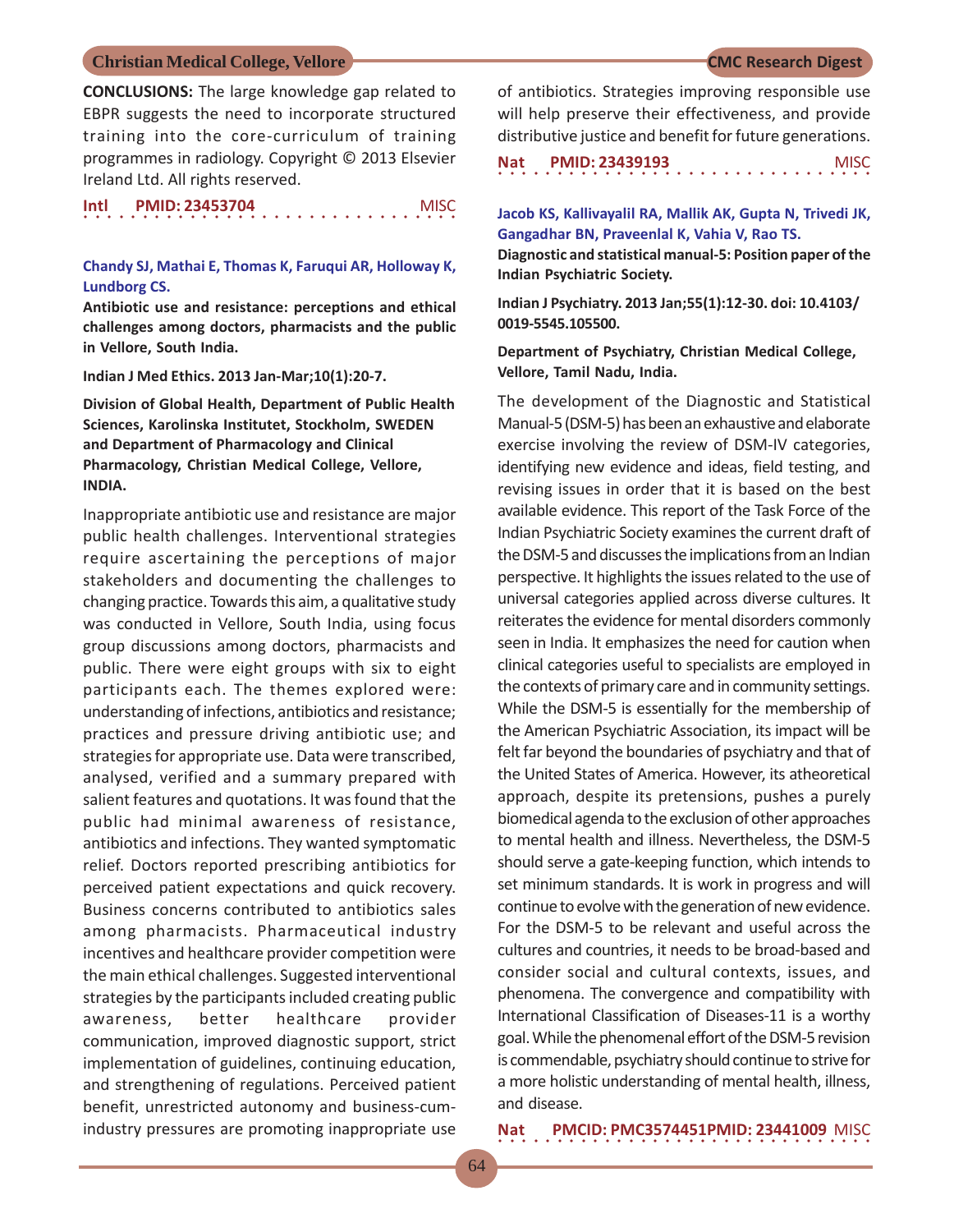**CONCLUSIONS:** The large knowledge gap related to EBPR suggests the need to incorporate structured training into the core-curriculum of training programmes in radiology. Copyright © 2013 Elsevier Ireland Ltd. All rights reserved.

**Intl** **PMID: 23453704** MISC

**Chandy SJ, Mathai E, Thomas K, Faruqui AR, Holloway K, Lundborg CS.**

**Antibiotic use and resistance: perceptions and ethical challenges among doctors, pharmacists and the public in Vellore, South India.**

**Indian J Med Ethics. 2013 Jan-Mar;10(1):20-7.**

**Division of Global Health, Department of Public Health Sciences, Karolinska Institutet, Stockholm, SWEDEN and Department of Pharmacology and Clinical Pharmacology, Christian Medical College, Vellore, INDIA.**

Inappropriate antibiotic use and resistance are major public health challenges. Interventional strategies require ascertaining the perceptions of major stakeholders and documenting the challenges to changing practice. Towards this aim, a qualitative study was conducted in Vellore, South India, using focus group discussions among doctors, pharmacists and public. There were eight groups with six to eight participants each. The themes explored were: understanding of infections, antibiotics and resistance; practices and pressure driving antibiotic use; and strategies for appropriate use. Data were transcribed, analysed, verified and a summary prepared with salient features and quotations. It was found that the public had minimal awareness of resistance, antibiotics and infections. They wanted symptomatic relief. Doctors reported prescribing antibiotics for perceived patient expectations and quick recovery. Business concerns contributed to antibiotics sales among pharmacists. Pharmaceutical industry incentives and healthcare provider competition were the main ethical challenges. Suggested interventional strategies by the participants included creating public awareness, better healthcare provider communication, improved diagnostic support, strict implementation of guidelines, continuing education, and strengthening of regulations. Perceived patient benefit, unrestricted autonomy and business-cum-industry pressures are promoting inappropriate use of antibiotics. Strategies improving responsible use will help preserve their effectiveness, and provide distributive justice and benefit for future generations.

**Nat** **PMID: 23439193** MISC

**Jacob KS, Kallivayalil RA, Mallik AK, Gupta N, Trivedi JK, Gangadhar BN, Praveenlal K, Vahia V, Rao TS.**

**Diagnostic and statistical manual-5: Position paper of the Indian Psychiatric Society.**

**Indian J Psychiatry. 2013 Jan;55(1):12-30. doi: 10.4103/0019-5545.105500.**

**Department of Psychiatry, Christian Medical College, Vellore, Tamil Nadu, India.**

The development of the Diagnostic and Statistical Manual-5 (DSM-5) has been an exhaustive and elaborate exercise involving the review of DSM-IV categories, identifying new evidence and ideas, field testing, and revising issues in order that it is based on the best available evidence. This report of the Task Force of the Indian Psychiatric Society examines the current draft of the DSM-5 and discusses the implications from an Indian perspective. It highlights the issues related to the use of universal categories applied across diverse cultures. It reiterates the evidence for mental disorders commonly seen in India. It emphasizes the need for caution when clinical categories useful to specialists are employed in the contexts of primary care and in community settings. While the DSM-5 is essentially for the membership of the American Psychiatric Association, its impact will be felt far beyond the boundaries of psychiatry and that of the United States of America. However, its atheoretical approach, despite its pretensions, pushes a purely biomedical agenda to the exclusion of other approaches to mental health and illness. Nevertheless, the DSM-5 should serve a gate-keeping function, which intends to set minimum standards. It is work in progress and will continue to evolve with the generation of new evidence. For the DSM-5 to be relevant and useful across the cultures and countries, it needs to be broad-based and consider social and cultural contexts, issues, and phenomena. The convergence and compatibility with International Classification of Diseases-11 is a worthy goal. While the phenomenal effort of the DSM-5 revision is commendable, psychiatry should continue to strive for a more holistic understanding of mental health, illness, and disease.

**Nat** **PMCID: PMC3574451PMID: 23441009** MISC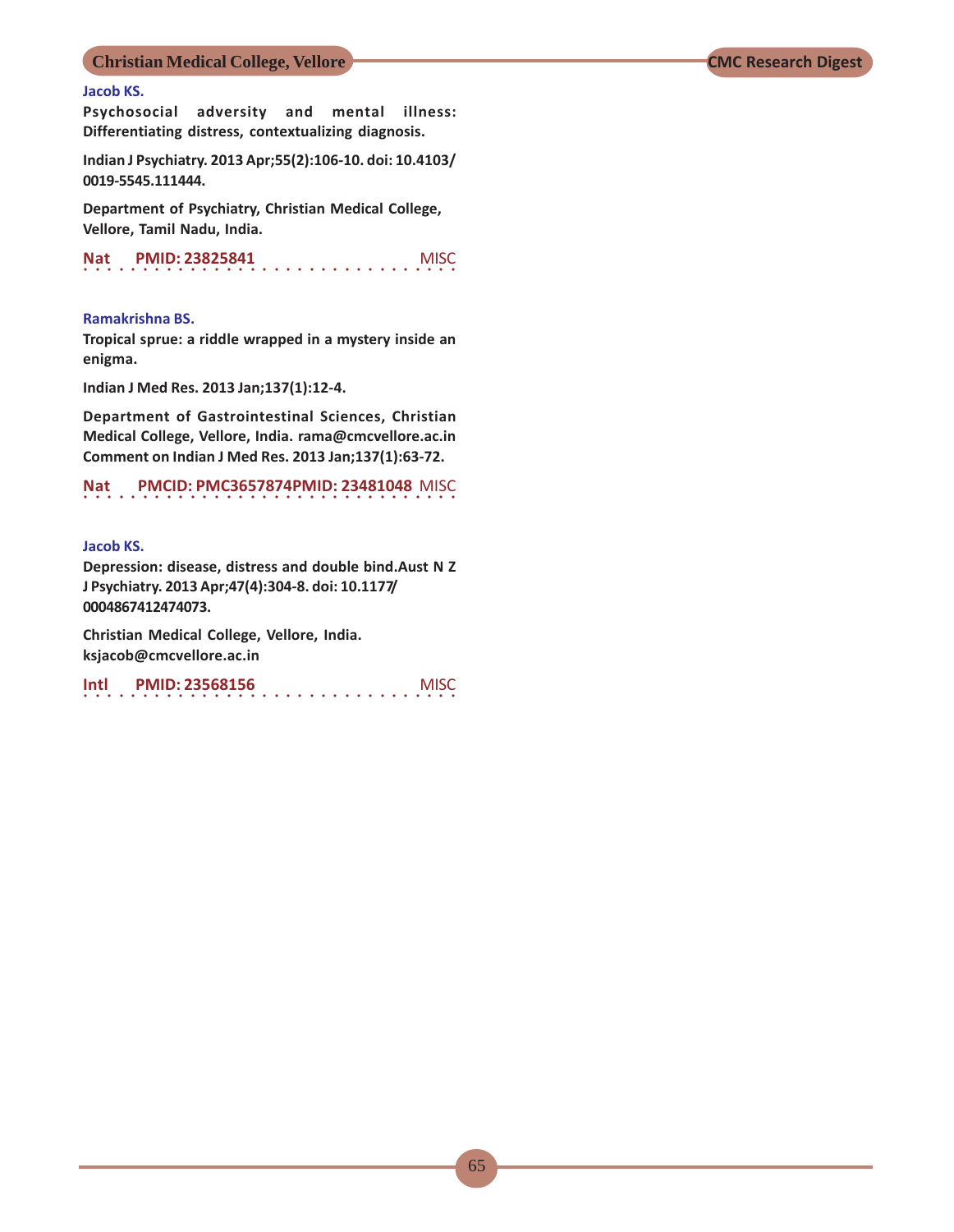**Jacob KS.**

**Psychosocial adversity and mental illness: Differentiating distress, contextualizing diagnosis.**

**Indian J Psychiatry. 2013 Apr;55(2):106-10. doi: 10.4103/0019-5545.111444.**

**Department of Psychiatry, Christian Medical College, Vellore, Tamil Nadu, India.**

**Nat** **PMID: 23825841** MISC

**Ramakrishna BS.**

**Tropical sprue: a riddle wrapped in a mystery inside an enigma.**

**Indian J Med Res. 2013 Jan;137(1):12-4.**

**Department of Gastrointestinal Sciences, Christian Medical College, Vellore, India. rama@cmcvellore.ac.in Comment on Indian J Med Res. 2013 Jan;137(1):63-72.**

**Nat** **PMCID: PMC3657874PMID: 23481048** MISC

**Jacob KS.**

**Depression: disease, distress and double bind.Aust N Z J Psychiatry. 2013 Apr;47(4):304-8. doi: 10.1177/0004867412474073.**

**Christian Medical College, Vellore, India. ksjacob@cmcvellore.ac.in**

**Intl** **PMID: 23568156** MISC